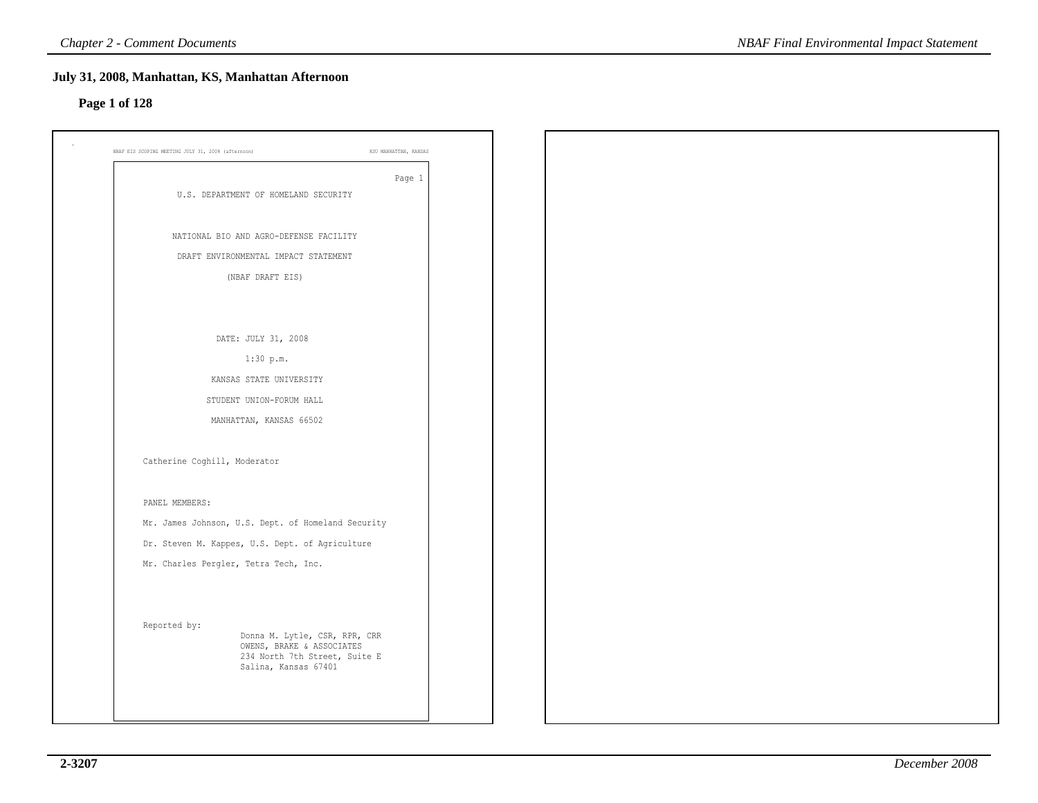## July 31, 2008, Manhattan, KS, Manhattan Afternoon

### Page 1 of 128

NBAF EIS SCOPING MEETING JULY 31, 2008 (afternoon) KSU MANHATTAN, KANSAS

U.S. DEPARTMENT OF HOMELAND SECURITY

NATIONAL BIO AND AGRO-DEFENSE FACILITY

DRAFT ENVIRONMENTAL IMPACT STATEMENT

(NBAF DRAFT EIS)

DATE: JULY 31, 2008

1:30 p.m.

KANSAS STATE UNIVERSITY

STUDENT UNION-FORUM HALL

MANHATTAN, KANSAS 66502

Catherine Coghill, Moderator

PANEL MEMBERS:

Mr. James Johnson, U.S. Dept. of Homeland Security

Dr. Steven M. Kappes, U.S. Dept. of Agriculture

Mr. Charles Pergler, Tetra Tech, Inc.

Reported by:

Donna M. Lytle, CSR, RPR, CRR
OWENS, BRAKE & ASSOCIATES
234 North 7th Street, Suite E
Salina, Kansas 67401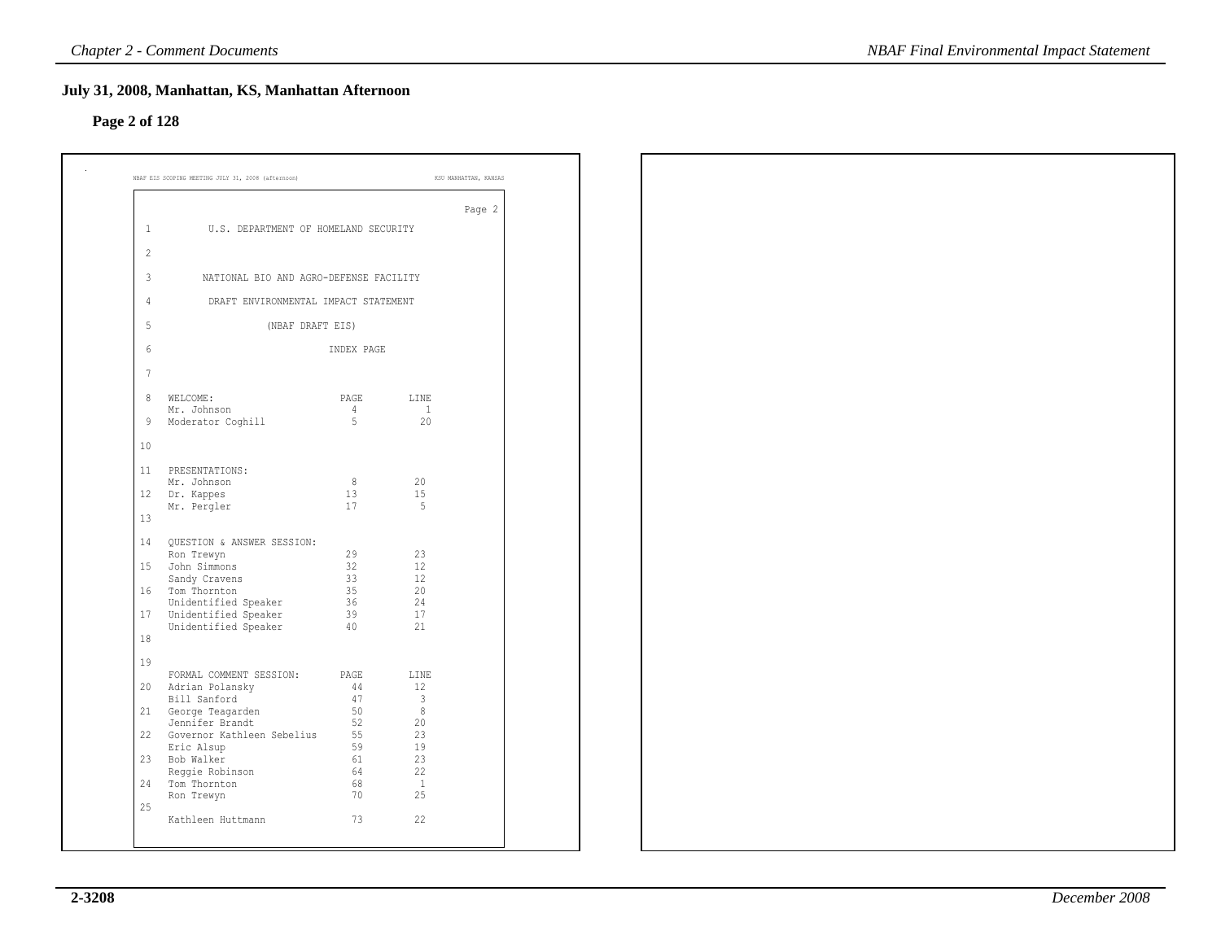## July 31, 2008, Manhattan, KS, Manhattan Afternoon

**Page 2 of 128**

NBAF EIS SCOPING MEETING JULY 31, 2008 (afternoon) KSU MANHATTAN, KANSAS

Page 2

U.S. DEPARTMENT OF HOMELAND SECURITY

NATIONAL BIO AND AGRO-DEFENSE FACILITY

DRAFT ENVIRONMENTAL IMPACT STATEMENT

(NBAF DRAFT EIS)

INDEX PAGE

| WELCOME: | PAGE | LINE |
|---|---|---|
| Mr. Johnson | 4 | 1 |
| Moderator Coghill | 5 | 20 |
| **PRESENTATIONS:** | | |
| Mr. Johnson | 8 | 20 |
| Dr. Kappes | 13 | 15 |
| Mr. Pergler | 17 | 5 |
| **QUESTION & ANSWER SESSION:** | | |
| Ron Trewyn | 29 | 23 |
| John Simmons | 32 | 12 |
| Sandy Cravens | 33 | 12 |
| Tom Thornton | 35 | 20 |
| Unidentified Speaker | 36 | 24 |
| Unidentified Speaker | 39 | 17 |
| Unidentified Speaker | 40 | 21 |

| FORMAL COMMENT SESSION: | PAGE | LINE |
|---|---|---|
| Adrian Polansky | 44 | 12 |
| Bill Sanford | 47 | 3 |
| George Teagarden | 50 | 8 |
| Jennifer Brandt | 52 | 20 |
| Governor Kathleen Sebelius | 55 | 23 |
| Eric Alsup | 59 | 19 |
| Bob Walker | 61 | 23 |
| Reggie Robinson | 64 | 22 |
| Tom Thornton | 68 | 1 |
| Ron Trewyn | 70 | 25 |
| Kathleen Huttmann | 73 | 22 |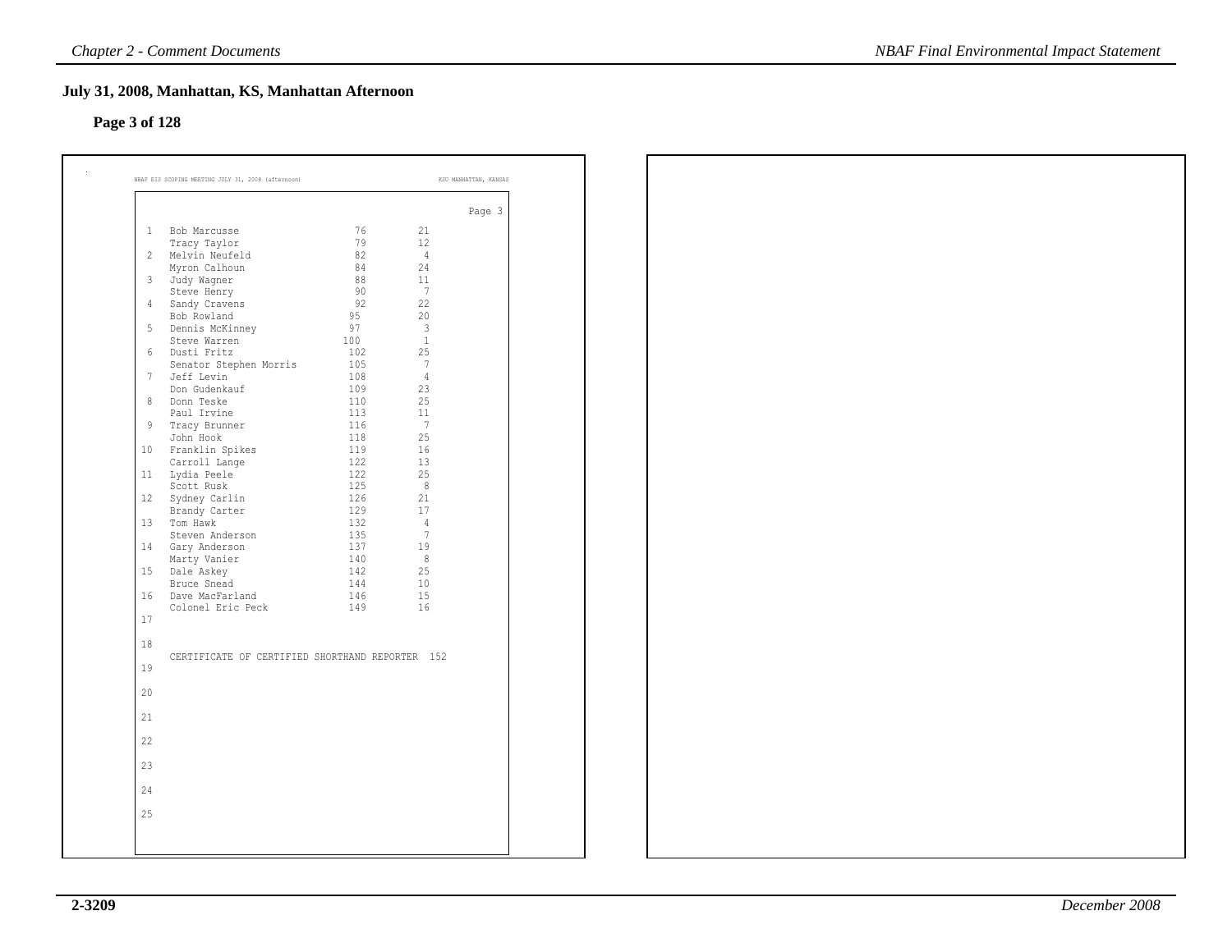## July 31, 2008, Manhattan, KS, Manhattan Afternoon

### Page 3 of 128

NBAF EIS SCOPING MEETING JULY 31, 2008 (afternoon) KSU MANHATTAN, KANSAS

Page 3

| Line | Name | Page | Line |
|---|---|---|---|
| 1 | Bob Marcusse | 76 | 21 |
| | Tracy Taylor | 79 | 12 |
| 2 | Melvin Neufeld | 82 | 4 |
| | Myron Calhoun | 84 | 24 |
| 3 | Judy Wagner | 88 | 11 |
| | Steve Henry | 90 | 7 |
| 4 | Sandy Cravens | 92 | 22 |
| | Bob Rowland | 95 | 20 |
| 5 | Dennis McKinney | 97 | 3 |
| | Steve Warren | 100 | 1 |
| 6 | Dusti Fritz | 102 | 25 |
| | Senator Stephen Morris | 105 | 7 |
| 7 | Jeff Levin | 108 | 4 |
| | Don Gudenkauf | 109 | 23 |
| 8 | Donn Teske | 110 | 25 |
| | Paul Irvine | 113 | 11 |
| 9 | Tracy Brunner | 116 | 7 |
| | John Hook | 118 | 25 |
| 10 | Franklin Spikes | 119 | 16 |
| | Carroll Lange | 122 | 13 |
| 11 | Lydia Peele | 122 | 25 |
| | Scott Rusk | 125 | 8 |
| 12 | Sydney Carlin | 126 | 21 |
| | Brandy Carter | 129 | 17 |
| 13 | Tom Hawk | 132 | 4 |
| | Steven Anderson | 135 | 7 |
| 14 | Gary Anderson | 137 | 19 |
| | Marty Vanier | 140 | 8 |
| 15 | Dale Askey | 142 | 25 |
| | Bruce Snead | 144 | 10 |
| 16 | Dave MacFarland | 146 | 15 |
| | Colonel Eric Peck | 149 | 16 |
| 17 | | | |
| 18 | | | |
| | CERTIFICATE OF CERTIFIED SHORTHAND REPORTER | 152 | |
| 19 | | | |
| 20 | | | |
| 21 | | | |
| 22 | | | |
| 23 | | | |
| 24 | | | |
| 25 | | | |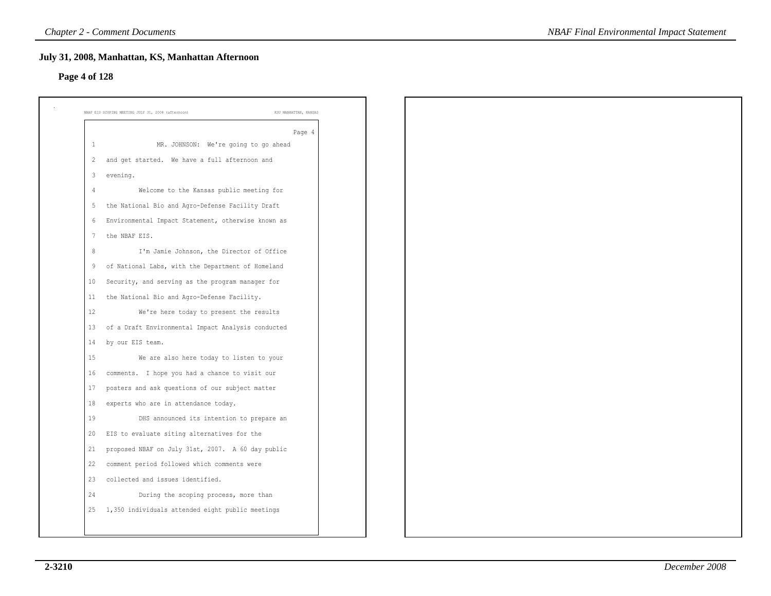## July 31, 2008, Manhattan, KS, Manhattan Afternoon

**Page 4 of 128**

NBAF EIS SCOPING MEETING JULY 31, 2008 (afternoon) KSU MANHATTAN, KANSAS

Page 4

1 MR. JOHNSON: We're going to go ahead
2 and get started. We have a full afternoon and
3 evening.
4 Welcome to the Kansas public meeting for
5 the National Bio and Agro-Defense Facility Draft
6 Environmental Impact Statement, otherwise known as
7 the NBAF EIS.
8 I'm Jamie Johnson, the Director of Office
9 of National Labs, with the Department of Homeland
10 Security, and serving as the program manager for
11 the National Bio and Agro-Defense Facility.
12 We're here today to present the results
13 of a Draft Environmental Impact Analysis conducted
14 by our EIS team.
15 We are also here today to listen to your
16 comments. I hope you had a chance to visit our
17 posters and ask questions of our subject matter
18 experts who are in attendance today.
19 DHS announced its intention to prepare an
20 EIS to evaluate siting alternatives for the
21 proposed NBAF on July 31st, 2007. A 60 day public
22 comment period followed which comments were
23 collected and issues identified.
24 During the scoping process, more than
25 1,350 individuals attended eight public meetings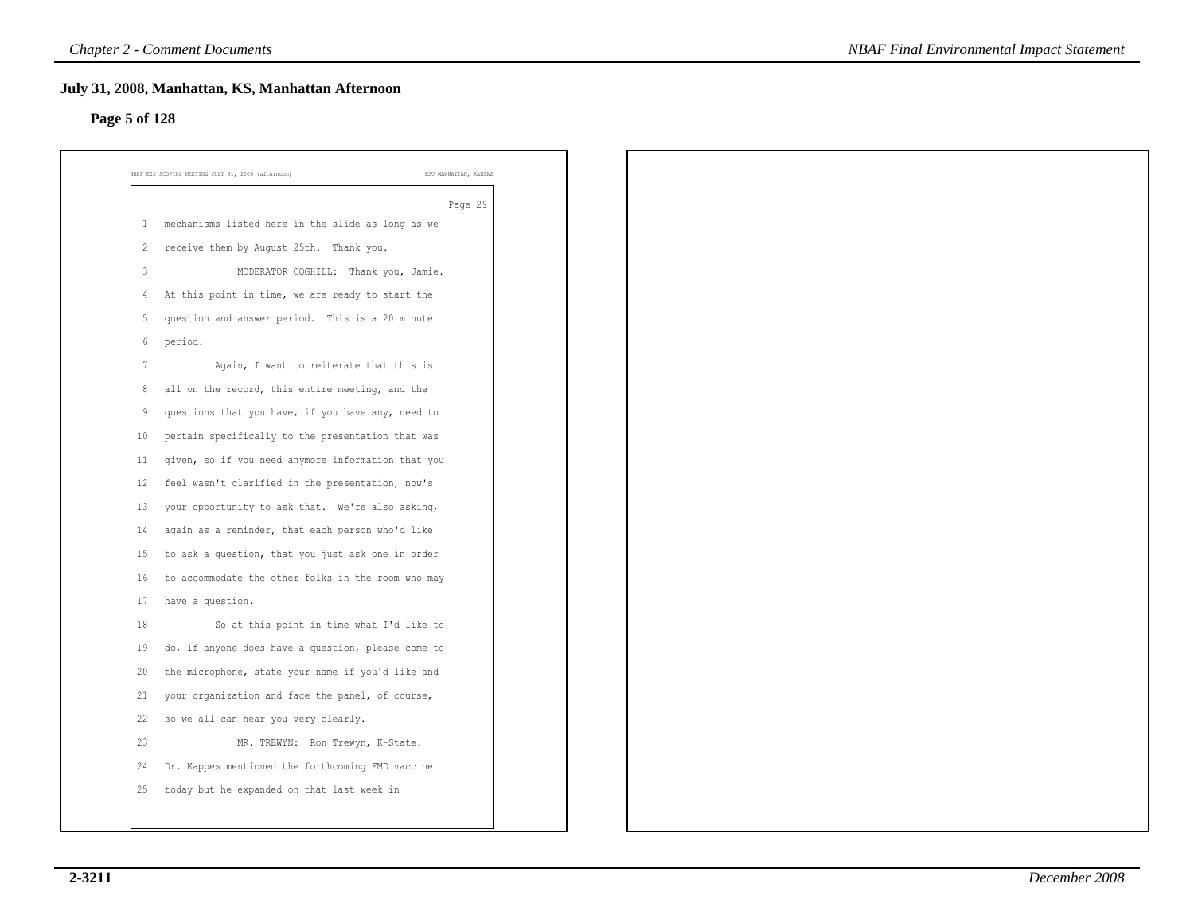## July 31, 2008, Manhattan, KS, Manhattan Afternoon

### Page 5 of 128

NBAF EIS SCOPING MEETING JULY 31, 2008 (afternoon) KSU MANHATTAN, KANSAS

Page 29

1 mechanisms listed here in the slide as long as we
2 receive them by August 25th. Thank you.
3 MODERATOR COGHILL: Thank you, Jamie.
4 At this point in time, we are ready to start the
5 question and answer period. This is a 20 minute
6 period.
7 Again, I want to reiterate that this is
8 all on the record, this entire meeting, and the
9 questions that you have, if you have any, need to
10 pertain specifically to the presentation that was
11 given, so if you need anymore information that you
12 feel wasn't clarified in the presentation, now's
13 your opportunity to ask that. We're also asking,
14 again as a reminder, that each person who'd like
15 to ask a question, that you just ask one in order
16 to accommodate the other folks in the room who may
17 have a question.
18 So at this point in time what I'd like to
19 do, if anyone does have a question, please come to
20 the microphone, state your name if you'd like and
21 your organization and face the panel, of course,
22 so we all can hear you very clearly.
23 MR. TREWYN: Ron Trewyn, K-State.
24 Dr. Kappes mentioned the forthcoming FMD vaccine
25 today but he expanded on that last week in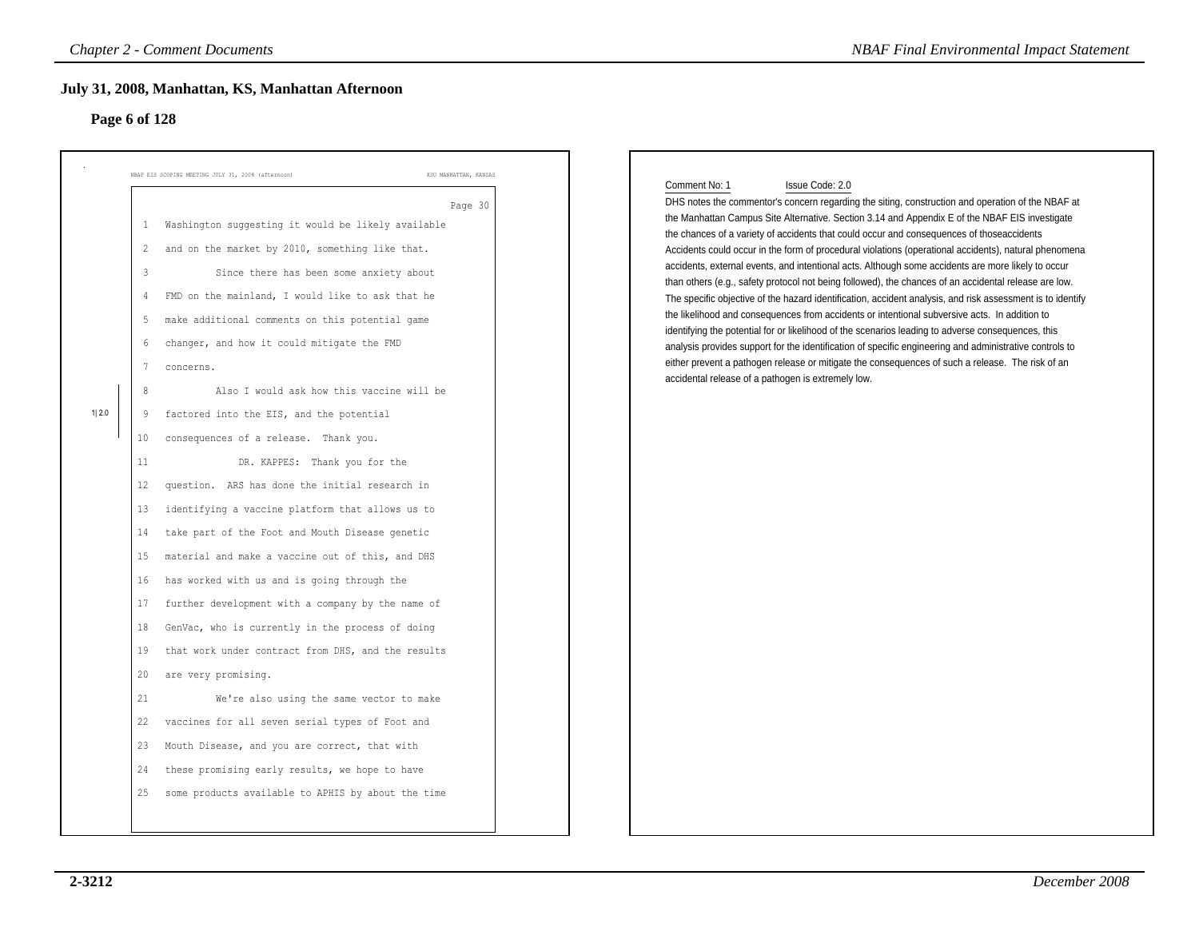## July 31, 2008, Manhattan, KS, Manhattan Afternoon

### Page 6 of 128

NBAF EIS SCOPING MEETING JULY 31, 2008 (afternoon) KSU MANHATTAN, KANSAS

Page 30

1 Washington suggesting it would be likely available
2 and on the market by 2010, something like that.
3 Since there has been some anxiety about
4 FMD on the mainland, I would like to ask that he
5 make additional comments on this potential game
6 changer, and how it could mitigate the FMD
7 concerns.
8 Also I would ask how this vaccine will be
9 factored into the EIS, and the potential
10 consequences of a release. Thank you.
11 DR. KAPPES: Thank you for the
12 question. ARS has done the initial research in
13 identifying a vaccine platform that allows us to
14 take part of the Foot and Mouth Disease genetic
15 material and make a vaccine out of this, and DHS
16 has worked with us and is going through the
17 further development with a company by the name of
18 GenVac, who is currently in the process of doing
19 that work under contract from DHS, and the results
20 are very promising.
21 We're also using the same vector to make
22 vaccines for all seven serial types of Foot and
23 Mouth Disease, and you are correct, that with
24 these promising early results, we hope to have
25 some products available to APHIS by about the time

1| 2.0

Comment No: 1 Issue Code: 2.0

DHS notes the commentor's concern regarding the siting, construction and operation of the NBAF at the Manhattan Campus Site Alternative. Section 3.14 and Appendix E of the NBAF EIS investigate the chances of a variety of accidents that could occur and consequences of thoseaccidents Accidents could occur in the form of procedural violations (operational accidents), natural phenomena accidents, external events, and intentional acts. Although some accidents are more likely to occur than others (e.g., safety protocol not being followed), the chances of an accidental release are low. The specific objective of the hazard identification, accident analysis, and risk assessment is to identify the likelihood and consequences from accidents or intentional subversive acts. In addition to identifying the potential for or likelihood of the scenarios leading to adverse consequences, this analysis provides support for the identification of specific engineering and administrative controls to either prevent a pathogen release or mitigate the consequences of such a release. The risk of an accidental release of a pathogen is extremely low.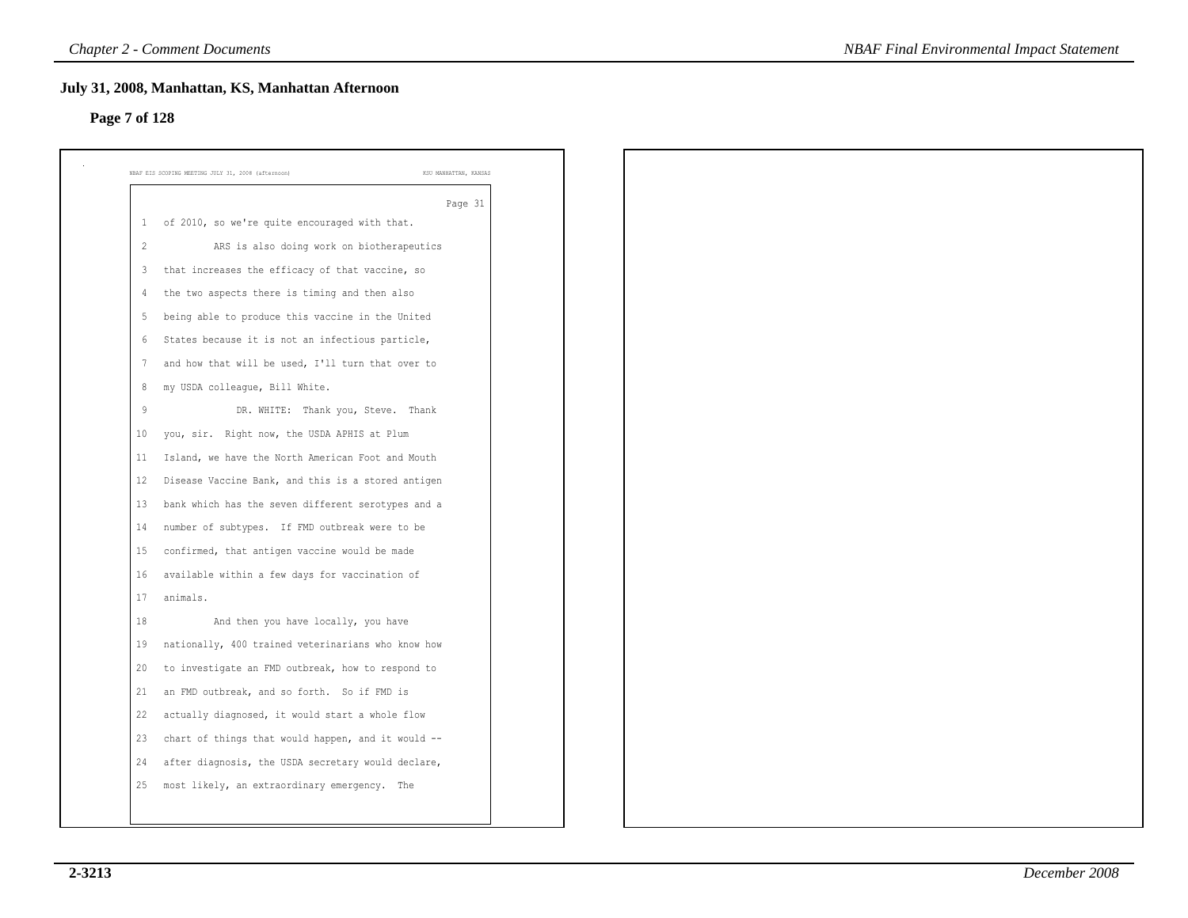## July 31, 2008, Manhattan, KS, Manhattan Afternoon

### Page 7 of 128

NBAF EIS SCOPING MEETING JULY 31, 2008 (afternoon) KSU MANHATTAN, KANSAS

Page 31

1 of 2010, so we're quite encouraged with that.
2 ARS is also doing work on biotherapeutics
3 that increases the efficacy of that vaccine, so
4 the two aspects there is timing and then also
5 being able to produce this vaccine in the United
6 States because it is not an infectious particle,
7 and how that will be used, I'll turn that over to
8 my USDA colleague, Bill White.
9 DR. WHITE: Thank you, Steve. Thank
10 you, sir. Right now, the USDA APHIS at Plum
11 Island, we have the North American Foot and Mouth
12 Disease Vaccine Bank, and this is a stored antigen
13 bank which has the seven different serotypes and a
14 number of subtypes. If FMD outbreak were to be
15 confirmed, that antigen vaccine would be made
16 available within a few days for vaccination of
17 animals.
18 And then you have locally, you have
19 nationally, 400 trained veterinarians who know how
20 to investigate an FMD outbreak, how to respond to
21 an FMD outbreak, and so forth. So if FMD is
22 actually diagnosed, it would start a whole flow
23 chart of things that would happen, and it would --
24 after diagnosis, the USDA secretary would declare,
25 most likely, an extraordinary emergency. The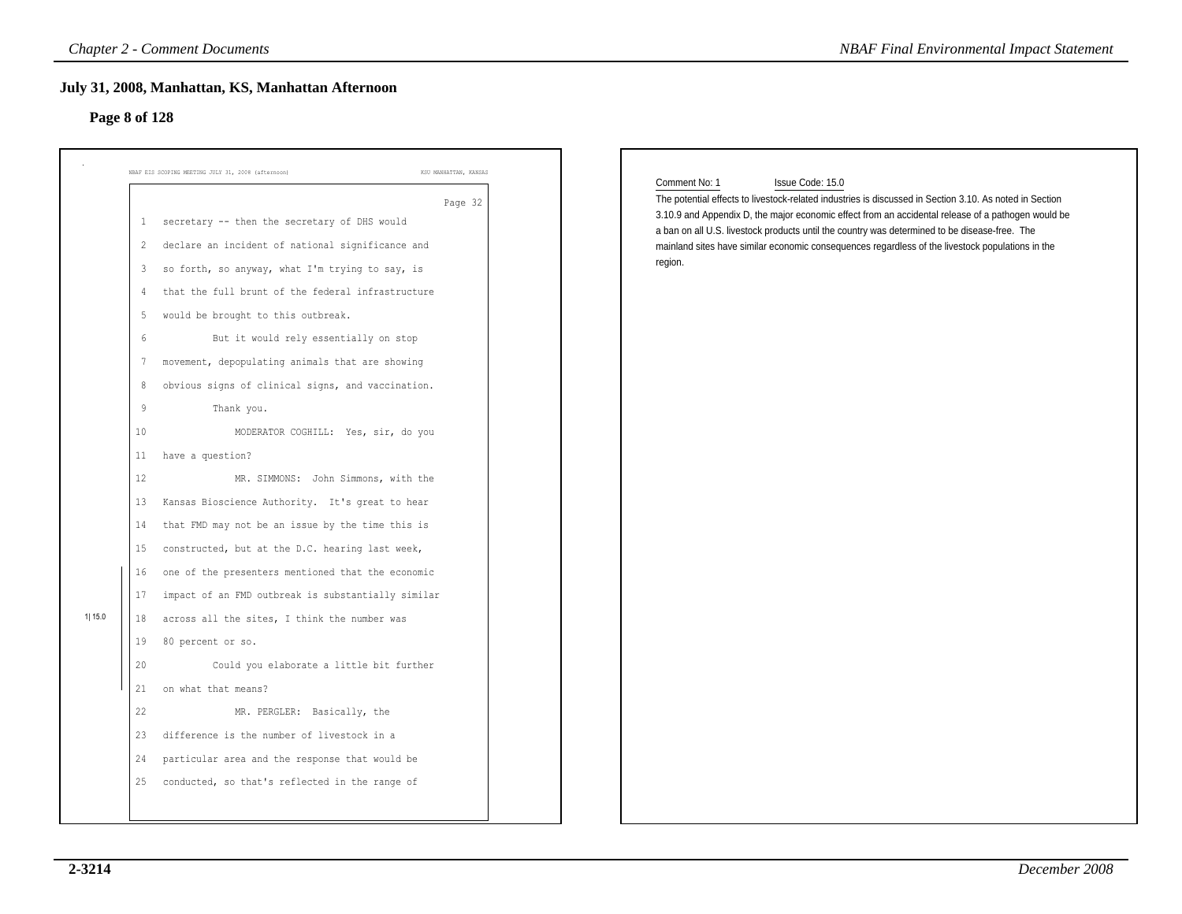## July 31, 2008, Manhattan, KS, Manhattan Afternoon

### Page 8 of 128

NBAF EIS SCOPING MEETING JULY 31, 2008 (afternoon) KSU MANHATTAN, KANSAS

Page 32

1 secretary -- then the secretary of DHS would
2 declare an incident of national significance and
3 so forth, so anyway, what I'm trying to say, is
4 that the full brunt of the federal infrastructure
5 would be brought to this outbreak.
6 But it would rely essentially on stop
7 movement, depopulating animals that are showing
8 obvious signs of clinical signs, and vaccination.
9 Thank you.
10 MODERATOR COGHILL: Yes, sir, do you
11 have a question?
12 MR. SIMMONS: John Simmons, with the
13 Kansas Bioscience Authority. It's great to hear
14 that FMD may not be an issue by the time this is
15 constructed, but at the D.C. hearing last week,
16 one of the presenters mentioned that the economic
17 impact of an FMD outbreak is substantially similar
18 across all the sites, I think the number was
19 80 percent or so.
20 Could you elaborate a little bit further
21 on what that means?
22 MR. PERGLER: Basically, the
23 difference is the number of livestock in a
24 particular area and the response that would be
25 conducted, so that's reflected in the range of

1| 15.0

Comment No: 1 Issue Code: 15.0

The potential effects to livestock-related industries is discussed in Section 3.10. As noted in Section 3.10.9 and Appendix D, the major economic effect from an accidental release of a pathogen would be a ban on all U.S. livestock products until the country was determined to be disease-free. The mainland sites have similar economic consequences regardless of the livestock populations in the region.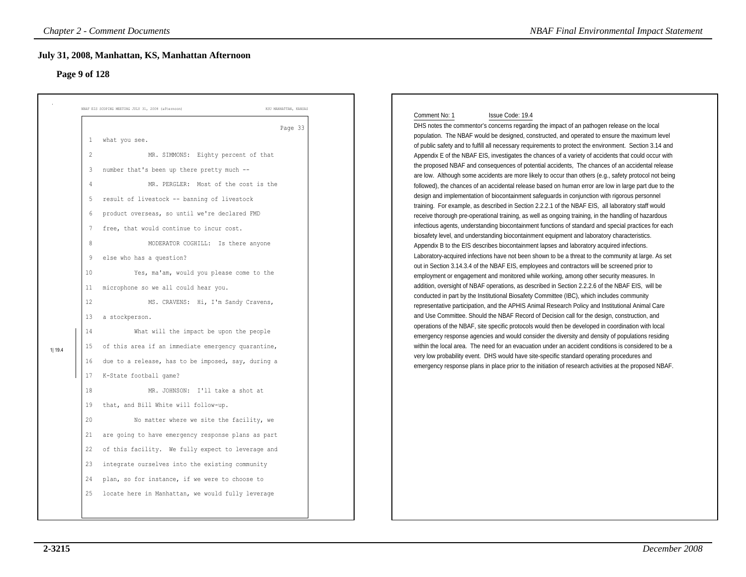## July 31, 2008, Manhattan, KS, Manhattan Afternoon

### Page 9 of 128

NBAF EIS SCOPING MEETING JULY 31, 2008 (afternoon) KSU MANHATTAN, KANSAS

Page 33

1 what you see.

2 MR. SIMMONS: Eighty percent of that

3 number that's been up there pretty much --

4 MR. PERGLER: Most of the cost is the

5 result of livestock -- banning of livestock

6 product overseas, so until we're declared FMD

7 free, that would continue to incur cost.

8 MODERATOR COGHILL: Is there anyone

9 else who has a question?

10 Yes, ma'am, would you please come to the

11 microphone so we all could hear you.

12 MS. CRAVENS: Hi, I'm Sandy Cravens,

13 a stockperson.

1| 19.4

14 What will the impact be upon the people

15 of this area if an immediate emergency quarantine,

16 due to a release, has to be imposed, say, during a

17 K-State football game?

18 MR. JOHNSON: I'll take a shot at

19 that, and Bill White will follow-up.

20 No matter where we site the facility, we

21 are going to have emergency response plans as part

22 of this facility. We fully expect to leverage and

23 integrate ourselves into the existing community

24 plan, so for instance, if we were to choose to

25 locate here in Manhattan, we would fully leverage

Comment No: 1 Issue Code: 19.4

DHS notes the commentor's concerns regarding the impact of an pathogen release on the local population. The NBAF would be designed, constructed, and operated to ensure the maximum level of public safety and to fulfill all necessary requirements to protect the environment. Section 3.14 and Appendix E of the NBAF EIS, investigates the chances of a variety of accidents that could occur with the proposed NBAF and consequences of potential accidents, The chances of an accidental release are low. Although some accidents are more likely to occur than others (e.g., safety protocol not being followed), the chances of an accidental release based on human error are low in large part due to the design and implementation of biocontainment safeguards in conjunction with rigorous personnel training. For example, as described in Section 2.2.2.1 of the NBAF EIS, all laboratory staff would receive thorough pre-operational training, as well as ongoing training, in the handling of hazardous infectious agents, understanding biocontainment functions of standard and special practices for each biosafety level, and understanding biocontainment equipment and laboratory characteristics. Appendix B to the EIS describes biocontainment lapses and laboratory acquired infections. Laboratory-acquired infections have not been shown to be a threat to the community at large. As set out in Section 3.14.3.4 of the NBAF EIS, employees and contractors will be screened prior to employment or engagement and monitored while working, among other security measures. In addition, oversight of NBAF operations, as described in Section 2.2.2.6 of the NBAF EIS, will be conducted in part by the Institutional Biosafety Committee (IBC), which includes community representative participation, and the APHIS Animal Research Policy and Institutional Animal Care and Use Committee. Should the NBAF Record of Decision call for the design, construction, and operations of the NBAF, site specific protocols would then be developed in coordination with local emergency response agencies and would consider the diversity and density of populations residing within the local area. The need for an evacuation under an accident conditions is considered to be a very low probability event. DHS would have site-specific standard operating procedures and emergency response plans in place prior to the initiation of research activities at the proposed NBAF.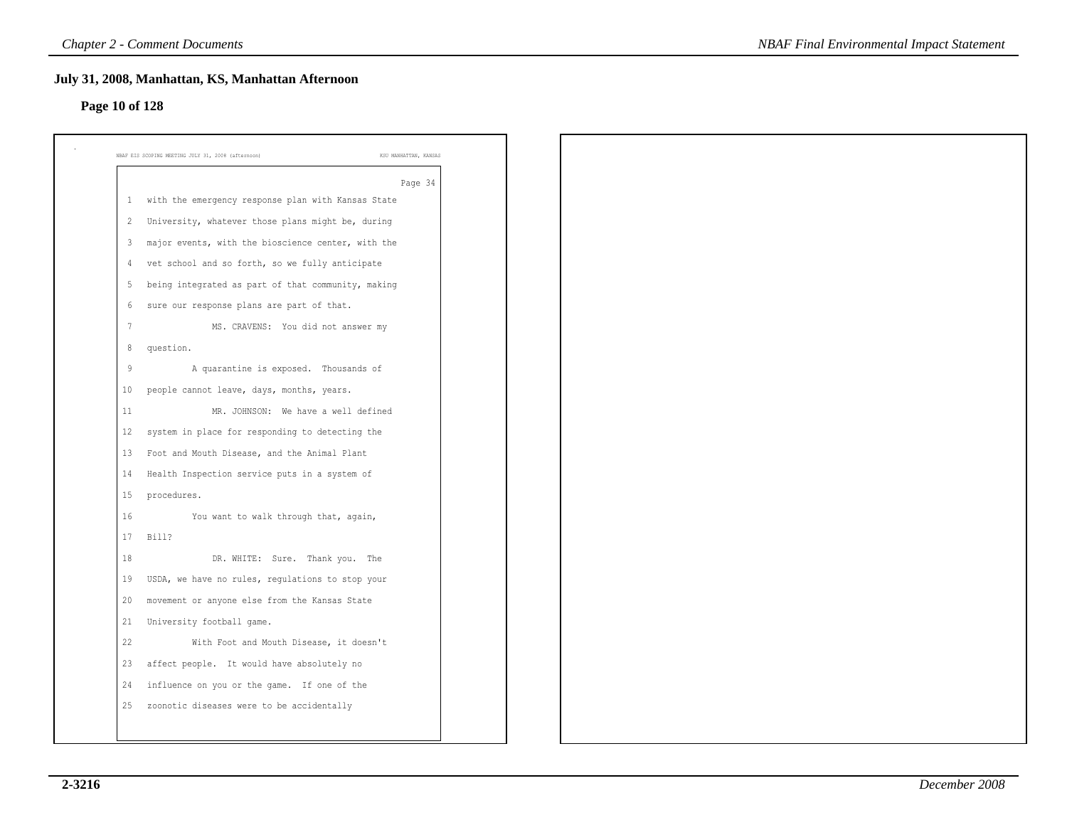## July 31, 2008, Manhattan, KS, Manhattan Afternoon

**Page 10 of 128**

NBAF EIS SCOPING MEETING JULY 31, 2008 (afternoon) KSU MANHATTAN, KANSAS

Page 34

1 with the emergency response plan with Kansas State
2 University, whatever those plans might be, during
3 major events, with the bioscience center, with the
4 vet school and so forth, so we fully anticipate
5 being integrated as part of that community, making
6 sure our response plans are part of that.
7 MS. CRAVENS: You did not answer my
8 question.
9 A quarantine is exposed. Thousands of
10 people cannot leave, days, months, years.
11 MR. JOHNSON: We have a well defined
12 system in place for responding to detecting the
13 Foot and Mouth Disease, and the Animal Plant
14 Health Inspection service puts in a system of
15 procedures.
16 You want to walk through that, again,
17 Bill?
18 DR. WHITE: Sure. Thank you. The
19 USDA, we have no rules, regulations to stop your
20 movement or anyone else from the Kansas State
21 University football game.
22 With Foot and Mouth Disease, it doesn't
23 affect people. It would have absolutely no
24 influence on you or the game. If one of the
25 zoonotic diseases were to be accidentally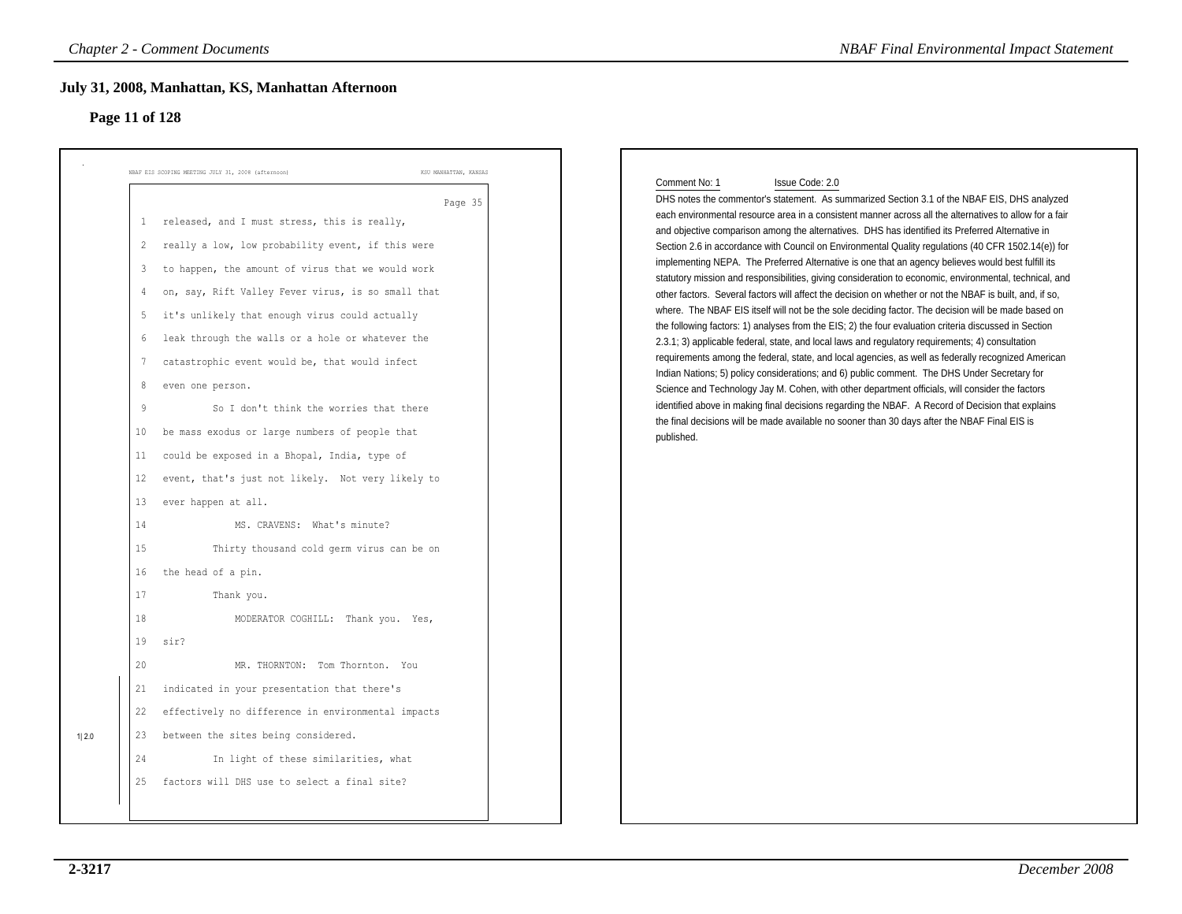## July 31, 2008, Manhattan, KS, Manhattan Afternoon

### Page 11 of 128

NBAF EIS SCOPING MEETING JULY 31, 2008 (afternoon) KSU MANHATTAN, KANSAS

Page 35

1 released, and I must stress, this is really,
2 really a low, low probability event, if this were
3 to happen, the amount of virus that we would work
4 on, say, Rift Valley Fever virus, is so small that
5 it's unlikely that enough virus could actually
6 leak through the walls or a hole or whatever the
7 catastrophic event would be, that would infect
8 even one person.
9 So I don't think the worries that there
10 be mass exodus or large numbers of people that
11 could be exposed in a Bhopal, India, type of
12 event, that's just not likely. Not very likely to
13 ever happen at all.
14 MS. CRAVENS: What's minute?
15 Thirty thousand cold germ virus can be on
16 the head of a pin.
17 Thank you.
18 MODERATOR COGHILL: Thank you. Yes,
19 sir?
20 MR. THORNTON: Tom Thornton. You
21 indicated in your presentation that there's
22 effectively no difference in environmental impacts
23 between the sites being considered. (1|2.0)
24 In light of these similarities, what
25 factors will DHS use to select a final site?

Comment No: 1 Issue Code: 2.0

DHS notes the commentor's statement. As summarized Section 3.1 of the NBAF EIS, DHS analyzed each environmental resource area in a consistent manner across all the alternatives to allow for a fair and objective comparison among the alternatives. DHS has identified its Preferred Alternative in Section 2.6 in accordance with Council on Environmental Quality regulations (40 CFR 1502.14(e)) for implementing NEPA. The Preferred Alternative is one that an agency believes would best fulfill its statutory mission and responsibilities, giving consideration to economic, environmental, technical, and other factors. Several factors will affect the decision on whether or not the NBAF is built, and, if so, where. The NBAF EIS itself will not be the sole deciding factor. The decision will be made based on the following factors: 1) analyses from the EIS; 2) the four evaluation criteria discussed in Section 2.3.1; 3) applicable federal, state, and local laws and regulatory requirements; 4) consultation requirements among the federal, state, and local agencies, as well as federally recognized American Indian Nations; 5) policy considerations; and 6) public comment. The DHS Under Secretary for Science and Technology Jay M. Cohen, with other department officials, will consider the factors identified above in making final decisions regarding the NBAF. A Record of Decision that explains the final decisions will be made available no sooner than 30 days after the NBAF Final EIS is published.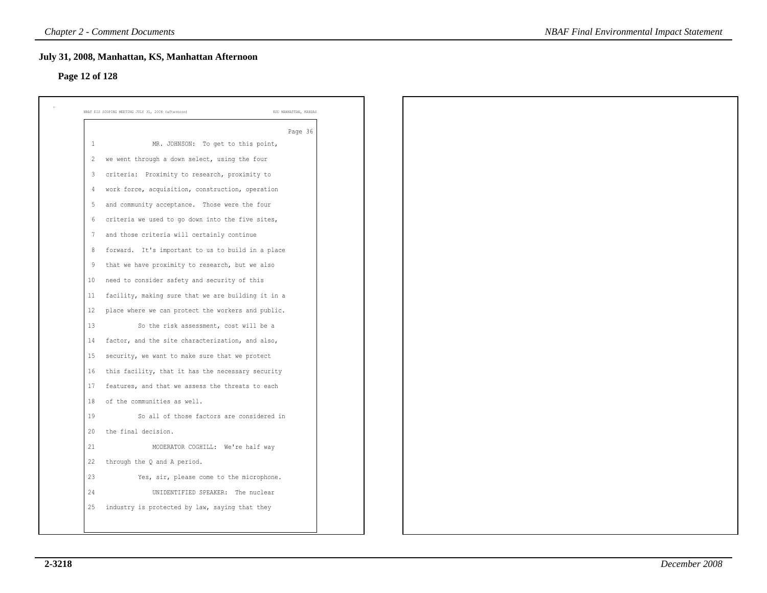## July 31, 2008, Manhattan, KS, Manhattan Afternoon

### Page 12 of 128

NBAF EIS SCOPING MEETING JULY 31, 2008 (afternoon) KSU MANHATTAN, KANSAS

Page 36

```
1              MR. JOHNSON:  To get to this point,
2    we went through a down select, using the four
3    criteria:  Proximity to research, proximity to
4    work force, acquisition, construction, operation
5    and community acceptance.  Those were the four
6    criteria we used to go down into the five sites,
7    and those criteria will certainly continue
8    forward.  It's important to us to build in a place
9    that we have proximity to research, but we also
10   need to consider safety and security of this
11   facility, making sure that we are building it in a
12   place where we can protect the workers and public.
13            So the risk assessment, cost will be a
14   factor, and the site characterization, and also,
15   security, we want to make sure that we protect
16   this facility, that it has the necessary security
17   features, and that we assess the threats to each
18   of the communities as well.
19            So all of those factors are considered in
20   the final decision.
21             MODERATOR COGHILL:  We're half way
22   through the Q and A period.
23            Yes, sir, please come to the microphone.
24             UNIDENTIFIED SPEAKER:  The nuclear
25   industry is protected by law, saying that they
```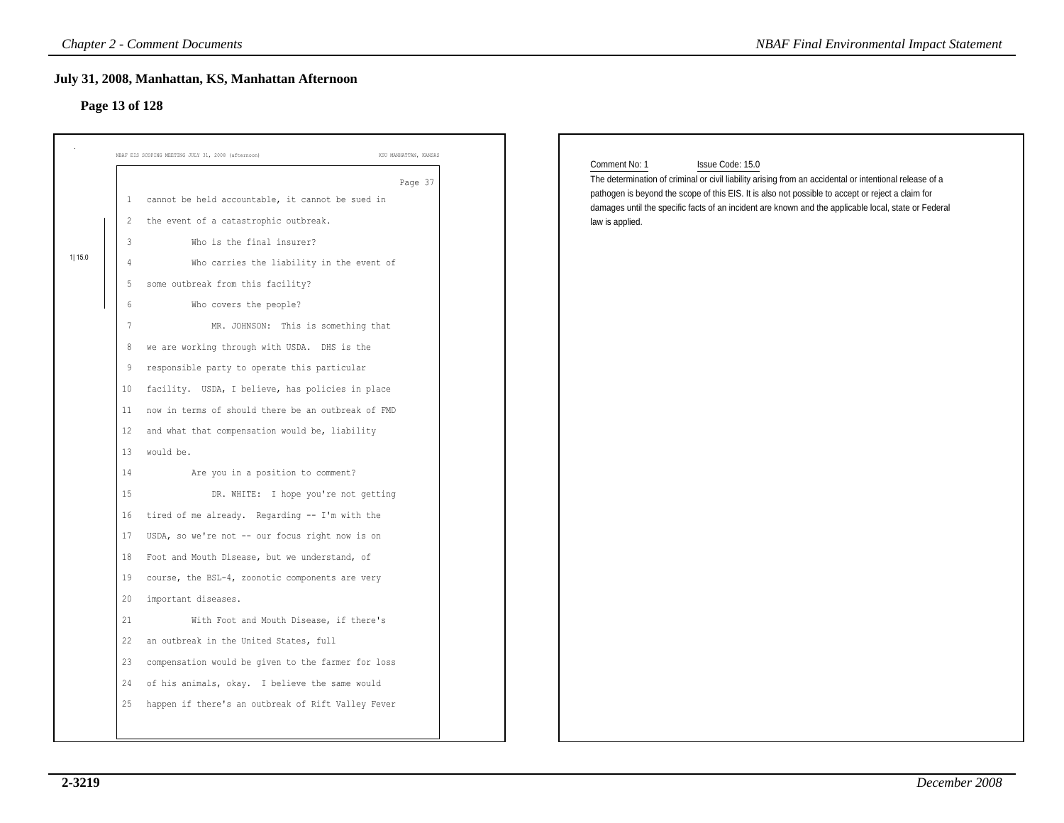## July 31, 2008, Manhattan, KS, Manhattan Afternoon

### Page 13 of 128

NBAF EIS SCOPING MEETING JULY 31, 2008 (afternoon) KSU MANHATTAN, KANSAS

Page 37

1 cannot be held accountable, it cannot be sued in
2 the event of a catastrophic outbreak.
3 Who is the final insurer?
4 Who carries the liability in the event of
5 some outbreak from this facility?
6 Who covers the people?
7 MR. JOHNSON: This is something that
8 we are working through with USDA. DHS is the
9 responsible party to operate this particular
10 facility. USDA, I believe, has policies in place
11 now in terms of should there be an outbreak of FMD
12 and what that compensation would be, liability
13 would be.
14 Are you in a position to comment?
15 DR. WHITE: I hope you're not getting
16 tired of me already. Regarding -- I'm with the
17 USDA, so we're not -- our focus right now is on
18 Foot and Mouth Disease, but we understand, of
19 course, the BSL-4, zoonotic components are very
20 important diseases.
21 With Foot and Mouth Disease, if there's
22 an outbreak in the United States, full
23 compensation would be given to the farmer for loss
24 of his animals, okay. I believe the same would
25 happen if there's an outbreak of Rift Valley Fever

1| 15.0

Comment No: 1 Issue Code: 15.0

The determination of criminal or civil liability arising from an accidental or intentional release of a pathogen is beyond the scope of this EIS. It is also not possible to accept or reject a claim for damages until the specific facts of an incident are known and the applicable local, state or Federal law is applied.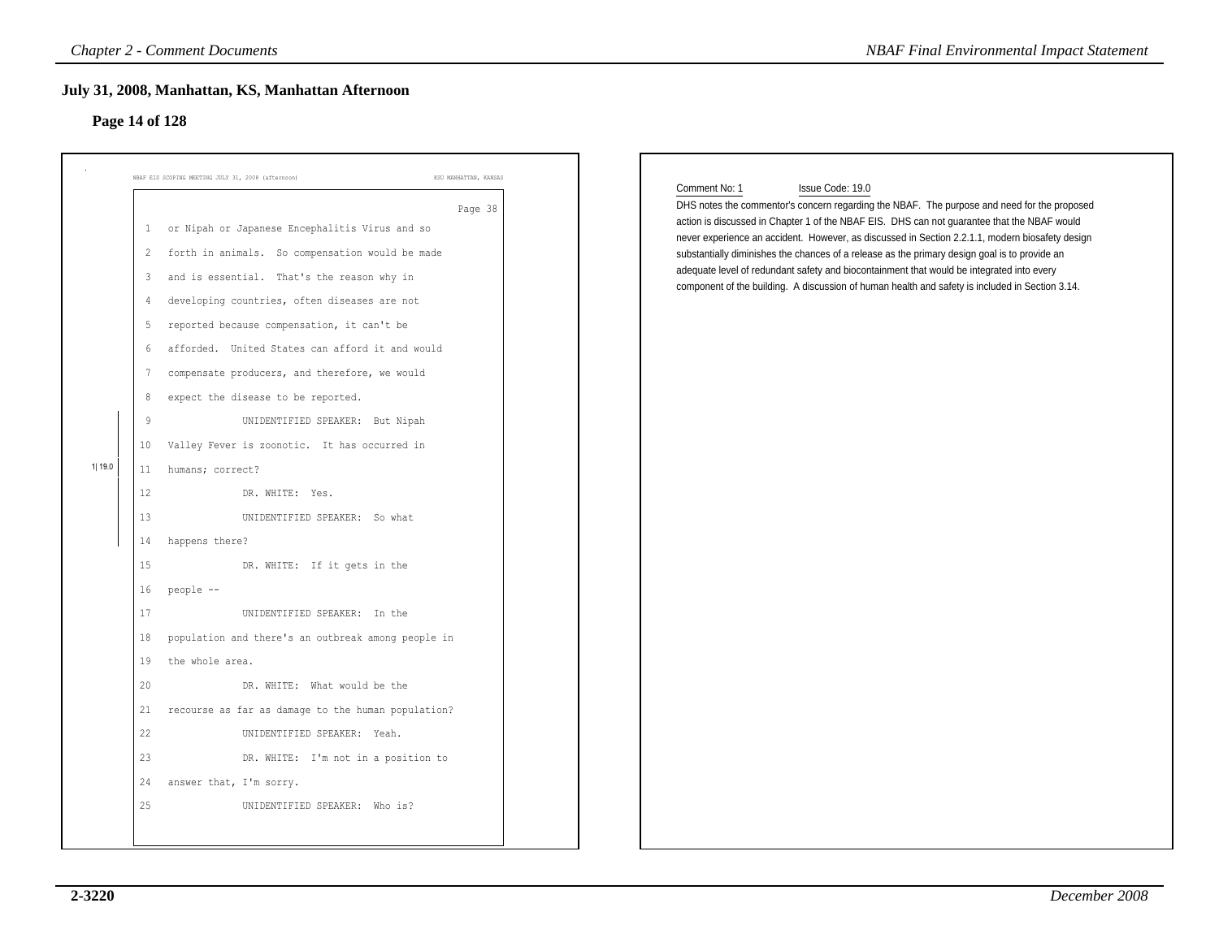## July 31, 2008, Manhattan, KS, Manhattan Afternoon

### Page 14 of 128

NBAF EIS SCOPING MEETING JULY 31, 2008 (afternoon) KSU MANHATTAN, KANSAS

Page 38

1 or Nipah or Japanese Encephalitis Virus and so
2 forth in animals. So compensation would be made
3 and is essential. That's the reason why in
4 developing countries, often diseases are not
5 reported because compensation, it can't be
6 afforded. United States can afford it and would
7 compensate producers, and therefore, we would
8 expect the disease to be reported.
9 UNIDENTIFIED SPEAKER: But Nipah
10 Valley Fever is zoonotic. It has occurred in
11 humans; correct?
12 DR. WHITE: Yes.
13 UNIDENTIFIED SPEAKER: So what
14 happens there?
15 DR. WHITE: If it gets in the
16 people --
17 UNIDENTIFIED SPEAKER: In the
18 population and there's an outbreak among people in
19 the whole area.
20 DR. WHITE: What would be the
21 recourse as far as damage to the human population?
22 UNIDENTIFIED SPEAKER: Yeah.
23 DR. WHITE: I'm not in a position to
24 answer that, I'm sorry.
25 UNIDENTIFIED SPEAKER: Who is?

1| 19.0

Comment No: 1 Issue Code: 19.0

DHS notes the commentor's concern regarding the NBAF. The purpose and need for the proposed action is discussed in Chapter 1 of the NBAF EIS. DHS can not guarantee that the NBAF would never experience an accident. However, as discussed in Section 2.2.1.1, modern biosafety design substantially diminishes the chances of a release as the primary design goal is to provide an adequate level of redundant safety and biocontainment that would be integrated into every component of the building. A discussion of human health and safety is included in Section 3.14.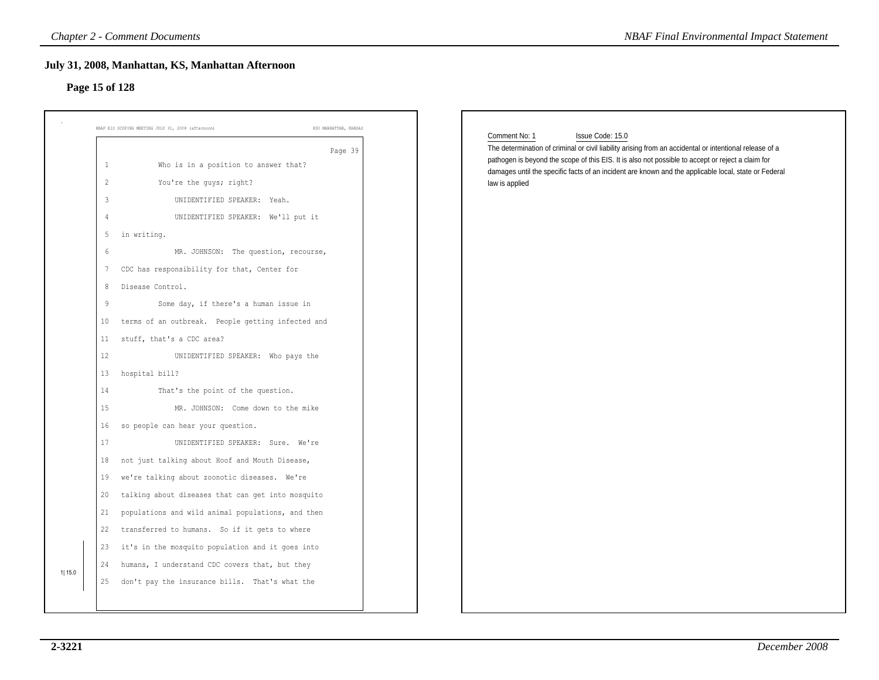## July 31, 2008, Manhattan, KS, Manhattan Afternoon

### Page 15 of 128

NBAF EIS SCOPING MEETING JULY 31, 2008 (afternoon) KSU MANHATTAN, KANSAS

Page 39

1 Who is in a position to answer that?
2 You're the guys; right?
3 UNIDENTIFIED SPEAKER: Yeah.
4 UNIDENTIFIED SPEAKER: We'll put it
5 in writing.
6 MR. JOHNSON: The question, recourse,
7 CDC has responsibility for that, Center for
8 Disease Control.
9 Some day, if there's a human issue in
10 terms of an outbreak. People getting infected and
11 stuff, that's a CDC area?
12 UNIDENTIFIED SPEAKER: Who pays the
13 hospital bill?
14 That's the point of the question.
15 MR. JOHNSON: Come down to the mike
16 so people can hear your question.
17 UNIDENTIFIED SPEAKER: Sure. We're
18 not just talking about Hoof and Mouth Disease,
19 we're talking about zoonotic diseases. We're
20 talking about diseases that can get into mosquito
21 populations and wild animal populations, and then
22 transferred to humans. So if it gets to where
23 it's in the mosquito population and it goes into
24 humans, I understand CDC covers that, but they
25 don't pay the insurance bills. That's what the

1| 15.0

Comment No: 1 Issue Code: 15.0

The determination of criminal or civil liability arising from an accidental or intentional release of a pathogen is beyond the scope of this EIS. It is also not possible to accept or reject a claim for damages until the specific facts of an incident are known and the applicable local, state or Federal law is applied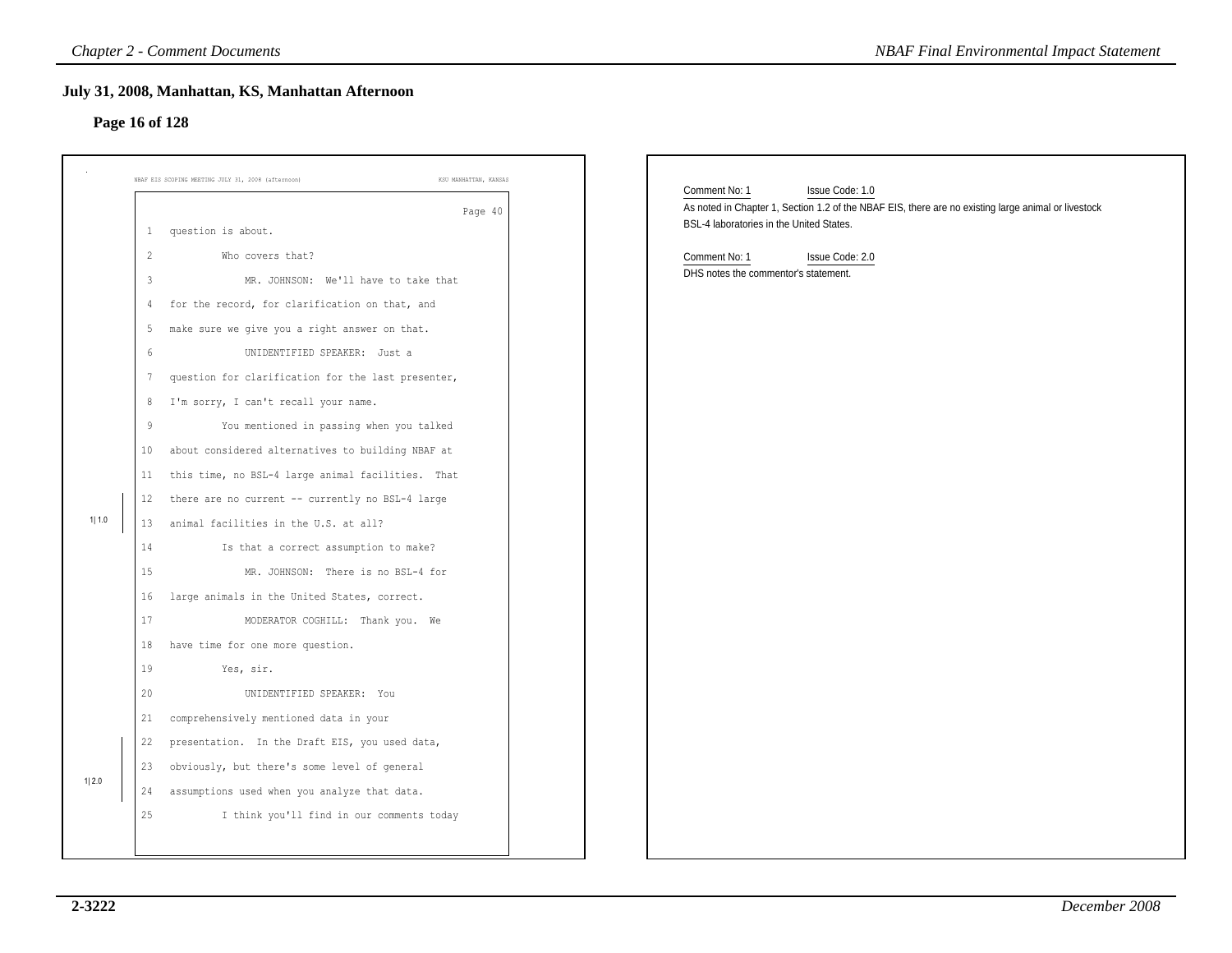## July 31, 2008, Manhattan, KS, Manhattan Afternoon

### Page 16 of 128

NBAF EIS SCOPING MEETING JULY 31, 2008 (afternoon) — KSU MANHATTAN, KANSAS

Page 40

1 question is about.
2 Who covers that?
3 MR. JOHNSON: We'll have to take that
4 for the record, for clarification on that, and
5 make sure we give you a right answer on that.
6 UNIDENTIFIED SPEAKER: Just a
7 question for clarification for the last presenter,
8 I'm sorry, I can't recall your name.
9 You mentioned in passing when you talked
10 about considered alternatives to building NBAF at
11 this time, no BSL-4 large animal facilities. That
12 there are no current -- currently no BSL-4 large
13 animal facilities in the U.S. at all?
14 Is that a correct assumption to make?
15 MR. JOHNSON: There is no BSL-4 for
16 large animals in the United States, correct.
17 MODERATOR COGHILL: Thank you. We
18 have time for one more question.
19 Yes, sir.
20 UNIDENTIFIED SPEAKER: You
21 comprehensively mentioned data in your
22 presentation. In the Draft EIS, you used data,
23 obviously, but there's some level of general
24 assumptions used when you analyze that data.
25 I think you'll find in our comments today

(Margin marks: 1|1.0 at lines 12–13; 1|2.0 at lines 22–24)

Comment No: 1 Issue Code: 1.0
As noted in Chapter 1, Section 1.2 of the NBAF EIS, there are no existing large animal or livestock BSL-4 laboratories in the United States.

Comment No: 1 Issue Code: 2.0
DHS notes the commentor's statement.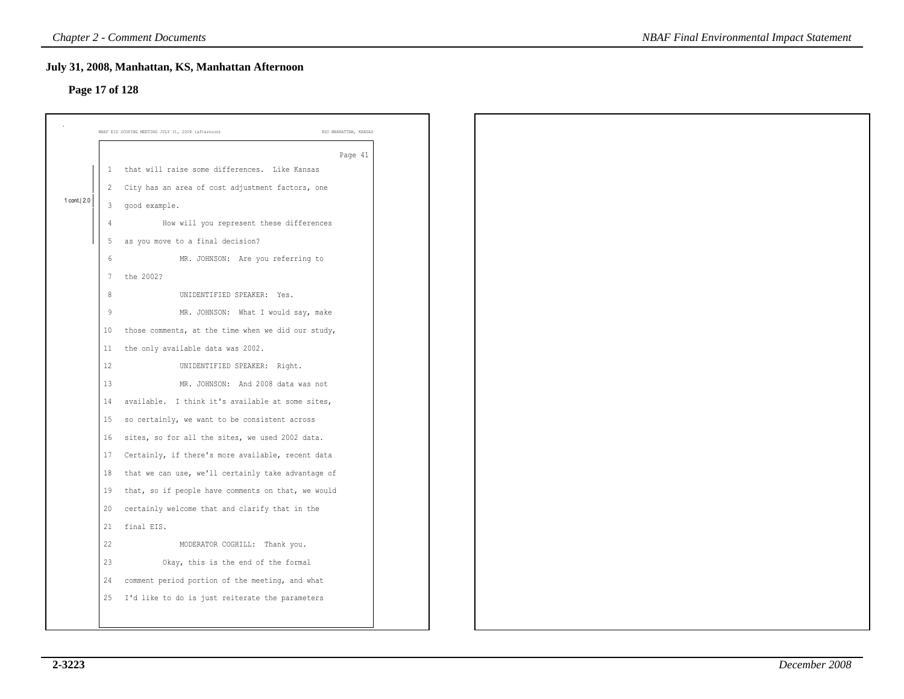## July 31, 2008, Manhattan, KS, Manhattan Afternoon

### Page 17 of 128

NBAF EIS SCOPING MEETING JULY 31, 2008 (afternoon) KSU MANHATTAN, KANSAS

Page 41

1 cont.| 2.0

```
 1   that will raise some differences.  Like Kansas
 2   City has an area of cost adjustment factors, one
 3   good example.
 4            How will you represent these differences
 5   as you move to a final decision?
 6               MR. JOHNSON:  Are you referring to
 7   the 2002?
 8               UNIDENTIFIED SPEAKER:  Yes.
 9               MR. JOHNSON:  What I would say, make
10   those comments, at the time when we did our study,
11   the only available data was 2002.
12               UNIDENTIFIED SPEAKER:  Right.
13               MR. JOHNSON:  And 2008 data was not
14   available.  I think it's available at some sites,
15   so certainly, we want to be consistent across
16   sites, so for all the sites, we used 2002 data.
17   Certainly, if there's more available, recent data
18   that we can use, we'll certainly take advantage of
19   that, so if people have comments on that, we would
20   certainly welcome that and clarify that in the
21   final EIS.
22               MODERATOR COGHILL:  Thank you.
23            Okay, this is the end of the formal
24   comment period portion of the meeting, and what
25   I'd like to do is just reiterate the parameters
```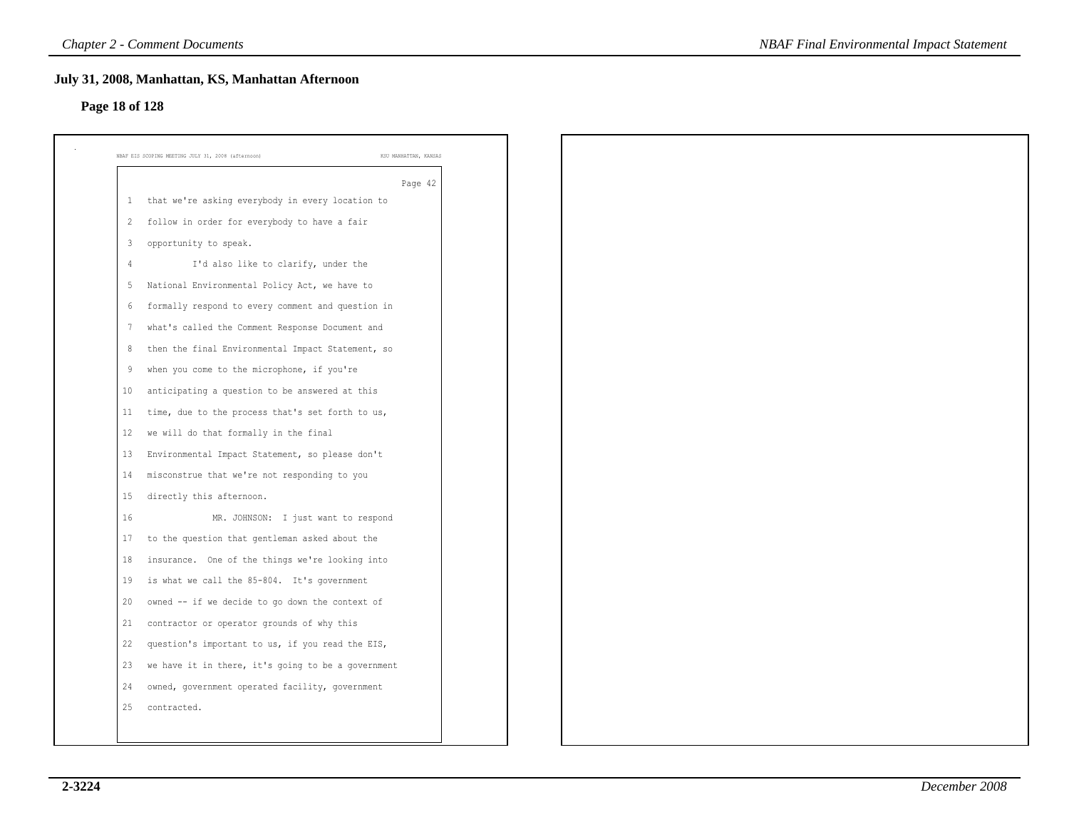## July 31, 2008, Manhattan, KS, Manhattan Afternoon

### Page 18 of 128

NBAF EIS SCOPING MEETING JULY 31, 2008 (afternoon) KSU MANHATTAN, KANSAS

Page 42

1 that we're asking everybody in every location to
2 follow in order for everybody to have a fair
3 opportunity to speak.
4 I'd also like to clarify, under the
5 National Environmental Policy Act, we have to
6 formally respond to every comment and question in
7 what's called the Comment Response Document and
8 then the final Environmental Impact Statement, so
9 when you come to the microphone, if you're
10 anticipating a question to be answered at this
11 time, due to the process that's set forth to us,
12 we will do that formally in the final
13 Environmental Impact Statement, so please don't
14 misconstrue that we're not responding to you
15 directly this afternoon.
16 MR. JOHNSON: I just want to respond
17 to the question that gentleman asked about the
18 insurance. One of the things we're looking into
19 is what we call the 85-804. It's government
20 owned -- if we decide to go down the context of
21 contractor or operator grounds of why this
22 question's important to us, if you read the EIS,
23 we have it in there, it's going to be a government
24 owned, government operated facility, government
25 contracted.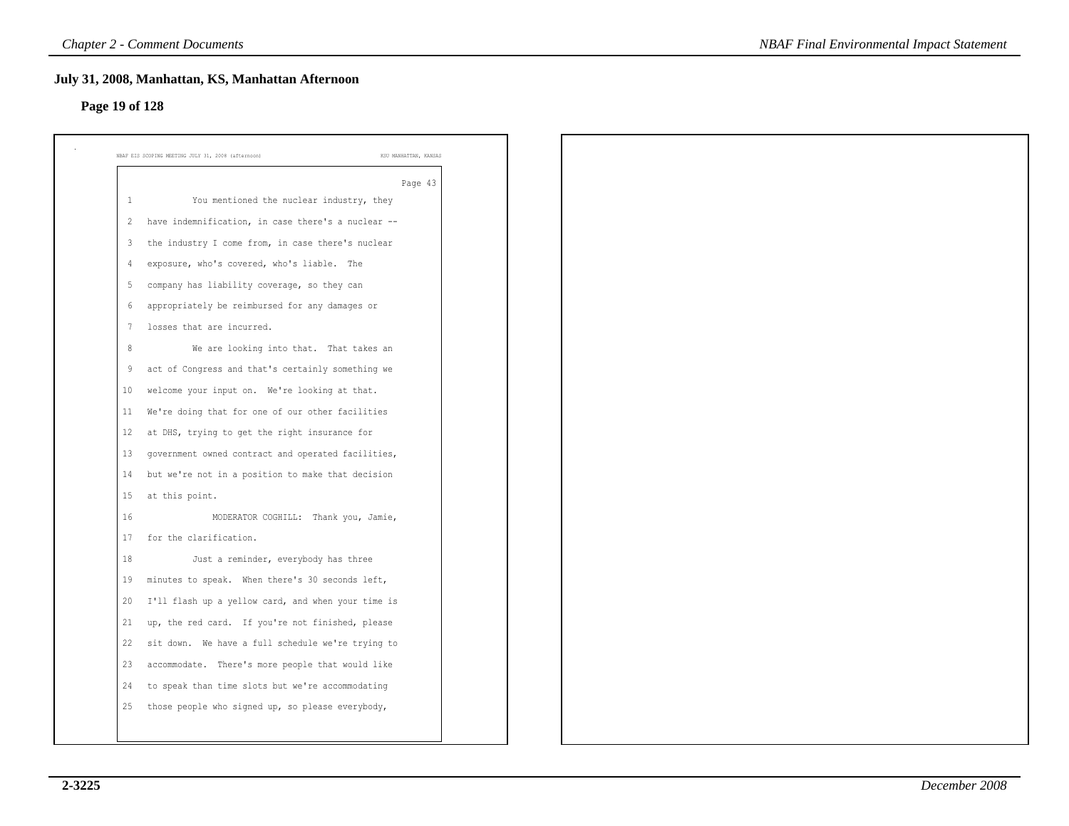## July 31, 2008, Manhattan, KS, Manhattan Afternoon

### Page 19 of 128

NBAF EIS SCOPING MEETING JULY 31, 2008 (afternoon) KSU MANHATTAN, KANSAS

Page 43

1 You mentioned the nuclear industry, they
2 have indemnification, in case there's a nuclear --
3 the industry I come from, in case there's nuclear
4 exposure, who's covered, who's liable. The
5 company has liability coverage, so they can
6 appropriately be reimbursed for any damages or
7 losses that are incurred.
8 We are looking into that. That takes an
9 act of Congress and that's certainly something we
10 welcome your input on. We're looking at that.
11 We're doing that for one of our other facilities
12 at DHS, trying to get the right insurance for
13 government owned contract and operated facilities,
14 but we're not in a position to make that decision
15 at this point.
16 MODERATOR COGHILL: Thank you, Jamie,
17 for the clarification.
18 Just a reminder, everybody has three
19 minutes to speak. When there's 30 seconds left,
20 I'll flash up a yellow card, and when your time is
21 up, the red card. If you're not finished, please
22 sit down. We have a full schedule we're trying to
23 accommodate. There's more people that would like
24 to speak than time slots but we're accommodating
25 those people who signed up, so please everybody,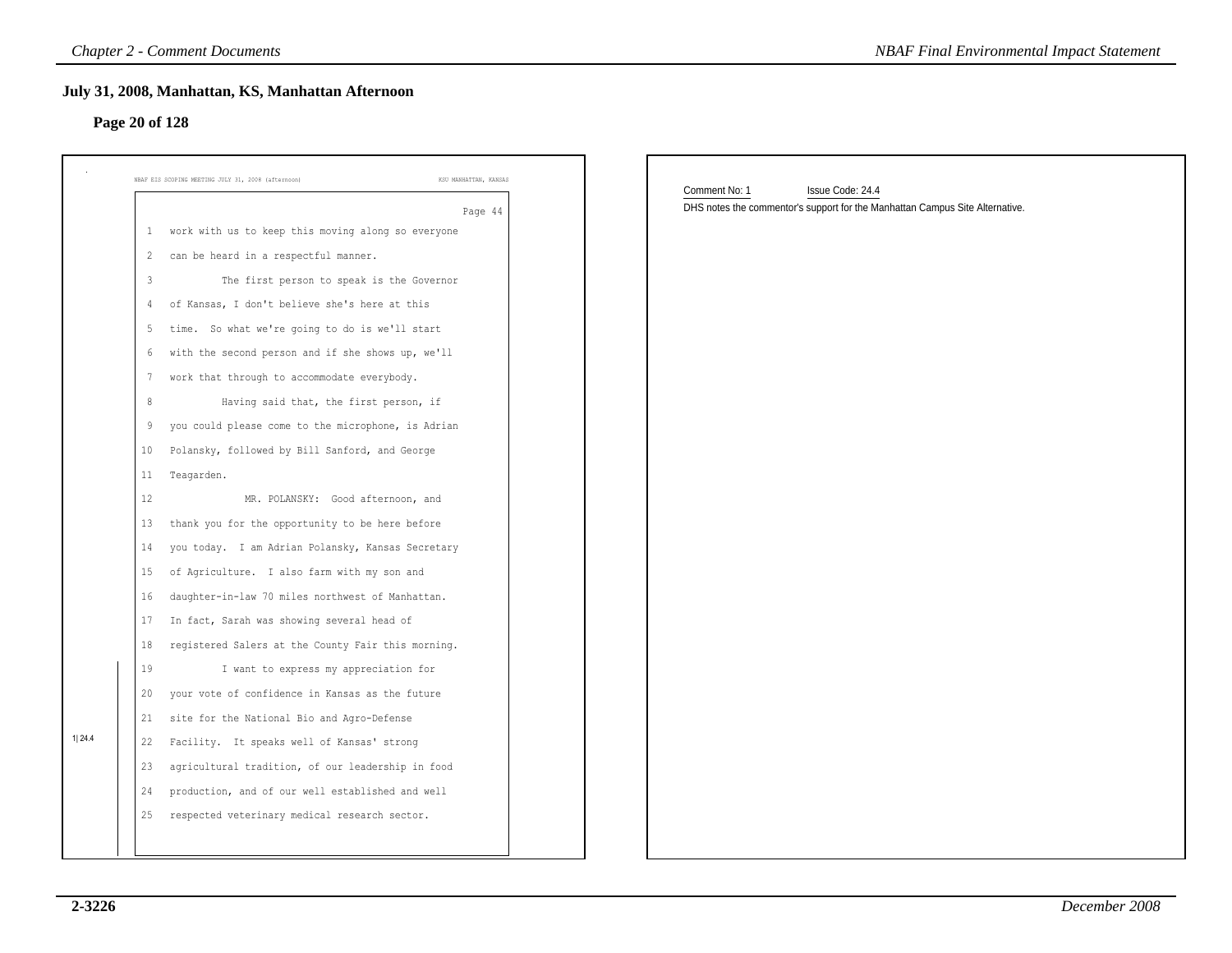## July 31, 2008, Manhattan, KS, Manhattan Afternoon

### Page 20 of 128

NBAF EIS SCOPING MEETING JULY 31, 2008 (afternoon) KSU MANHATTAN, KANSAS

Page 44

1 work with us to keep this moving along so everyone
2 can be heard in a respectful manner.
3 The first person to speak is the Governor
4 of Kansas, I don't believe she's here at this
5 time. So what we're going to do is we'll start
6 with the second person and if she shows up, we'll
7 work that through to accommodate everybody.
8 Having said that, the first person, if
9 you could please come to the microphone, is Adrian
10 Polansky, followed by Bill Sanford, and George
11 Teagarden.
12 MR. POLANSKY: Good afternoon, and
13 thank you for the opportunity to be here before
14 you today. I am Adrian Polansky, Kansas Secretary
15 of Agriculture. I also farm with my son and
16 daughter-in-law 70 miles northwest of Manhattan.
17 In fact, Sarah was showing several head of
18 registered Salers at the County Fair this morning.
19 I want to express my appreciation for
20 your vote of confidence in Kansas as the future
21 site for the National Bio and Agro-Defense
22 Facility. It speaks well of Kansas' strong
23 agricultural tradition, of our leadership in food
24 production, and of our well established and well
25 respected veterinary medical research sector.

1|24.4

Comment No: 1 Issue Code: 24.4

DHS notes the commentor's support for the Manhattan Campus Site Alternative.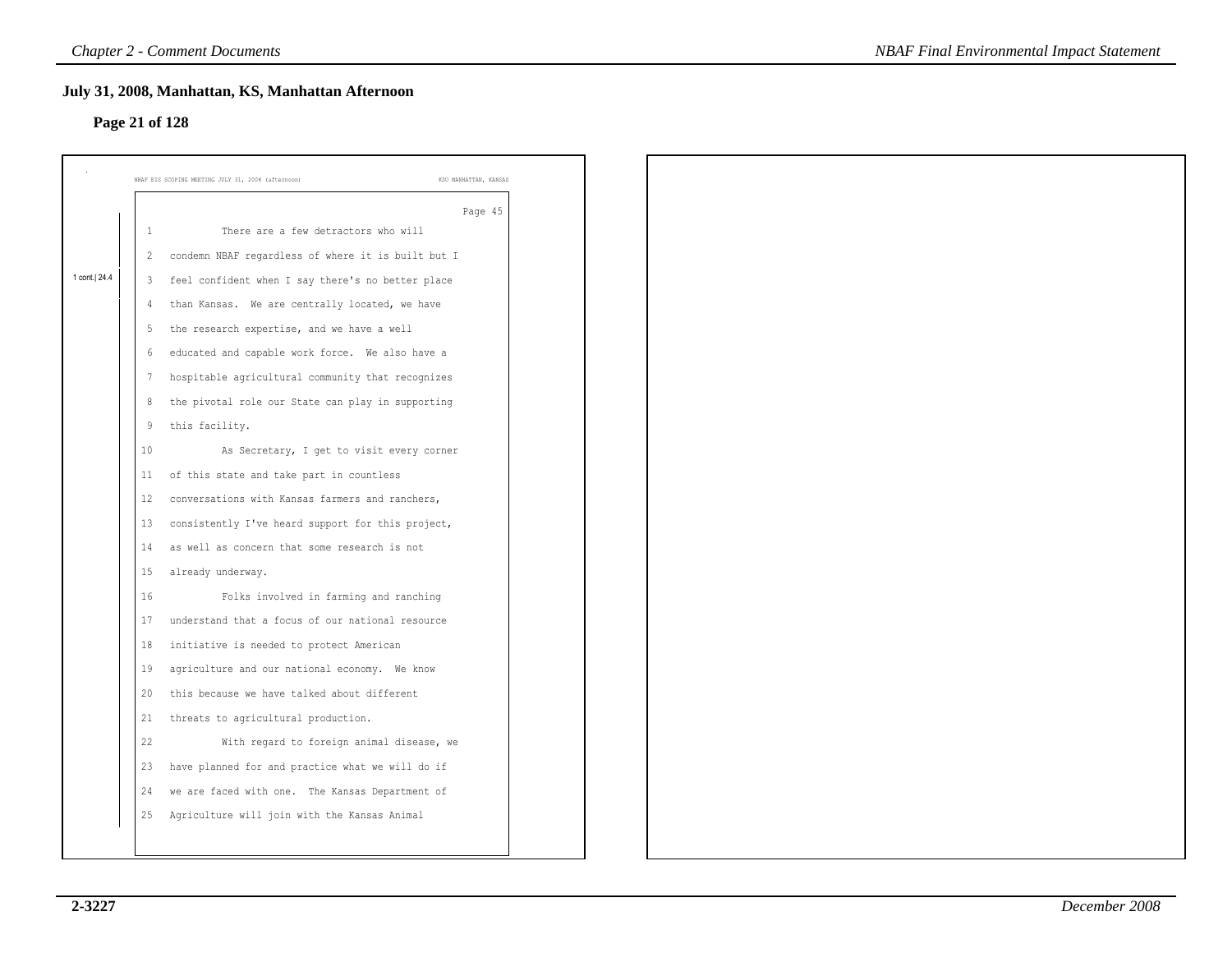## July 31, 2008, Manhattan, KS, Manhattan Afternoon

### Page 21 of 128

NBAF EIS SCOPING MEETING JULY 31, 2008 (afternoon) KSU MANHATTAN, KANSAS

Page 45

1 cont.| 24.4

```
1          There are a few detractors who will
2   condemn NBAF regardless of where it is built but I
3   feel confident when I say there's no better place
4   than Kansas.  We are centrally located, we have
5   the research expertise, and we have a well
6   educated and capable work force.  We also have a
7   hospitable agricultural community that recognizes
8   the pivotal role our State can play in supporting
9   this facility.
10         As Secretary, I get to visit every corner
11  of this state and take part in countless
12  conversations with Kansas farmers and ranchers,
13  consistently I've heard support for this project,
14  as well as concern that some research is not
15  already underway.
16         Folks involved in farming and ranching
17  understand that a focus of our national resource
18  initiative is needed to protect American
19  agriculture and our national economy.  We know
20  this because we have talked about different
21  threats to agricultural production.
22         With regard to foreign animal disease, we
23  have planned for and practice what we will do if
24  we are faced with one.  The Kansas Department of
25  Agriculture will join with the Kansas Animal
```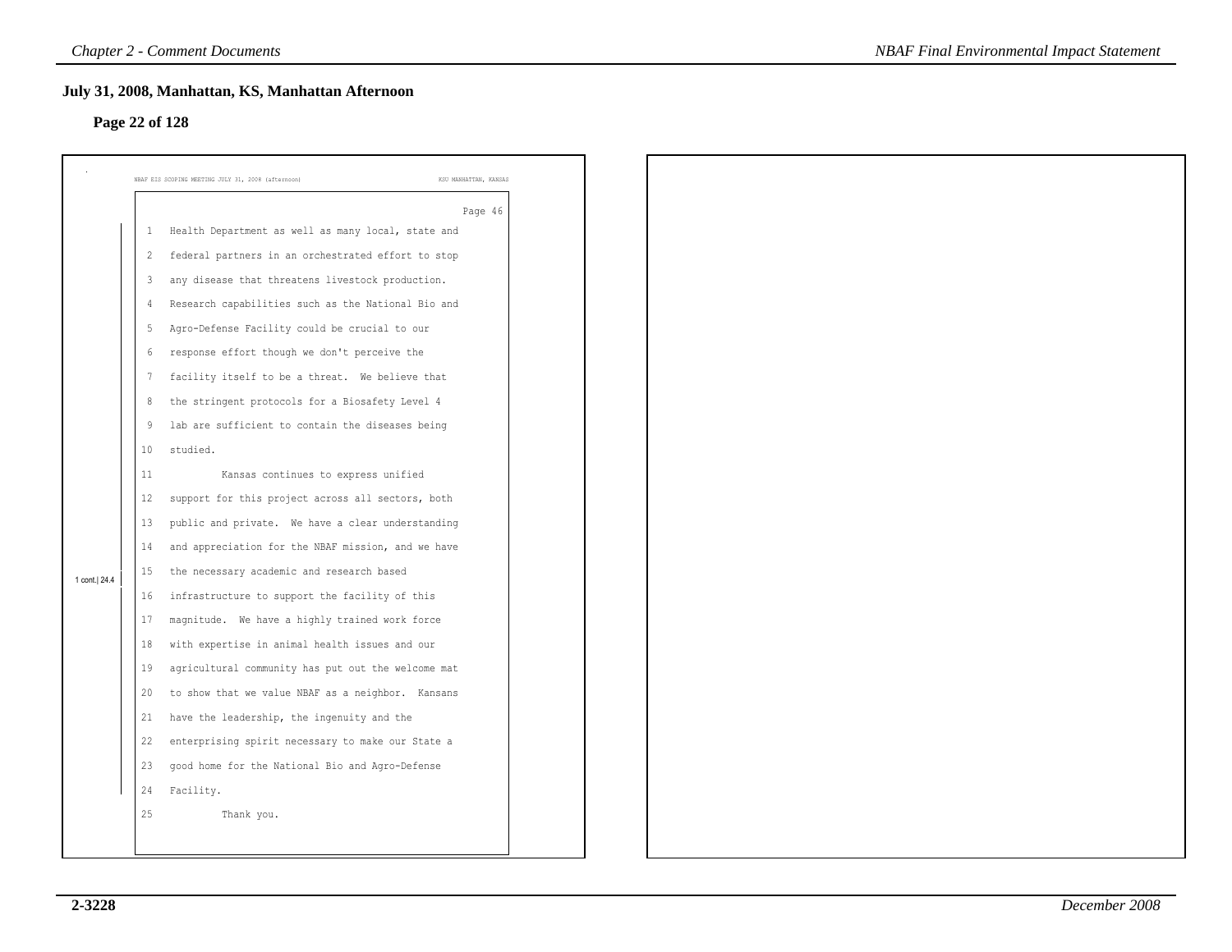## July 31, 2008, Manhattan, KS, Manhattan Afternoon

### Page 22 of 128

NBAF EIS SCOPING MEETING JULY 31, 2008 (afternoon) KSU MANHATTAN, KANSAS

Page 46

1 Health Department as well as many local, state and
2 federal partners in an orchestrated effort to stop
3 any disease that threatens livestock production.
4 Research capabilities such as the National Bio and
5 Agro-Defense Facility could be crucial to our
6 response effort though we don't perceive the
7 facility itself to be a threat. We believe that
8 the stringent protocols for a Biosafety Level 4
9 lab are sufficient to contain the diseases being
10 studied.
11 Kansas continues to express unified
12 support for this project across all sectors, both
13 public and private. We have a clear understanding
14 and appreciation for the NBAF mission, and we have
15 the necessary academic and research based
16 infrastructure to support the facility of this
17 magnitude. We have a highly trained work force
18 with expertise in animal health issues and our
19 agricultural community has put out the welcome mat
20 to show that we value NBAF as a neighbor. Kansans
21 have the leadership, the ingenuity and the
22 enterprising spirit necessary to make our State a
23 good home for the National Bio and Agro-Defense
24 Facility.
25 Thank you.

1 cont.| 24.4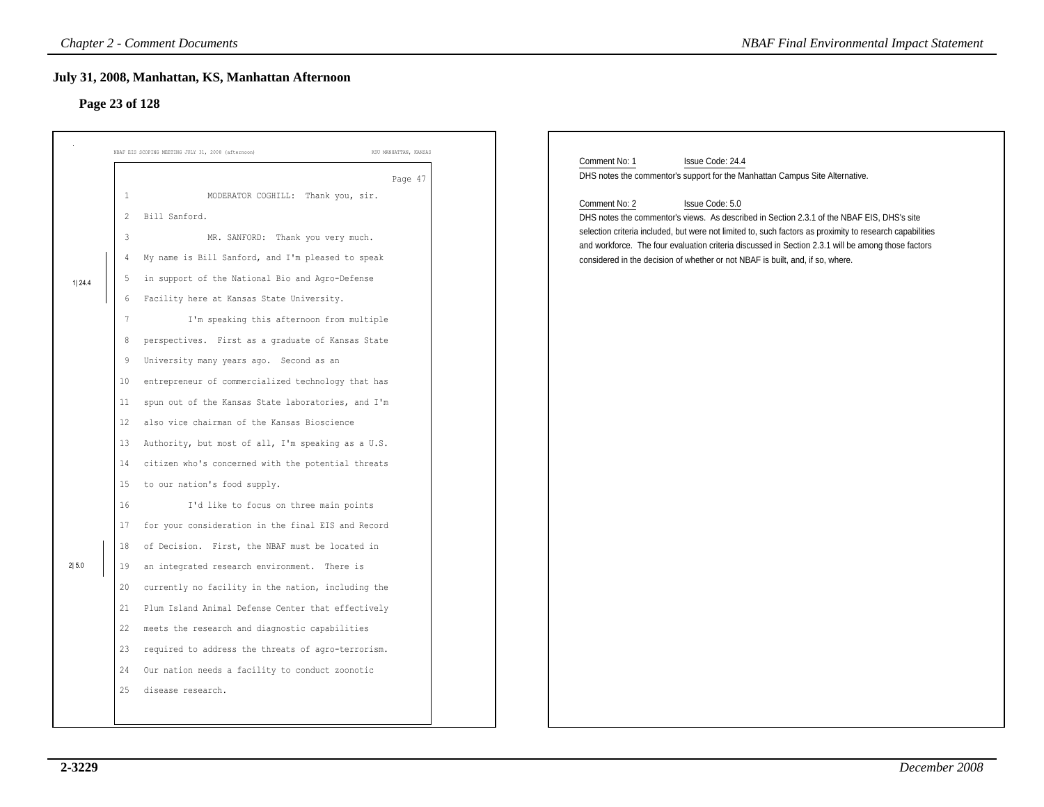## July 31, 2008, Manhattan, KS, Manhattan Afternoon

### Page 23 of 128

NBAF EIS SCOPING MEETING JULY 31, 2008 (afternoon) KSU MANHATTAN, KANSAS

Page 47

1 MODERATOR COGHILL: Thank you, sir.
2 Bill Sanford.
3 MR. SANFORD: Thank you very much.
4 My name is Bill Sanford, and I'm pleased to speak
5 in support of the National Bio and Agro-Defense
6 Facility here at Kansas State University.
7 I'm speaking this afternoon from multiple
8 perspectives. First as a graduate of Kansas State
9 University many years ago. Second as an
10 entrepreneur of commercialized technology that has
11 spun out of the Kansas State laboratories, and I'm
12 also vice chairman of the Kansas Bioscience
13 Authority, but most of all, I'm speaking as a U.S.
14 citizen who's concerned with the potential threats
15 to our nation's food supply.
16 I'd like to focus on three main points
17 for your consideration in the final EIS and Record
18 of Decision. First, the NBAF must be located in
19 an integrated research environment. There is
20 currently no facility in the nation, including the
21 Plum Island Animal Defense Center that effectively
22 meets the research and diagnostic capabilities
23 required to address the threats of agro-terrorism.
24 Our nation needs a facility to conduct zoonotic
25 disease research.

(Margin annotations: 1| 24.4 at lines 4–6; 2| 5.0 at lines 18–19)

Comment No: 1 Issue Code: 24.4

DHS notes the commentor's support for the Manhattan Campus Site Alternative.

Comment No: 2 Issue Code: 5.0

DHS notes the commentor's views. As described in Section 2.3.1 of the NBAF EIS, DHS's site selection criteria included, but were not limited to, such factors as proximity to research capabilities and workforce. The four evaluation criteria discussed in Section 2.3.1 will be among those factors considered in the decision of whether or not NBAF is built, and, if so, where.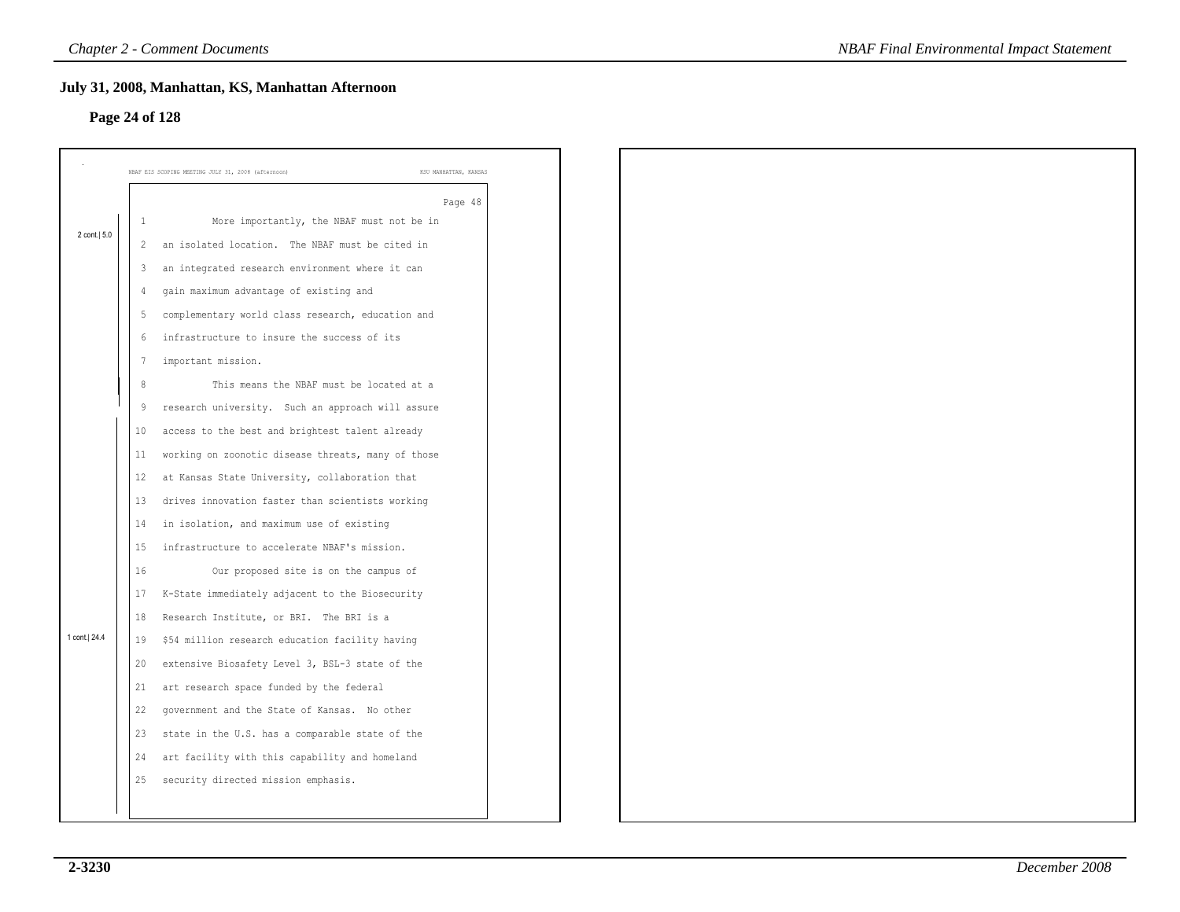## July 31, 2008, Manhattan, KS, Manhattan Afternoon

### Page 24 of 128

NBAF EIS SCOPING MEETING JULY 31, 2008 (afternoon) KSU MANHATTAN, KANSAS

Page 48

2 cont.| 5.0

1 More importantly, the NBAF must not be in
2 an isolated location. The NBAF must be cited in
3 an integrated research environment where it can
4 gain maximum advantage of existing and
5 complementary world class research, education and
6 infrastructure to insure the success of its
7 important mission.
8 This means the NBAF must be located at a
9 research university. Such an approach will assure
10 access to the best and brightest talent already
11 working on zoonotic disease threats, many of those
12 at Kansas State University, collaboration that
13 drives innovation faster than scientists working
14 in isolation, and maximum use of existing
15 infrastructure to accelerate NBAF's mission.
16 Our proposed site is on the campus of
17 K-State immediately adjacent to the Biosecurity
18 Research Institute, or BRI. The BRI is a
19 $54 million research education facility having
20 extensive Biosafety Level 3, BSL-3 state of the
21 art research space funded by the federal
22 government and the State of Kansas. No other
23 state in the U.S. has a comparable state of the
24 art facility with this capability and homeland
25 security directed mission emphasis.

1 cont.| 24.4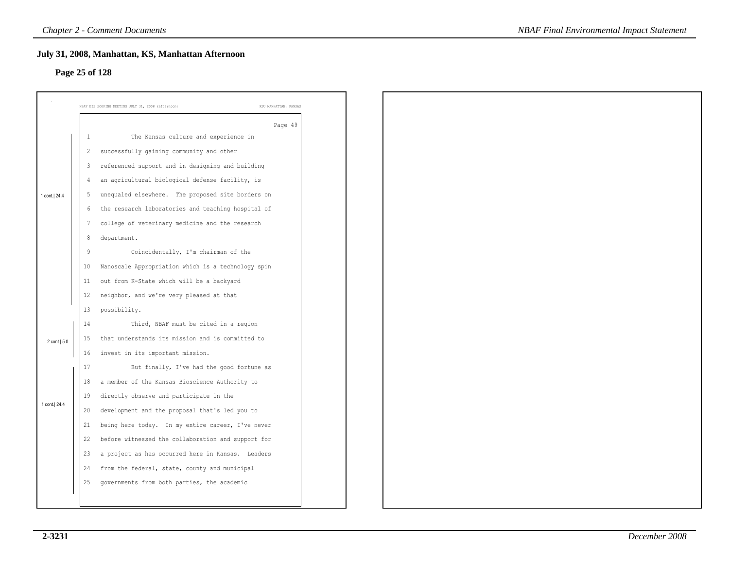## July 31, 2008, Manhattan, KS, Manhattan Afternoon

### Page 25 of 128

NBAF EIS SCOPING MEETING JULY 31, 2008 (afternoon) KSU MANHATTAN, KANSAS

Page 49

1 cont.| 24.4

1 The Kansas culture and experience in
2 successfully gaining community and other
3 referenced support and in designing and building
4 an agricultural biological defense facility, is
5 unequaled elsewhere. The proposed site borders on
6 the research laboratories and teaching hospital of
7 college of veterinary medicine and the research
8 department.
9 Coincidentally, I'm chairman of the
10 Nanoscale Appropriation which is a technology spin
11 out from K-State which will be a backyard
12 neighbor, and we're very pleased at that
13 possibility.

2 cont.| 5.0

14 Third, NBAF must be cited in a region
15 that understands its mission and is committed to
16 invest in its important mission.

1 cont.| 24.4

17 But finally, I've had the good fortune as
18 a member of the Kansas Bioscience Authority to
19 directly observe and participate in the
20 development and the proposal that's led you to
21 being here today. In my entire career, I've never
22 before witnessed the collaboration and support for
23 a project as has occurred here in Kansas. Leaders
24 from the federal, state, county and municipal
25 governments from both parties, the academic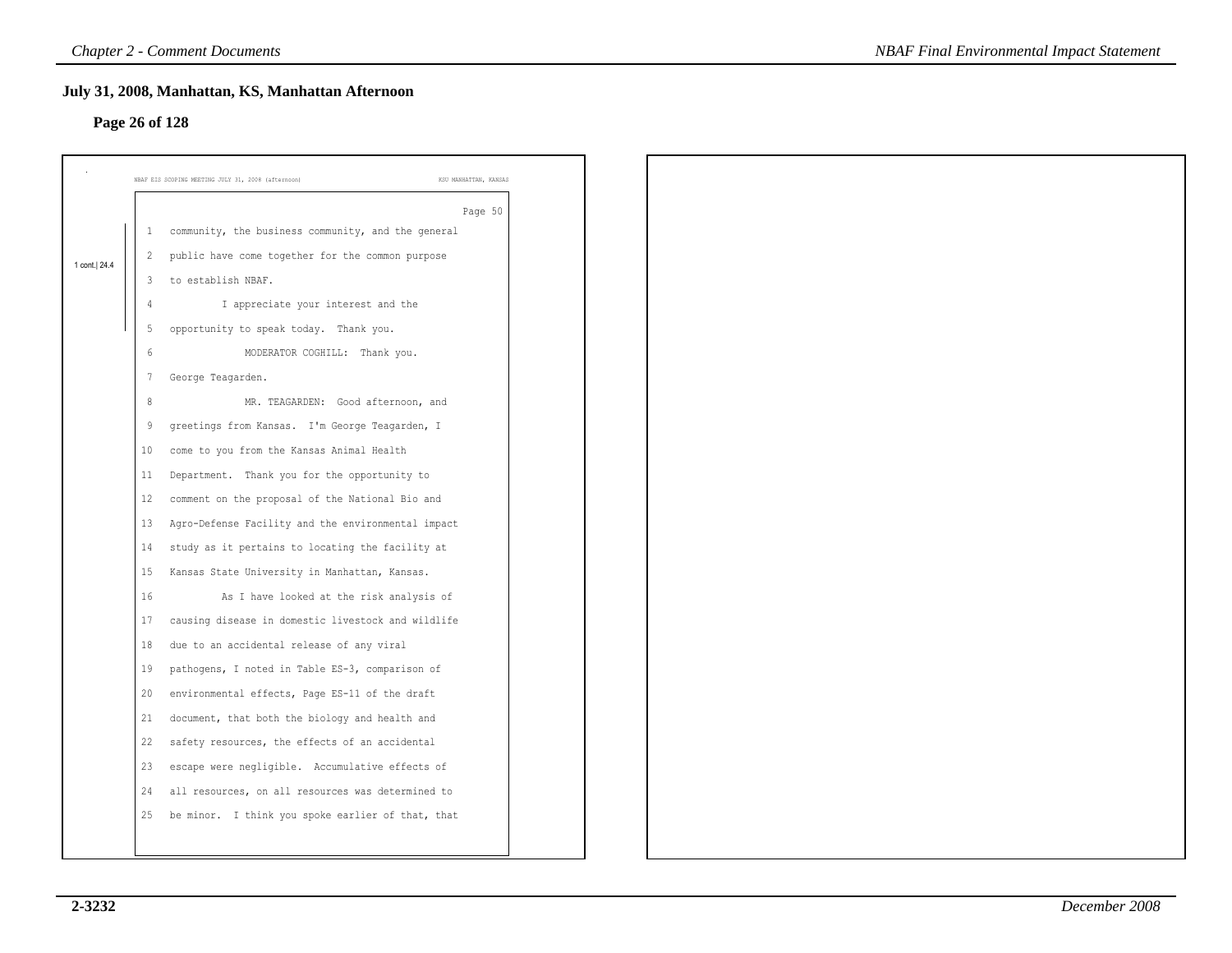## July 31, 2008, Manhattan, KS, Manhattan Afternoon

### Page 26 of 128

NBAF EIS SCOPING MEETING JULY 31, 2008 (afternoon) KSU MANHATTAN, KANSAS

Page 50

1 cont.| 24.4

1 community, the business community, and the general
2 public have come together for the common purpose
3 to establish NBAF.
4 I appreciate your interest and the
5 opportunity to speak today. Thank you.
6 MODERATOR COGHILL: Thank you.
7 George Teagarden.
8 MR. TEAGARDEN: Good afternoon, and
9 greetings from Kansas. I'm George Teagarden, I
10 come to you from the Kansas Animal Health
11 Department. Thank you for the opportunity to
12 comment on the proposal of the National Bio and
13 Agro-Defense Facility and the environmental impact
14 study as it pertains to locating the facility at
15 Kansas State University in Manhattan, Kansas.
16 As I have looked at the risk analysis of
17 causing disease in domestic livestock and wildlife
18 due to an accidental release of any viral
19 pathogens, I noted in Table ES-3, comparison of
20 environmental effects, Page ES-11 of the draft
21 document, that both the biology and health and
22 safety resources, the effects of an accidental
23 escape were negligible. Accumulative effects of
24 all resources, on all resources was determined to
25 be minor. I think you spoke earlier of that, that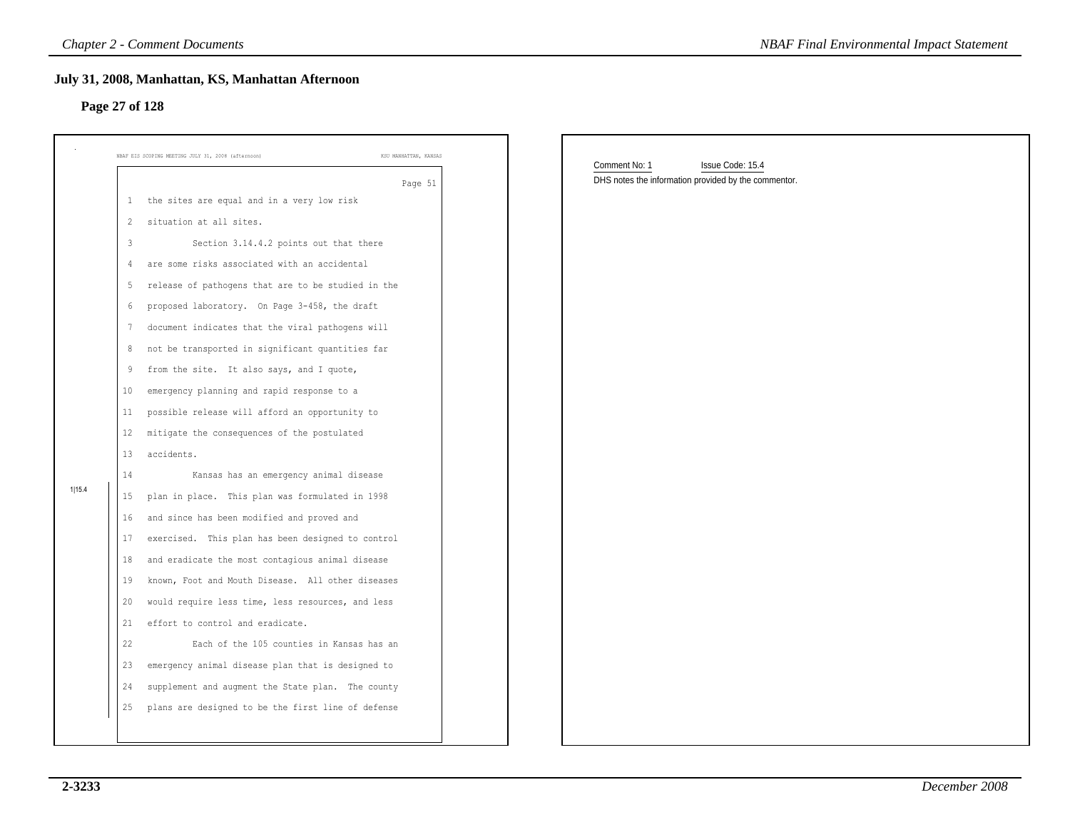## July 31, 2008, Manhattan, KS, Manhattan Afternoon

### Page 27 of 128

NBAF EIS SCOPING MEETING JULY 31, 2008 (afternoon) KSU MANHATTAN, KANSAS

Page 51

1 the sites are equal and in a very low risk
2 situation at all sites.
3 Section 3.14.4.2 points out that there
4 are some risks associated with an accidental
5 release of pathogens that are to be studied in the
6 proposed laboratory. On Page 3-458, the draft
7 document indicates that the viral pathogens will
8 not be transported in significant quantities far
9 from the site. It also says, and I quote,
10 emergency planning and rapid response to a
11 possible release will afford an opportunity to
12 mitigate the consequences of the postulated
13 accidents.
14 Kansas has an emergency animal disease
15 plan in place. This plan was formulated in 1998
16 and since has been modified and proved and
17 exercised. This plan has been designed to control
18 and eradicate the most contagious animal disease
19 known, Foot and Mouth Disease. All other diseases
20 would require less time, less resources, and less
21 effort to control and eradicate.
22 Each of the 105 counties in Kansas has an
23 emergency animal disease plan that is designed to
24 supplement and augment the State plan. The county
25 plans are designed to be the first line of defense

1|15.4

Comment No: 1 Issue Code: 15.4

DHS notes the information provided by the commentor.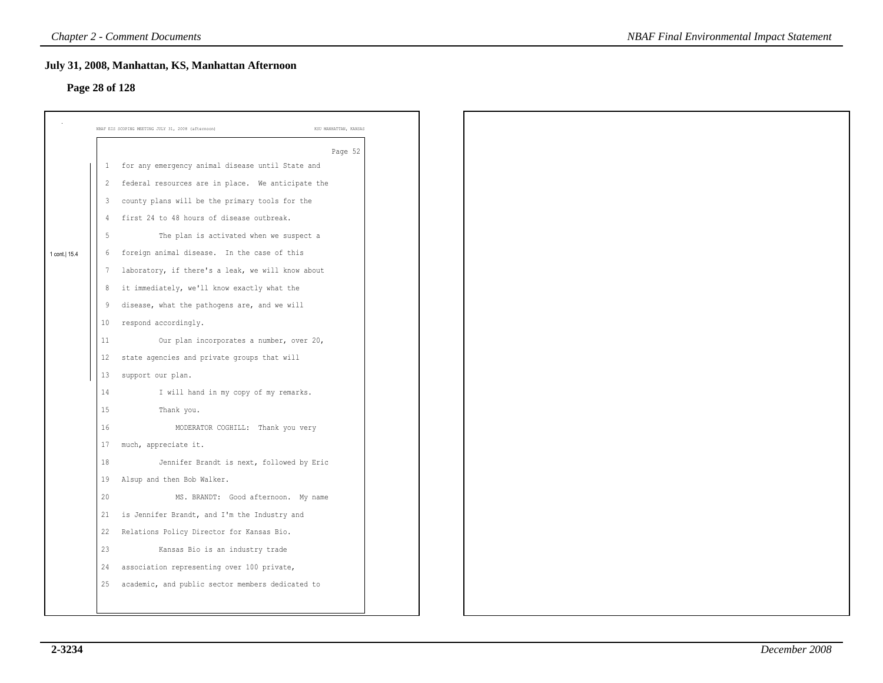## July 31, 2008, Manhattan, KS, Manhattan Afternoon

### Page 28 of 128

NBAF EIS SCOPING MEETING JULY 31, 2008 (afternoon) KSU MANHATTAN, KANSAS

Page 52

1 for any emergency animal disease until State and
2 federal resources are in place. We anticipate the
3 county plans will be the primary tools for the
4 first 24 to 48 hours of disease outbreak.
5 The plan is activated when we suspect a
6 foreign animal disease. In the case of this
7 laboratory, if there's a leak, we will know about
8 it immediately, we'll know exactly what the
9 disease, what the pathogens are, and we will
10 respond accordingly.
11 Our plan incorporates a number, over 20,
12 state agencies and private groups that will
13 support our plan.

1 cont.| 15.4

14 I will hand in my copy of my remarks.
15 Thank you.
16 MODERATOR COGHILL: Thank you very
17 much, appreciate it.
18 Jennifer Brandt is next, followed by Eric
19 Alsup and then Bob Walker.
20 MS. BRANDT: Good afternoon. My name
21 is Jennifer Brandt, and I'm the Industry and
22 Relations Policy Director for Kansas Bio.
23 Kansas Bio is an industry trade
24 association representing over 100 private,
25 academic, and public sector members dedicated to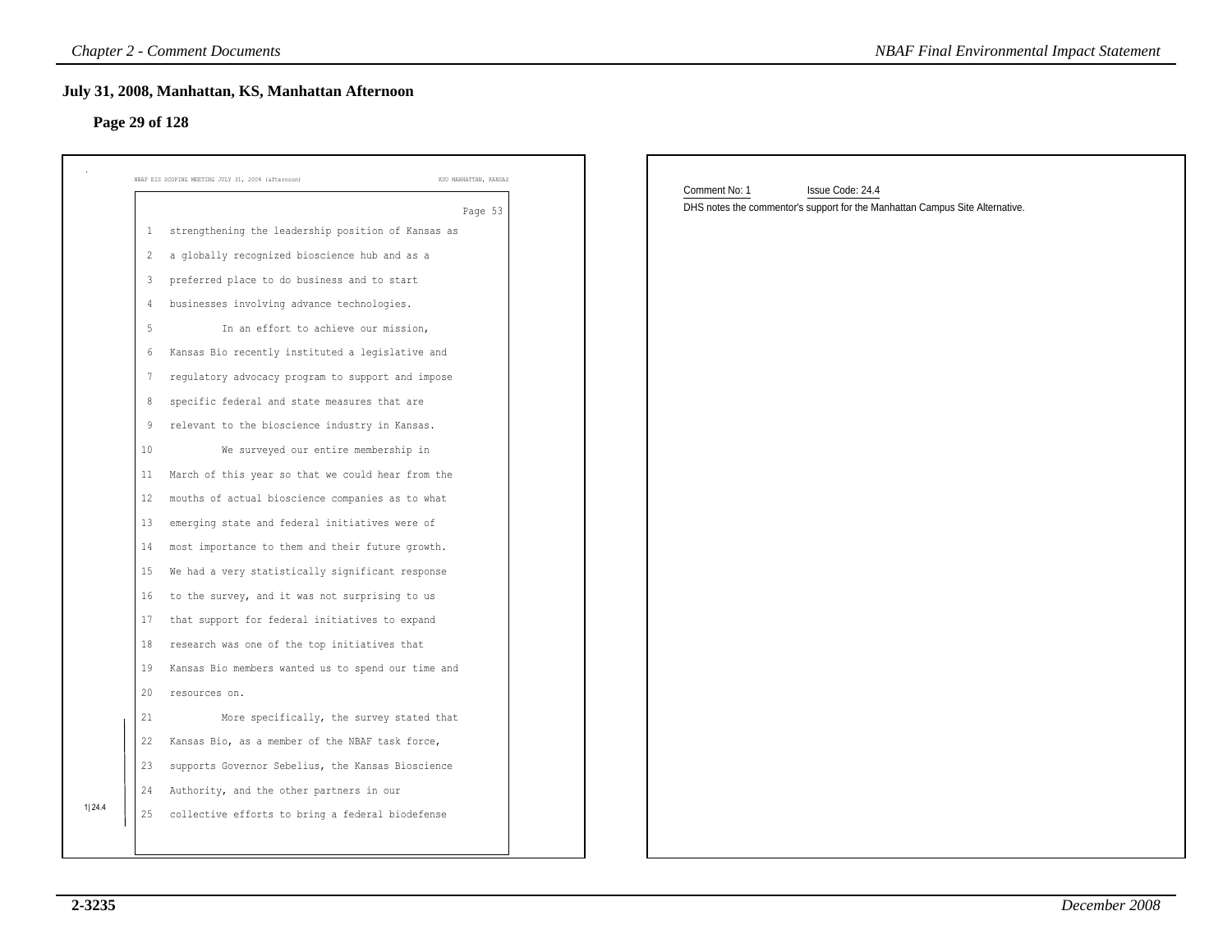## July 31, 2008, Manhattan, KS, Manhattan Afternoon

### Page 29 of 128

NBAF EIS SCOPING MEETING JULY 31, 2008 (afternoon) KSU MANHATTAN, KANSAS

Page 53

1 strengthening the leadership position of Kansas as
2 a globally recognized bioscience hub and as a
3 preferred place to do business and to start
4 businesses involving advance technologies.
5 In an effort to achieve our mission,
6 Kansas Bio recently instituted a legislative and
7 regulatory advocacy program to support and impose
8 specific federal and state measures that are
9 relevant to the bioscience industry in Kansas.
10 We surveyed our entire membership in
11 March of this year so that we could hear from the
12 mouths of actual bioscience companies as to what
13 emerging state and federal initiatives were of
14 most importance to them and their future growth.
15 We had a very statistically significant response
16 to the survey, and it was not surprising to us
17 that support for federal initiatives to expand
18 research was one of the top initiatives that
19 Kansas Bio members wanted us to spend our time and
20 resources on.
21 More specifically, the survey stated that
22 Kansas Bio, as a member of the NBAF task force,
23 supports Governor Sebelius, the Kansas Bioscience
24 Authority, and the other partners in our
25 collective efforts to bring a federal biodefense

1|24.4

Comment No: 1 Issue Code: 24.4

DHS notes the commentor's support for the Manhattan Campus Site Alternative.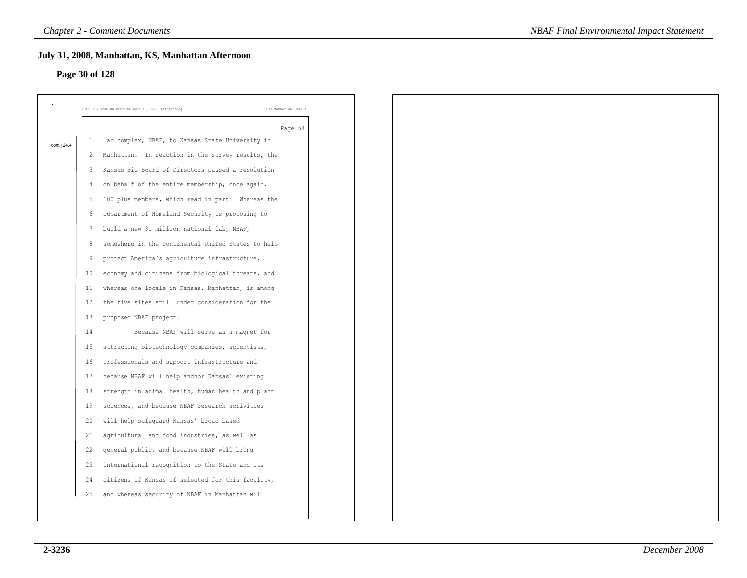## July 31, 2008, Manhattan, KS, Manhattan Afternoon

### Page 30 of 128

NBAF EIS SCOPING MEETING JULY 31, 2008 (afternoon) KSU MANHATTAN, KANSAS

Page 54

1 cont.| 24.4

1 lab complex, NBAF, to Kansas State University in
2 Manhattan. In reaction in the survey results, the
3 Kansas Bio Board of Directors passed a resolution
4 on behalf of the entire membership, once again,
5 100 plus members, which read in part: Whereas the
6 Department of Homeland Security is proposing to
7 build a new $1 million national lab, NBAF,
8 somewhere in the continental United States to help
9 protect America's agriculture infrastructure,
10 economy and citizens from biological threats, and
11 whereas one locale in Kansas, Manhattan, is among
12 the five sites still under consideration for the
13 proposed NBAF project.
14 Because NBAF will serve as a magnet for
15 attracting biotechnology companies, scientists,
16 professionals and support infrastructure and
17 because NBAF will help anchor Kansas' existing
18 strength in animal health, human health and plant
19 sciences, and because NBAF research activities
20 will help safeguard Kansas' broad based
21 agricultural and food industries, as well as
22 general public, and because NBAF will bring
23 international recognition to the State and its
24 citizens of Kansas if selected for this facility,
25 and whereas security of NBAF in Manhattan will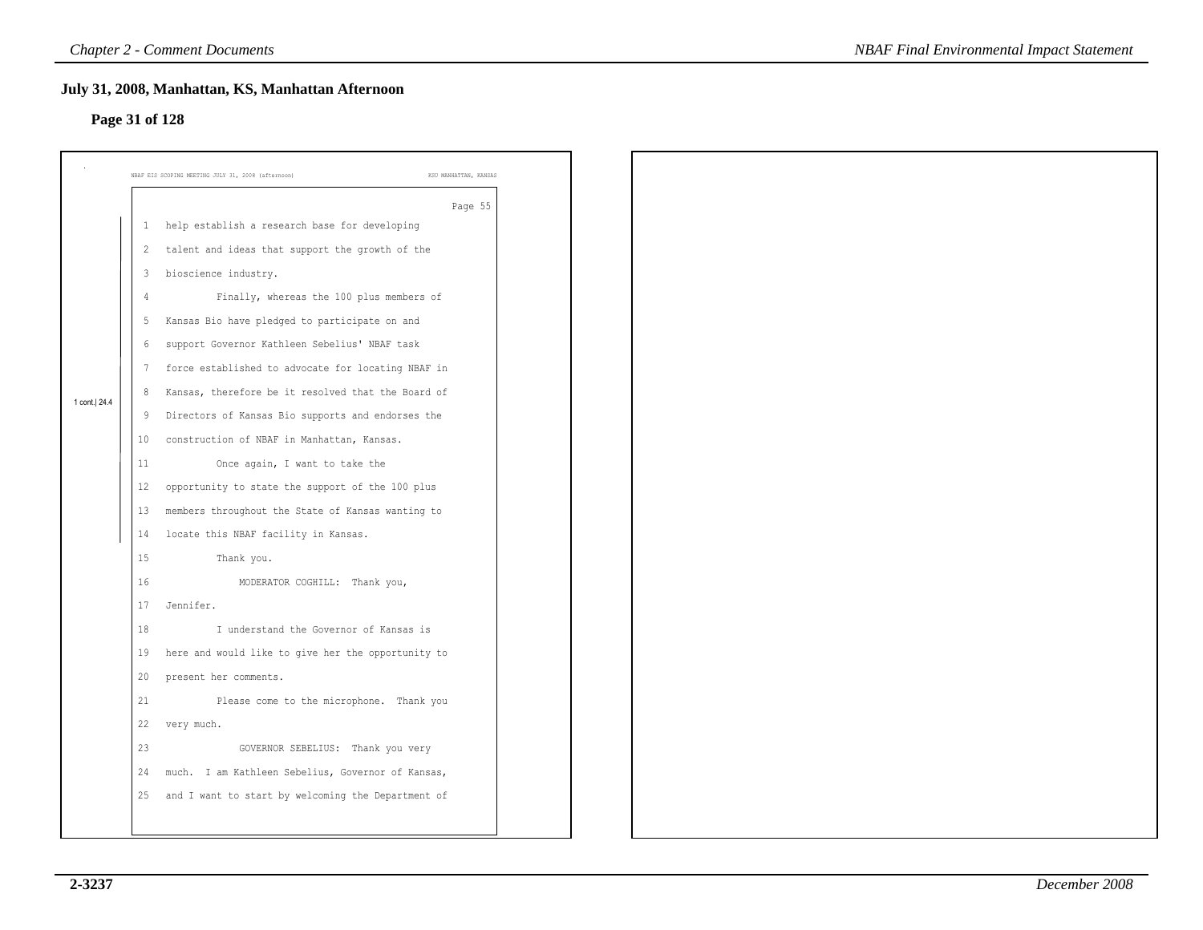## July 31, 2008, Manhattan, KS, Manhattan Afternoon

### Page 31 of 128

NBAF EIS SCOPING MEETING JULY 31, 2008 (afternoon) KSU MANHATTAN, KANSAS

Page 55

1 cont.| 24.4

1 help establish a research base for developing
2 talent and ideas that support the growth of the
3 bioscience industry.
4 Finally, whereas the 100 plus members of
5 Kansas Bio have pledged to participate on and
6 support Governor Kathleen Sebelius' NBAF task
7 force established to advocate for locating NBAF in
8 Kansas, therefore be it resolved that the Board of
9 Directors of Kansas Bio supports and endorses the
10 construction of NBAF in Manhattan, Kansas.
11 Once again, I want to take the
12 opportunity to state the support of the 100 plus
13 members throughout the State of Kansas wanting to
14 locate this NBAF facility in Kansas.
15 Thank you.
16 MODERATOR COGHILL: Thank you,
17 Jennifer.
18 I understand the Governor of Kansas is
19 here and would like to give her the opportunity to
20 present her comments.
21 Please come to the microphone. Thank you
22 very much.
23 GOVERNOR SEBELIUS: Thank you very
24 much. I am Kathleen Sebelius, Governor of Kansas,
25 and I want to start by welcoming the Department of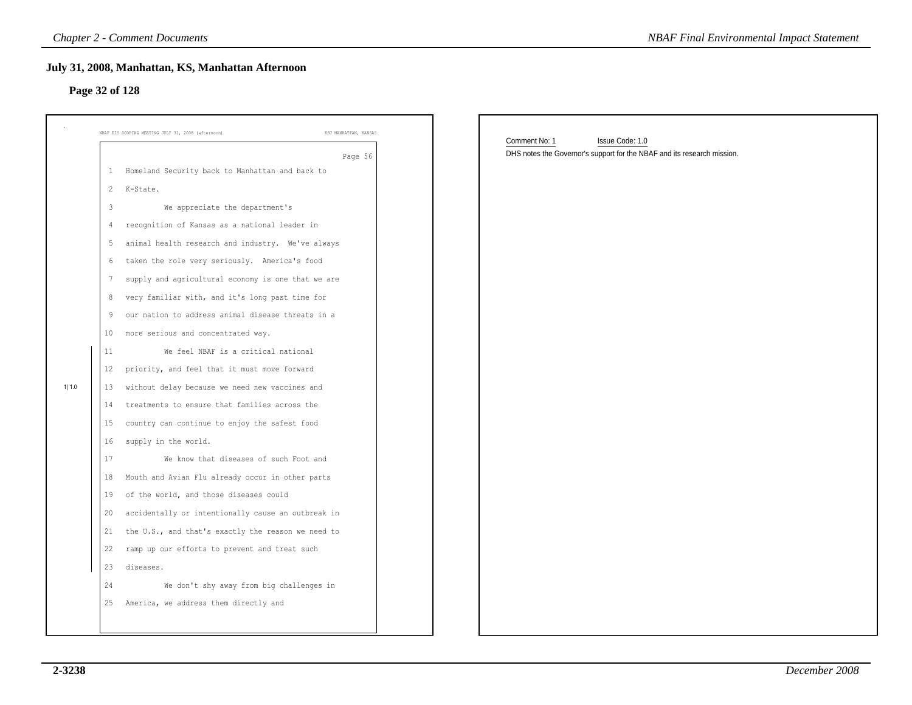## July 31, 2008, Manhattan, KS, Manhattan Afternoon

### Page 32 of 128

NBAF EIS SCOPING MEETING JULY 31, 2008 (afternoon) KSU MANHATTAN, KANSAS

Page 56

1 Homeland Security back to Manhattan and back to
2 K-State.
3 We appreciate the department's
4 recognition of Kansas as a national leader in
5 animal health research and industry. We've always
6 taken the role very seriously. America's food
7 supply and agricultural economy is one that we are
8 very familiar with, and it's long past time for
9 our nation to address animal disease threats in a
10 more serious and concentrated way.

1|1.0

11 We feel NBAF is a critical national
12 priority, and feel that it must move forward
13 without delay because we need new vaccines and
14 treatments to ensure that families across the
15 country can continue to enjoy the safest food
16 supply in the world.
17 We know that diseases of such Foot and
18 Mouth and Avian Flu already occur in other parts
19 of the world, and those diseases could
20 accidentally or intentionally cause an outbreak in
21 the U.S., and that's exactly the reason we need to
22 ramp up our efforts to prevent and treat such
23 diseases.

24 We don't shy away from big challenges in
25 America, we address them directly and

Comment No: 1 Issue Code: 1.0

DHS notes the Governor's support for the NBAF and its research mission.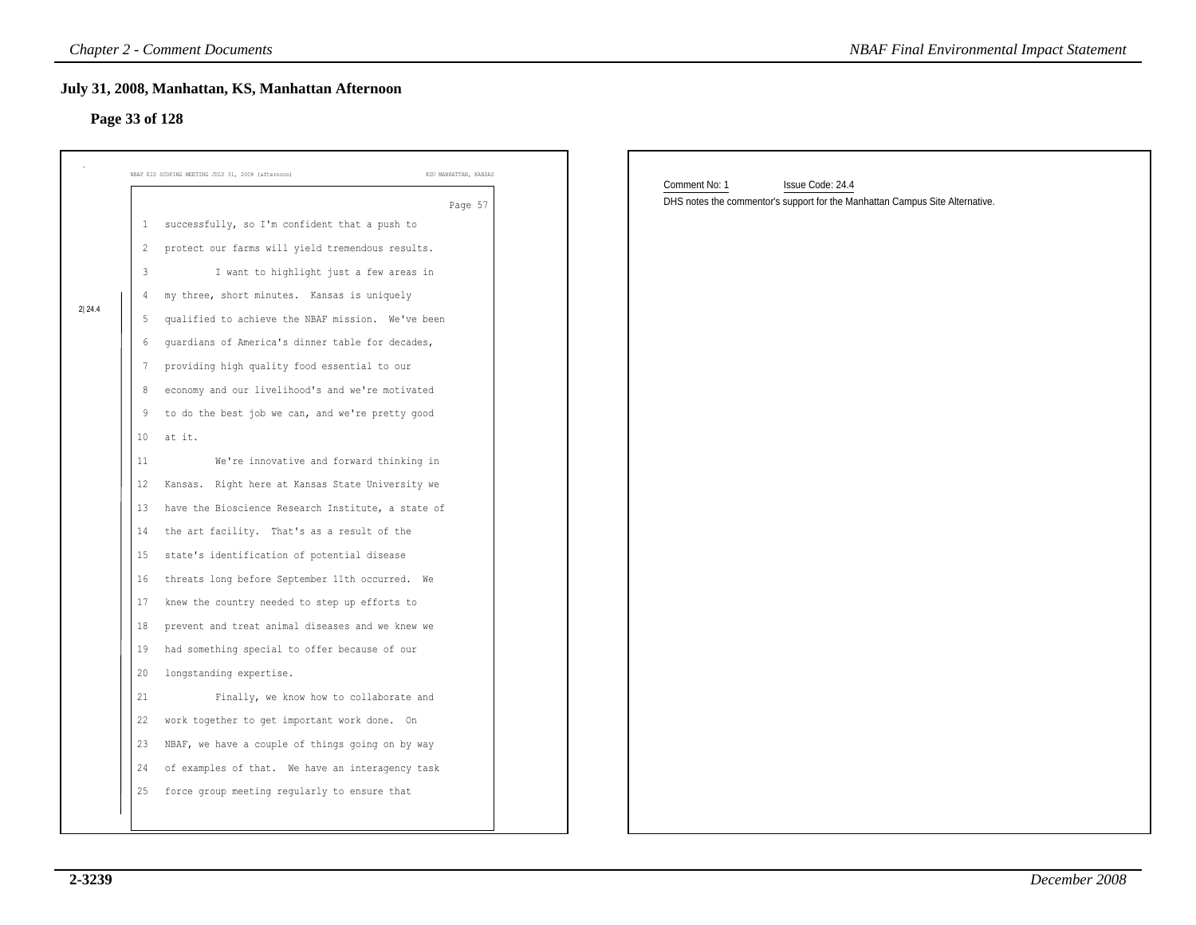## July 31, 2008, Manhattan, KS, Manhattan Afternoon

### Page 33 of 128

NBAF EIS SCOPING MEETING JULY 31, 2008 (afternoon) KSU MANHATTAN, KANSAS

Page 57

1 successfully, so I'm confident that a push to
2 protect our farms will yield tremendous results.
3 I want to highlight just a few areas in
4 my three, short minutes. Kansas is uniquely
5 qualified to achieve the NBAF mission. We've been
6 guardians of America's dinner table for decades,
7 providing high quality food essential to our
8 economy and our livelihood's and we're motivated
9 to do the best job we can, and we're pretty good
10 at it.
11 We're innovative and forward thinking in
12 Kansas. Right here at Kansas State University we
13 have the Bioscience Research Institute, a state of
14 the art facility. That's as a result of the
15 state's identification of potential disease
16 threats long before September 11th occurred. We
17 knew the country needed to step up efforts to
18 prevent and treat animal diseases and we knew we
19 had something special to offer because of our
20 longstanding expertise.
21 Finally, we know how to collaborate and
22 work together to get important work done. On
23 NBAF, we have a couple of things going on by way
24 of examples of that. We have an interagency task
25 force group meeting regularly to ensure that

2| 24.4

Comment No: 1 Issue Code: 24.4

DHS notes the commentor's support for the Manhattan Campus Site Alternative.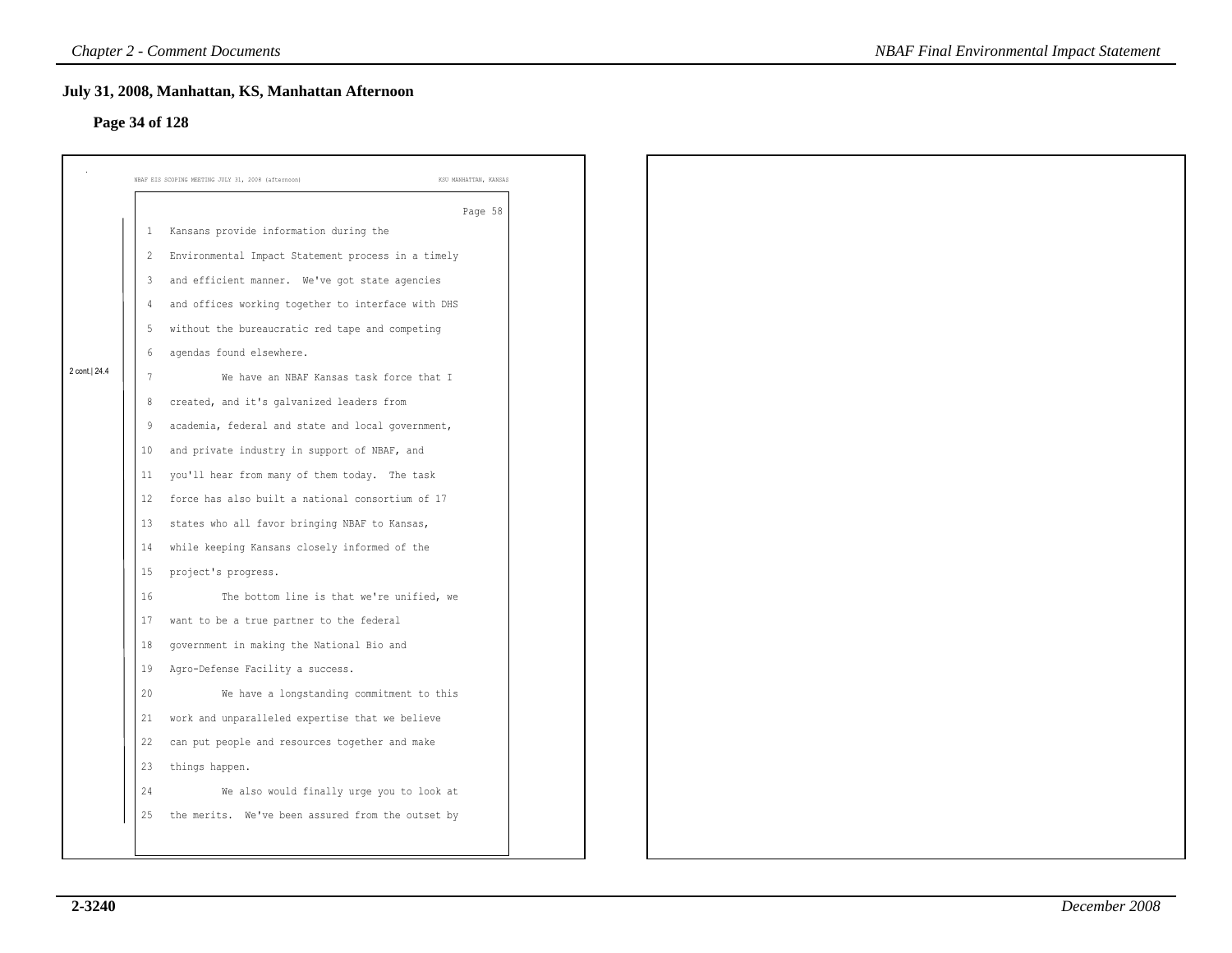## July 31, 2008, Manhattan, KS, Manhattan Afternoon

### Page 34 of 128

NBAF EIS SCOPING MEETING JULY 31, 2008 (afternoon) KSU MANHATTAN, KANSAS

Page 58

2 cont.| 24.4

```
1   Kansans provide information during the
2   Environmental Impact Statement process in a timely
3   and efficient manner.  We've got state agencies
4   and offices working together to interface with DHS
5   without the bureaucratic red tape and competing
6   agendas found elsewhere.
7            We have an NBAF Kansas task force that I
8   created, and it's galvanized leaders from
9   academia, federal and state and local government,
10  and private industry in support of NBAF, and
11  you'll hear from many of them today.  The task
12  force has also built a national consortium of 17
13  states who all favor bringing NBAF to Kansas,
14  while keeping Kansans closely informed of the
15  project's progress.
16           The bottom line is that we're unified, we
17  want to be a true partner to the federal
18  government in making the National Bio and
19  Agro-Defense Facility a success.
20           We have a longstanding commitment to this
21  work and unparalleled expertise that we believe
22  can put people and resources together and make
23  things happen.
24           We also would finally urge you to look at
25  the merits.  We've been assured from the outset by
```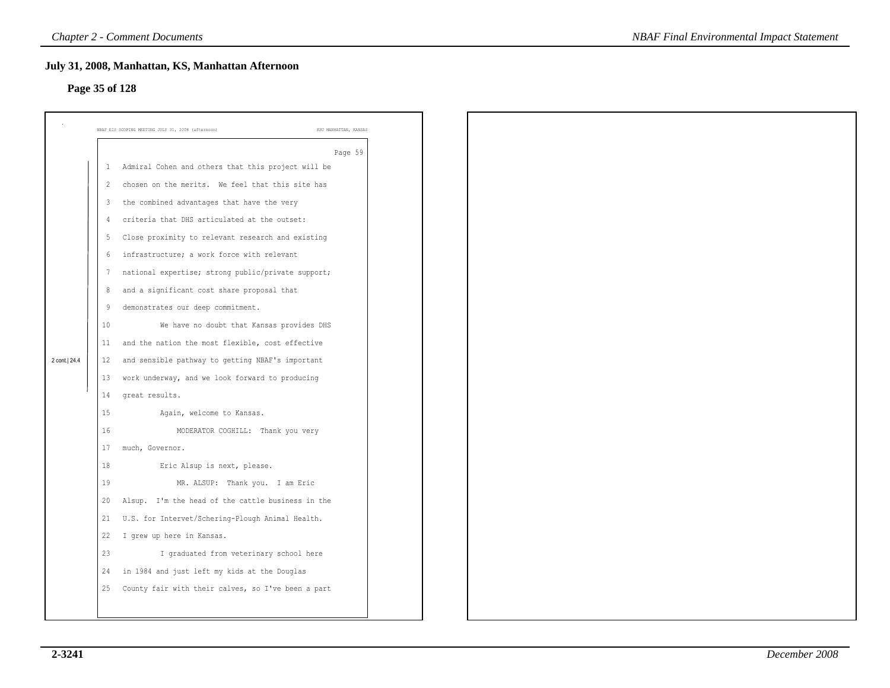## July 31, 2008, Manhattan, KS, Manhattan Afternoon

### Page 35 of 128

NBAF EIS SCOPING MEETING JULY 31, 2008 (afternoon) KSU MANHATTAN, KANSAS

Page 59

2 cont.| 24.4

1 Admiral Cohen and others that this project will be
2 chosen on the merits. We feel that this site has
3 the combined advantages that have the very
4 criteria that DHS articulated at the outset:
5 Close proximity to relevant research and existing
6 infrastructure; a work force with relevant
7 national expertise; strong public/private support;
8 and a significant cost share proposal that
9 demonstrates our deep commitment.
10 We have no doubt that Kansas provides DHS
11 and the nation the most flexible, cost effective
12 and sensible pathway to getting NBAF's important
13 work underway, and we look forward to producing
14 great results.
15 Again, welcome to Kansas.
16 MODERATOR COGHILL: Thank you very
17 much, Governor.
18 Eric Alsup is next, please.
19 MR. ALSUP: Thank you. I am Eric
20 Alsup. I'm the head of the cattle business in the
21 U.S. for Intervet/Schering-Plough Animal Health.
22 I grew up here in Kansas.
23 I graduated from veterinary school here
24 in 1984 and just left my kids at the Douglas
25 County fair with their calves, so I've been a part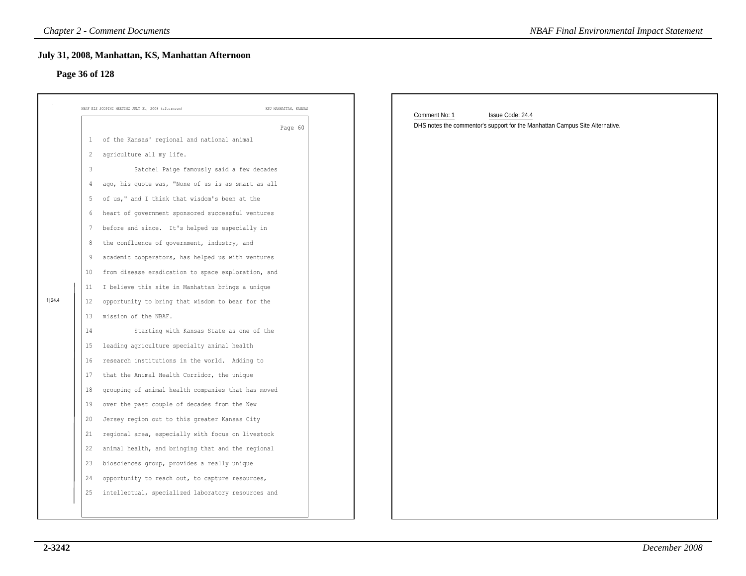## July 31, 2008, Manhattan, KS, Manhattan Afternoon

### Page 36 of 128

NBAF EIS SCOPING MEETING JULY 31, 2008 (afternoon) KSU MANHATTAN, KANSAS

Page 60

1 of the Kansas' regional and national animal
2 agriculture all my life.
3 Satchel Paige famously said a few decades
4 ago, his quote was, "None of us is as smart as all
5 of us," and I think that wisdom's been at the
6 heart of government sponsored successful ventures
7 before and since. It's helped us especially in
8 the confluence of government, industry, and
9 academic cooperators, has helped us with ventures
10 from disease eradication to space exploration, and
11 I believe this site in Manhattan brings a unique
12 opportunity to bring that wisdom to bear for the
13 mission of the NBAF.
14 Starting with Kansas State as one of the
15 leading agriculture specialty animal health
16 research institutions in the world. Adding to
17 that the Animal Health Corridor, the unique
18 grouping of animal health companies that has moved
19 over the past couple of decades from the New
20 Jersey region out to this greater Kansas City
21 regional area, especially with focus on livestock
22 animal health, and bringing that and the regional
23 biosciences group, provides a really unique
24 opportunity to reach out, to capture resources,
25 intellectual, specialized laboratory resources and

1| 24.4

Comment No: 1 Issue Code: 24.4

DHS notes the commentor's support for the Manhattan Campus Site Alternative.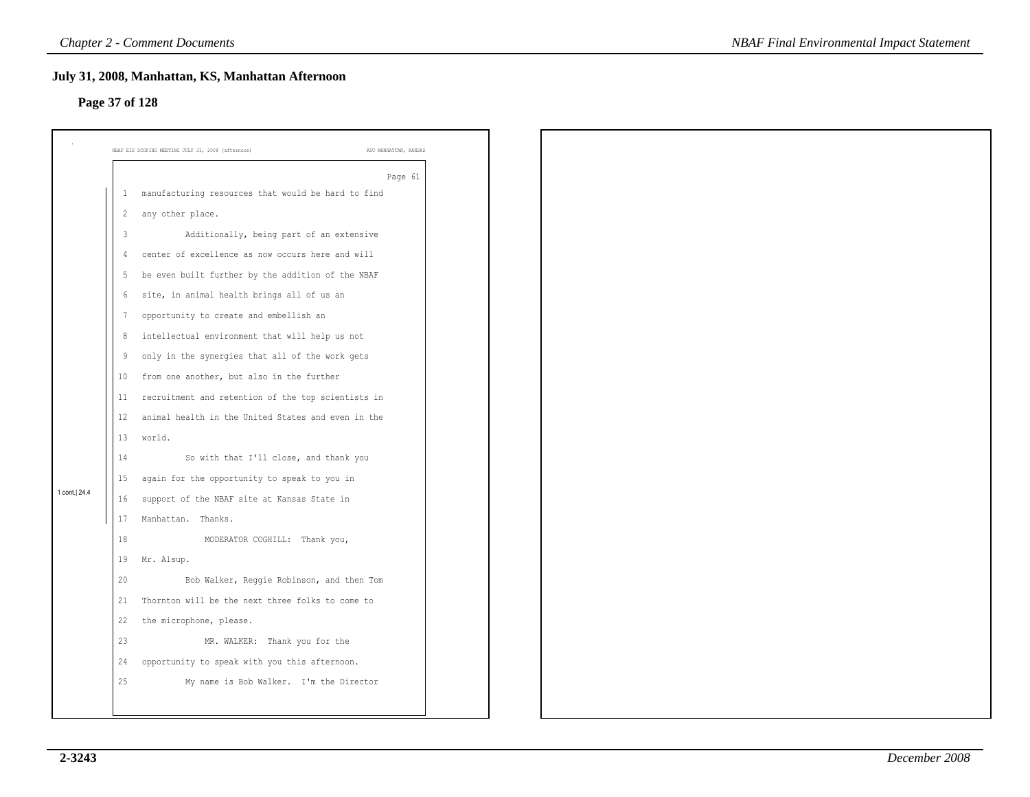## July 31, 2008, Manhattan, KS, Manhattan Afternoon

### Page 37 of 128

NBAF EIS SCOPING MEETING JULY 31, 2008 (afternoon) KSU MANHATTAN, KANSAS

Page 61

1 manufacturing resources that would be hard to find
2 any other place.
3 Additionally, being part of an extensive
4 center of excellence as now occurs here and will
5 be even built further by the addition of the NBAF
6 site, in animal health brings all of us an
7 opportunity to create and embellish an
8 intellectual environment that will help us not
9 only in the synergies that all of the work gets
10 from one another, but also in the further
11 recruitment and retention of the top scientists in
12 animal health in the United States and even in the
13 world.
14 So with that I'll close, and thank you
15 again for the opportunity to speak to you in
16 support of the NBAF site at Kansas State in
17 Manhattan. Thanks.

1 cont.| 24.4

18 MODERATOR COGHILL: Thank you,
19 Mr. Alsup.
20 Bob Walker, Reggie Robinson, and then Tom
21 Thornton will be the next three folks to come to
22 the microphone, please.
23 MR. WALKER: Thank you for the
24 opportunity to speak with you this afternoon.
25 My name is Bob Walker. I'm the Director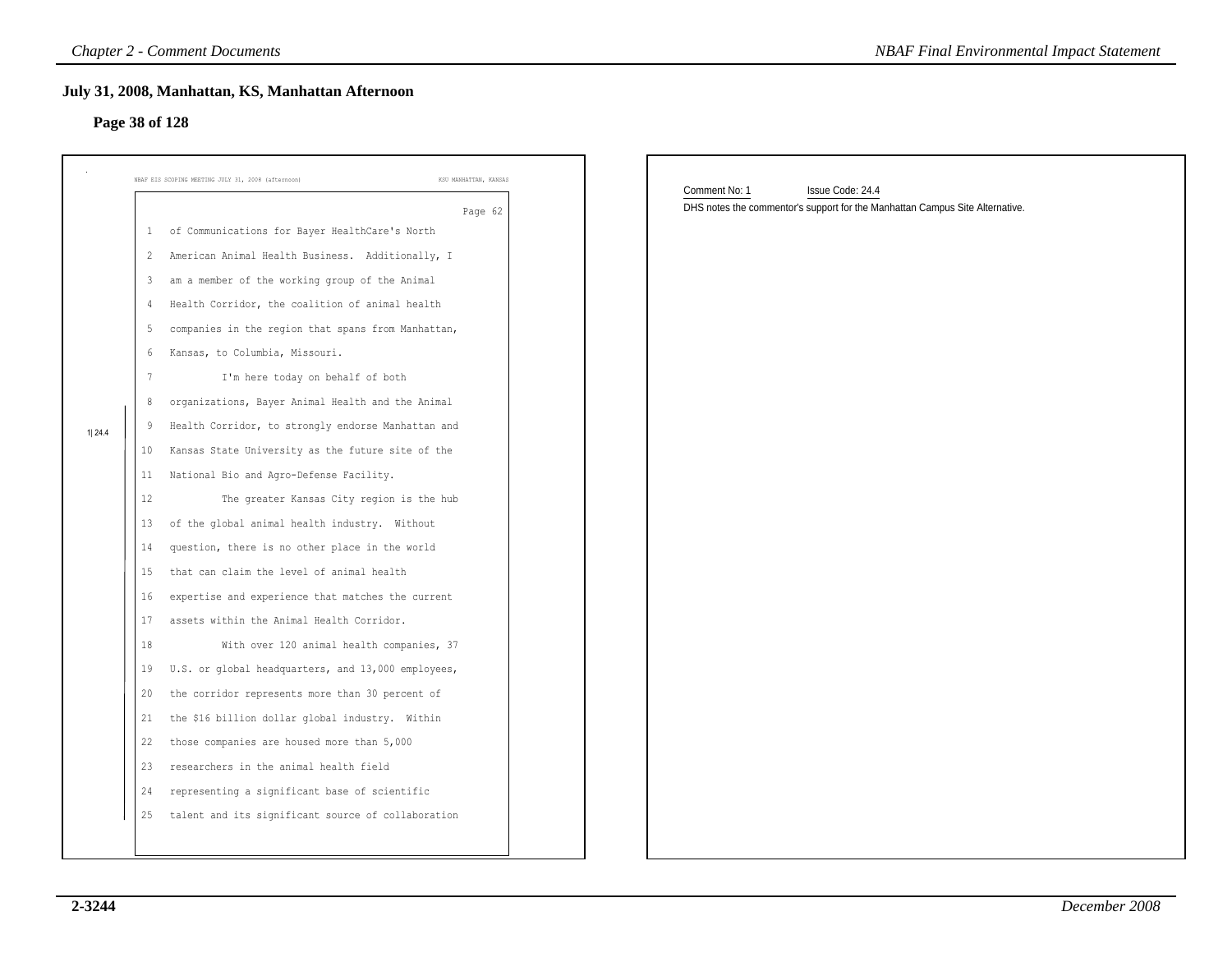## July 31, 2008, Manhattan, KS, Manhattan Afternoon

### Page 38 of 128

NBAF EIS SCOPING MEETING JULY 31, 2008 (afternoon) KSU MANHATTAN, KANSAS

Page 62

1 of Communications for Bayer HealthCare's North
2 American Animal Health Business. Additionally, I
3 am a member of the working group of the Animal
4 Health Corridor, the coalition of animal health
5 companies in the region that spans from Manhattan,
6 Kansas, to Columbia, Missouri.
7 I'm here today on behalf of both
8 organizations, Bayer Animal Health and the Animal
9 Health Corridor, to strongly endorse Manhattan and
10 Kansas State University as the future site of the
11 National Bio and Agro-Defense Facility.
12 The greater Kansas City region is the hub
13 of the global animal health industry. Without
14 question, there is no other place in the world
15 that can claim the level of animal health
16 expertise and experience that matches the current
17 assets within the Animal Health Corridor.
18 With over 120 animal health companies, 37
19 U.S. or global headquarters, and 13,000 employees,
20 the corridor represents more than 30 percent of
21 the $16 billion dollar global industry. Within
22 those companies are housed more than 5,000
23 researchers in the animal health field
24 representing a significant base of scientific
25 talent and its significant source of collaboration

1|24.4

Comment No: 1 Issue Code: 24.4

DHS notes the commentor's support for the Manhattan Campus Site Alternative.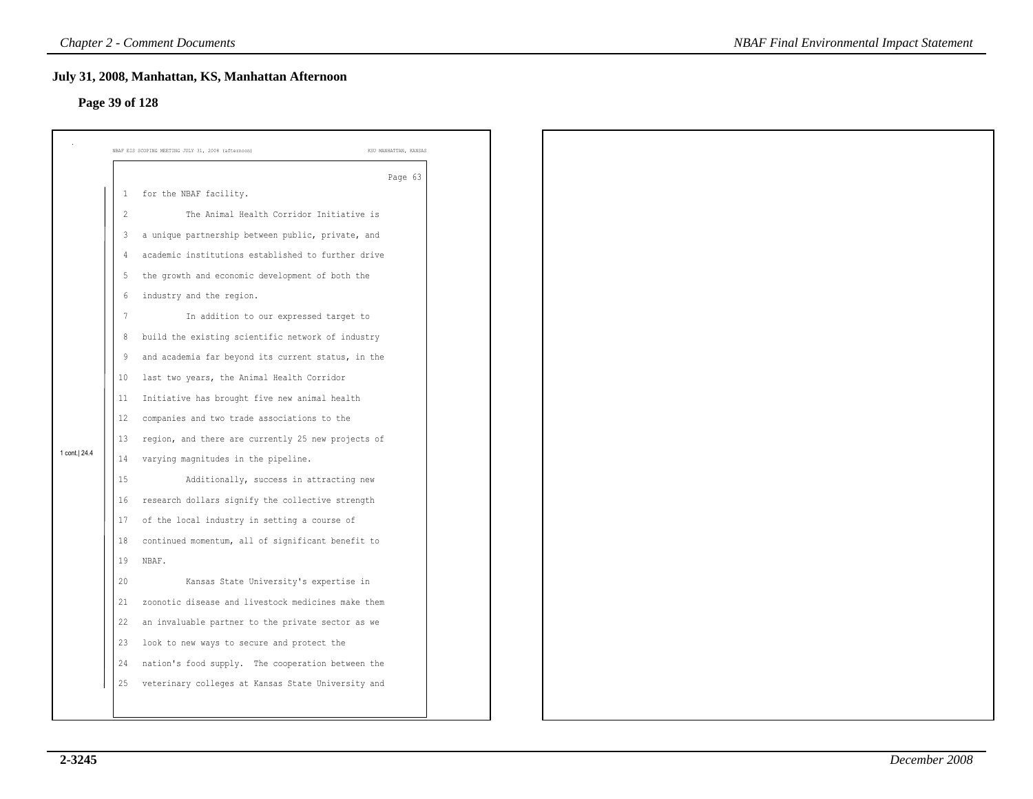## July 31, 2008, Manhattan, KS, Manhattan Afternoon

### Page 39 of 128

NBAF EIS SCOPING MEETING JULY 31, 2008 (afternoon) KSU MANHATTAN, KANSAS

Page 63

1 for the NBAF facility.

2 The Animal Health Corridor Initiative is
3 a unique partnership between public, private, and
4 academic institutions established to further drive
5 the growth and economic development of both the
6 industry and the region.

7 In addition to our expressed target to
8 build the existing scientific network of industry
9 and academia far beyond its current status, in the
10 last two years, the Animal Health Corridor
11 Initiative has brought five new animal health
12 companies and two trade associations to the
13 region, and there are currently 25 new projects of
14 varying magnitudes in the pipeline.

15 Additionally, success in attracting new
16 research dollars signify the collective strength
17 of the local industry in setting a course of
18 continued momentum, all of significant benefit to
19 NBAF.

20 Kansas State University's expertise in
21 zoonotic disease and livestock medicines make them
22 an invaluable partner to the private sector as we
23 look to new ways to secure and protect the
24 nation's food supply. The cooperation between the
25 veterinary colleges at Kansas State University and

1 cont.| 24.4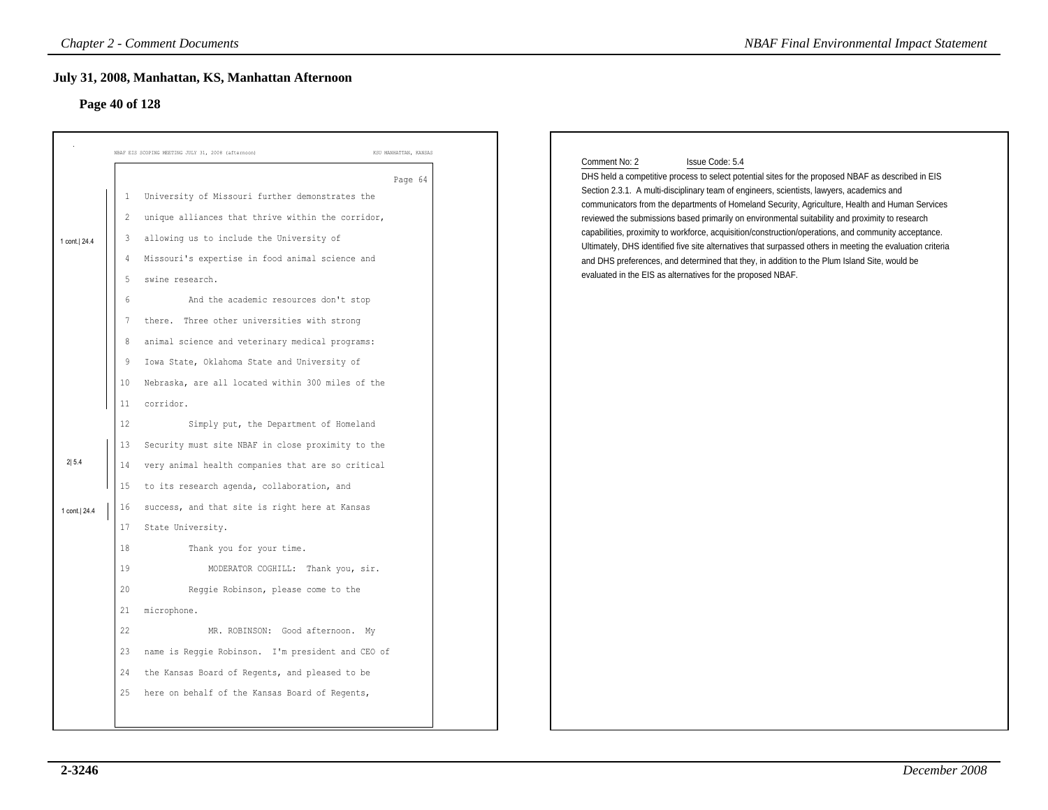## July 31, 2008, Manhattan, KS, Manhattan Afternoon

### Page 40 of 128

NBAF EIS SCOPING MEETING JULY 31, 2008 (afternoon) — KSU MANHATTAN, KANSAS

Page 64

1 University of Missouri further demonstrates the
2 unique alliances that thrive within the corridor,
3 allowing us to include the University of
4 Missouri's expertise in food animal science and
5 swine research.
6 And the academic resources don't stop
7 there. Three other universities with strong
8 animal science and veterinary medical programs:
9 Iowa State, Oklahoma State and University of
10 Nebraska, are all located within 300 miles of the
11 corridor.
12 Simply put, the Department of Homeland
13 Security must site NBAF in close proximity to the
14 very animal health companies that are so critical
15 to its research agenda, collaboration, and
16 success, and that site is right here at Kansas
17 State University.
18 Thank you for your time.
19 MODERATOR COGHILL: Thank you, sir.
20 Reggie Robinson, please come to the
21 microphone.
22 MR. ROBINSON: Good afternoon. My
23 name is Reggie Robinson. I'm president and CEO of
24 the Kansas Board of Regents, and pleased to be
25 here on behalf of the Kansas Board of Regents,

Margin markers: 1 cont.| 24.4 (lines 1–11); 2| 5.4 (lines 13–15); 1 cont.| 24.4 (lines 16–17)

---

Comment No: 2 Issue Code: 5.4

DHS held a competitive process to select potential sites for the proposed NBAF as described in EIS Section 2.3.1. A multi-disciplinary team of engineers, scientists, lawyers, academics and communicators from the departments of Homeland Security, Agriculture, Health and Human Services reviewed the submissions based primarily on environmental suitability and proximity to research capabilities, proximity to workforce, acquisition/construction/operations, and community acceptance. Ultimately, DHS identified five site alternatives that surpassed others in meeting the evaluation criteria and DHS preferences, and determined that they, in addition to the Plum Island Site, would be evaluated in the EIS as alternatives for the proposed NBAF.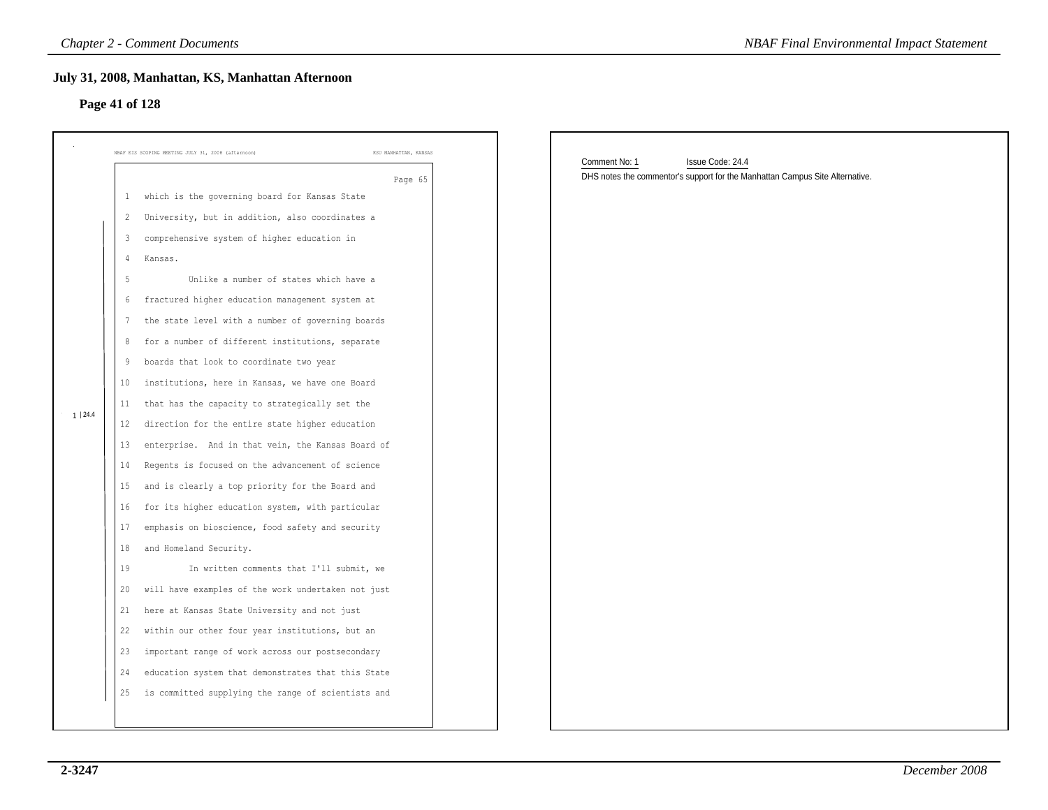## July 31, 2008, Manhattan, KS, Manhattan Afternoon

### Page 41 of 128

NBAF EIS SCOPING MEETING JULY 31, 2008 (afternoon) KSU MANHATTAN, KANSAS

Page 65

1 which is the governing board for Kansas State
2 University, but in addition, also coordinates a
3 comprehensive system of higher education in
4 Kansas.
5 Unlike a number of states which have a
6 fractured higher education management system at
7 the state level with a number of governing boards
8 for a number of different institutions, separate
9 boards that look to coordinate two year
10 institutions, here in Kansas, we have one Board
11 that has the capacity to strategically set the
12 direction for the entire state higher education
13 enterprise. And in that vein, the Kansas Board of
14 Regents is focused on the advancement of science
15 and is clearly a top priority for the Board and
16 for its higher education system, with particular
17 emphasis on bioscience, food safety and security
18 and Homeland Security.
19 In written comments that I'll submit, we
20 will have examples of the work undertaken not just
21 here at Kansas State University and not just
22 within our other four year institutions, but an
23 important range of work across our postsecondary
24 education system that demonstrates that this State
25 is committed supplying the range of scientists and

1 | 24.4

Comment No: 1 Issue Code: 24.4

DHS notes the commentor's support for the Manhattan Campus Site Alternative.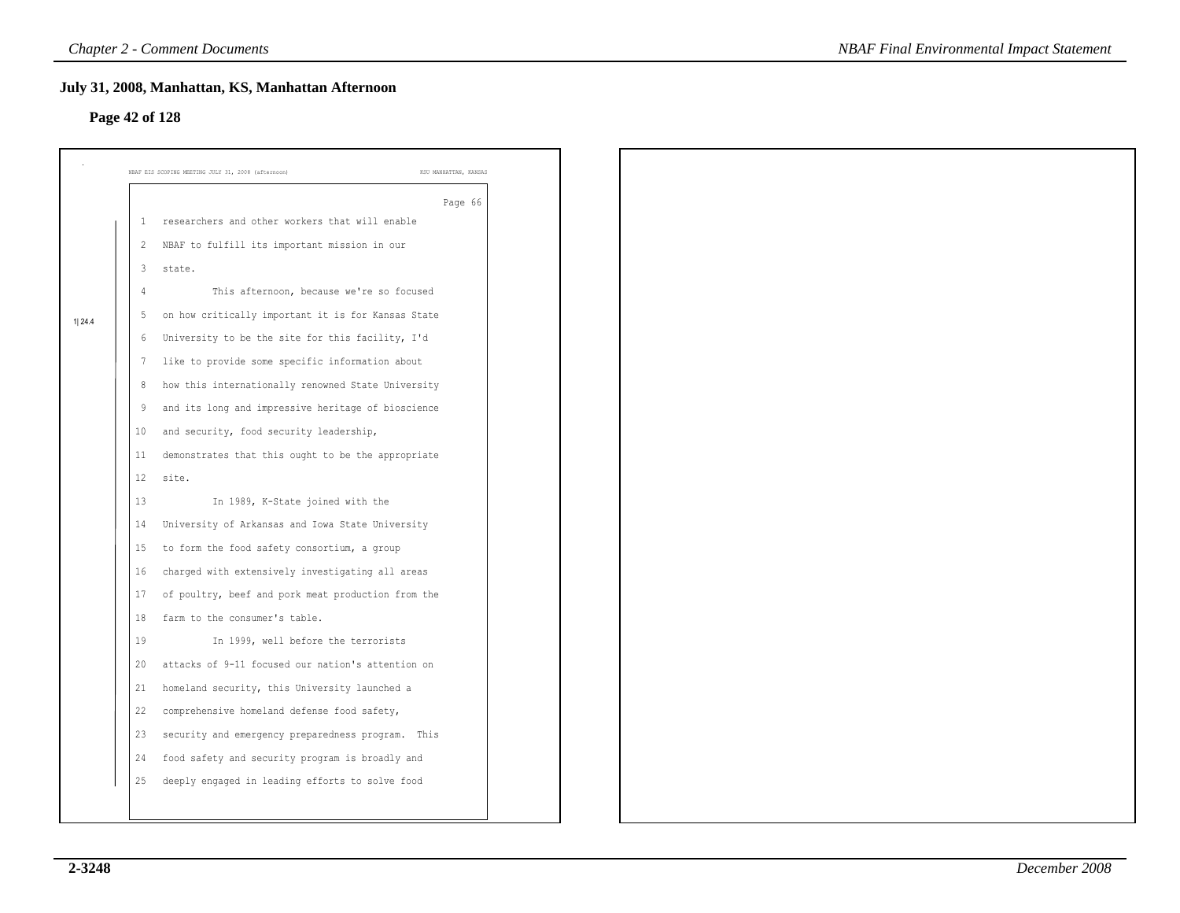## July 31, 2008, Manhattan, KS, Manhattan Afternoon

### Page 42 of 128

NBAF EIS SCOPING MEETING JULY 31, 2008 (afternoon) KSU MANHATTAN, KANSAS

Page 66

1 researchers and other workers that will enable
2 NBAF to fulfill its important mission in our
3 state.
4 This afternoon, because we're so focused
5 on how critically important it is for Kansas State
6 University to be the site for this facility, I'd
7 like to provide some specific information about
8 how this internationally renowned State University
9 and its long and impressive heritage of bioscience
10 and security, food security leadership,
11 demonstrates that this ought to be the appropriate
12 site.
13 In 1989, K-State joined with the
14 University of Arkansas and Iowa State University
15 to form the food safety consortium, a group
16 charged with extensively investigating all areas
17 of poultry, beef and pork meat production from the
18 farm to the consumer's table.
19 In 1999, well before the terrorists
20 attacks of 9-11 focused our nation's attention on
21 homeland security, this University launched a
22 comprehensive homeland defense food safety,
23 security and emergency preparedness program. This
24 food safety and security program is broadly and
25 deeply engaged in leading efforts to solve food

1| 24.4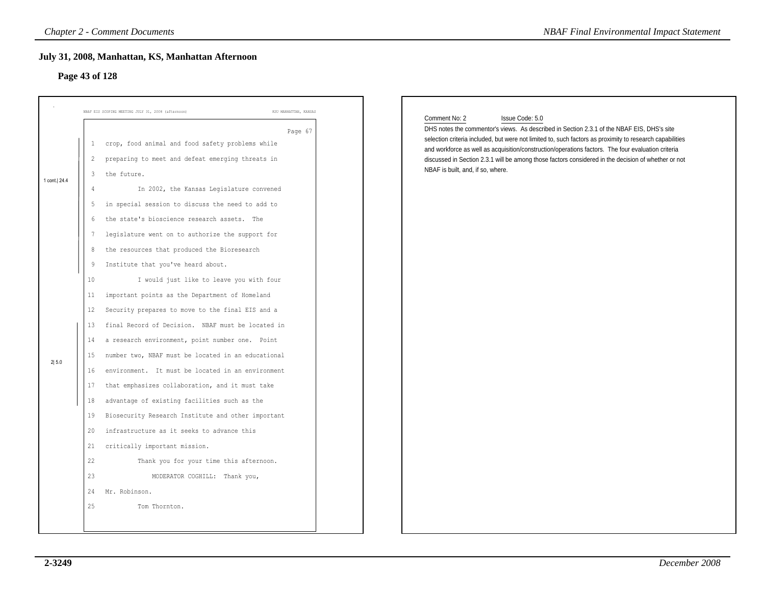## July 31, 2008, Manhattan, KS, Manhattan Afternoon

### Page 43 of 128

NBAF EIS SCOPING MEETING JULY 31, 2008 (afternoon) KSU MANHATTAN, KANSAS

Page 67

```
1 cont.| 24.4
 1   crop, food animal and food safety problems while
 2   preparing to meet and defeat emerging threats in
 3   the future.
 4           In 2002, the Kansas Legislature convened
 5   in special session to discuss the need to add to
 6   the state's bioscience research assets.  The
 7   legislature went on to authorize the support for
 8   the resources that produced the Bioresearch
 9   Institute that you've heard about.
10           I would just like to leave you with four
11   important points as the Department of Homeland
12   Security prepares to move to the final EIS and a
2| 5.0
13   final Record of Decision.  NBAF must be located in
14   a research environment, point number one.  Point
15   number two, NBAF must be located in an educational
16   environment.  It must be located in an environment
17   that emphasizes collaboration, and it must take
18   advantage of existing facilities such as the
19   Biosecurity Research Institute and other important
20   infrastructure as it seeks to advance this
21   critically important mission.
22           Thank you for your time this afternoon.
23               MODERATOR COGHILL:  Thank you,
24   Mr. Robinson.
25           Tom Thornton.
```

Comment No: 2 Issue Code: 5.0

DHS notes the commentor's views. As described in Section 2.3.1 of the NBAF EIS, DHS's site selection criteria included, but were not limited to, such factors as proximity to research capabilities and workforce as well as acquisition/construction/operations factors. The four evaluation criteria discussed in Section 2.3.1 will be among those factors considered in the decision of whether or not NBAF is built, and, if so, where.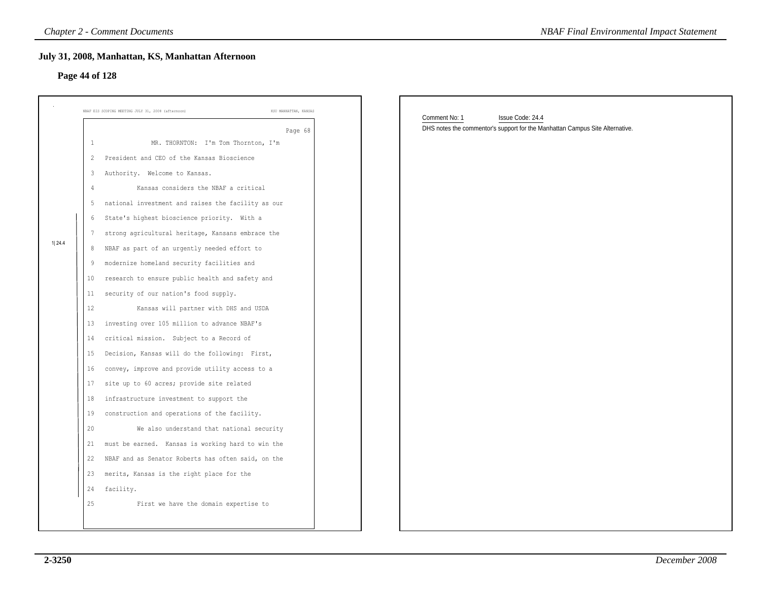## July 31, 2008, Manhattan, KS, Manhattan Afternoon

### Page 44 of 128

NBAF EIS SCOPING MEETING JULY 31, 2008 (afternoon) KSU MANHATTAN, KANSAS

Page 68

1 MR. THORNTON: I'm Tom Thornton, I'm
2 President and CEO of the Kansas Bioscience
3 Authority. Welcome to Kansas.
4 Kansas considers the NBAF a critical
5 national investment and raises the facility as our
6 State's highest bioscience priority. With a
7 strong agricultural heritage, Kansans embrace the
8 NBAF as part of an urgently needed effort to
9 modernize homeland security facilities and
10 research to ensure public health and safety and
11 security of our nation's food supply.
12 Kansas will partner with DHS and USDA
13 investing over 105 million to advance NBAF's
14 critical mission. Subject to a Record of
15 Decision, Kansas will do the following: First,
16 convey, improve and provide utility access to a
17 site up to 60 acres; provide site related
18 infrastructure investment to support the
19 construction and operations of the facility.
20 We also understand that national security
21 must be earned. Kansas is working hard to win the
22 NBAF and as Senator Roberts has often said, on the
23 merits, Kansas is the right place for the
24 facility.
25 First we have the domain expertise to

1|24.4

Comment No: 1 Issue Code: 24.4

DHS notes the commentor's support for the Manhattan Campus Site Alternative.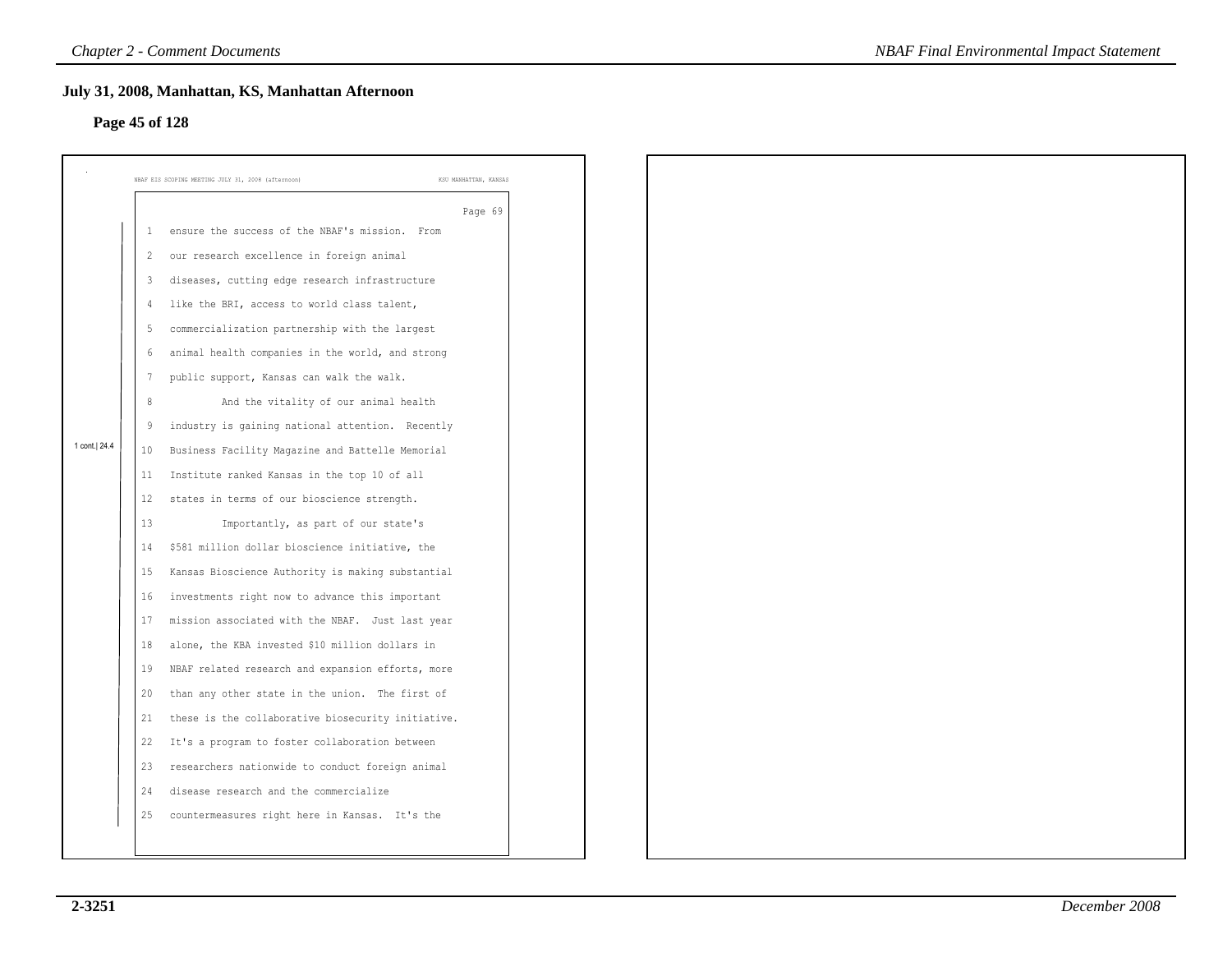## July 31, 2008, Manhattan, KS, Manhattan Afternoon

### Page 45 of 128

NBAF EIS SCOPING MEETING JULY 31, 2008 (afternoon) KSU MANHATTAN, KANSAS

Page 69

1 cont.| 24.4

```
1   ensure the success of the NBAF's mission.  From
2   our research excellence in foreign animal
3   diseases, cutting edge research infrastructure
4   like the BRI, access to world class talent,
5   commercialization partnership with the largest
6   animal health companies in the world, and strong
7   public support, Kansas can walk the walk.
8           And the vitality of our animal health
9   industry is gaining national attention.  Recently
10  Business Facility Magazine and Battelle Memorial
11  Institute ranked Kansas in the top 10 of all
12  states in terms of our bioscience strength.
13          Importantly, as part of our state's
14  $581 million dollar bioscience initiative, the
15  Kansas Bioscience Authority is making substantial
16  investments right now to advance this important
17  mission associated with the NBAF.  Just last year
18  alone, the KBA invested $10 million dollars in
19  NBAF related research and expansion efforts, more
20  than any other state in the union.  The first of
21  these is the collaborative biosecurity initiative.
22  It's a program to foster collaboration between
23  researchers nationwide to conduct foreign animal
24  disease research and the commercialize
25  countermeasures right here in Kansas.  It's the
```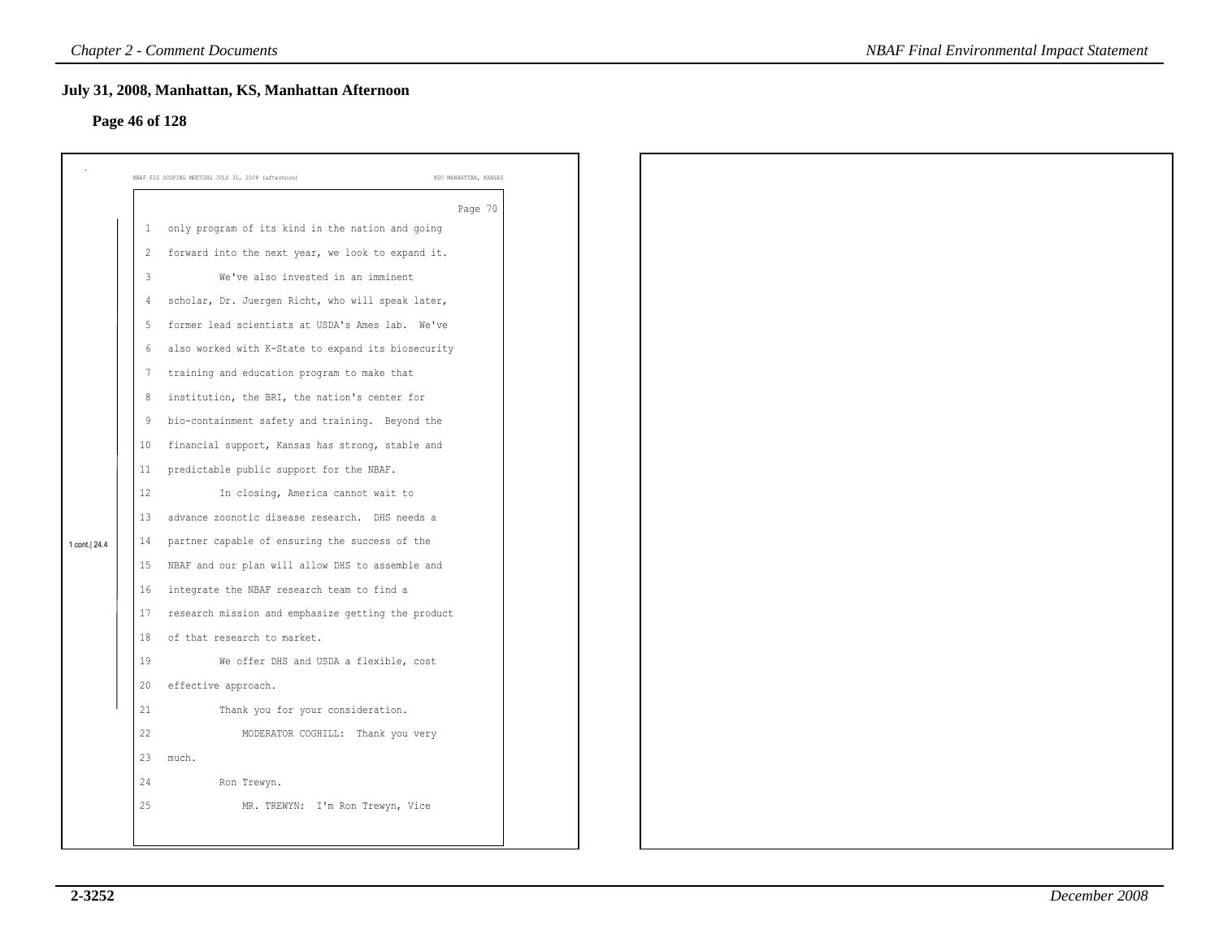## July 31, 2008, Manhattan, KS, Manhattan Afternoon

### Page 46 of 128

NBAF EIS SCOPING MEETING JULY 31, 2008 (afternoon) KSU MANHATTAN, KANSAS

Page 70

1 only program of its kind in the nation and going
2 forward into the next year, we look to expand it.
3 We've also invested in an imminent
4 scholar, Dr. Juergen Richt, who will speak later,
5 former lead scientists at USDA's Ames lab. We've
6 also worked with K-State to expand its biosecurity
7 training and education program to make that
8 institution, the BRI, the nation's center for
9 bio-containment safety and training. Beyond the
10 financial support, Kansas has strong, stable and
11 predictable public support for the NBAF.
12 In closing, America cannot wait to
13 advance zoonotic disease research. DHS needs a
14 partner capable of ensuring the success of the
15 NBAF and our plan will allow DHS to assemble and
16 integrate the NBAF research team to find a
17 research mission and emphasize getting the product
18 of that research to market.
19 We offer DHS and USDA a flexible, cost
20 effective approach.
21 Thank you for your consideration.
22 MODERATOR COGHILL: Thank you very
23 much.
24 Ron Trewyn.
25 MR. TREWYN: I'm Ron Trewyn, Vice

1 cont.| 24.4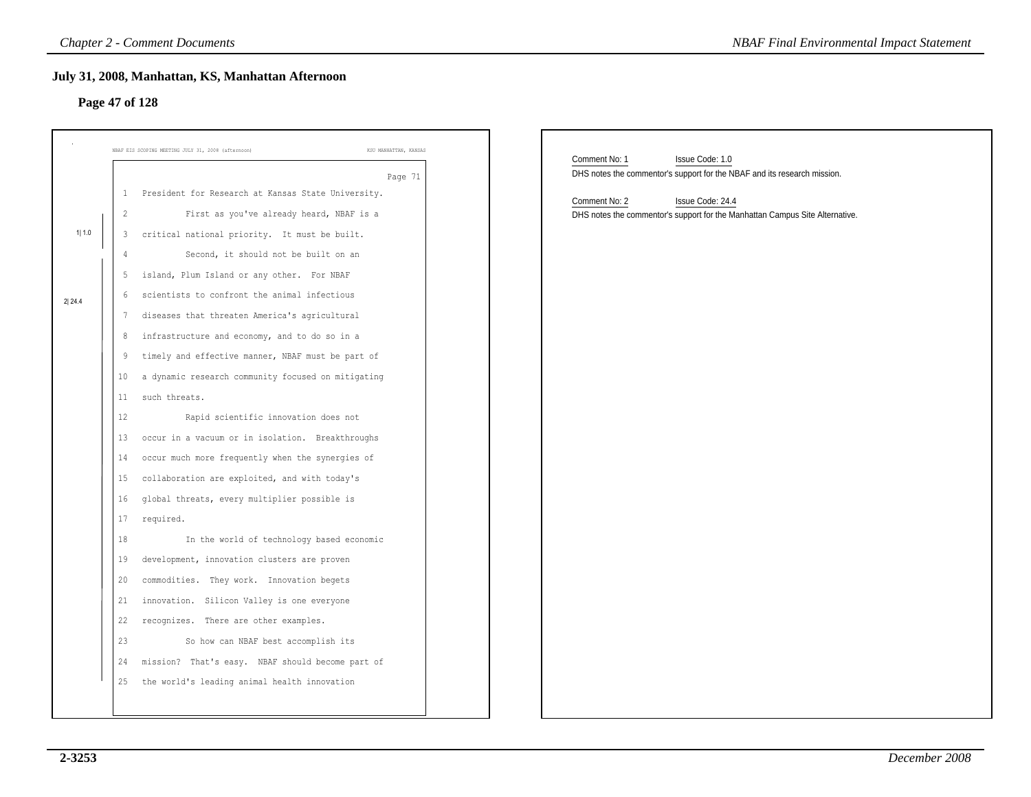## July 31, 2008, Manhattan, KS, Manhattan Afternoon

### Page 47 of 128

NBAF EIS SCOPING MEETING JULY 31, 2008 (afternoon) KSU MANHATTAN, KANSAS

Page 71

1 President for Research at Kansas State University.

2 First as you've already heard, NBAF is a

3 critical national priority. It must be built. [1| 1.0]

4 Second, it should not be built on an

5 island, Plum Island or any other. For NBAF

6 scientists to confront the animal infectious [2| 24.4]

7 diseases that threaten America's agricultural

8 infrastructure and economy, and to do so in a

9 timely and effective manner, NBAF must be part of

10 a dynamic research community focused on mitigating

11 such threats.

12 Rapid scientific innovation does not

13 occur in a vacuum or in isolation. Breakthroughs

14 occur much more frequently when the synergies of

15 collaboration are exploited, and with today's

16 global threats, every multiplier possible is

17 required.

18 In the world of technology based economic

19 development, innovation clusters are proven

20 commodities. They work. Innovation begets

21 innovation. Silicon Valley is one everyone

22 recognizes. There are other examples.

23 So how can NBAF best accomplish its

24 mission? That's easy. NBAF should become part of

25 the world's leading animal health innovation

---

Comment No: 1 Issue Code: 1.0

DHS notes the commentor's support for the NBAF and its research mission.

Comment No: 2 Issue Code: 24.4

DHS notes the commentor's support for the Manhattan Campus Site Alternative.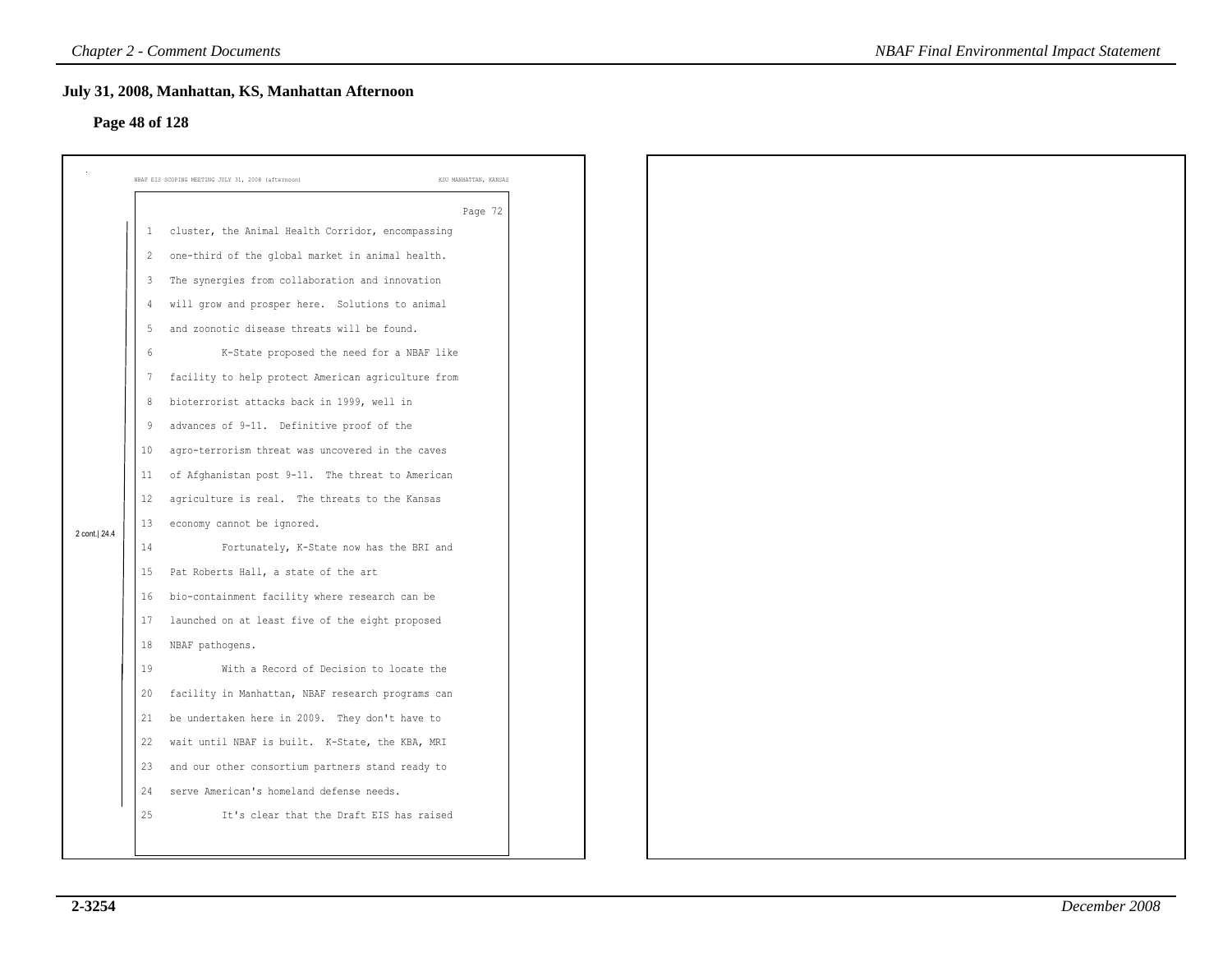## July 31, 2008, Manhattan, KS, Manhattan Afternoon

### Page 48 of 128

NBAF EIS SCOPING MEETING JULY 31, 2008 (afternoon) KSU MANHATTAN, KANSAS

Page 72

2 cont.| 24.4

1 cluster, the Animal Health Corridor, encompassing
2 one-third of the global market in animal health.
3 The synergies from collaboration and innovation
4 will grow and prosper here. Solutions to animal
5 and zoonotic disease threats will be found.
6 K-State proposed the need for a NBAF like
7 facility to help protect American agriculture from
8 bioterrorist attacks back in 1999, well in
9 advances of 9-11. Definitive proof of the
10 agro-terrorism threat was uncovered in the caves
11 of Afghanistan post 9-11. The threat to American
12 agriculture is real. The threats to the Kansas
13 economy cannot be ignored.
14 Fortunately, K-State now has the BRI and
15 Pat Roberts Hall, a state of the art
16 bio-containment facility where research can be
17 launched on at least five of the eight proposed
18 NBAF pathogens.
19 With a Record of Decision to locate the
20 facility in Manhattan, NBAF research programs can
21 be undertaken here in 2009. They don't have to
22 wait until NBAF is built. K-State, the KBA, MRI
23 and our other consortium partners stand ready to
24 serve American's homeland defense needs.
25 It's clear that the Draft EIS has raised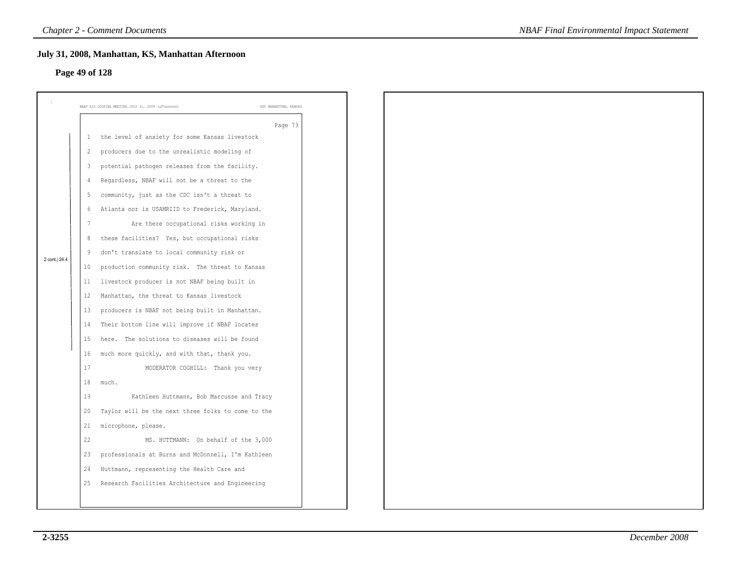## July 31, 2008, Manhattan, KS, Manhattan Afternoon

### Page 49 of 128

NBAF EIS SCOPING MEETING JULY 31, 2008 (afternoon) KSU MANHATTAN, KANSAS

Page 73

2 cont.| 24.4

1 the level of anxiety for some Kansas livestock
2 producers due to the unrealistic modeling of
3 potential pathogen releases from the facility.
4 Regardless, NBAF will not be a threat to the
5 community, just as the CDC isn't a threat to
6 Atlanta nor is USAMRIID to Frederick, Maryland.
7 Are there occupational risks working in
8 these facilities? Yes, but occupational risks
9 don't translate to local community risk or
10 production community risk. The threat to Kansas
11 livestock producer is not NBAF being built in
12 Manhattan, the threat to Kansas livestock
13 producers is NBAF not being built in Manhattan.
14 Their bottom line will improve if NBAF locates
15 here. The solutions to diseases will be found
16 much more quickly, and with that, thank you.
17 MODERATOR COGHILL: Thank you very
18 much.
19 Kathleen Huttmann, Bob Marcusse and Tracy
20 Taylor will be the next three folks to come to the
21 microphone, please.
22 MS. HUTTMANN: On behalf of the 3,000
23 professionals at Burns and McDonnell, I'm Kathleen
24 Huttmann, representing the Health Care and
25 Research Facilities Architecture and Engineering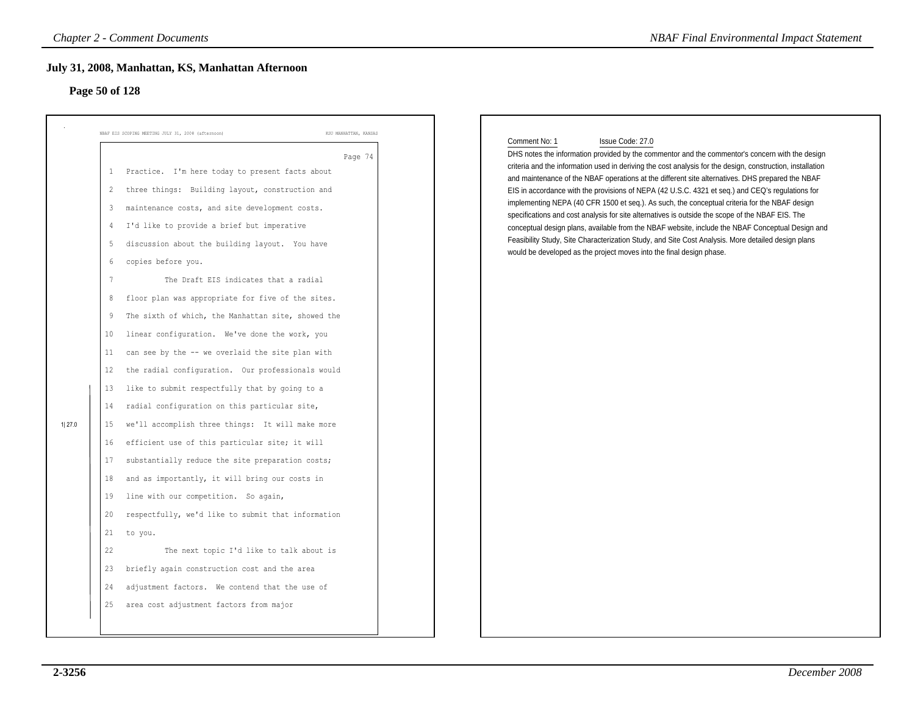## July 31, 2008, Manhattan, KS, Manhattan Afternoon

### Page 50 of 128

NBAF EIS SCOPING MEETING JULY 31, 2008 (afternoon) KSU MANHATTAN, KANSAS

Page 74

```
1   Practice.  I'm here today to present facts about
2   three things:  Building layout, construction and
3   maintenance costs, and site development costs.
4   I'd like to provide a brief but imperative
5   discussion about the building layout.  You have
6   copies before you.
7           The Draft EIS indicates that a radial
8   floor plan was appropriate for five of the sites.
9   The sixth of which, the Manhattan site, showed the
10  linear configuration.  We've done the work, you
11  can see by the -- we overlaid the site plan with
12  the radial configuration.  Our professionals would
13  like to submit respectfully that by going to a
14  radial configuration on this particular site,
15  we'll accomplish three things:  It will make more
16  efficient use of this particular site; it will
17  substantially reduce the site preparation costs;
18  and as importantly, it will bring our costs in
19  line with our competition.  So again,
20  respectfully, we'd like to submit that information
21  to you.
22          The next topic I'd like to talk about is
23  briefly again construction cost and the area
24  adjustment factors.  We contend that the use of
25  area cost adjustment factors from major
```

1|27.0

Comment No: 1 Issue Code: 27.0

DHS notes the information provided by the commentor and the commentor's concern with the design criteria and the information used in deriving the cost analysis for the design, construction, installation and maintenance of the NBAF operations at the different site alternatives. DHS prepared the NBAF EIS in accordance with the provisions of NEPA (42 U.S.C. 4321 et seq.) and CEQ's regulations for implementing NEPA (40 CFR 1500 et seq.). As such, the conceptual criteria for the NBAF design specifications and cost analysis for site alternatives is outside the scope of the NBAF EIS. The conceptual design plans, available from the NBAF website, include the NBAF Conceptual Design and Feasibility Study, Site Characterization Study, and Site Cost Analysis. More detailed design plans would be developed as the project moves into the final design phase.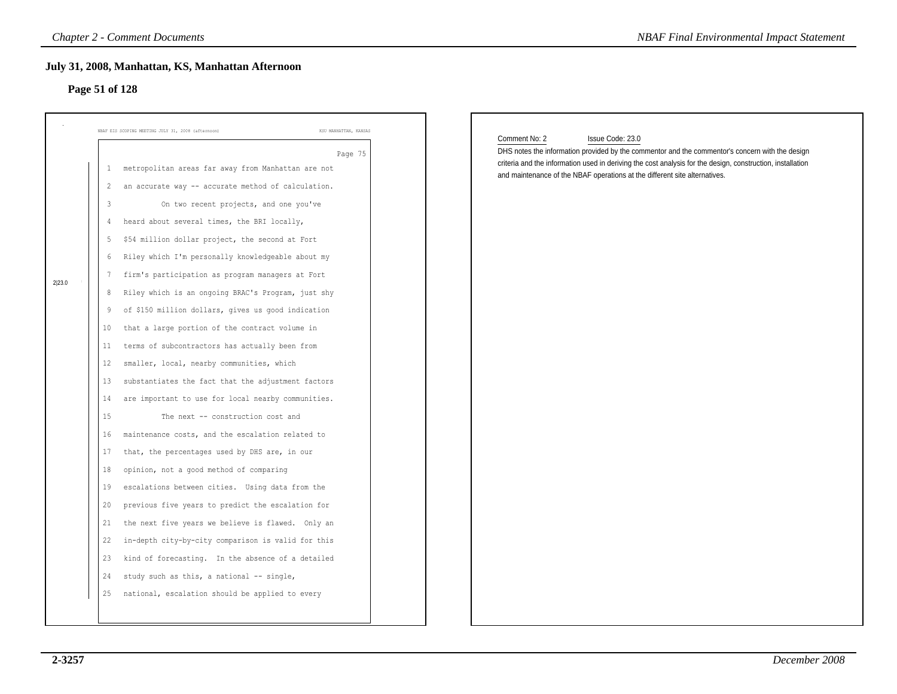## July 31, 2008, Manhattan, KS, Manhattan Afternoon

### Page 51 of 128

NBAF EIS SCOPING MEETING JULY 31, 2008 (afternoon) KSU MANHATTAN, KANSAS

Page 75

1 metropolitan areas far away from Manhattan are not
2 an accurate way -- accurate method of calculation.
3 On two recent projects, and one you've
4 heard about several times, the BRI locally,
5 $54 million dollar project, the second at Fort
6 Riley which I'm personally knowledgeable about my
7 firm's participation as program managers at Fort
8 Riley which is an ongoing BRAC's Program, just shy
9 of $150 million dollars, gives us good indication
10 that a large portion of the contract volume in
11 terms of subcontractors has actually been from
12 smaller, local, nearby communities, which
13 substantiates the fact that the adjustment factors
14 are important to use for local nearby communities.
15 The next -- construction cost and
16 maintenance costs, and the escalation related to
17 that, the percentages used by DHS are, in our
18 opinion, not a good method of comparing
19 escalations between cities. Using data from the
20 previous five years to predict the escalation for
21 the next five years we believe is flawed. Only an
22 in-depth city-by-city comparison is valid for this
23 kind of forecasting. In the absence of a detailed
24 study such as this, a national -- single,
25 national, escalation should be applied to every

2|23.0

Comment No: 2 Issue Code: 23.0

DHS notes the information provided by the commentor and the commentor's concern with the design criteria and the information used in deriving the cost analysis for the design, construction, installation and maintenance of the NBAF operations at the different site alternatives.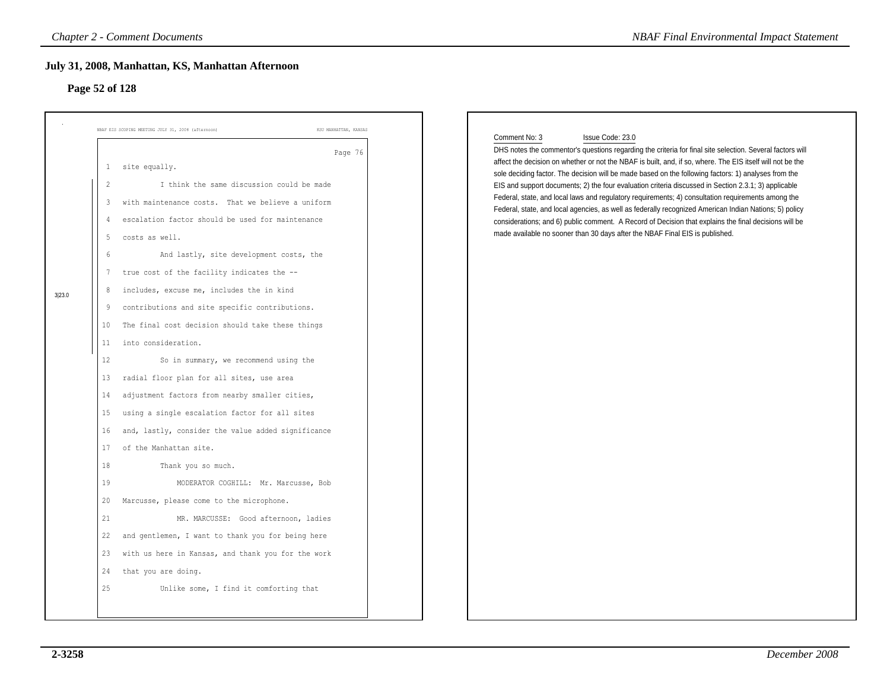## July 31, 2008, Manhattan, KS, Manhattan Afternoon

### Page 52 of 128

NBAF EIS SCOPING MEETING JULY 31, 2008 (afternoon) KSU MANHATTAN, KANSAS

Page 76

```
1   site equally.
2           I think the same discussion could be made
3   with maintenance costs.  That we believe a uniform
4   escalation factor should be used for maintenance
5   costs as well.
6           And lastly, site development costs, the
7   true cost of the facility indicates the --
8   includes, excuse me, includes the in kind
9   contributions and site specific contributions.
10  The final cost decision should take these things
11  into consideration.
12          So in summary, we recommend using the
13  radial floor plan for all sites, use area
14  adjustment factors from nearby smaller cities,
15  using a single escalation factor for all sites
16  and, lastly, consider the value added significance
17  of the Manhattan site.
18          Thank you so much.
19              MODERATOR COGHILL:  Mr. Marcusse, Bob
20  Marcusse, please come to the microphone.
21              MR. MARCUSSE:  Good afternoon, ladies
22  and gentlemen, I want to thank you for being here
23  with us here in Kansas, and thank you for the work
24  that you are doing.
25          Unlike some, I find it comforting that
```

3|23.0

Comment No: 3 Issue Code: 23.0

DHS notes the commentor's questions regarding the criteria for final site selection. Several factors will affect the decision on whether or not the NBAF is built, and, if so, where. The EIS itself will not be the sole deciding factor. The decision will be made based on the following factors: 1) analyses from the EIS and support documents; 2) the four evaluation criteria discussed in Section 2.3.1; 3) applicable Federal, state, and local laws and regulatory requirements; 4) consultation requirements among the Federal, state, and local agencies, as well as federally recognized American Indian Nations; 5) policy considerations; and 6) public comment. A Record of Decision that explains the final decisions will be made available no sooner than 30 days after the NBAF Final EIS is published.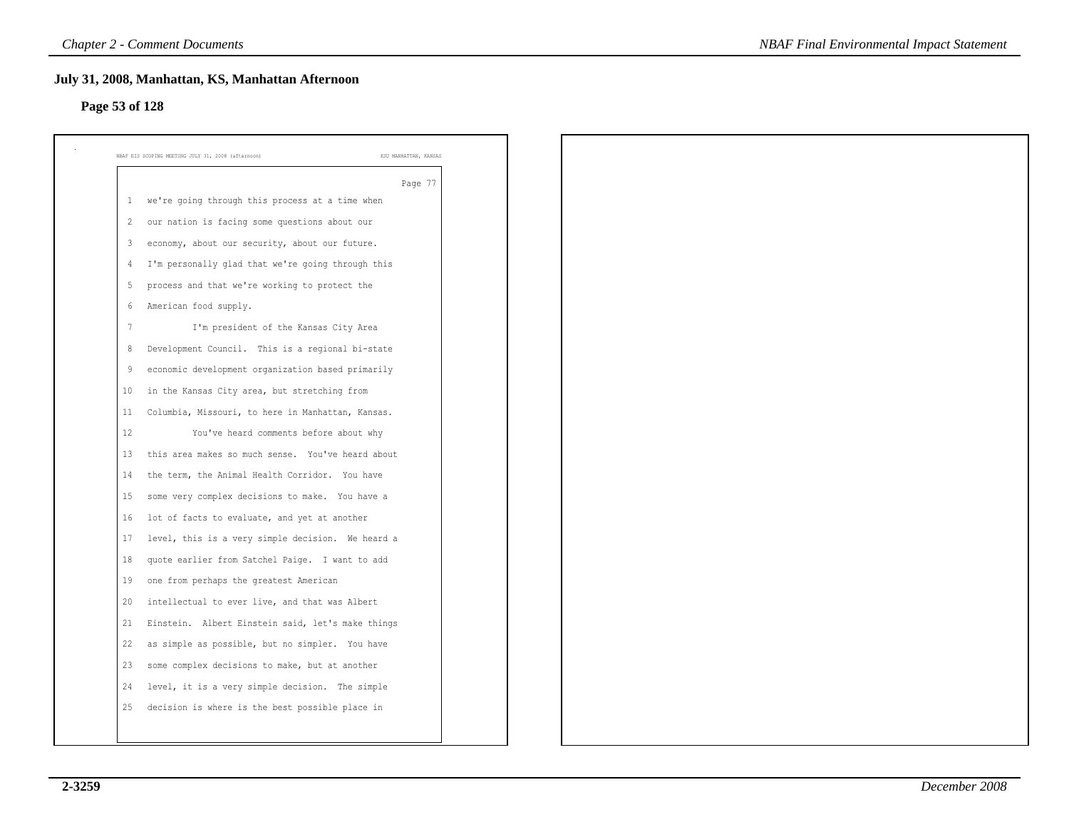## July 31, 2008, Manhattan, KS, Manhattan Afternoon

### Page 53 of 128

NBAF EIS SCOPING MEETING JULY 31, 2008 (afternoon) KSU MANHATTAN, KANSAS

Page 77

1 we're going through this process at a time when
2 our nation is facing some questions about our
3 economy, about our security, about our future.
4 I'm personally glad that we're going through this
5 process and that we're working to protect the
6 American food supply.
7 I'm president of the Kansas City Area
8 Development Council. This is a regional bi-state
9 economic development organization based primarily
10 in the Kansas City area, but stretching from
11 Columbia, Missouri, to here in Manhattan, Kansas.
12 You've heard comments before about why
13 this area makes so much sense. You've heard about
14 the term, the Animal Health Corridor. You have
15 some very complex decisions to make. You have a
16 lot of facts to evaluate, and yet at another
17 level, this is a very simple decision. We heard a
18 quote earlier from Satchel Paige. I want to add
19 one from perhaps the greatest American
20 intellectual to ever live, and that was Albert
21 Einstein. Albert Einstein said, let's make things
22 as simple as possible, but no simpler. You have
23 some complex decisions to make, but at another
24 level, it is a very simple decision. The simple
25 decision is where is the best possible place in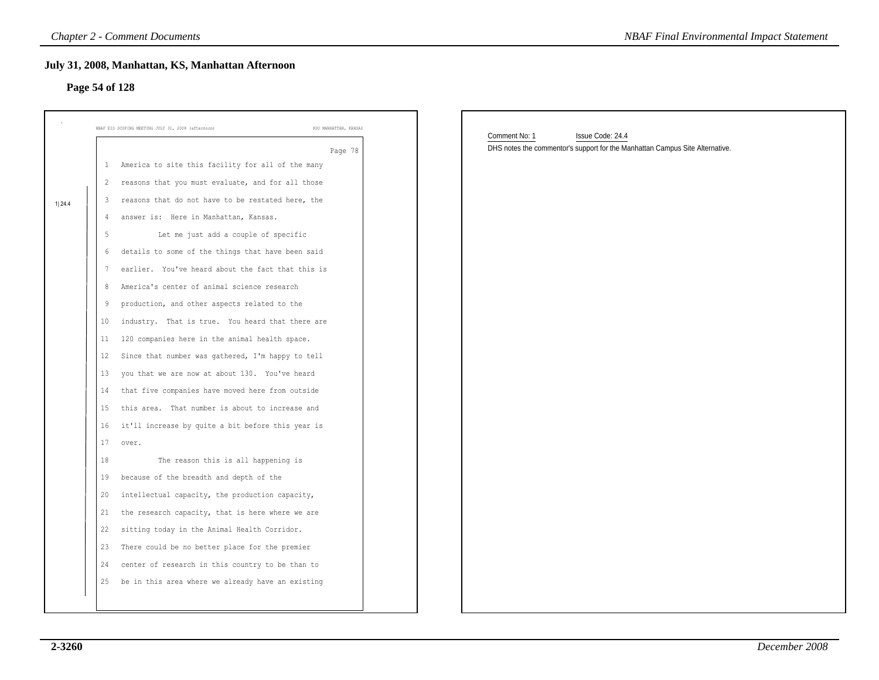## July 31, 2008, Manhattan, KS, Manhattan Afternoon

### Page 54 of 128

NBAF EIS SCOPING MEETING JULY 31, 2008 (afternoon) KSU MANHATTAN, KANSAS

Page 78

1 America to site this facility for all of the many
2 reasons that you must evaluate, and for all those
3 reasons that do not have to be restated here, the
4 answer is: Here in Manhattan, Kansas.
5 Let me just add a couple of specific
6 details to some of the things that have been said
7 earlier. You've heard about the fact that this is
8 America's center of animal science research
9 production, and other aspects related to the
10 industry. That is true. You heard that there are
11 120 companies here in the animal health space.
12 Since that number was gathered, I'm happy to tell
13 you that we are now at about 130. You've heard
14 that five companies have moved here from outside
15 this area. That number is about to increase and
16 it'll increase by quite a bit before this year is
17 over.
18 The reason this is all happening is
19 because of the breadth and depth of the
20 intellectual capacity, the production capacity,
21 the research capacity, that is here where we are
22 sitting today in the Animal Health Corridor.
23 There could be no better place for the premier
24 center of research in this country to be than to
25 be in this area where we already have an existing

1| 24.4

Comment No: 1 Issue Code: 24.4

DHS notes the commentor's support for the Manhattan Campus Site Alternative.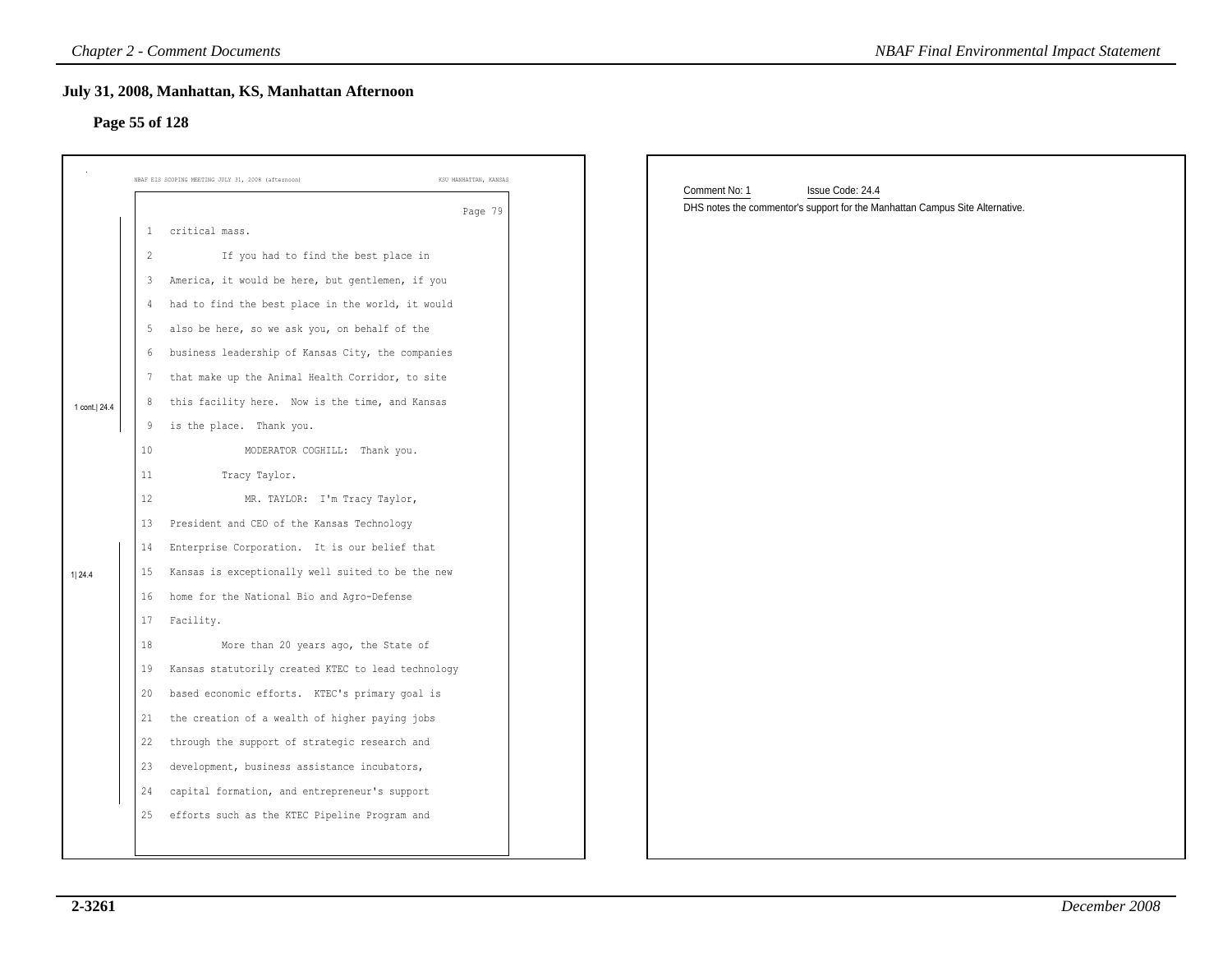## July 31, 2008, Manhattan, KS, Manhattan Afternoon

### Page 55 of 128

NBAF EIS SCOPING MEETING JULY 31, 2008 (afternoon) — KSU MANHATTAN, KANSAS

Page 79

1 critical mass.

2 If you had to find the best place in
3 America, it would be here, but gentlemen, if you
4 had to find the best place in the world, it would
5 also be here, so we ask you, on behalf of the
6 business leadership of Kansas City, the companies
7 that make up the Animal Health Corridor, to site
8 this facility here. Now is the time, and Kansas
9 is the place. Thank you.

1 cont.| 24.4

10 MODERATOR COGHILL: Thank you.
11 Tracy Taylor.
12 MR. TAYLOR: I'm Tracy Taylor,
13 President and CEO of the Kansas Technology
14 Enterprise Corporation. It is our belief that
15 Kansas is exceptionally well suited to be the new
16 home for the National Bio and Agro-Defense
17 Facility.
18 More than 20 years ago, the State of
19 Kansas statutorily created KTEC to lead technology
20 based economic efforts. KTEC's primary goal is
21 the creation of a wealth of higher paying jobs
22 through the support of strategic research and
23 development, business assistance incubators,
24 capital formation, and entrepreneur's support
25 efforts such as the KTEC Pipeline Program and

1| 24.4

Comment No: 1 Issue Code: 24.4

DHS notes the commentor's support for the Manhattan Campus Site Alternative.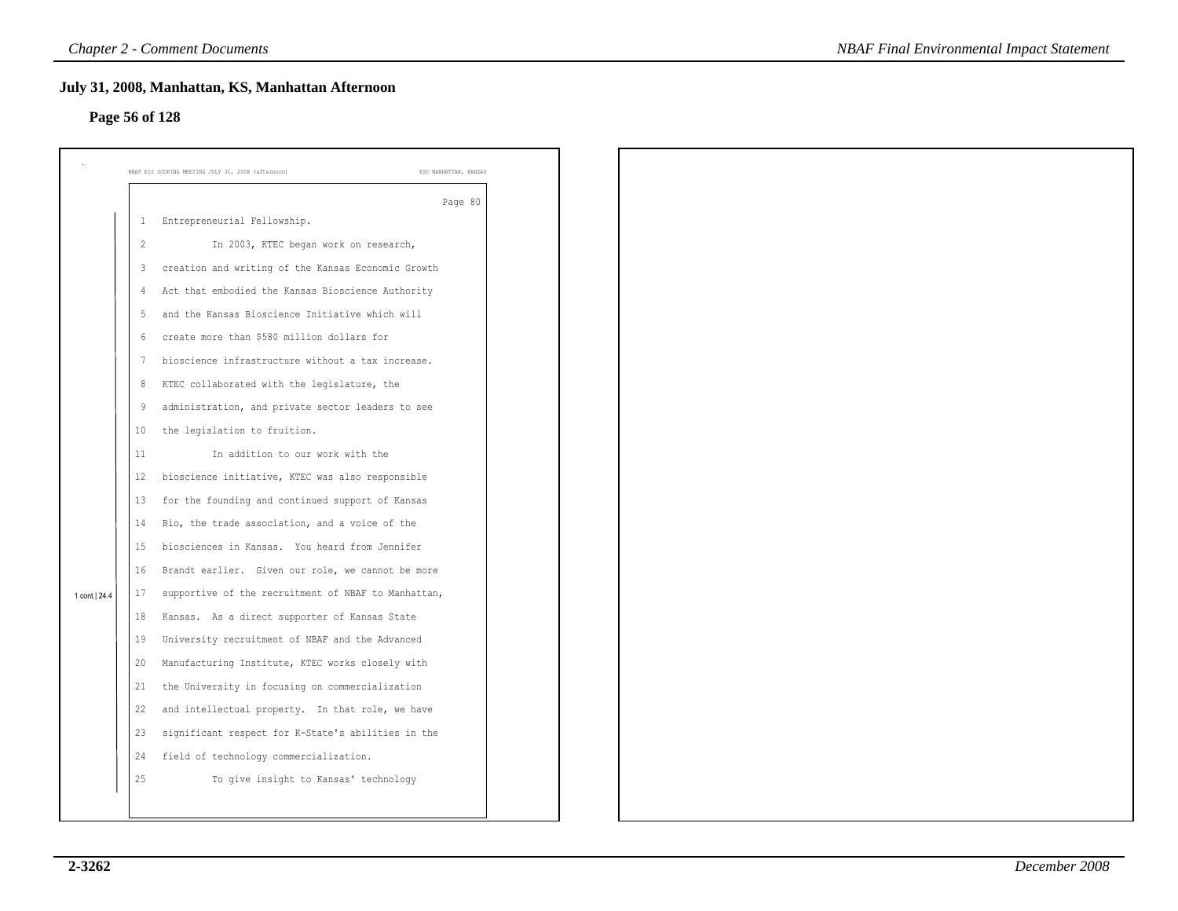## July 31, 2008, Manhattan, KS, Manhattan Afternoon

### Page 56 of 128

NBAF EIS SCOPING MEETING JULY 31, 2008 (afternoon) KSU MANHATTAN, KANSAS

Page 80

1 Entrepreneurial Fellowship.

2 In 2003, KTEC began work on research,

3 creation and writing of the Kansas Economic Growth

4 Act that embodied the Kansas Bioscience Authority

5 and the Kansas Bioscience Initiative which will

6 create more than $580 million dollars for

7 bioscience infrastructure without a tax increase.

8 KTEC collaborated with the legislature, the

9 administration, and private sector leaders to see

10 the legislation to fruition.

11 In addition to our work with the

12 bioscience initiative, KTEC was also responsible

13 for the founding and continued support of Kansas

14 Bio, the trade association, and a voice of the

15 biosciences in Kansas. You heard from Jennifer

16 Brandt earlier. Given our role, we cannot be more

17 supportive of the recruitment of NBAF to Manhattan, (1 cont.| 24.4)

18 Kansas. As a direct supporter of Kansas State

19 University recruitment of NBAF and the Advanced

20 Manufacturing Institute, KTEC works closely with

21 the University in focusing on commercialization

22 and intellectual property. In that role, we have

23 significant respect for K-State's abilities in the

24 field of technology commercialization.

25 To give insight to Kansas' technology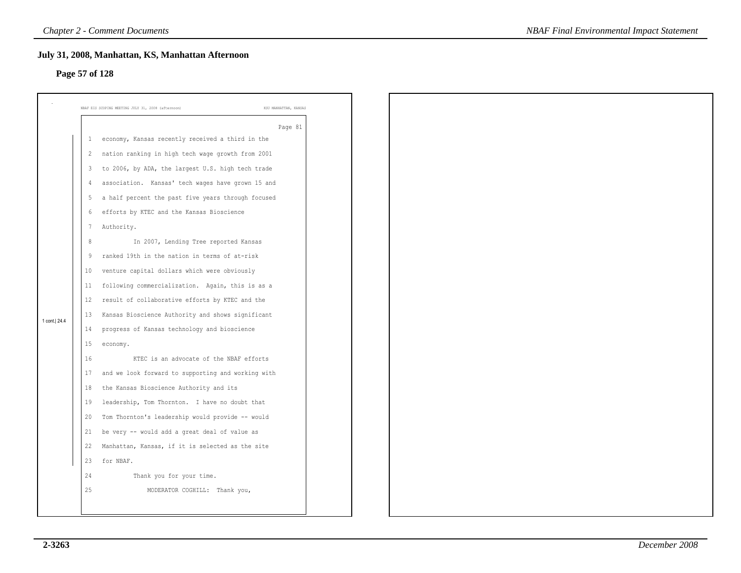## July 31, 2008, Manhattan, KS, Manhattan Afternoon

### Page 57 of 128

NBAF EIS SCOPING MEETING JULY 31, 2008 (afternoon) KSU MANHATTAN, KANSAS

Page 81

1 cont.| 24.4

```
1    economy, Kansas recently received a third in the
2    nation ranking in high tech wage growth from 2001
3    to 2006, by ADA, the largest U.S. high tech trade
4    association.  Kansas' tech wages have grown 15 and
5    a half percent the past five years through focused
6    efforts by KTEC and the Kansas Bioscience
7    Authority.
8             In 2007, Lending Tree reported Kansas
9    ranked 19th in the nation in terms of at-risk
10   venture capital dollars which were obviously
11   following commercialization.  Again, this is as a
12   result of collaborative efforts by KTEC and the
13   Kansas Bioscience Authority and shows significant
14   progress of Kansas technology and bioscience
15   economy.
16            KTEC is an advocate of the NBAF efforts
17   and we look forward to supporting and working with
18   the Kansas Bioscience Authority and its
19   leadership, Tom Thornton.  I have no doubt that
20   Tom Thornton's leadership would provide -- would
21   be very -- would add a great deal of value as
22   Manhattan, Kansas, if it is selected as the site
23   for NBAF.
24            Thank you for your time.
25                MODERATOR COGHILL:  Thank you,
```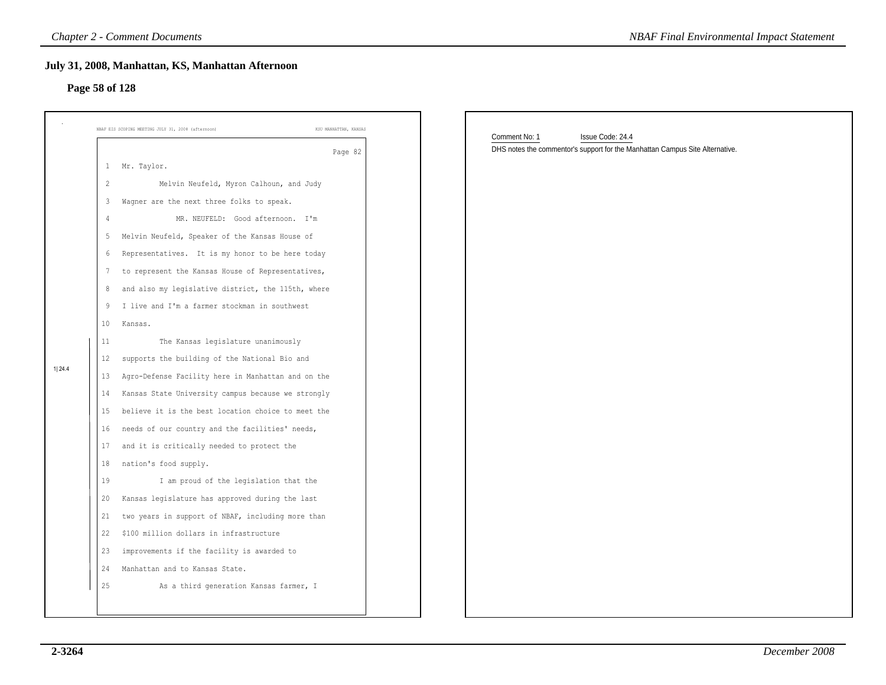## July 31, 2008, Manhattan, KS, Manhattan Afternoon

### Page 58 of 128

NBAF EIS SCOPING MEETING JULY 31, 2008 (afternoon) KSU MANHATTAN, KANSAS

Page 82

1 Mr. Taylor.

2 Melvin Neufeld, Myron Calhoun, and Judy

3 Wagner are the next three folks to speak.

4 MR. NEUFELD: Good afternoon. I'm

5 Melvin Neufeld, Speaker of the Kansas House of

6 Representatives. It is my honor to be here today

7 to represent the Kansas House of Representatives,

8 and also my legislative district, the 115th, where

9 I live and I'm a farmer stockman in southwest

10 Kansas.

1|24.4

11 The Kansas legislature unanimously

12 supports the building of the National Bio and

13 Agro-Defense Facility here in Manhattan and on the

14 Kansas State University campus because we strongly

15 believe it is the best location choice to meet the

16 needs of our country and the facilities' needs,

17 and it is critically needed to protect the

18 nation's food supply.

19 I am proud of the legislation that the

20 Kansas legislature has approved during the last

21 two years in support of NBAF, including more than

22 $100 million dollars in infrastructure

23 improvements if the facility is awarded to

24 Manhattan and to Kansas State.

25 As a third generation Kansas farmer, I

Comment No: 1 Issue Code: 24.4

DHS notes the commentor's support for the Manhattan Campus Site Alternative.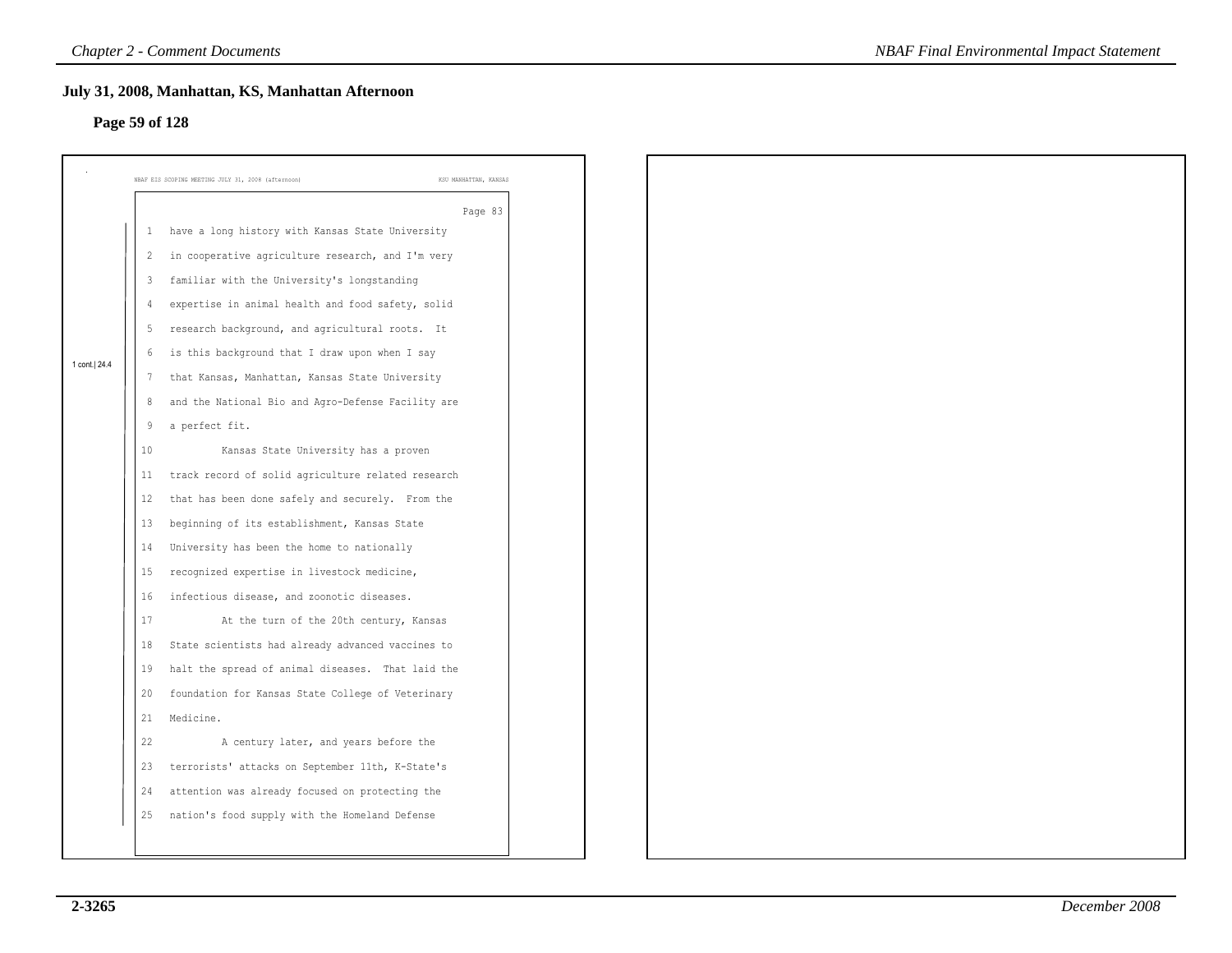## July 31, 2008, Manhattan, KS, Manhattan Afternoon

### Page 59 of 128

NBAF EIS SCOPING MEETING JULY 31, 2008 (afternoon) KSU MANHATTAN, KANSAS

Page 83

1 cont.| 24.4

1 have a long history with Kansas State University
2 in cooperative agriculture research, and I'm very
3 familiar with the University's longstanding
4 expertise in animal health and food safety, solid
5 research background, and agricultural roots. It
6 is this background that I draw upon when I say
7 that Kansas, Manhattan, Kansas State University
8 and the National Bio and Agro-Defense Facility are
9 a perfect fit.
10 Kansas State University has a proven
11 track record of solid agriculture related research
12 that has been done safely and securely. From the
13 beginning of its establishment, Kansas State
14 University has been the home to nationally
15 recognized expertise in livestock medicine,
16 infectious disease, and zoonotic diseases.
17 At the turn of the 20th century, Kansas
18 State scientists had already advanced vaccines to
19 halt the spread of animal diseases. That laid the
20 foundation for Kansas State College of Veterinary
21 Medicine.
22 A century later, and years before the
23 terrorists' attacks on September 11th, K-State's
24 attention was already focused on protecting the
25 nation's food supply with the Homeland Defense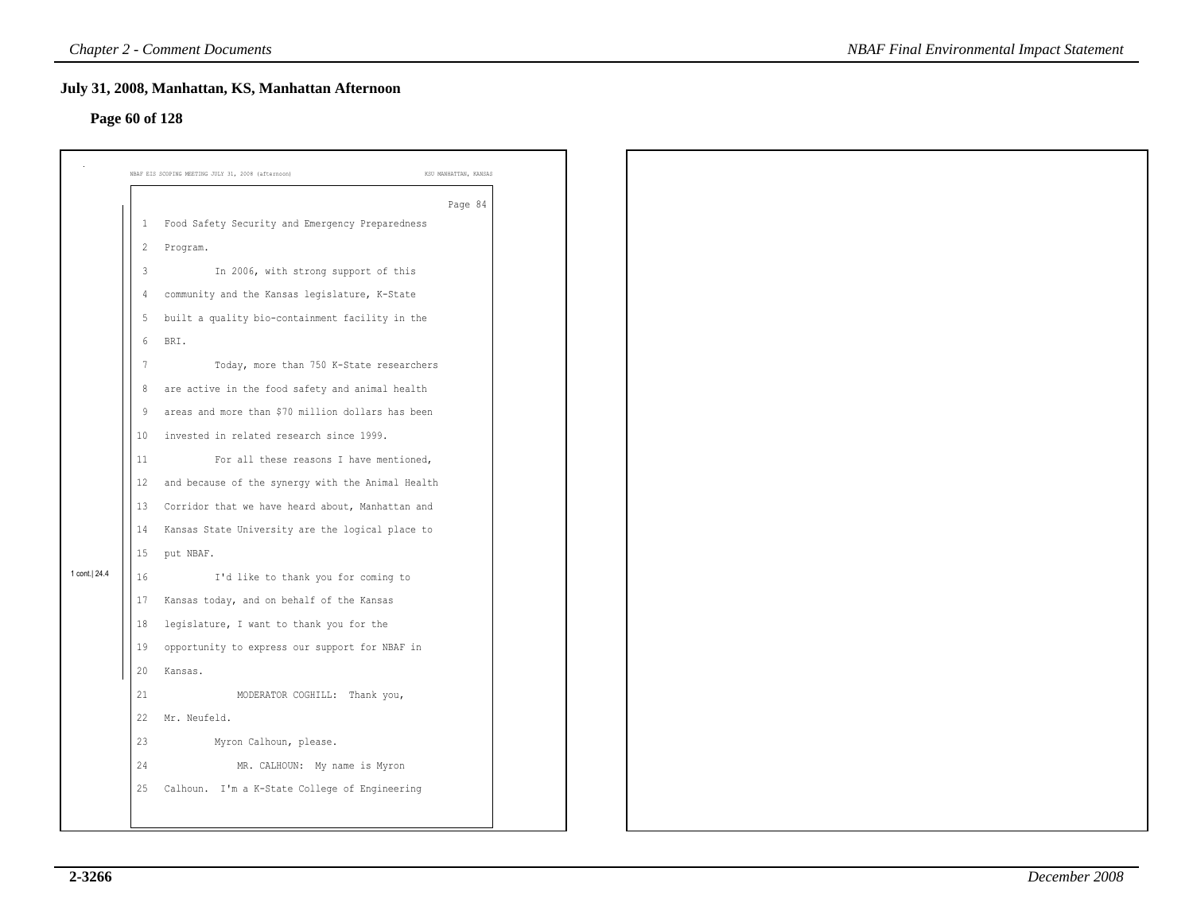## July 31, 2008, Manhattan, KS, Manhattan Afternoon

### Page 60 of 128

NBAF EIS SCOPING MEETING JULY 31, 2008 (afternoon) KSU MANHATTAN, KANSAS

Page 84

1 Food Safety Security and Emergency Preparedness
2 Program.
3 In 2006, with strong support of this
4 community and the Kansas legislature, K-State
5 built a quality bio-containment facility in the
6 BRI.
7 Today, more than 750 K-State researchers
8 are active in the food safety and animal health
9 areas and more than $70 million dollars has been
10 invested in related research since 1999.
11 For all these reasons I have mentioned,
12 and because of the synergy with the Animal Health
13 Corridor that we have heard about, Manhattan and
14 Kansas State University are the logical place to
15 put NBAF.

1 cont.| 24.4

16 I'd like to thank you for coming to
17 Kansas today, and on behalf of the Kansas
18 legislature, I want to thank you for the
19 opportunity to express our support for NBAF in
20 Kansas.
21 MODERATOR COGHILL: Thank you,
22 Mr. Neufeld.
23 Myron Calhoun, please.
24 MR. CALHOUN: My name is Myron
25 Calhoun. I'm a K-State College of Engineering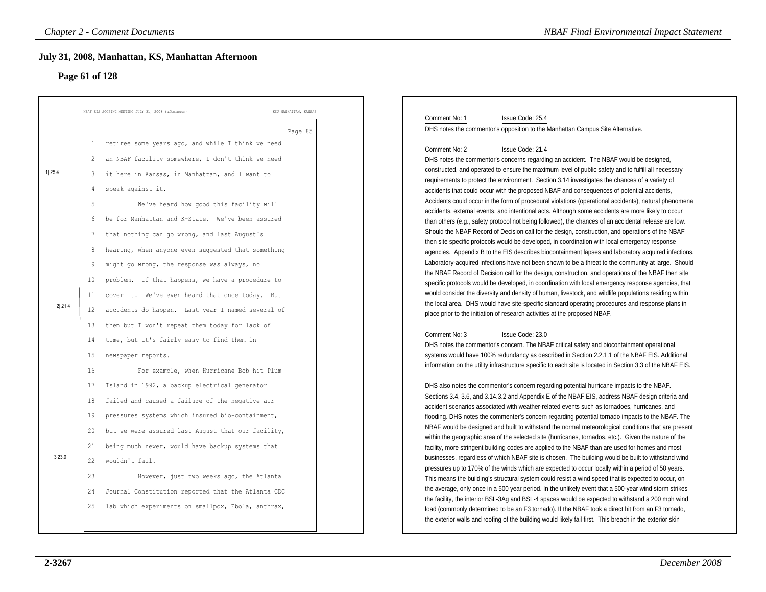## July 31, 2008, Manhattan, KS, Manhattan Afternoon

### Page 61 of 128

NBAF EIS SCOPING MEETING JULY 31, 2008 (afternoon) KSU MANHATTAN, KANSAS

Page 85

1 retiree some years ago, and while I think we need
2 an NBAF facility somewhere, I don't think we need
3 it here in Kansas, in Manhattan, and I want to
4 speak against it.
5 We've heard how good this facility will
6 be for Manhattan and K-State. We've been assured
7 that nothing can go wrong, and last August's
8 hearing, when anyone even suggested that something
9 might go wrong, the response was always, no
10 problem. If that happens, we have a procedure to
11 cover it. We've even heard that once today. But
12 accidents do happen. Last year I named several of
13 them but I won't repeat them today for lack of
14 time, but it's fairly easy to find them in
15 newspaper reports.
16 For example, when Hurricane Bob hit Plum
17 Island in 1992, a backup electrical generator
18 failed and caused a failure of the negative air
19 pressures systems which insured bio-containment,
20 but we were assured last August that our facility,
21 being much newer, would have backup systems that
22 wouldn't fail.
23 However, just two weeks ago, the Atlanta
24 Journal Constitution reported that the Atlanta CDC
25 lab which experiments on smallpox, Ebola, anthrax,

Margin markers: 1|25.4 (lines 2–4); 2|21.4 (lines 11–12); 3|23.0 (lines 21–22)

Comment No: 1 Issue Code: 25.4

DHS notes the commentor's opposition to the Manhattan Campus Site Alternative.

Comment No: 2 Issue Code: 21.4

DHS notes the commentor's concerns regarding an accident. The NBAF would be designed, constructed, and operated to ensure the maximum level of public safety and to fulfill all necessary requirements to protect the environment. Section 3.14 investigates the chances of a variety of accidents that could occur with the proposed NBAF and consequences of potential accidents, Accidents could occur in the form of procedural violations (operational accidents), natural phenomena accidents, external events, and intentional acts. Although some accidents are more likely to occur than others (e.g., safety protocol not being followed), the chances of an accidental release are low. Should the NBAF Record of Decision call for the design, construction, and operations of the NBAF then site specific protocols would be developed, in coordination with local emergency response agencies. Appendix B to the EIS describes biocontainment lapses and laboratory acquired infections. Laboratory-acquired infections have not been shown to be a threat to the community at large. Should the NBAF Record of Decision call for the design, construction, and operations of the NBAF then site specific protocols would be developed, in coordination with local emergency response agencies, that would consider the diversity and density of human, livestock, and wildlife populations residing within the local area. DHS would have site-specific standard operating procedures and response plans in place prior to the initiation of research activities at the proposed NBAF.

Comment No: 3 Issue Code: 23.0

DHS notes the commentor's concern. The NBAF critical safety and biocontainment operational systems would have 100% redundancy as described in Section 2.2.1.1 of the NBAF EIS. Additional information on the utility infrastructure specific to each site is located in Section 3.3 of the NBAF EIS.

DHS also notes the commentor's concern regarding potential hurricane impacts to the NBAF. Sections 3.4, 3.6, and 3.14.3.2 and Appendix E of the NBAF EIS, address NBAF design criteria and accident scenarios associated with weather-related events such as tornadoes, hurricanes, and flooding. DHS notes the commenter's concern regarding potential tornado impacts to the NBAF. The NBAF would be designed and built to withstand the normal meteorological conditions that are present within the geographic area of the selected site (hurricanes, tornados, etc.). Given the nature of the facility, more stringent building codes are applied to the NBAF than are used for homes and most businesses, regardless of which NBAF site is chosen. The building would be built to withstand wind pressures up to 170% of the winds which are expected to occur locally within a period of 50 years. This means the building's structural system could resist a wind speed that is expected to occur, on the average, only once in a 500 year period. In the unlikely event that a 500-year wind storm strikes the facility, the interior BSL-3Ag and BSL-4 spaces would be expected to withstand a 200 mph wind load (commonly determined to be an F3 tornado). If the NBAF took a direct hit from an F3 tornado, the exterior walls and roofing of the building would likely fail first. This breach in the exterior skin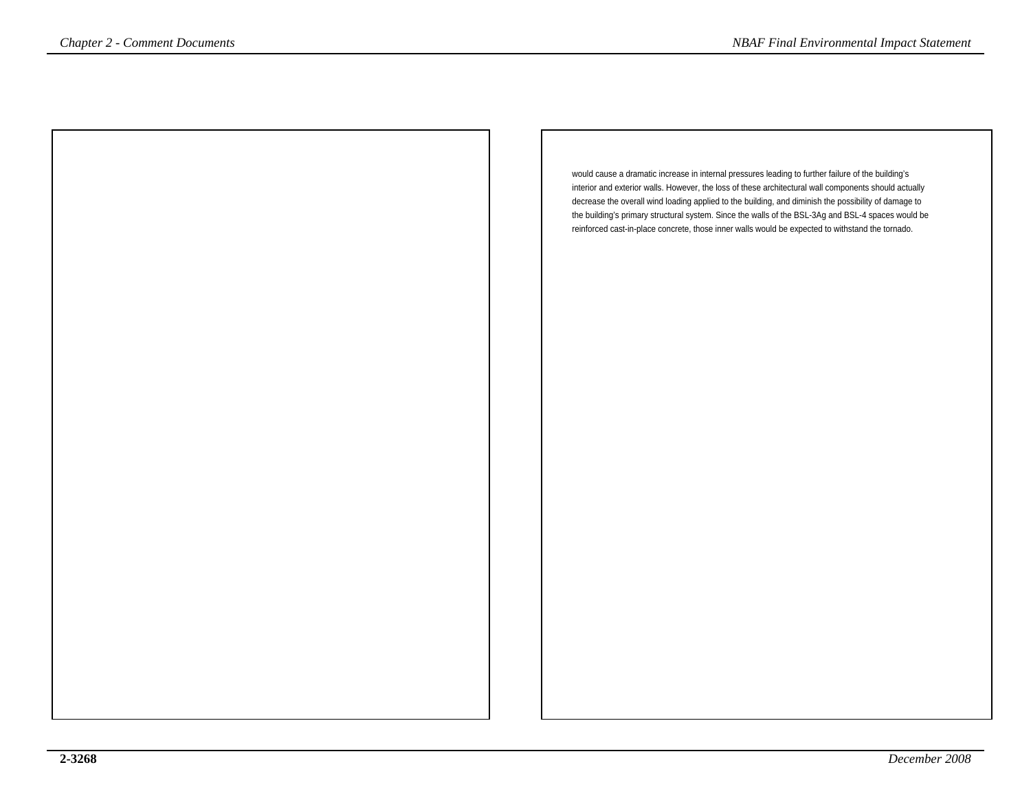would cause a dramatic increase in internal pressures leading to further failure of the building's interior and exterior walls. However, the loss of these architectural wall components should actually decrease the overall wind loading applied to the building, and diminish the possibility of damage to the building's primary structural system. Since the walls of the BSL-3Ag and BSL-4 spaces would be reinforced cast-in-place concrete, those inner walls would be expected to withstand the tornado.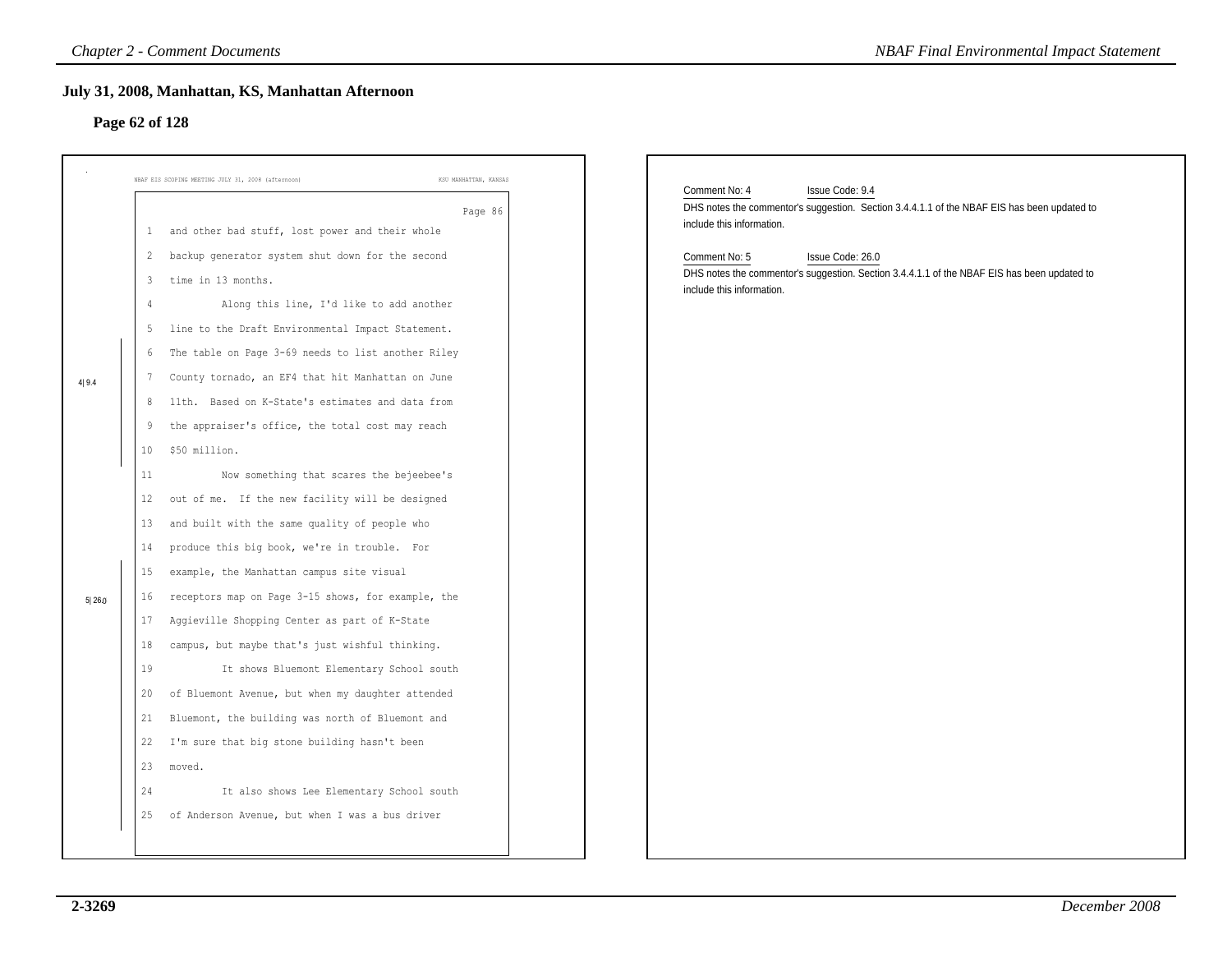## July 31, 2008, Manhattan, KS, Manhattan Afternoon

### Page 62 of 128

NBAF EIS SCOPING MEETING JULY 31, 2008 (afternoon) KSU MANHATTAN, KANSAS

Page 86

1 and other bad stuff, lost power and their whole
2 backup generator system shut down for the second
3 time in 13 months.
4 Along this line, I'd like to add another
5 line to the Draft Environmental Impact Statement.
6 The table on Page 3-69 needs to list another Riley
7 County tornado, an EF4 that hit Manhattan on June
8 11th. Based on K-State's estimates and data from
9 the appraiser's office, the total cost may reach
10 $50 million.

4| 9.4

11 Now something that scares the bejeebee's
12 out of me. If the new facility will be designed
13 and built with the same quality of people who
14 produce this big book, we're in trouble. For
15 example, the Manhattan campus site visual
16 receptors map on Page 3-15 shows, for example, the
17 Aggieville Shopping Center as part of K-State
18 campus, but maybe that's just wishful thinking.
19 It shows Bluemont Elementary School south
20 of Bluemont Avenue, but when my daughter attended
21 Bluemont, the building was north of Bluemont and
22 I'm sure that big stone building hasn't been
23 moved.
24 It also shows Lee Elementary School south
25 of Anderson Avenue, but when I was a bus driver

5| 26.0

Comment No: 4 Issue Code: 9.4

DHS notes the commentor's suggestion. Section 3.4.4.1.1 of the NBAF EIS has been updated to include this information.

Comment No: 5 Issue Code: 26.0

DHS notes the commentor's suggestion. Section 3.4.4.1.1 of the NBAF EIS has been updated to include this information.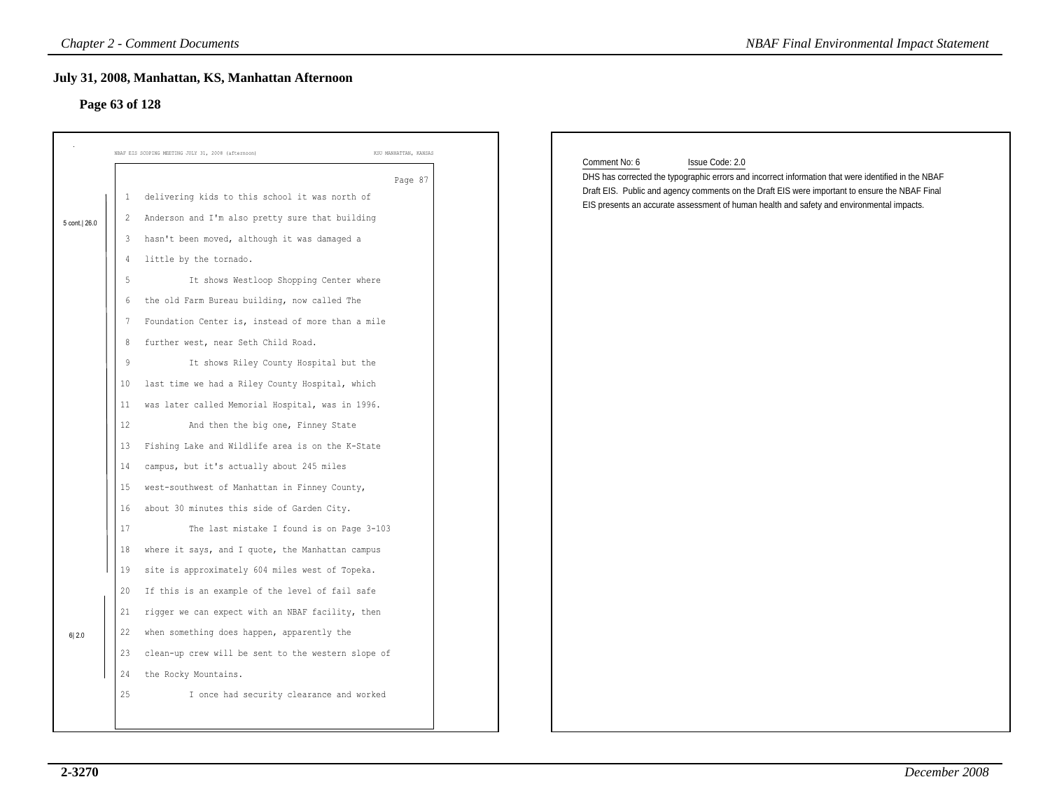## July 31, 2008, Manhattan, KS, Manhattan Afternoon

### Page 63 of 128

NBAF EIS SCOPING MEETING JULY 31, 2008 (afternoon) KSU MANHATTAN, KANSAS

Page 87

5 cont.| 26.0

1 delivering kids to this school it was north of
2 Anderson and I'm also pretty sure that building
3 hasn't been moved, although it was damaged a
4 little by the tornado.
5 It shows Westloop Shopping Center where
6 the old Farm Bureau building, now called The
7 Foundation Center is, instead of more than a mile
8 further west, near Seth Child Road.
9 It shows Riley County Hospital but the
10 last time we had a Riley County Hospital, which
11 was later called Memorial Hospital, was in 1996.
12 And then the big one, Finney State
13 Fishing Lake and Wildlife area is on the K-State
14 campus, but it's actually about 245 miles
15 west-southwest of Manhattan in Finney County,
16 about 30 minutes this side of Garden City.
17 The last mistake I found is on Page 3-103
18 where it says, and I quote, the Manhattan campus
19 site is approximately 604 miles west of Topeka.

6| 2.0

20 If this is an example of the level of fail safe
21 rigger we can expect with an NBAF facility, then
22 when something does happen, apparently the
23 clean-up crew will be sent to the western slope of
24 the Rocky Mountains.
25 I once had security clearance and worked

Comment No: 6 Issue Code: 2.0

DHS has corrected the typographic errors and incorrect information that were identified in the NBAF Draft EIS. Public and agency comments on the Draft EIS were important to ensure the NBAF Final EIS presents an accurate assessment of human health and safety and environmental impacts.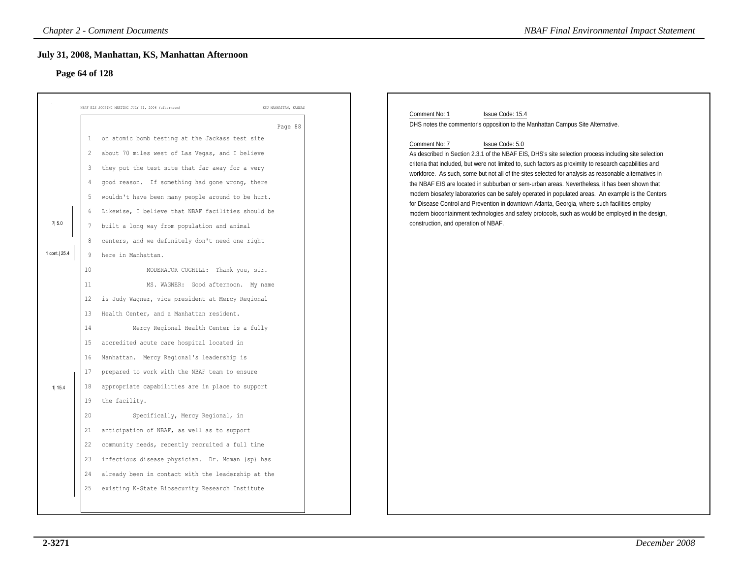## July 31, 2008, Manhattan, KS, Manhattan Afternoon

### Page 64 of 128

NBAF EIS SCOPING MEETING JULY 31, 2008 (afternoon) KSU MANHATTAN, KANSAS

Page 88

```
 1   on atomic bomb testing at the Jackass test site
 2   about 70 miles west of Las Vegas, and I believe
 3   they put the test site that far away for a very
 4   good reason.  If something had gone wrong, there
 5   wouldn't have been many people around to be hurt.
 6   Likewise, I believe that NBAF facilities should be
 7   built a long way from population and animal              7| 5.0
 8   centers, and we definitely don't need one right
 9   here in Manhattan.                                       1 cont.| 25.4
10              MODERATOR COGHILL:  Thank you, sir.
11              MS. WAGNER:  Good afternoon.  My name
12   is Judy Wagner, vice president at Mercy Regional
13   Health Center, and a Manhattan resident.
14          Mercy Regional Health Center is a fully
15   accredited acute care hospital located in
16   Manhattan.  Mercy Regional's leadership is
17   prepared to work with the NBAF team to ensure
18   appropriate capabilities are in place to support         1| 15.4
19   the facility.
20          Specifically, Mercy Regional, in
21   anticipation of NBAF, as well as to support
22   community needs, recently recruited a full time
23   infectious disease physician.  Dr. Moman (sp) has
24   already been in contact with the leadership at the
25   existing K-State Biosecurity Research Institute
```

Comment No: 1 Issue Code: 15.4

DHS notes the commentor's opposition to the Manhattan Campus Site Alternative.

Comment No: 7 Issue Code: 5.0

As described in Section 2.3.1 of the NBAF EIS, DHS's site selection process including site selection criteria that included, but were not limited to, such factors as proximity to research capabilities and workforce. As such, some but not all of the sites selected for analysis as reasonable alternatives in the NBAF EIS are located in subburban or sem-urban areas. Nevertheless, it has been shown that modern biosafety laboratories can be safely operated in populated areas. An example is the Centers for Disease Control and Prevention in downtown Atlanta, Georgia, where such facilities employ modern biocontainment technologies and safety protocols, such as would be employed in the design, construction, and operation of NBAF.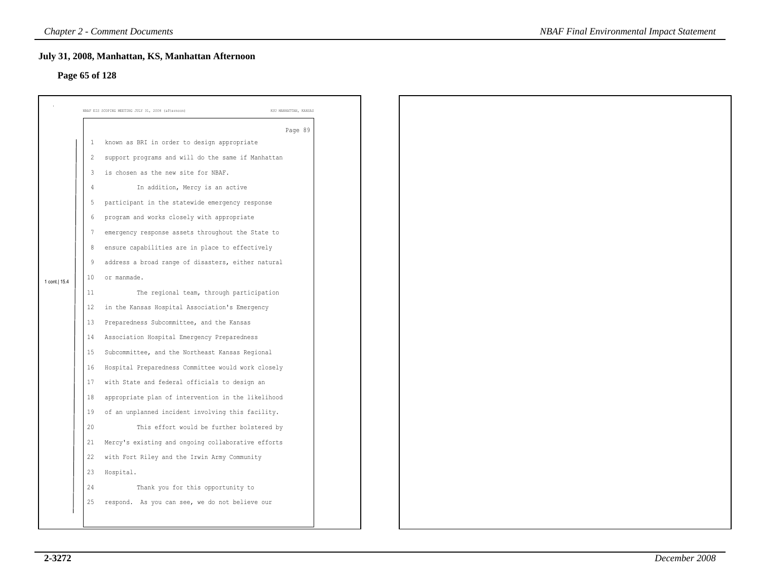## July 31, 2008, Manhattan, KS, Manhattan Afternoon

### Page 65 of 128

NBAF EIS SCOPING MEETING JULY 31, 2008 (afternoon) KSU MANHATTAN, KANSAS

Page 89

1 cont.| 15.4

1 known as BRI in order to design appropriate
2 support programs and will do the same if Manhattan
3 is chosen as the new site for NBAF.
4 In addition, Mercy is an active
5 participant in the statewide emergency response
6 program and works closely with appropriate
7 emergency response assets throughout the State to
8 ensure capabilities are in place to effectively
9 address a broad range of disasters, either natural
10 or manmade.
11 The regional team, through participation
12 in the Kansas Hospital Association's Emergency
13 Preparedness Subcommittee, and the Kansas
14 Association Hospital Emergency Preparedness
15 Subcommittee, and the Northeast Kansas Regional
16 Hospital Preparedness Committee would work closely
17 with State and federal officials to design an
18 appropriate plan of intervention in the likelihood
19 of an unplanned incident involving this facility.
20 This effort would be further bolstered by
21 Mercy's existing and ongoing collaborative efforts
22 with Fort Riley and the Irwin Army Community
23 Hospital.
24 Thank you for this opportunity to
25 respond. As you can see, we do not believe our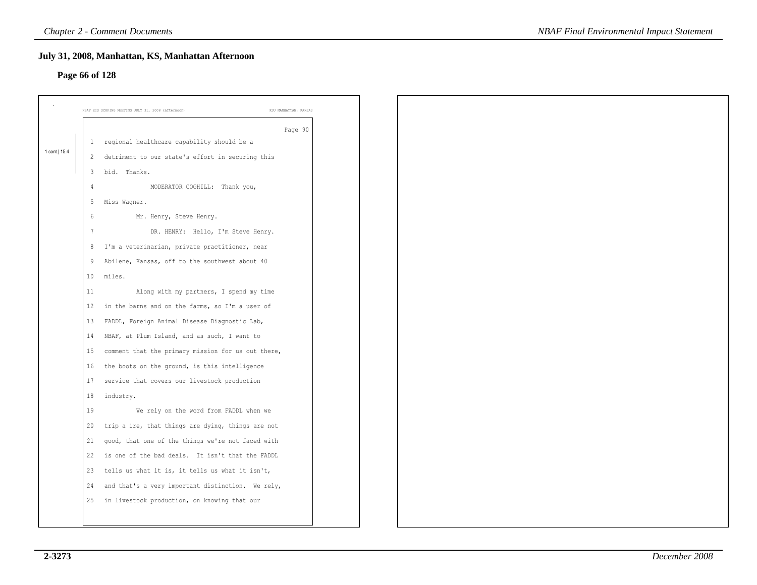## July 31, 2008, Manhattan, KS, Manhattan Afternoon

### Page 66 of 128

NBAF EIS SCOPING MEETING JULY 31, 2008 (afternoon) KSU MANHATTAN, KANSAS

Page 90

1 cont.| 15.4

```
1   regional healthcare capability should be a
2   detriment to our state's effort in securing this
3   bid.  Thanks.
4              MODERATOR COGHILL:  Thank you,
5   Miss Wagner.
6           Mr. Henry, Steve Henry.
7              DR. HENRY:  Hello, I'm Steve Henry.
8   I'm a veterinarian, private practitioner, near
9   Abilene, Kansas, off to the southwest about 40
10  miles.
11          Along with my partners, I spend my time
12  in the barns and on the farms, so I'm a user of
13  FADDL, Foreign Animal Disease Diagnostic Lab,
14  NBAF, at Plum Island, and as such, I want to
15  comment that the primary mission for us out there,
16  the boots on the ground, is this intelligence
17  service that covers our livestock production
18  industry.
19          We rely on the word from FADDL when we
20  trip a ire, that things are dying, things are not
21  good, that one of the things we're not faced with
22  is one of the bad deals.  It isn't that the FADDL
23  tells us what it is, it tells us what it isn't,
24  and that's a very important distinction.  We rely,
25  in livestock production, on knowing that our
```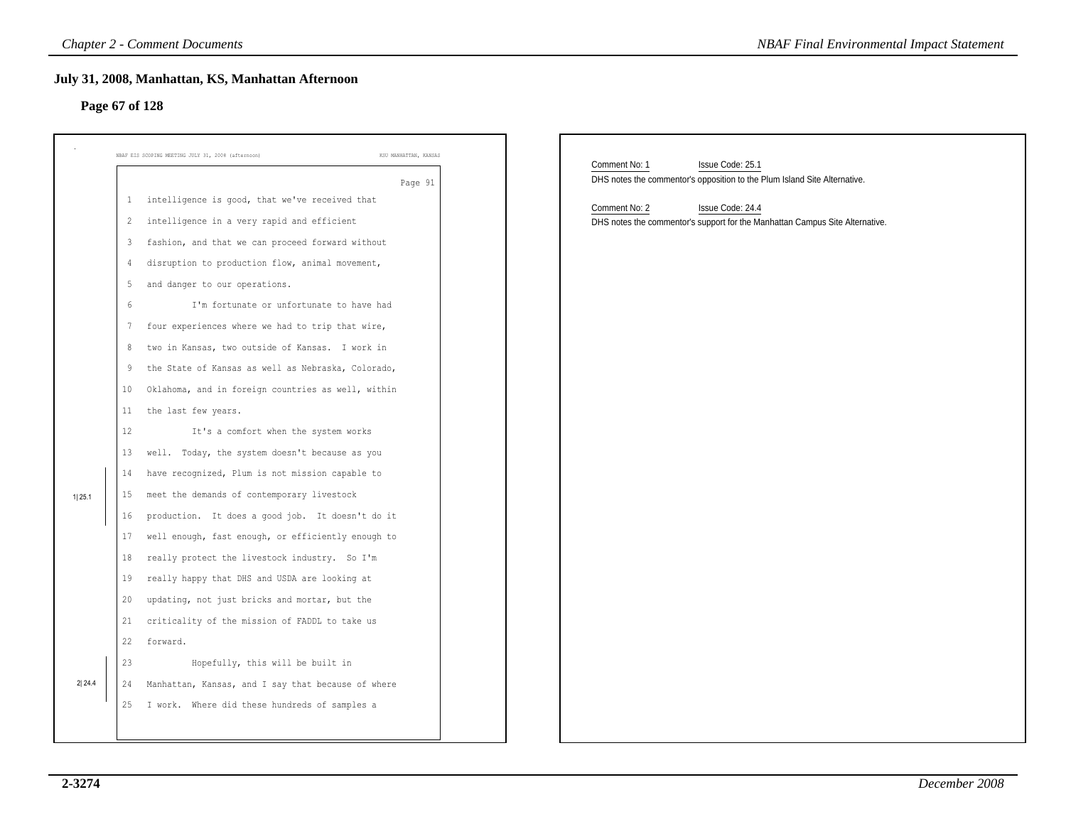## July 31, 2008, Manhattan, KS, Manhattan Afternoon

### Page 67 of 128

NBAF EIS SCOPING MEETING JULY 31, 2008 (afternoon) KSU MANHATTAN, KANSAS

Page 91

1 intelligence is good, that we've received that
2 intelligence in a very rapid and efficient
3 fashion, and that we can proceed forward without
4 disruption to production flow, animal movement,
5 and danger to our operations.
6 I'm fortunate or unfortunate to have had
7 four experiences where we had to trip that wire,
8 two in Kansas, two outside of Kansas. I work in
9 the State of Kansas as well as Nebraska, Colorado,
10 Oklahoma, and in foreign countries as well, within
11 the last few years.
12 It's a comfort when the system works
13 well. Today, the system doesn't because as you
14 have recognized, Plum is not mission capable to
15 meet the demands of contemporary livestock
16 production. It does a good job. It doesn't do it
17 well enough, fast enough, or efficiently enough to
18 really protect the livestock industry. So I'm
19 really happy that DHS and USDA are looking at
20 updating, not just bricks and mortar, but the
21 criticality of the mission of FADDL to take us
22 forward.
23 Hopefully, this will be built in
24 Manhattan, Kansas, and I say that because of where
25 I work. Where did these hundreds of samples a

1| 25.1 (lines 14–16)

2| 24.4 (lines 23–25)

Comment No: 1 Issue Code: 25.1

DHS notes the commentor's opposition to the Plum Island Site Alternative.

Comment No: 2 Issue Code: 24.4

DHS notes the commentor's support for the Manhattan Campus Site Alternative.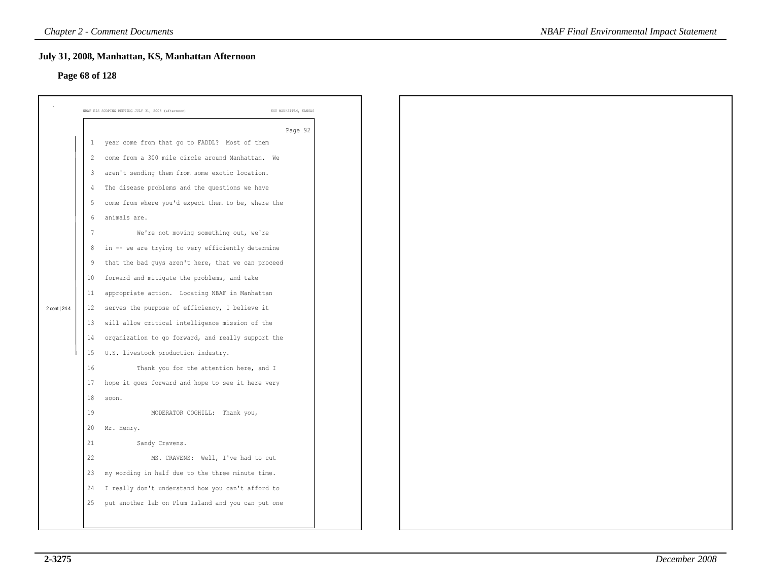## July 31, 2008, Manhattan, KS, Manhattan Afternoon

### Page 68 of 128

NBAF EIS SCOPING MEETING JULY 31, 2008 (afternoon) KSU MANHATTAN, KANSAS

Page 92

```
 1   year come from that go to FADDL?  Most of them
 2   come from a 300 mile circle around Manhattan.  We
 3   aren't sending them from some exotic location.
 4   The disease problems and the questions we have
 5   come from where you'd expect them to be, where the
 6   animals are.
 7            We're not moving something out, we're
 8   in -- we are trying to very efficiently determine
 9   that the bad guys aren't here, that we can proceed
10   forward and mitigate the problems, and take
11   appropriate action.  Locating NBAF in Manhattan
12   serves the purpose of efficiency, I believe it          2 cont.| 24.4
13   will allow critical intelligence mission of the
14   organization to go forward, and really support the
15   U.S. livestock production industry.
16            Thank you for the attention here, and I
17   hope it goes forward and hope to see it here very
18   soon.
19               MODERATOR COGHILL:  Thank you,
20   Mr. Henry.
21            Sandy Cravens.
22               MS. CRAVENS:  Well, I've had to cut
23   my wording in half due to the three minute time.
24   I really don't understand how you can't afford to
25   put another lab on Plum Island and you can put one
```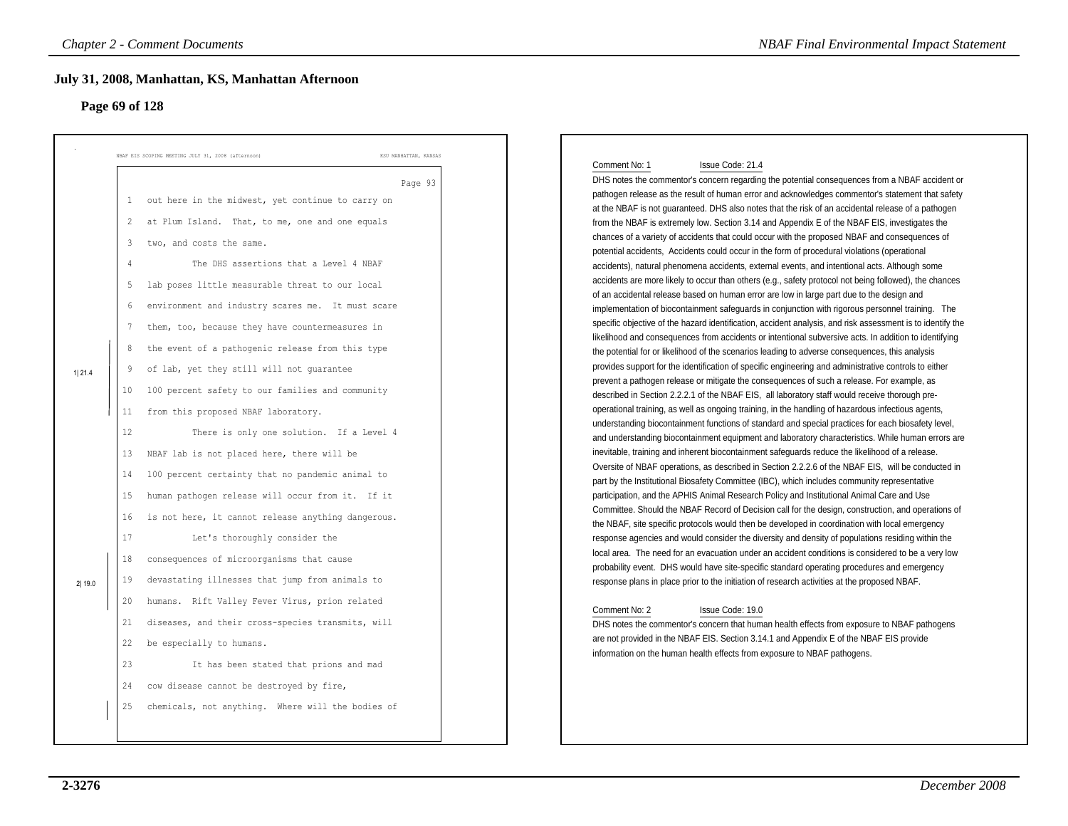## July 31, 2008, Manhattan, KS, Manhattan Afternoon

### Page 69 of 128

NBAF EIS SCOPING MEETING JULY 31, 2008 (afternoon) KSU MANHATTAN, KANSAS

Page 93

1 out here in the midwest, yet continue to carry on
2 at Plum Island. That, to me, one and one equals
3 two, and costs the same.
4 The DHS assertions that a Level 4 NBAF
5 lab poses little measurable threat to our local
6 environment and industry scares me. It must scare
7 them, too, because they have countermeasures in
8 the event of a pathogenic release from this type
9 of lab, yet they still will not guarantee
10 100 percent safety to our families and community
11 from this proposed NBAF laboratory.
12 There is only one solution. If a Level 4
13 NBAF lab is not placed here, there will be
14 100 percent certainty that no pandemic animal to
15 human pathogen release will occur from it. If it
16 is not here, it cannot release anything dangerous.
17 Let's thoroughly consider the
18 consequences of microorganisms that cause
19 devastating illnesses that jump from animals to
20 humans. Rift Valley Fever Virus, prion related
21 diseases, and their cross-species transmits, will
22 be especially to humans.
23 It has been stated that prions and mad
24 cow disease cannot be destroyed by fire,
25 chemicals, not anything. Where will the bodies of

1| 21.4

2| 19.0

Comment No: 1 Issue Code: 21.4

DHS notes the commentor's concern regarding the potential consequences from a NBAF accident or pathogen release as the result of human error and acknowledges commentor's statement that safety at the NBAF is not guaranteed. DHS also notes that the risk of an accidental release of a pathogen from the NBAF is extremely low. Section 3.14 and Appendix E of the NBAF EIS, investigates the chances of a variety of accidents that could occur with the proposed NBAF and consequences of potential accidents, Accidents could occur in the form of procedural violations (operational accidents), natural phenomena accidents, external events, and intentional acts. Although some accidents are more likely to occur than others (e.g., safety protocol not being followed), the chances of an accidental release based on human error are low in large part due to the design and implementation of biocontainment safeguards in conjunction with rigorous personnel training. The specific objective of the hazard identification, accident analysis, and risk assessment is to identify the likelihood and consequences from accidents or intentional subversive acts. In addition to identifying the potential for or likelihood of the scenarios leading to adverse consequences, this analysis provides support for the identification of specific engineering and administrative controls to either prevent a pathogen release or mitigate the consequences of such a release. For example, as described in Section 2.2.2.1 of the NBAF EIS, all laboratory staff would receive thorough pre-operational training, as well as ongoing training, in the handling of hazardous infectious agents, understanding biocontainment functions of standard and special practices for each biosafety level, and understanding biocontainment equipment and laboratory characteristics. While human errors are inevitable, training and inherent biocontainment safeguards reduce the likelihood of a release. Oversite of NBAF operations, as described in Section 2.2.2.6 of the NBAF EIS, will be conducted in part by the Institutional Biosafety Committee (IBC), which includes community representative participation, and the APHIS Animal Research Policy and Institutional Animal Care and Use Committee. Should the NBAF Record of Decision call for the design, construction, and operations of the NBAF, site specific protocols would then be developed in coordination with local emergency response agencies and would consider the diversity and density of populations residing within the local area. The need for an evacuation under an accident conditions is considered to be a very low probability event. DHS would have site-specific standard operating procedures and emergency response plans in place prior to the initiation of research activities at the proposed NBAF.

Comment No: 2 Issue Code: 19.0

DHS notes the commentor's concern that human health effects from exposure to NBAF pathogens are not provided in the NBAF EIS. Section 3.14.1 and Appendix E of the NBAF EIS provide information on the human health effects from exposure to NBAF pathogens.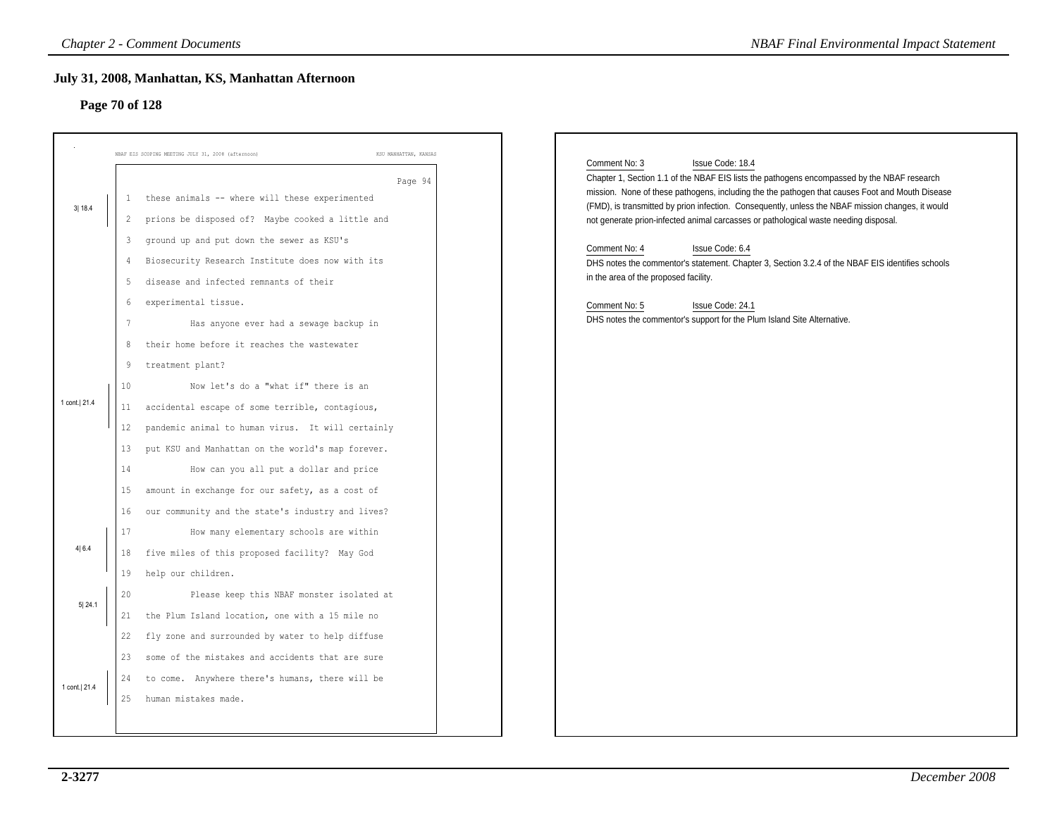## July 31, 2008, Manhattan, KS, Manhattan Afternoon

### Page 70 of 128

NBAF EIS SCOPING MEETING JULY 31, 2008 (afternoon) KSU MANHATTAN, KANSAS

Page 94

```
              1   these animals -- where will these experimented
3| 18.4       2   prions be disposed of?  Maybe cooked a little and
              3   ground up and put down the sewer as KSU's
              4   Biosecurity Research Institute does now with its
              5   disease and infected remnants of their
              6   experimental tissue.
              7           Has anyone ever had a sewage backup in
              8   their home before it reaches the wastewater
              9   treatment plant?
             10           Now let's do a "what if" there is an
1 cont.| 21.4 11  accidental escape of some terrible, contagious,
             12   pandemic animal to human virus.  It will certainly
             13   put KSU and Manhattan on the world's map forever.
             14           How can you all put a dollar and price
             15   amount in exchange for our safety, as a cost of
             16   our community and the state's industry and lives?
             17           How many elementary schools are within
4| 6.4       18   five miles of this proposed facility?  May God
             19   help our children.
             20           Please keep this NBAF monster isolated at
5| 24.1      21   the Plum Island location, one with a 15 mile no
             22   fly zone and surrounded by water to help diffuse
             23   some of the mistakes and accidents that are sure
1 cont.| 21.4 24  to come.  Anywhere there's humans, there will be
             25   human mistakes made.
```

Comment No: 3 Issue Code: 18.4

Chapter 1, Section 1.1 of the NBAF EIS lists the pathogens encompassed by the NBAF research mission. None of these pathogens, including the the pathogen that causes Foot and Mouth Disease (FMD), is transmitted by prion infection. Consequently, unless the NBAF mission changes, it would not generate prion-infected animal carcasses or pathological waste needing disposal.

Comment No: 4 Issue Code: 6.4

DHS notes the commentor's statement. Chapter 3, Section 3.2.4 of the NBAF EIS identifies schools in the area of the proposed facility.

Comment No: 5 Issue Code: 24.1

DHS notes the commentor's support for the Plum Island Site Alternative.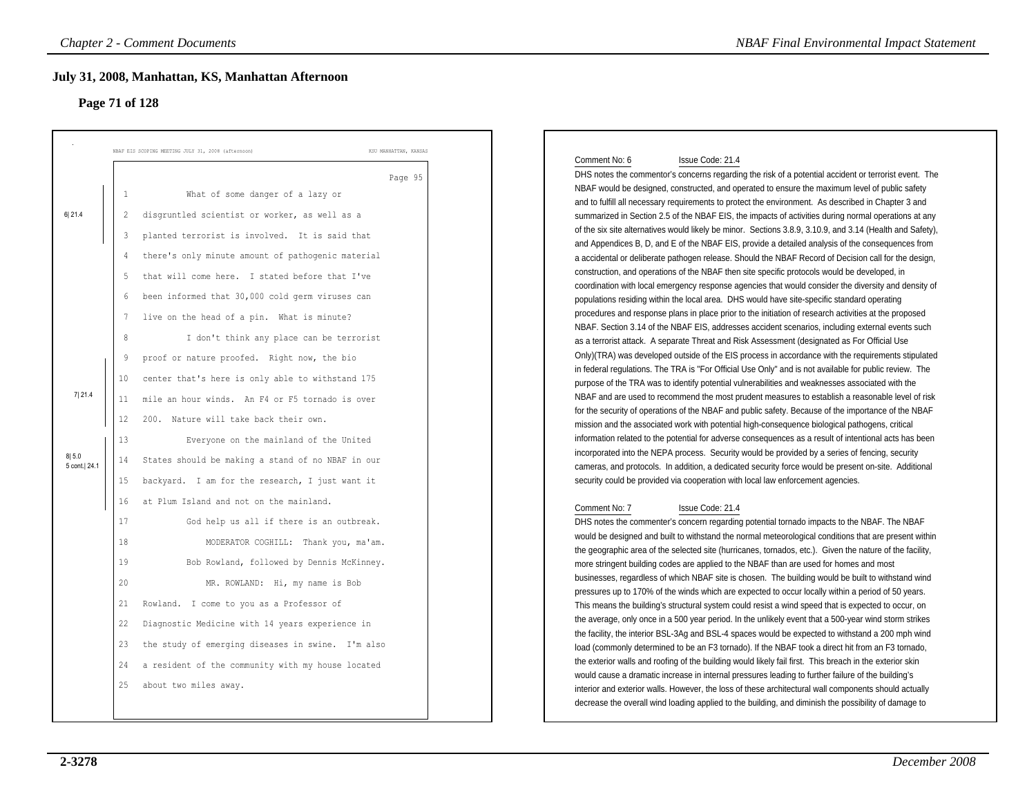## July 31, 2008, Manhattan, KS, Manhattan Afternoon

### Page 71 of 128

NBAF EIS SCOPING MEETING JULY 31, 2008 (afternoon) KSU MANHATTAN, KANSAS

Page 95

6| 21.4

1 What of some danger of a lazy or
2 disgruntled scientist or worker, as well as a
3 planted terrorist is involved. It is said that
4 there's only minute amount of pathogenic material
5 that will come here. I stated before that I've
6 been informed that 30,000 cold germ viruses can
7 live on the head of a pin. What is minute?

7| 21.4

8 I don't think any place can be terrorist
9 proof or nature proofed. Right now, the bio
10 center that's here is only able to withstand 175
11 mile an hour winds. An F4 or F5 tornado is over
12 200. Nature will take back their own.

8| 5.0
5 cont.| 24.1

13 Everyone on the mainland of the United
14 States should be making a stand of no NBAF in our
15 backyard. I am for the research, I just want it
16 at Plum Island and not on the mainland.
17 God help us all if there is an outbreak.
18 MODERATOR COGHILL: Thank you, ma'am.
19 Bob Rowland, followed by Dennis McKinney.
20 MR. ROWLAND: Hi, my name is Bob
21 Rowland. I come to you as a Professor of
22 Diagnostic Medicine with 14 years experience in
23 the study of emerging diseases in swine. I'm also
24 a resident of the community with my house located
25 about two miles away.

---

Comment No: 6 Issue Code: 21.4

DHS notes the commentor's concerns regarding the risk of a potential accident or terrorist event. The NBAF would be designed, constructed, and operated to ensure the maximum level of public safety and to fulfill all necessary requirements to protect the environment. As described in Chapter 3 and summarized in Section 2.5 of the NBAF EIS, the impacts of activities during normal operations at any of the six site alternatives would likely be minor. Sections 3.8.9, 3.10.9, and 3.14 (Health and Safety), and Appendices B, D, and E of the NBAF EIS, provide a detailed analysis of the consequences from a accidental or deliberate pathogen release. Should the NBAF Record of Decision call for the design, construction, and operations of the NBAF then site specific protocols would be developed, in coordination with local emergency response agencies that would consider the diversity and density of populations residing within the local area. DHS would have site-specific standard operating procedures and response plans in place prior to the initiation of research activities at the proposed NBAF. Section 3.14 of the NBAF EIS, addresses accident scenarios, including external events such as a terrorist attack. A separate Threat and Risk Assessment (designated as For Official Use Only)(TRA) was developed outside of the EIS process in accordance with the requirements stipulated in federal regulations. The TRA is "For Official Use Only" and is not available for public review. The purpose of the TRA was to identify potential vulnerabilities and weaknesses associated with the NBAF and are used to recommend the most prudent measures to establish a reasonable level of risk for the security of operations of the NBAF and public safety. Because of the importance of the NBAF mission and the associated work with potential high-consequence biological pathogens, critical information related to the potential for adverse consequences as a result of intentional acts has been incorporated into the NEPA process. Security would be provided by a series of fencing, security cameras, and protocols. In addition, a dedicated security force would be present on-site. Additional security could be provided via cooperation with local law enforcement agencies.

Comment No: 7 Issue Code: 21.4

DHS notes the commenter's concern regarding potential tornado impacts to the NBAF. The NBAF would be designed and built to withstand the normal meteorological conditions that are present within the geographic area of the selected site (hurricanes, tornados, etc.). Given the nature of the facility, more stringent building codes are applied to the NBAF than are used for homes and most businesses, regardless of which NBAF site is chosen. The building would be built to withstand wind pressures up to 170% of the winds which are expected to occur locally within a period of 50 years. This means the building's structural system could resist a wind speed that is expected to occur, on the average, only once in a 500 year period. In the unlikely event that a 500-year wind storm strikes the facility, the interior BSL-3Ag and BSL-4 spaces would be expected to withstand a 200 mph wind load (commonly determined to be an F3 tornado). If the NBAF took a direct hit from an F3 tornado, the exterior walls and roofing of the building would likely fail first. This breach in the exterior skin would cause a dramatic increase in internal pressures leading to further failure of the building's interior and exterior walls. However, the loss of these architectural wall components should actually decrease the overall wind loading applied to the building, and diminish the possibility of damage to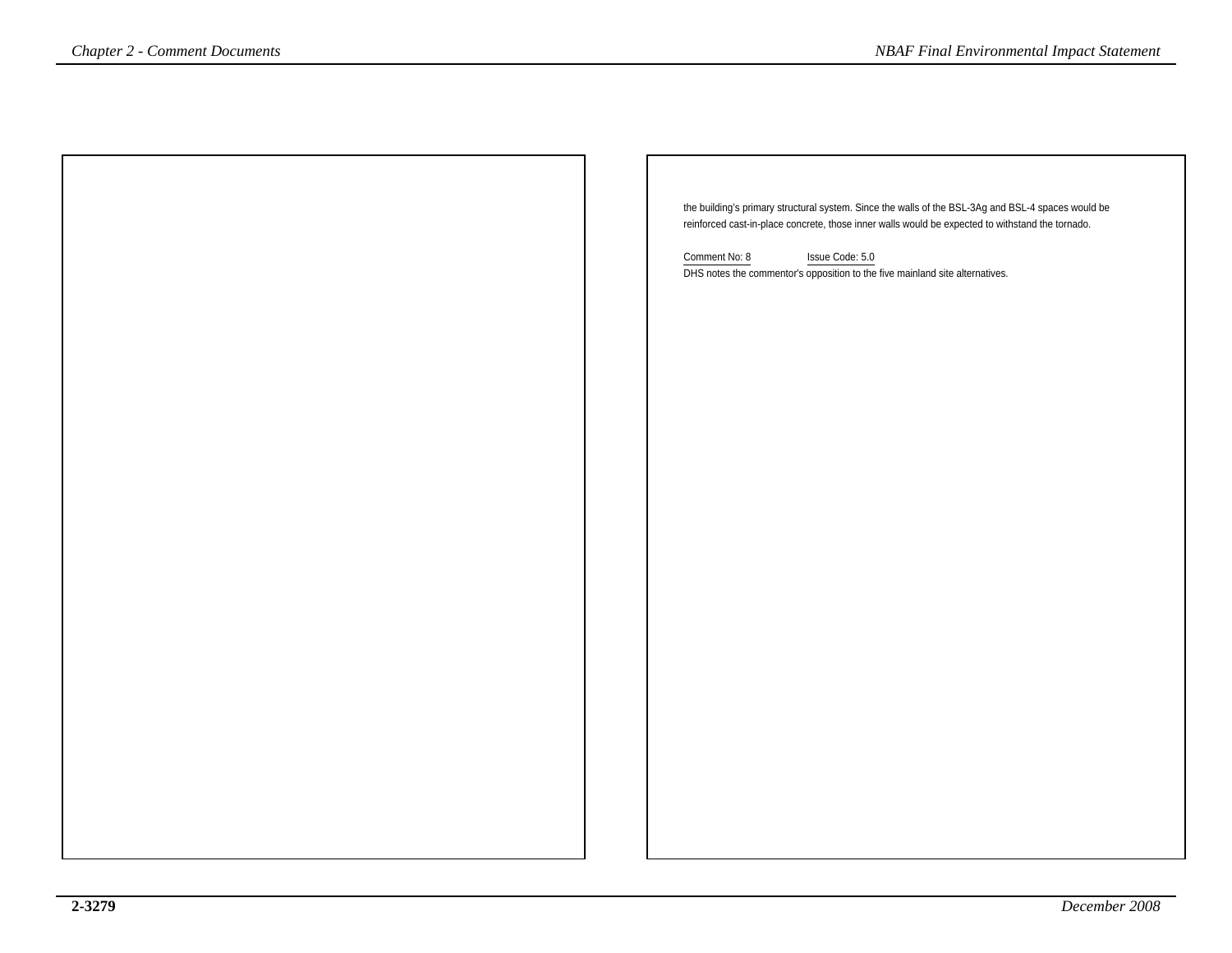the building's primary structural system. Since the walls of the BSL-3Ag and BSL-4 spaces would be reinforced cast-in-place concrete, those inner walls would be expected to withstand the tornado.

Comment No: 8 Issue Code: 5.0

DHS notes the commentor's opposition to the five mainland site alternatives.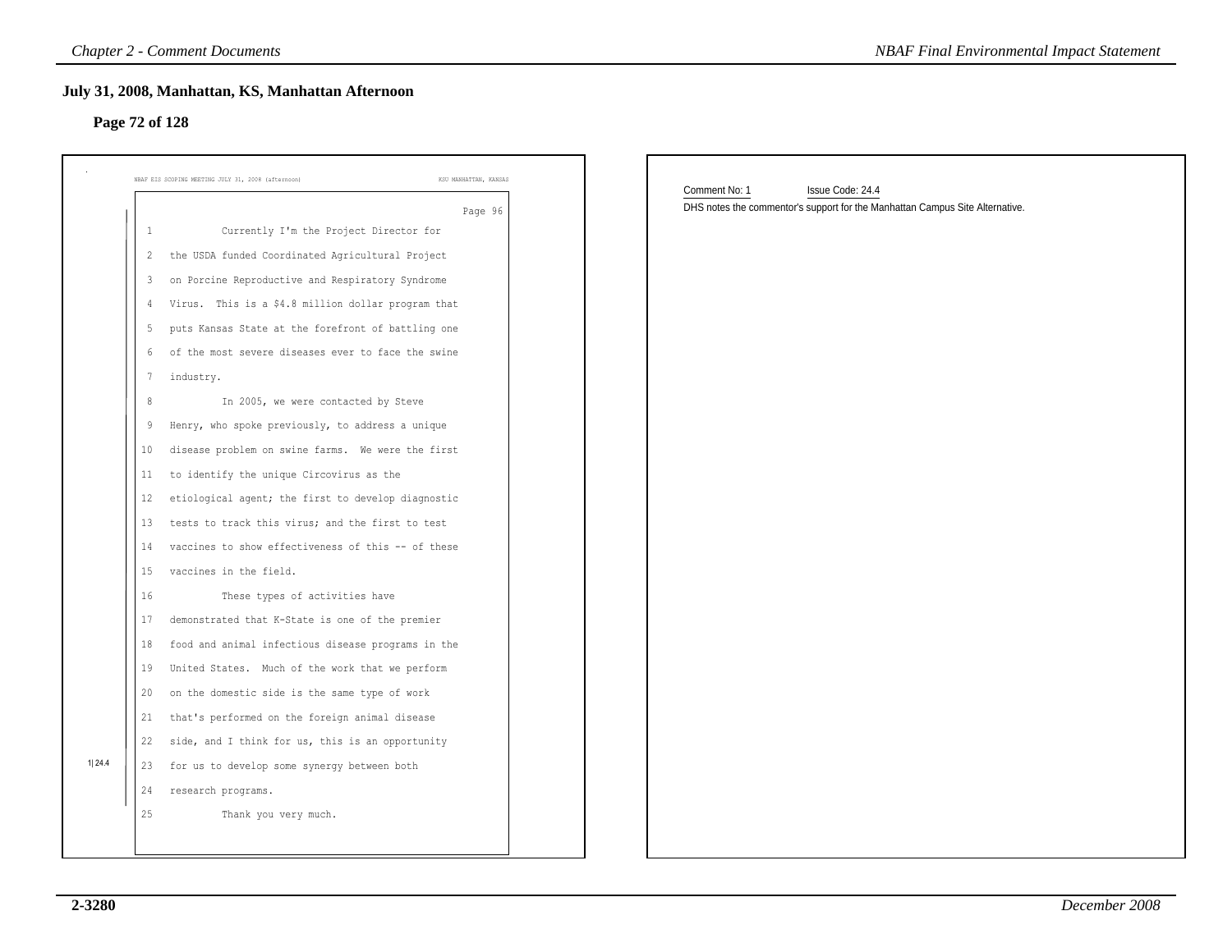## July 31, 2008, Manhattan, KS, Manhattan Afternoon

### Page 72 of 128

NBAF EIS SCOPING MEETING JULY 31, 2008 (afternoon) KSU MANHATTAN, KANSAS

Page 96

1 Currently I'm the Project Director for
2 the USDA funded Coordinated Agricultural Project
3 on Porcine Reproductive and Respiratory Syndrome
4 Virus. This is a $4.8 million dollar program that
5 puts Kansas State at the forefront of battling one
6 of the most severe diseases ever to face the swine
7 industry.
8 In 2005, we were contacted by Steve
9 Henry, who spoke previously, to address a unique
10 disease problem on swine farms. We were the first
11 to identify the unique Circovirus as the
12 etiological agent; the first to develop diagnostic
13 tests to track this virus; and the first to test
14 vaccines to show effectiveness of this -- of these
15 vaccines in the field.
16 These types of activities have
17 demonstrated that K-State is one of the premier
18 food and animal infectious disease programs in the
19 United States. Much of the work that we perform
20 on the domestic side is the same type of work
21 that's performed on the foreign animal disease
22 side, and I think for us, this is an opportunity
23 for us to develop some synergy between both
24 research programs.
25 Thank you very much.

1|24.4

Comment No: 1 Issue Code: 24.4

DHS notes the commentor's support for the Manhattan Campus Site Alternative.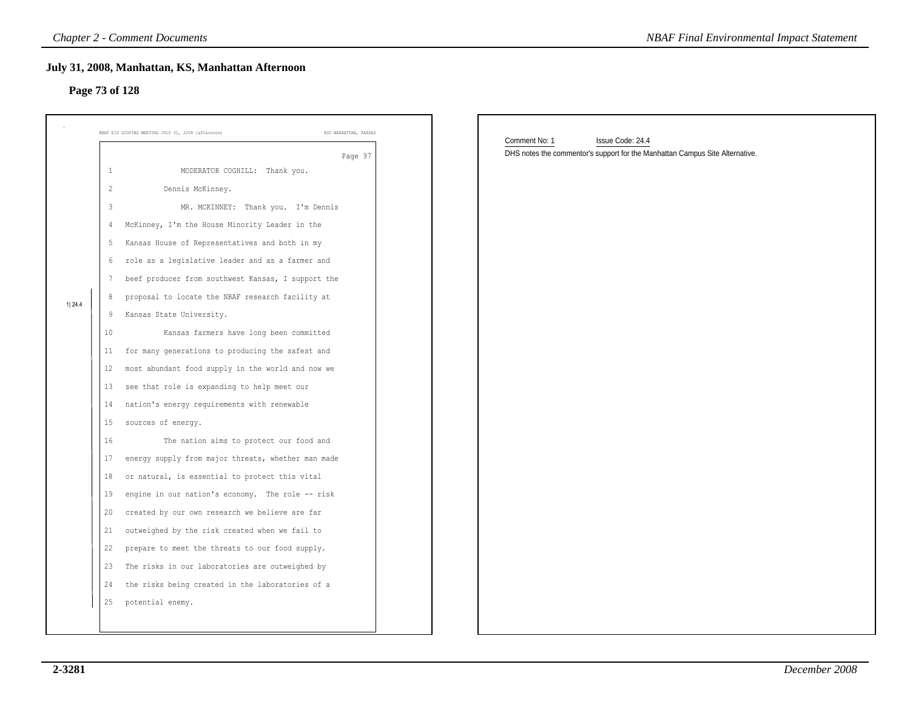## July 31, 2008, Manhattan, KS, Manhattan Afternoon

### Page 73 of 128

NBAF EIS SCOPING MEETING JULY 31, 2008 (afternoon) KSU MANHATTAN, KANSAS

Page 97

1 MODERATOR COGHILL: Thank you.

2 Dennis McKinney.

3 MR. MCKINNEY: Thank you. I'm Dennis

4 McKinney, I'm the House Minority Leader in the

5 Kansas House of Representatives and both in my

6 role as a legislative leader and as a farmer and

7 beef producer from southwest Kansas, I support the

8 proposal to locate the NBAF research facility at

9 Kansas State University.

10 Kansas farmers have long been committed

11 for many generations to producing the safest and

12 most abundant food supply in the world and now we

13 see that role is expanding to help meet our

14 nation's energy requirements with renewable

15 sources of energy.

16 The nation aims to protect our food and

17 energy supply from major threats, whether man made

18 or natural, is essential to protect this vital

19 engine in our nation's economy. The role -- risk

20 created by our own research we believe are far

21 outweighed by the risk created when we fail to

22 prepare to meet the threats to our food supply.

23 The risks in our laboratories are outweighed by

24 the risks being created in the laboratories of a

25 potential enemy.

1| 24.4

Comment No: 1 Issue Code: 24.4

DHS notes the commentor's support for the Manhattan Campus Site Alternative.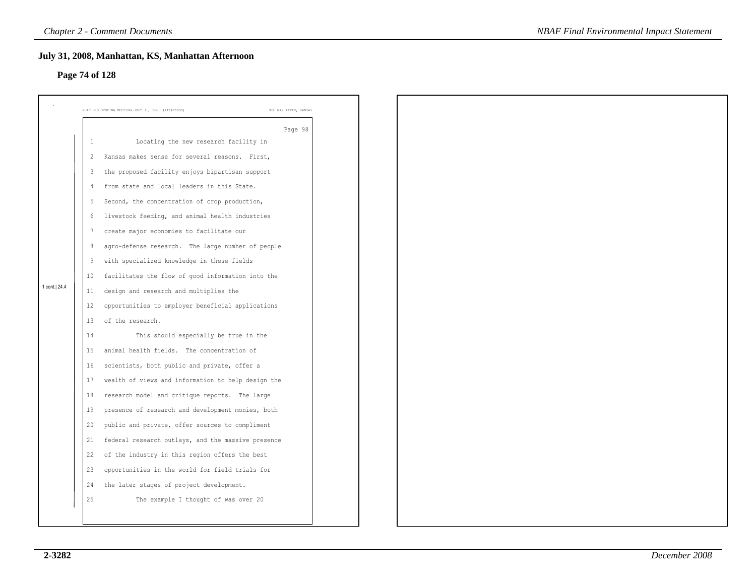## July 31, 2008, Manhattan, KS, Manhattan Afternoon

### Page 74 of 128

NBAF EIS SCOPING MEETING JULY 31, 2008 (afternoon) KSU MANHATTAN, KANSAS

Page 98

1 cont.| 24.4

```
1          Locating the new research facility in
2   Kansas makes sense for several reasons.  First,
3   the proposed facility enjoys bipartisan support
4   from state and local leaders in this State.
5   Second, the concentration of crop production,
6   livestock feeding, and animal health industries
7   create major economies to facilitate our
8   agro-defense research.  The large number of people
9   with specialized knowledge in these fields
10  facilitates the flow of good information into the
11  design and research and multiplies the
12  opportunities to employer beneficial applications
13  of the research.
14         This should especially be true in the
15  animal health fields.  The concentration of
16  scientists, both public and private, offer a
17  wealth of views and information to help design the
18  research model and critique reports.  The large
19  presence of research and development monies, both
20  public and private, offer sources to compliment
21  federal research outlays, and the massive presence
22  of the industry in this region offers the best
23  opportunities in the world for field trials for
24  the later stages of project development.
25         The example I thought of was over 20
```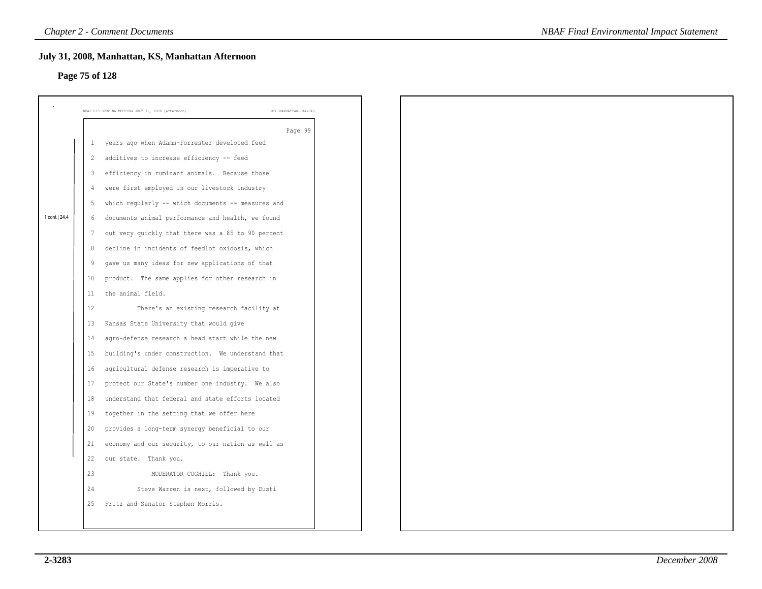## July 31, 2008, Manhattan, KS, Manhattan Afternoon

### Page 75 of 128

NBAF EIS SCOPING MEETING JULY 31, 2008 (afternoon) KSU MANHATTAN, KANSAS

Page 99

1 cont.| 24.4

```
1   years ago when Adams-Forrester developed feed
2   additives to increase efficiency -- feed
3   efficiency in ruminant animals.  Because those
4   were first employed in our livestock industry
5   which regularly -- which documents -- measures and
6   documents animal performance and health, we found
7   out very quickly that there was a 85 to 90 percent
8   decline in incidents of feedlot oxidosis, which
9   gave us many ideas for new applications of that
10  product.  The same applies for other research in
11  the animal field.
12          There's an existing research facility at
13  Kansas State University that would give
14  agro-defense research a head start while the new
15  building's under construction.  We understand that
16  agricultural defense research is imperative to
17  protect our State's number one industry.  We also
18  understand that federal and state efforts located
19  together in the setting that we offer here
20  provides a long-term synergy beneficial to our
21  economy and our security, to our nation as well as
22  our state.  Thank you.
23              MODERATOR COGHILL:  Thank you.
24          Steve Warren is next, followed by Dusti
25  Fritz and Senator Stephen Morris.
```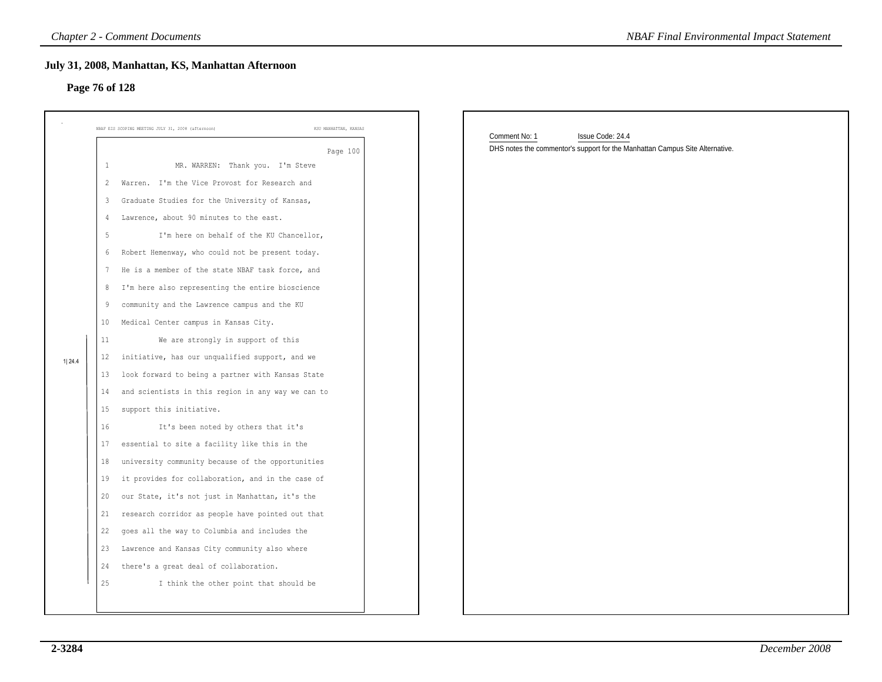## July 31, 2008, Manhattan, KS, Manhattan Afternoon

### Page 76 of 128

NBAF EIS SCOPING MEETING JULY 31, 2008 (afternoon) KSU MANHATTAN, KANSAS

Page 100

```
1              MR. WARREN:  Thank you.  I'm Steve
2   Warren.  I'm the Vice Provost for Research and
3   Graduate Studies for the University of Kansas,
4   Lawrence, about 90 minutes to the east.
5            I'm here on behalf of the KU Chancellor,
6   Robert Hemenway, who could not be present today.
7   He is a member of the state NBAF task force, and
8   I'm here also representing the entire bioscience
9   community and the Lawrence campus and the KU
10  Medical Center campus in Kansas City.
11           We are strongly in support of this
12  initiative, has our unqualified support, and we
13  look forward to being a partner with Kansas State
14  and scientists in this region in any way we can to
15  support this initiative.
16           It's been noted by others that it's
17  essential to site a facility like this in the
18  university community because of the opportunities
19  it provides for collaboration, and in the case of
20  our State, it's not just in Manhattan, it's the
21  research corridor as people have pointed out that
22  goes all the way to Columbia and includes the
23  Lawrence and Kansas City community also where
24  there's a great deal of collaboration.
25           I think the other point that should be
```

1|24.4

Comment No: 1 Issue Code: 24.4

DHS notes the commentor's support for the Manhattan Campus Site Alternative.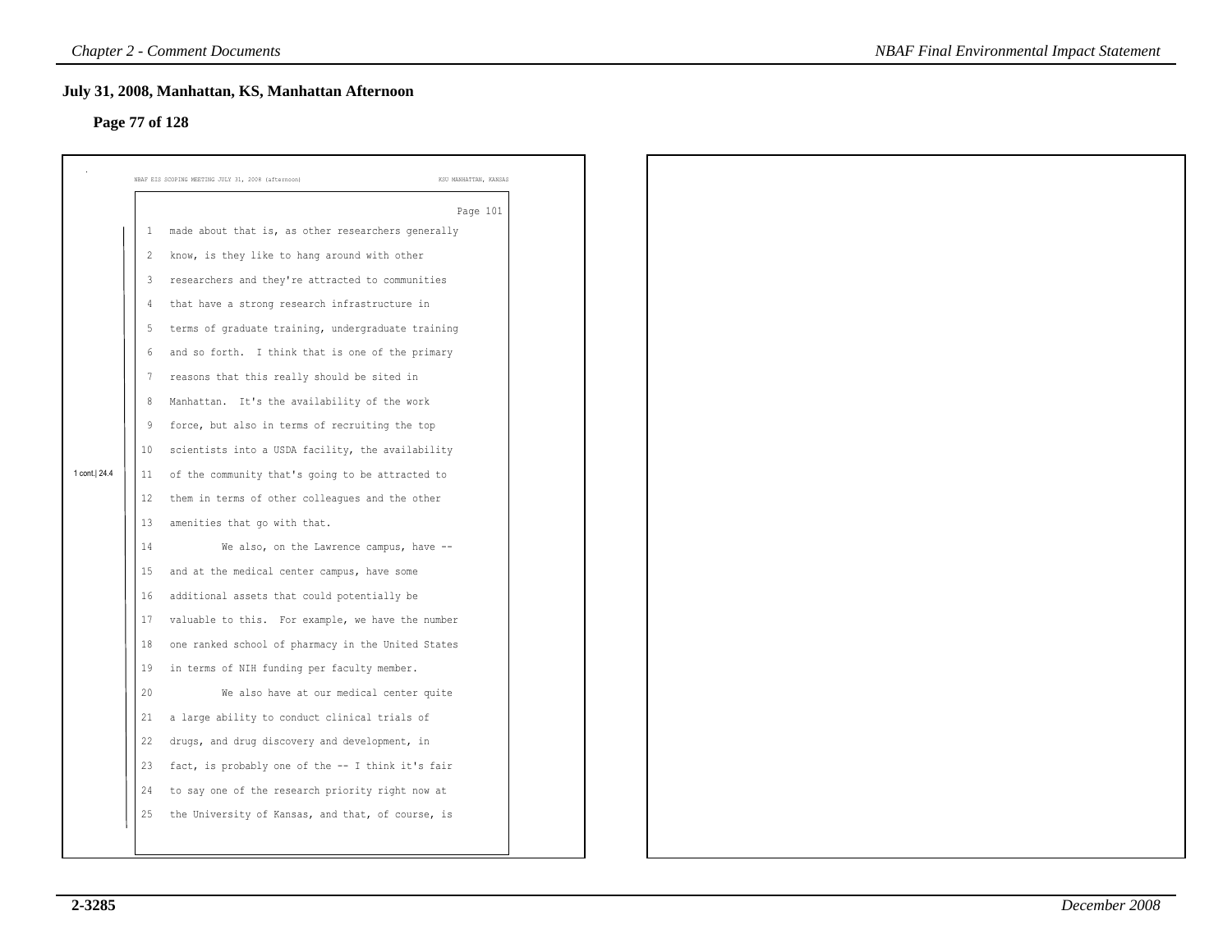## July 31, 2008, Manhattan, KS, Manhattan Afternoon

### Page 77 of 128

NBAF EIS SCOPING MEETING JULY 31, 2008 (afternoon) KSU MANHATTAN, KANSAS

Page 101

1 cont.| 24.4

```
1   made about that is, as other researchers generally
2   know, is they like to hang around with other
3   researchers and they're attracted to communities
4   that have a strong research infrastructure in
5   terms of graduate training, undergraduate training
6   and so forth.  I think that is one of the primary
7   reasons that this really should be sited in
8   Manhattan.  It's the availability of the work
9   force, but also in terms of recruiting the top
10  scientists into a USDA facility, the availability
11  of the community that's going to be attracted to
12  them in terms of other colleagues and the other
13  amenities that go with that.
14           We also, on the Lawrence campus, have --
15  and at the medical center campus, have some
16  additional assets that could potentially be
17  valuable to this.  For example, we have the number
18  one ranked school of pharmacy in the United States
19  in terms of NIH funding per faculty member.
20           We also have at our medical center quite
21  a large ability to conduct clinical trials of
22  drugs, and drug discovery and development, in
23  fact, is probably one of the -- I think it's fair
24  to say one of the research priority right now at
25  the University of Kansas, and that, of course, is
```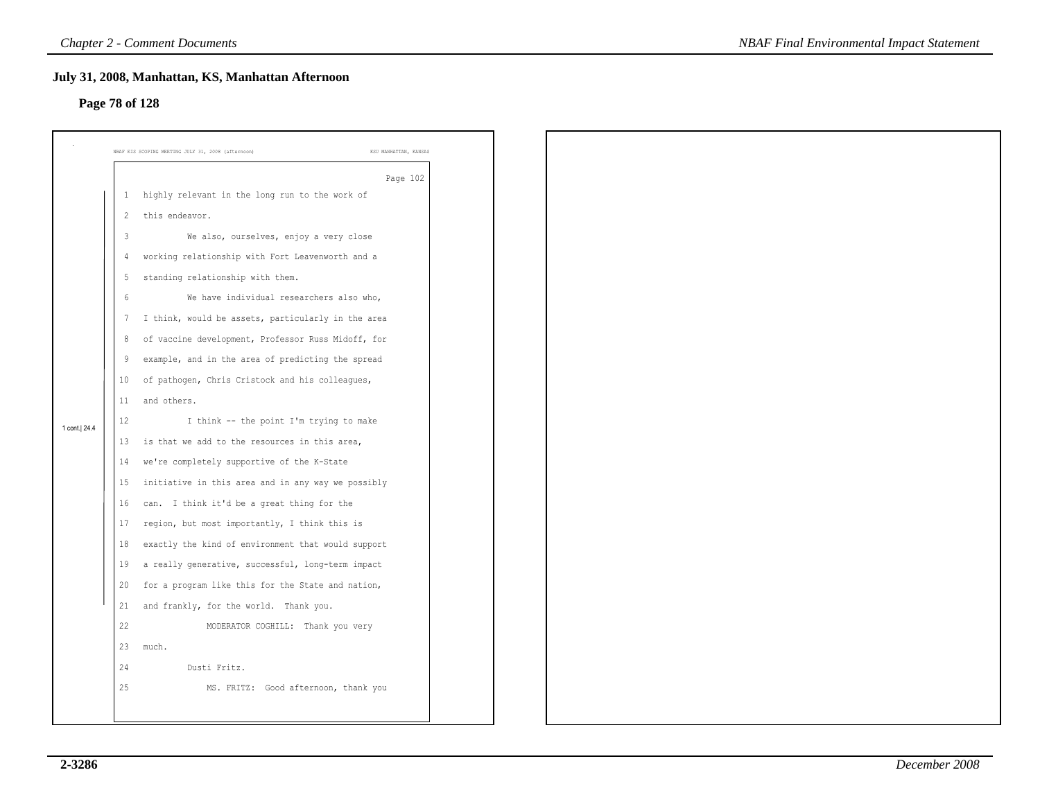## July 31, 2008, Manhattan, KS, Manhattan Afternoon

### Page 78 of 128

NBAF EIS SCOPING MEETING JULY 31, 2008 (afternoon) KSU MANHATTAN, KANSAS

Page 102

1 highly relevant in the long run to the work of
2 this endeavor.
3 We also, ourselves, enjoy a very close
4 working relationship with Fort Leavenworth and a
5 standing relationship with them.
6 We have individual researchers also who,
7 I think, would be assets, particularly in the area
8 of vaccine development, Professor Russ Midoff, for
9 example, and in the area of predicting the spread
10 of pathogen, Chris Cristock and his colleagues,
11 and others.
12 I think -- the point I'm trying to make
13 is that we add to the resources in this area,
14 we're completely supportive of the K-State
15 initiative in this area and in any way we possibly
16 can. I think it'd be a great thing for the
17 region, but most importantly, I think this is
18 exactly the kind of environment that would support
19 a really generative, successful, long-term impact
20 for a program like this for the State and nation,
21 and frankly, for the world. Thank you.
22 MODERATOR COGHILL: Thank you very
23 much.
24 Dusti Fritz.
25 MS. FRITZ: Good afternoon, thank you

1 cont.| 24.4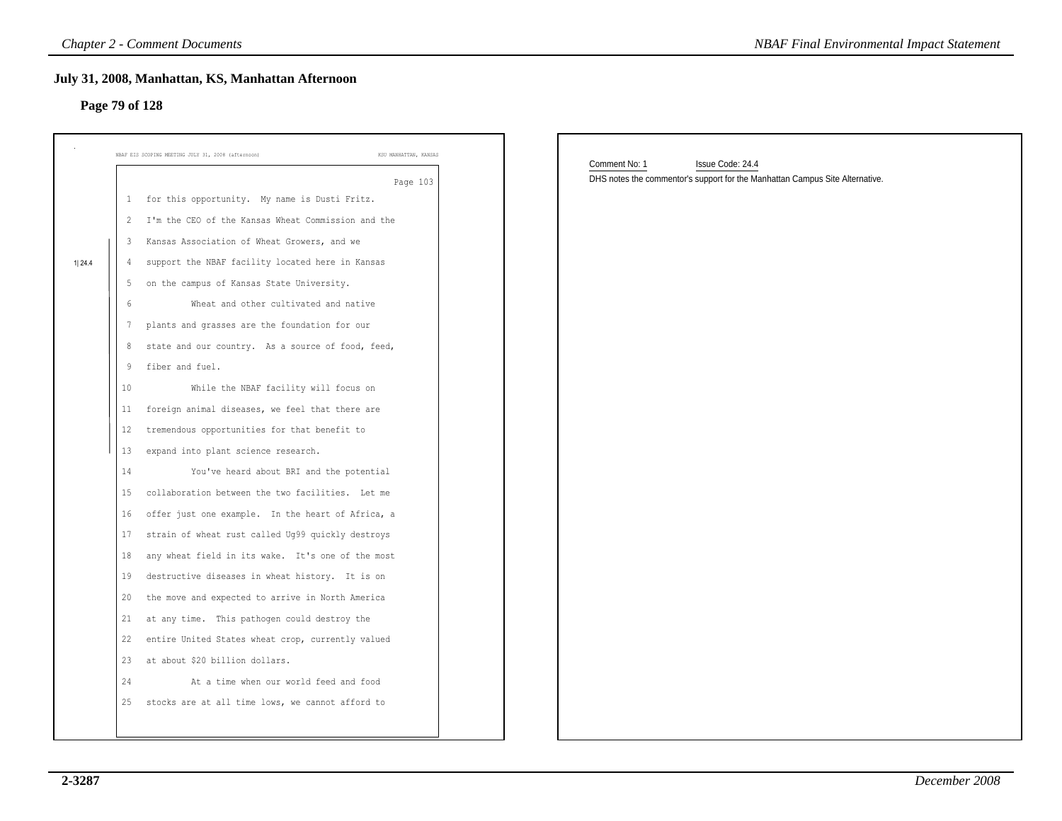## July 31, 2008, Manhattan, KS, Manhattan Afternoon

### Page 79 of 128

NBAF EIS SCOPING MEETING JULY 31, 2008 (afternoon) KSU MANHATTAN, KANSAS

Page 103

1 for this opportunity. My name is Dusti Fritz.
2 I'm the CEO of the Kansas Wheat Commission and the
3 Kansas Association of Wheat Growers, and we
4 support the NBAF facility located here in Kansas
5 on the campus of Kansas State University.
6 Wheat and other cultivated and native
7 plants and grasses are the foundation for our
8 state and our country. As a source of food, feed,
9 fiber and fuel.
10 While the NBAF facility will focus on
11 foreign animal diseases, we feel that there are
12 tremendous opportunities for that benefit to
13 expand into plant science research.
14 You've heard about BRI and the potential
15 collaboration between the two facilities. Let me
16 offer just one example. In the heart of Africa, a
17 strain of wheat rust called Ug99 quickly destroys
18 any wheat field in its wake. It's one of the most
19 destructive diseases in wheat history. It is on
20 the move and expected to arrive in North America
21 at any time. This pathogen could destroy the
22 entire United States wheat crop, currently valued
23 at about $20 billion dollars.
24 At a time when our world feed and food
25 stocks are at all time lows, we cannot afford to

1| 24.4

Comment No: 1 Issue Code: 24.4

DHS notes the commentor's support for the Manhattan Campus Site Alternative.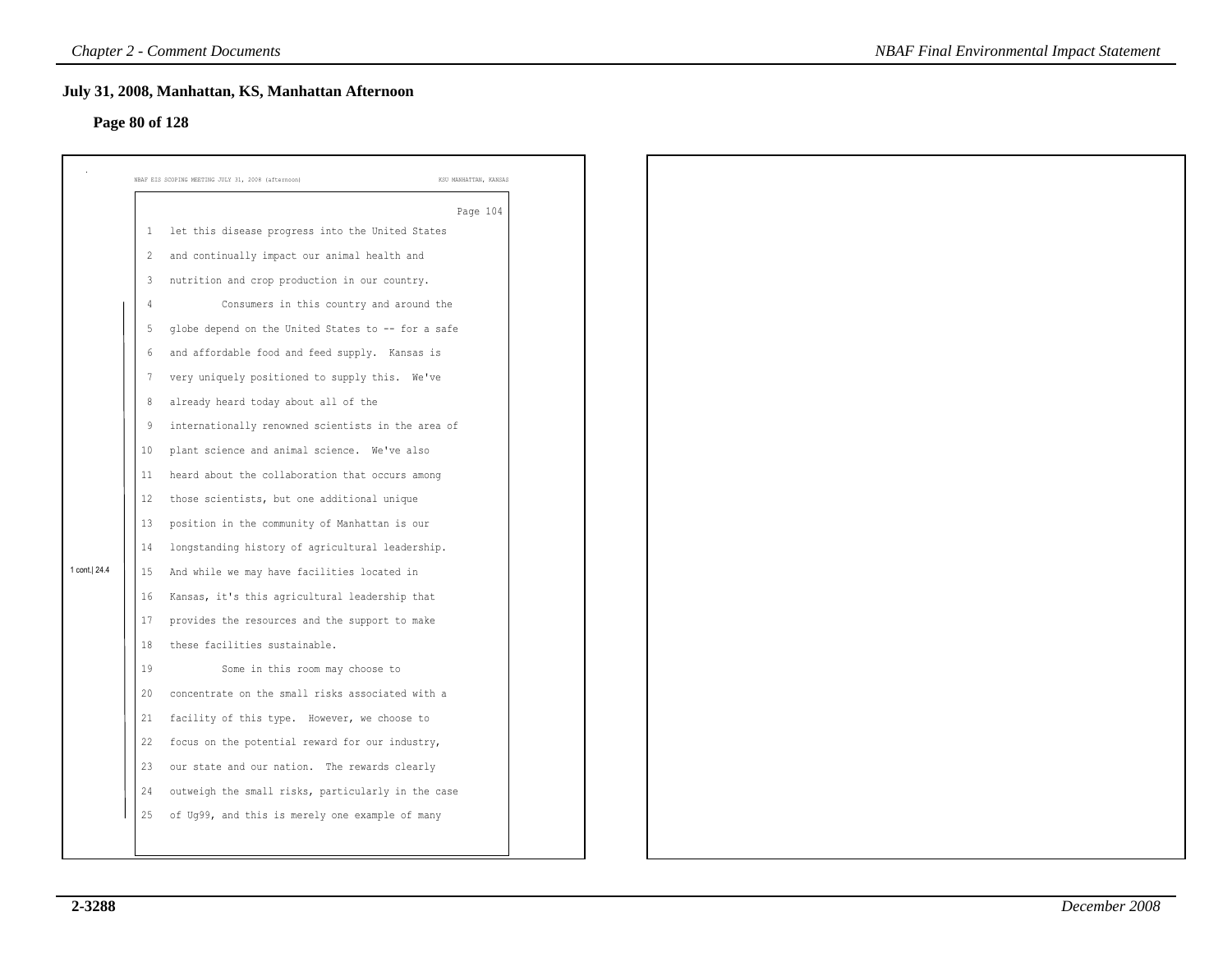## July 31, 2008, Manhattan, KS, Manhattan Afternoon

**Page 80 of 128**

NBAF EIS SCOPING MEETING JULY 31, 2008 (afternoon) KSU MANHATTAN, KANSAS

Page 104

1 let this disease progress into the United States
2 and continually impact our animal health and
3 nutrition and crop production in our country.
4 Consumers in this country and around the
5 globe depend on the United States to -- for a safe
6 and affordable food and feed supply. Kansas is
7 very uniquely positioned to supply this. We've
8 already heard today about all of the
9 internationally renowned scientists in the area of
10 plant science and animal science. We've also
11 heard about the collaboration that occurs among
12 those scientists, but one additional unique
13 position in the community of Manhattan is our
14 longstanding history of agricultural leadership.
15 And while we may have facilities located in
16 Kansas, it's this agricultural leadership that
17 provides the resources and the support to make
18 these facilities sustainable.
19 Some in this room may choose to
20 concentrate on the small risks associated with a
21 facility of this type. However, we choose to
22 focus on the potential reward for our industry,
23 our state and our nation. The rewards clearly
24 outweigh the small risks, particularly in the case
25 of Ug99, and this is merely one example of many

1 cont.| 24.4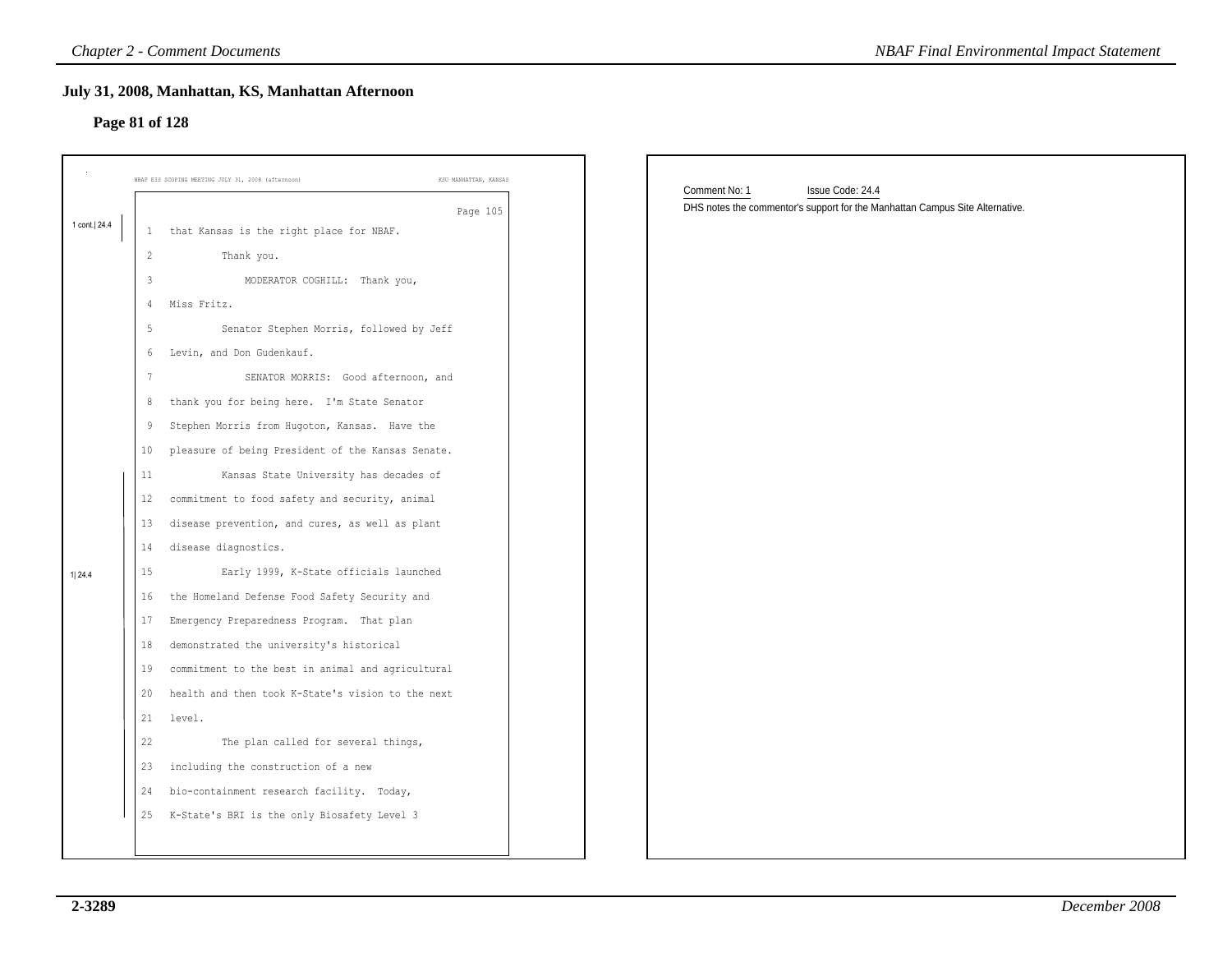## July 31, 2008, Manhattan, KS, Manhattan Afternoon

### Page 81 of 128

NBAF EIS SCOPING MEETING JULY 31, 2008 (afternoon) KSU MANHATTAN, KANSAS

Page 105

1 cont.| 24.4

1 that Kansas is the right place for NBAF.

2 Thank you.

3 MODERATOR COGHILL: Thank you,

4 Miss Fritz.

5 Senator Stephen Morris, followed by Jeff

6 Levin, and Don Gudenkauf.

7 SENATOR MORRIS: Good afternoon, and

8 thank you for being here. I'm State Senator

9 Stephen Morris from Hugoton, Kansas. Have the

10 pleasure of being President of the Kansas Senate.

1| 24.4

11 Kansas State University has decades of

12 commitment to food safety and security, animal

13 disease prevention, and cures, as well as plant

14 disease diagnostics.

15 Early 1999, K-State officials launched

16 the Homeland Defense Food Safety Security and

17 Emergency Preparedness Program. That plan

18 demonstrated the university's historical

19 commitment to the best in animal and agricultural

20 health and then took K-State's vision to the next

21 level.

22 The plan called for several things,

23 including the construction of a new

24 bio-containment research facility. Today,

25 K-State's BRI is the only Biosafety Level 3

---

Comment No: 1 Issue Code: 24.4

DHS notes the commentor's support for the Manhattan Campus Site Alternative.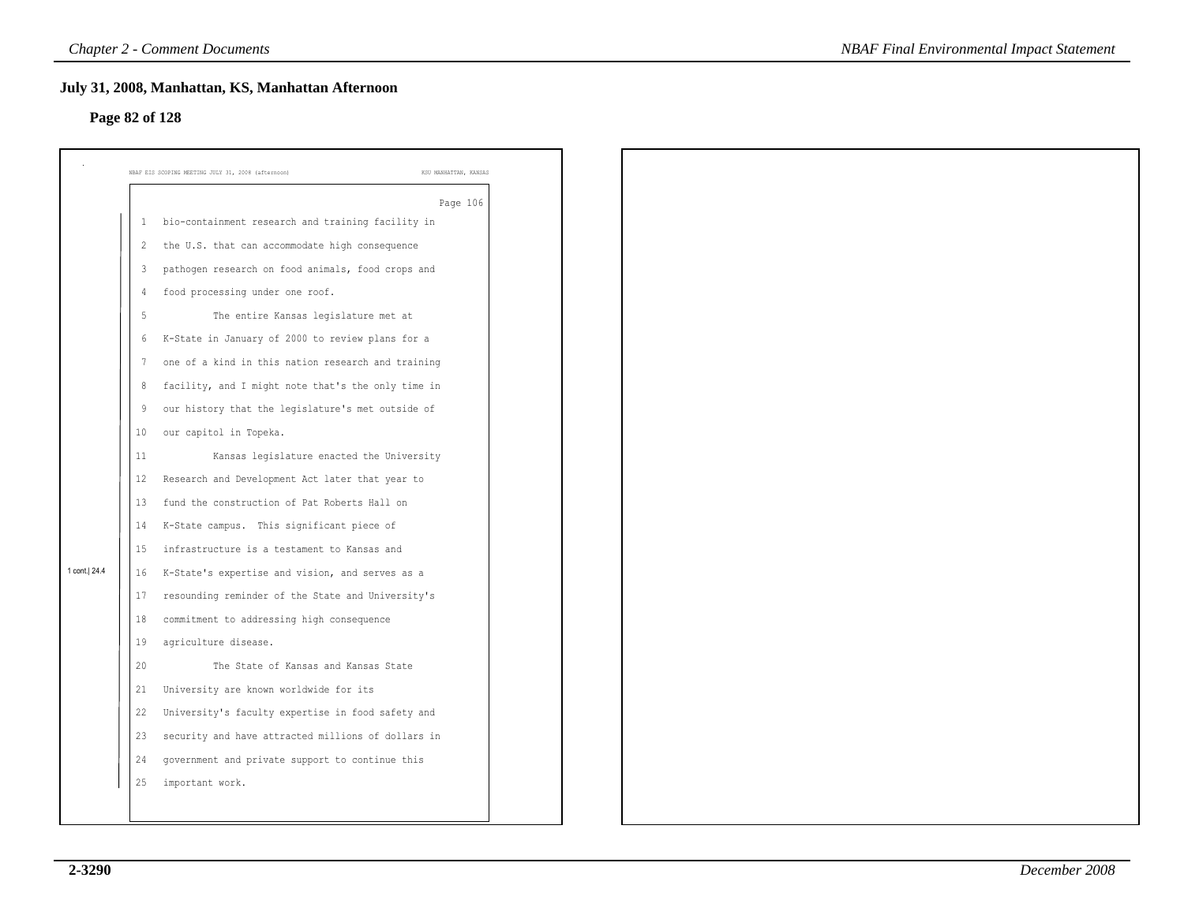## July 31, 2008, Manhattan, KS, Manhattan Afternoon

### Page 82 of 128

NBAF EIS SCOPING MEETING JULY 31, 2008 (afternoon) KSU MANHATTAN, KANSAS

Page 106

1 cont.| 24.4

1 bio-containment research and training facility in
2 the U.S. that can accommodate high consequence
3 pathogen research on food animals, food crops and
4 food processing under one roof.
5 The entire Kansas legislature met at
6 K-State in January of 2000 to review plans for a
7 one of a kind in this nation research and training
8 facility, and I might note that's the only time in
9 our history that the legislature's met outside of
10 our capitol in Topeka.
11 Kansas legislature enacted the University
12 Research and Development Act later that year to
13 fund the construction of Pat Roberts Hall on
14 K-State campus. This significant piece of
15 infrastructure is a testament to Kansas and
16 K-State's expertise and vision, and serves as a
17 resounding reminder of the State and University's
18 commitment to addressing high consequence
19 agriculture disease.
20 The State of Kansas and Kansas State
21 University are known worldwide for its
22 University's faculty expertise in food safety and
23 security and have attracted millions of dollars in
24 government and private support to continue this
25 important work.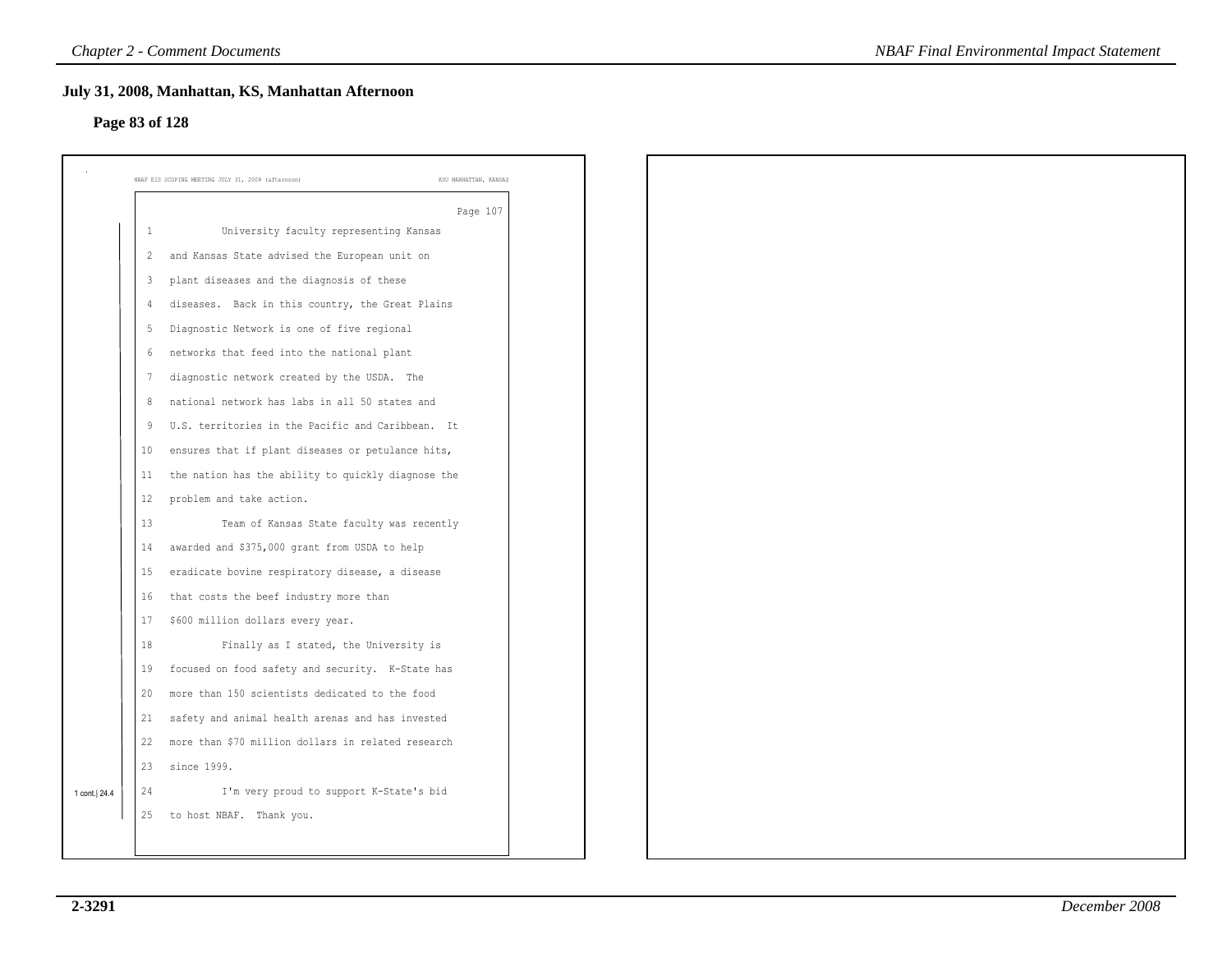## July 31, 2008, Manhattan, KS, Manhattan Afternoon

### Page 83 of 128

NBAF EIS SCOPING MEETING JULY 31, 2008 (afternoon) KSU MANHATTAN, KANSAS

Page 107

1 University faculty representing Kansas
2 and Kansas State advised the European unit on
3 plant diseases and the diagnosis of these
4 diseases. Back in this country, the Great Plains
5 Diagnostic Network is one of five regional
6 networks that feed into the national plant
7 diagnostic network created by the USDA. The
8 national network has labs in all 50 states and
9 U.S. territories in the Pacific and Caribbean. It
10 ensures that if plant diseases or petulance hits,
11 the nation has the ability to quickly diagnose the
12 problem and take action.
13 Team of Kansas State faculty was recently
14 awarded and $375,000 grant from USDA to help
15 eradicate bovine respiratory disease, a disease
16 that costs the beef industry more than
17 $600 million dollars every year.
18 Finally as I stated, the University is
19 focused on food safety and security. K-State has
20 more than 150 scientists dedicated to the food
21 safety and animal health arenas and has invested
22 more than $70 million dollars in related research
23 since 1999.
24 I'm very proud to support K-State's bid
25 to host NBAF. Thank you.

1 cont.| 24.4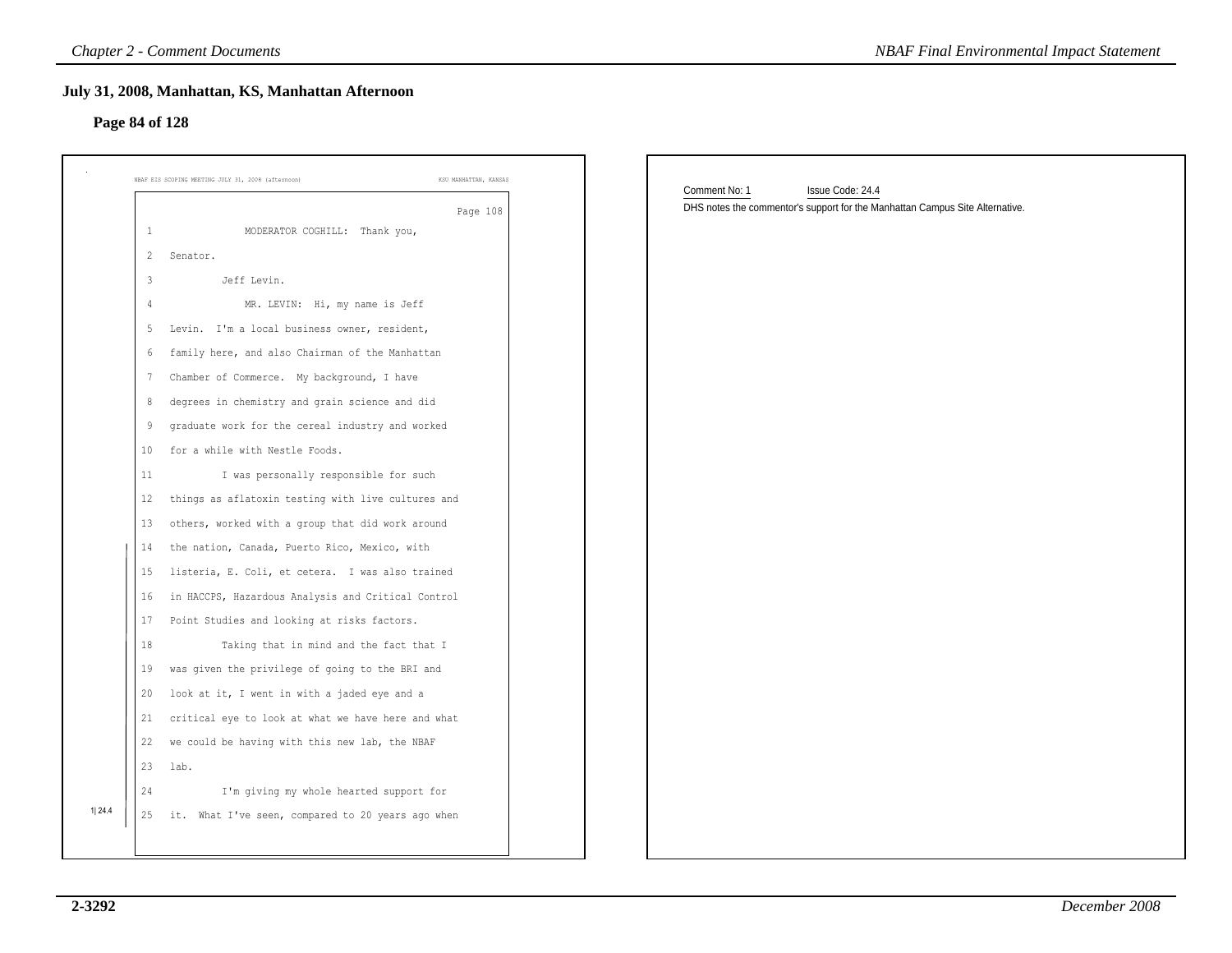## July 31, 2008, Manhattan, KS, Manhattan Afternoon

### Page 84 of 128

NBAF EIS SCOPING MEETING JULY 31, 2008 (afternoon) KSU MANHATTAN, KANSAS

Page 108

1 MODERATOR COGHILL: Thank you,
2 Senator.
3 Jeff Levin.
4 MR. LEVIN: Hi, my name is Jeff
5 Levin. I'm a local business owner, resident,
6 family here, and also Chairman of the Manhattan
7 Chamber of Commerce. My background, I have
8 degrees in chemistry and grain science and did
9 graduate work for the cereal industry and worked
10 for a while with Nestle Foods.
11 I was personally responsible for such
12 things as aflatoxin testing with live cultures and
13 others, worked with a group that did work around
14 the nation, Canada, Puerto Rico, Mexico, with
15 listeria, E. Coli, et cetera. I was also trained
16 in HACCPS, Hazardous Analysis and Critical Control
17 Point Studies and looking at risks factors.
18 Taking that in mind and the fact that I
19 was given the privilege of going to the BRI and
20 look at it, I went in with a jaded eye and a
21 critical eye to look at what we have here and what
22 we could be having with this new lab, the NBAF
23 lab.
24 I'm giving my whole hearted support for
25 it. What I've seen, compared to 20 years ago when

1| 24.4

Comment No: 1 Issue Code: 24.4

DHS notes the commentor's support for the Manhattan Campus Site Alternative.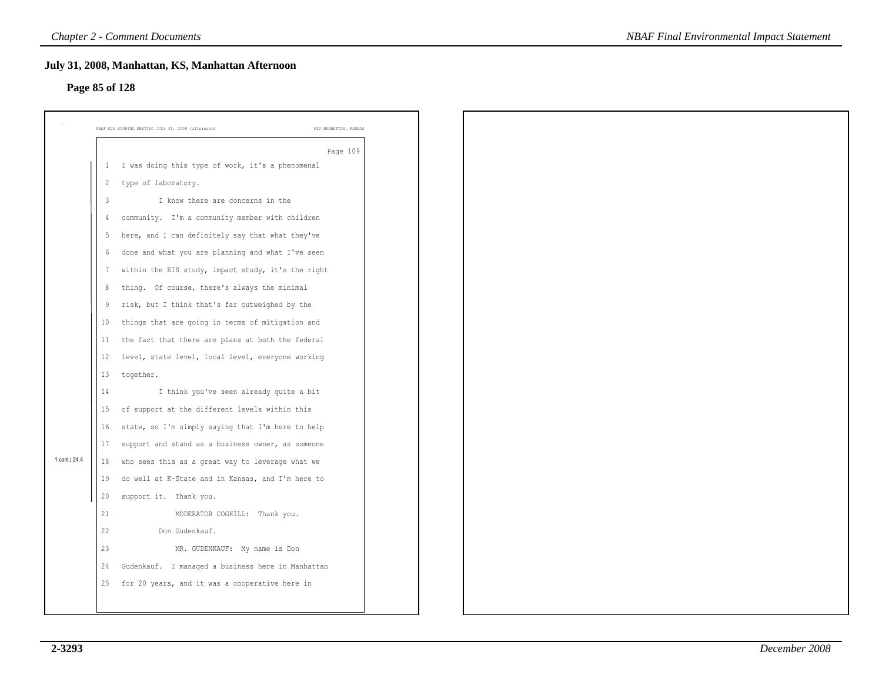## July 31, 2008, Manhattan, KS, Manhattan Afternoon

### Page 85 of 128

NBAF EIS SCOPING MEETING JULY 31, 2008 (afternoon) KSU MANHATTAN, KANSAS

Page 109

1 I was doing this type of work, it's a phenomenal
2 type of laboratory.
3 I know there are concerns in the
4 community. I'm a community member with children
5 here, and I can definitely say that what they've
6 done and what you are planning and what I've seen
7 within the EIS study, impact study, it's the right
8 thing. Of course, there's always the minimal
9 risk, but I think that's far outweighed by the
10 things that are going in terms of mitigation and
11 the fact that there are plans at both the federal
12 level, state level, local level, everyone working
13 together.
14 I think you've seen already quite a bit
15 of support at the different levels within this
16 state, so I'm simply saying that I'm here to help
17 support and stand as a business owner, as someone
18 who sees this as a great way to leverage what we
19 do well at K-State and in Kansas, and I'm here to
20 support it. Thank you.
21 MODERATOR COGHILL: Thank you.
22 Don Gudenkauf.
23 MR. GUDENKAUF: My name is Don
24 Gudenkauf. I managed a business here in Manhattan
25 for 20 years, and it was a cooperative here in

1 cont.| 24.4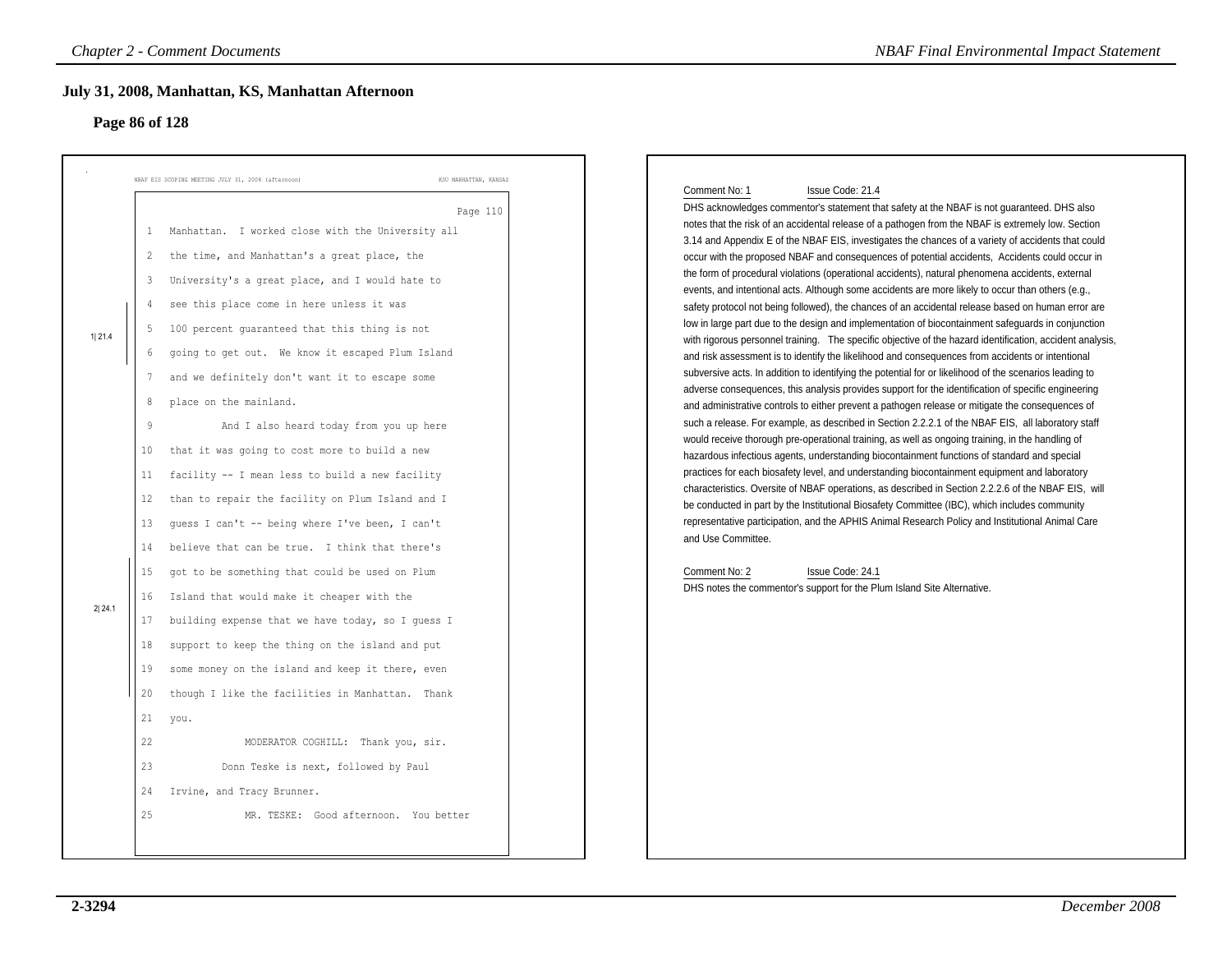## July 31, 2008, Manhattan, KS, Manhattan Afternoon

### Page 86 of 128

NBAF EIS SCOPING MEETING JULY 31, 2008 (afternoon) KSU MANHATTAN, KANSAS

Page 110

```
1   Manhattan.  I worked close with the University all
2   the time, and Manhattan's a great place, the
3   University's a great place, and I would hate to
4   see this place come in here unless it was
5   100 percent guaranteed that this thing is not
6   going to get out.  We know it escaped Plum Island
7   and we definitely don't want it to escape some
8   place on the mainland.
9           And I also heard today from you up here
10  that it was going to cost more to build a new
11  facility -- I mean less to build a new facility
12  than to repair the facility on Plum Island and I
13  guess I can't -- being where I've been, I can't
14  believe that can be true.  I think that there's
15  got to be something that could be used on Plum
16  Island that would make it cheaper with the
17  building expense that we have today, so I guess I
18  support to keep the thing on the island and put
19  some money on the island and keep it there, even
20  though I like the facilities in Manhattan.  Thank
21  you.
22              MODERATOR COGHILL:  Thank you, sir.
23          Donn Teske is next, followed by Paul
24  Irvine, and Tracy Brunner.
25              MR. TESKE:  Good afternoon.  You better
```

Margin markers: 1|21.4 (lines 4–6); 2|24.1 (lines 15–20)

Comment No: 1 Issue Code: 21.4

DHS acknowledges commentor's statement that safety at the NBAF is not guaranteed. DHS also notes that the risk of an accidental release of a pathogen from the NBAF is extremely low. Section 3.14 and Appendix E of the NBAF EIS, investigates the chances of a variety of accidents that could occur with the proposed NBAF and consequences of potential accidents, Accidents could occur in the form of procedural violations (operational accidents), natural phenomena accidents, external events, and intentional acts. Although some accidents are more likely to occur than others (e.g., safety protocol not being followed), the chances of an accidental release based on human error are low in large part due to the design and implementation of biocontainment safeguards in conjunction with rigorous personnel training. The specific objective of the hazard identification, accident analysis, and risk assessment is to identify the likelihood and consequences from accidents or intentional subversive acts. In addition to identifying the potential for or likelihood of the scenarios leading to adverse consequences, this analysis provides support for the identification of specific engineering and administrative controls to either prevent a pathogen release or mitigate the consequences of such a release. For example, as described in Section 2.2.2.1 of the NBAF EIS, all laboratory staff would receive thorough pre-operational training, as well as ongoing training, in the handling of hazardous infectious agents, understanding biocontainment functions of standard and special practices for each biosafety level, and understanding biocontainment equipment and laboratory characteristics. Oversite of NBAF operations, as described in Section 2.2.2.6 of the NBAF EIS, will be conducted in part by the Institutional Biosafety Committee (IBC), which includes community representative participation, and the APHIS Animal Research Policy and Institutional Animal Care and Use Committee.

Comment No: 2 Issue Code: 24.1

DHS notes the commentor's support for the Plum Island Site Alternative.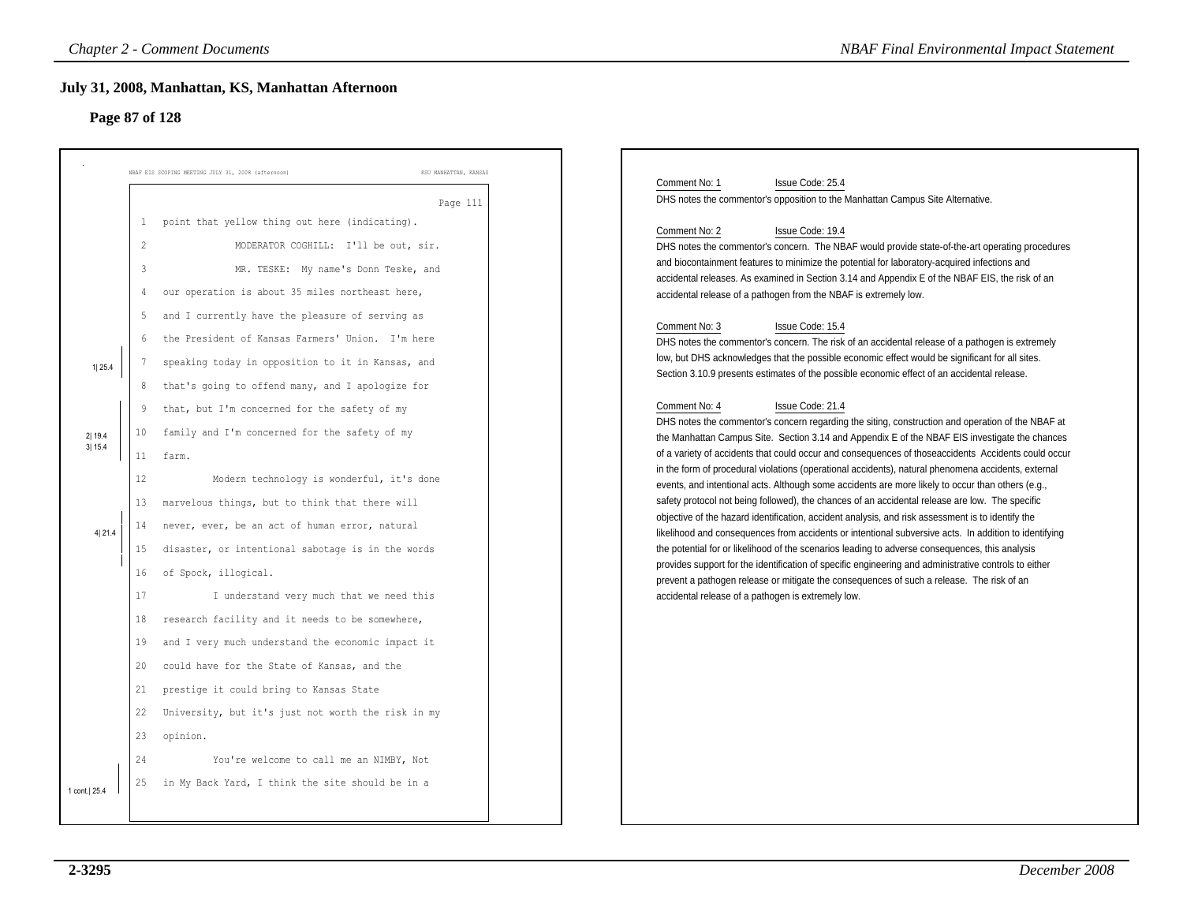## July 31, 2008, Manhattan, KS, Manhattan Afternoon

### Page 87 of 128

NBAF EIS SCOPING MEETING JULY 31, 2008 (afternoon) KSU MANHATTAN, KANSAS

Page 111

1 point that yellow thing out here (indicating).

2 MODERATOR COGHILL: I'll be out, sir.

3 MR. TESKE: My name's Donn Teske, and

4 our operation is about 35 miles northeast here,

5 and I currently have the pleasure of serving as

6 the President of Kansas Farmers' Union. I'm here

7 speaking today in opposition to it in Kansas, and [1| 25.4]

8 that's going to offend many, and I apologize for

9 that, but I'm concerned for the safety of my

10 family and I'm concerned for the safety of my [2| 19.4] [3| 15.4]

11 farm.

12 Modern technology is wonderful, it's done

13 marvelous things, but to think that there will

14 never, ever, be an act of human error, natural [4| 21.4]

15 disaster, or intentional sabotage is in the words

16 of Spock, illogical.

17 I understand very much that we need this

18 research facility and it needs to be somewhere,

19 and I very much understand the economic impact it

20 could have for the State of Kansas, and the

21 prestige it could bring to Kansas State

22 University, but it's just not worth the risk in my

23 opinion.

24 You're welcome to call me an NIMBY, Not

25 in My Back Yard, I think the site should be in a [1 cont.| 25.4]

---

Comment No: 1 Issue Code: 25.4

DHS notes the commentor's opposition to the Manhattan Campus Site Alternative.

Comment No: 2 Issue Code: 19.4

DHS notes the commentor's concern. The NBAF would provide state-of-the-art operating procedures and biocontainment features to minimize the potential for laboratory-acquired infections and accidental releases. As examined in Section 3.14 and Appendix E of the NBAF EIS, the risk of an accidental release of a pathogen from the NBAF is extremely low.

Comment No: 3 Issue Code: 15.4

DHS notes the commentor's concern. The risk of an accidental release of a pathogen is extremely low, but DHS acknowledges that the possible economic effect would be significant for all sites. Section 3.10.9 presents estimates of the possible economic effect of an accidental release.

Comment No: 4 Issue Code: 21.4

DHS notes the commentor's concern regarding the siting, construction and operation of the NBAF at the Manhattan Campus Site. Section 3.14 and Appendix E of the NBAF EIS investigate the chances of a variety of accidents that could occur and consequences of thoseaccidents Accidents could occur in the form of procedural violations (operational accidents), natural phenomena accidents, external events, and intentional acts. Although some accidents are more likely to occur than others (e.g., safety protocol not being followed), the chances of an accidental release are low. The specific objective of the hazard identification, accident analysis, and risk assessment is to identify the likelihood and consequences from accidents or intentional subversive acts. In addition to identifying the potential for or likelihood of the scenarios leading to adverse consequences, this analysis provides support for the identification of specific engineering and administrative controls to either prevent a pathogen release or mitigate the consequences of such a release. The risk of an accidental release of a pathogen is extremely low.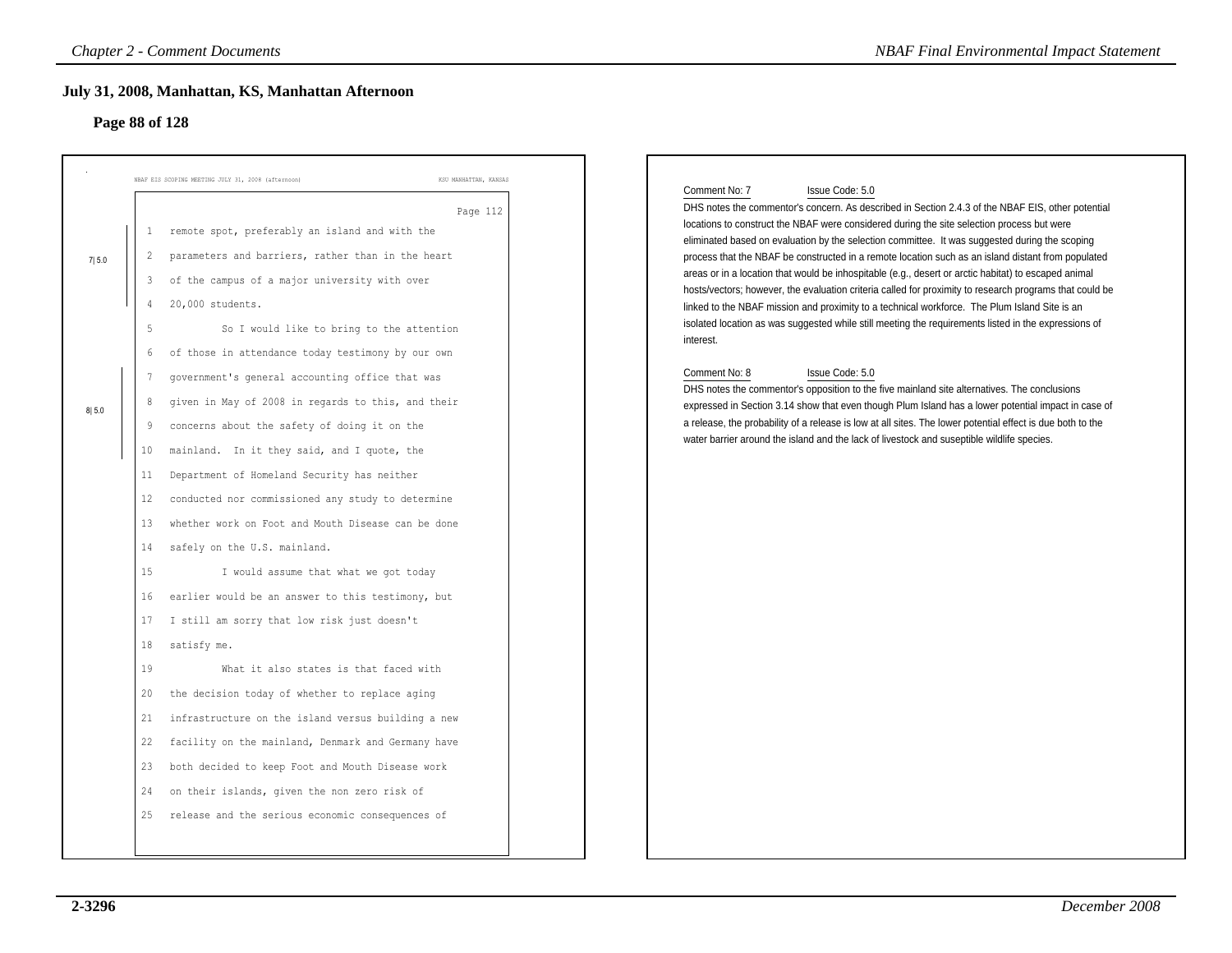## July 31, 2008, Manhattan, KS, Manhattan Afternoon

### Page 88 of 128

NBAF EIS SCOPING MEETING JULY 31, 2008 (afternoon) — KSU MANHATTAN, KANSAS

Page 112

```
 1   remote spot, preferably an island and with the
 2   parameters and barriers, rather than in the heart        7|5.0
 3   of the campus of a major university with over
 4   20,000 students.
 5           So I would like to bring to the attention
 6   of those in attendance today testimony by our own
 7   government's general accounting office that was
 8   given in May of 2008 in regards to this, and their       8|5.0
 9   concerns about the safety of doing it on the
10   mainland.  In it they said, and I quote, the
11   Department of Homeland Security has neither
12   conducted nor commissioned any study to determine
13   whether work on Foot and Mouth Disease can be done
14   safely on the U.S. mainland.
15           I would assume that what we got today
16   earlier would be an answer to this testimony, but
17   I still am sorry that low risk just doesn't
18   satisfy me.
19           What it also states is that faced with
20   the decision today of whether to replace aging
21   infrastructure on the island versus building a new
22   facility on the mainland, Denmark and Germany have
23   both decided to keep Foot and Mouth Disease work
24   on their islands, given the non zero risk of
25   release and the serious economic consequences of
```

Comment No: 7 Issue Code: 5.0

DHS notes the commentor's concern. As described in Section 2.4.3 of the NBAF EIS, other potential locations to construct the NBAF were considered during the site selection process but were eliminated based on evaluation by the selection committee. It was suggested during the scoping process that the NBAF be constructed in a remote location such as an island distant from populated areas or in a location that would be inhospitable (e.g., desert or arctic habitat) to escaped animal hosts/vectors; however, the evaluation criteria called for proximity to research programs that could be linked to the NBAF mission and proximity to a technical workforce. The Plum Island Site is an isolated location as was suggested while still meeting the requirements listed in the expressions of interest.

Comment No: 8 Issue Code: 5.0

DHS notes the commentor's opposition to the five mainland site alternatives. The conclusions expressed in Section 3.14 show that even though Plum Island has a lower potential impact in case of a release, the probability of a release is low at all sites. The lower potential effect is due both to the water barrier around the island and the lack of livestock and suseptible wildlife species.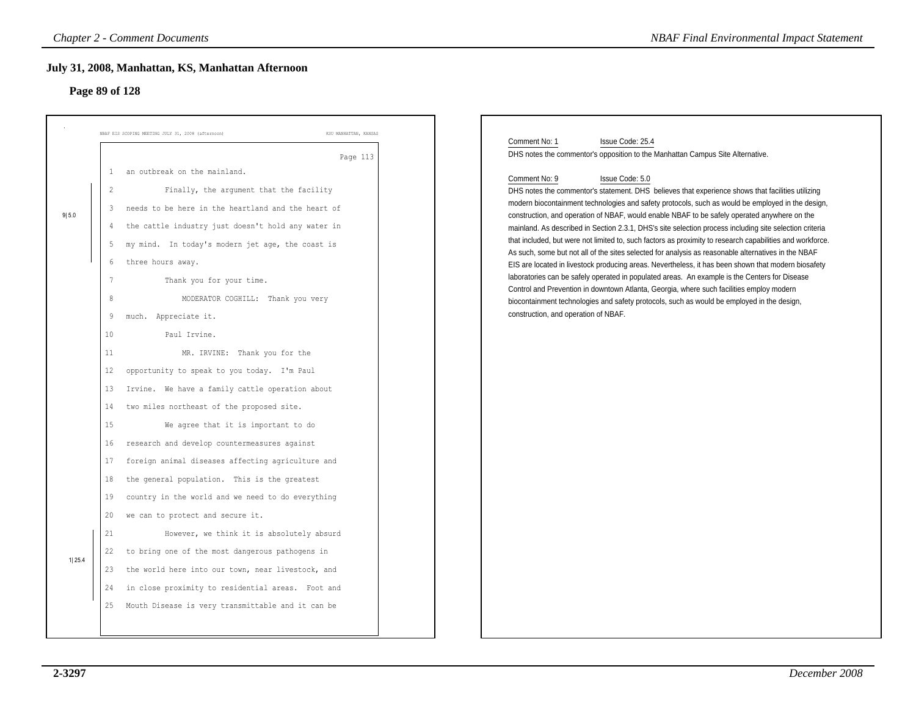## July 31, 2008, Manhattan, KS, Manhattan Afternoon

### Page 89 of 128

NBAF EIS SCOPING MEETING JULY 31, 2008 (afternoon) KSU MANHATTAN, KANSAS

Page 113

1 an outbreak on the mainland.

2 Finally, the argument that the facility

3 needs to be here in the heartland and the heart of

4 the cattle industry just doesn't hold any water in

5 my mind. In today's modern jet age, the coast is

6 three hours away.

7 Thank you for your time.

8 MODERATOR COGHILL: Thank you very

9 much. Appreciate it.

10 Paul Irvine.

11 MR. IRVINE: Thank you for the

12 opportunity to speak to you today. I'm Paul

13 Irvine. We have a family cattle operation about

14 two miles northeast of the proposed site.

15 We agree that it is important to do

16 research and develop countermeasures against

17 foreign animal diseases affecting agriculture and

18 the general population. This is the greatest

19 country in the world and we need to do everything

20 we can to protect and secure it.

21 However, we think it is absolutely absurd

22 to bring one of the most dangerous pathogens in

23 the world here into our town, near livestock, and

24 in close proximity to residential areas. Foot and

25 Mouth Disease is very transmittable and it can be

(Margin markers: 9|5.0 for lines 2–6; 1|25.4 for lines 21–25)

Comment No: 1 Issue Code: 25.4

DHS notes the commentor's opposition to the Manhattan Campus Site Alternative.

Comment No: 9 Issue Code: 5.0

DHS notes the commentor's statement. DHS believes that experience shows that facilities utilizing modern biocontainment technologies and safety protocols, such as would be employed in the design, construction, and operation of NBAF, would enable NBAF to be safely operated anywhere on the mainland. As described in Section 2.3.1, DHS's site selection process including site selection criteria that included, but were not limited to, such factors as proximity to research capabilities and workforce. As such, some but not all of the sites selected for analysis as reasonable alternatives in the NBAF EIS are located in livestock producing areas. Nevertheless, it has been shown that modern biosafety laboratories can be safely operated in populated areas. An example is the Centers for Disease Control and Prevention in downtown Atlanta, Georgia, where such facilities employ modern biocontainment technologies and safety protocols, such as would be employed in the design, construction, and operation of NBAF.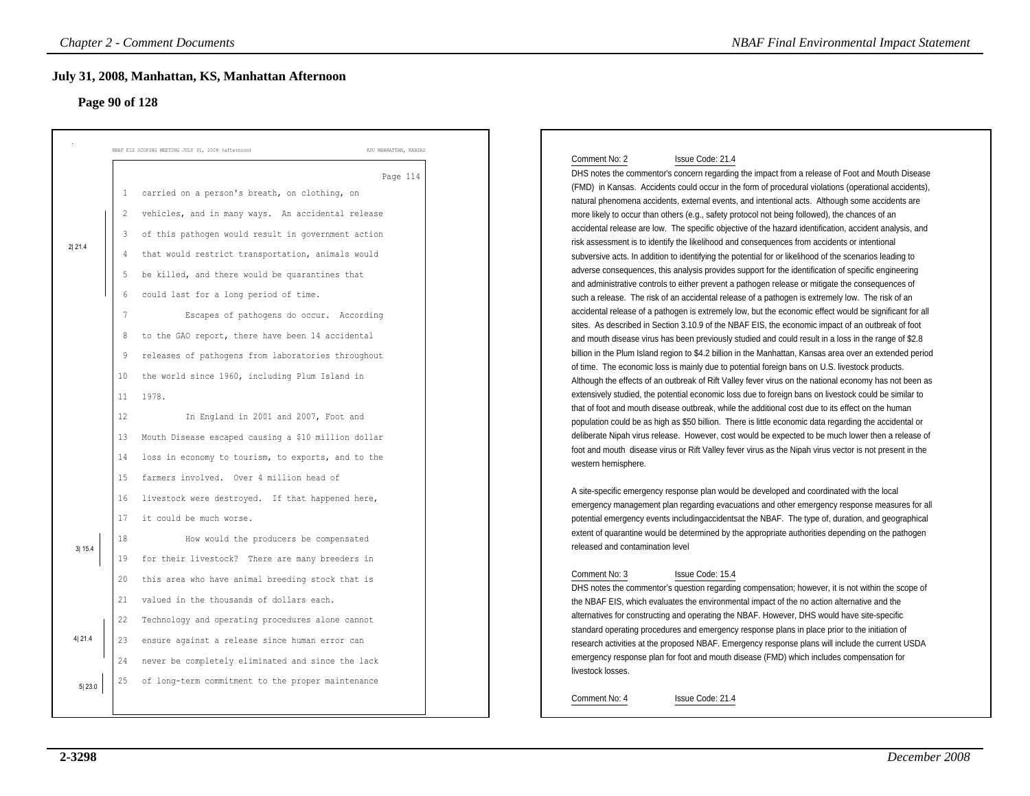## July 31, 2008, Manhattan, KS, Manhattan Afternoon

### Page 90 of 128

NBAF EIS SCOPING MEETING JULY 31, 2008 (afternoon) — KSU MANHATTAN, KANSAS

Page 114

1 carried on a person's breath, on clothing, on
2 vehicles, and in many ways. An accidental release
3 of this pathogen would result in government action
4 that would restrict transportation, animals would
5 be killed, and there would be quarantines that
6 could last for a long period of time.

2| 21.4

7 Escapes of pathogens do occur. According
8 to the GAO report, there have been 14 accidental
9 releases of pathogens from laboratories throughout
10 the world since 1960, including Plum Island in
11 1978.
12 In England in 2001 and 2007, Foot and
13 Mouth Disease escaped causing a $10 million dollar
14 loss in economy to tourism, to exports, and to the
15 farmers involved. Over 4 million head of
16 livestock were destroyed. If that happened here,
17 it could be much worse.
18 How would the producers be compensated
19 for their livestock? There are many breeders in

3| 15.4

20 this area who have animal breeding stock that is
21 valued in the thousands of dollars each.
22 Technology and operating procedures alone cannot
23 ensure against a release since human error can
24 never be completely eliminated and since the lack

4| 21.4

25 of long-term commitment to the proper maintenance

5| 23.0

---

Comment No: 2 Issue Code: 21.4

DHS notes the commentor's concern regarding the impact from a release of Foot and Mouth Disease (FMD) in Kansas. Accidents could occur in the form of procedural violations (operational accidents), natural phenomena accidents, external events, and intentional acts. Although some accidents are more likely to occur than others (e.g., safety protocol not being followed), the chances of an accidental release are low. The specific objective of the hazard identification, accident analysis, and risk assessment is to identify the likelihood and consequences from accidents or intentional subversive acts. In addition to identifying the potential for or likelihood of the scenarios leading to adverse consequences, this analysis provides support for the identification of specific engineering and administrative controls to either prevent a pathogen release or mitigate the consequences of such a release. The risk of an accidental release of a pathogen is extremely low. The risk of an accidental release of a pathogen is extremely low, but the economic effect would be significant for all sites. As described in Section 3.10.9 of the NBAF EIS, the economic impact of an outbreak of foot and mouth disease virus has been previously studied and could result in a loss in the range of $2.8 billion in the Plum Island region to $4.2 billion in the Manhattan, Kansas area over an extended period of time. The economic loss is mainly due to potential foreign bans on U.S. livestock products. Although the effects of an outbreak of Rift Valley fever virus on the national economy has not been as extensively studied, the potential economic loss due to foreign bans on livestock could be similar to that of foot and mouth disease outbreak, while the additional cost due to its effect on the human population could be as high as $50 billion. There is little economic data regarding the accidental or deliberate Nipah virus release. However, cost would be expected to be much lower then a release of foot and mouth disease virus or Rift Valley fever virus as the Nipah virus vector is not present in the western hemisphere.

A site-specific emergency response plan would be developed and coordinated with the local emergency management plan regarding evacuations and other emergency response measures for all potential emergency events includingaccidentsat the NBAF. The type of, duration, and geographical extent of quarantine would be determined by the appropriate authorities depending on the pathogen released and contamination level

Comment No: 3 Issue Code: 15.4

DHS notes the commentor's question regarding compensation; however, it is not within the scope of the NBAF EIS, which evaluates the environmental impact of the no action alternative and the alternatives for constructing and operating the NBAF. However, DHS would have site-specific standard operating procedures and emergency response plans in place prior to the initiation of research activities at the proposed NBAF. Emergency response plans will include the current USDA emergency response plan for foot and mouth disease (FMD) which includes compensation for livestock losses.

Comment No: 4 Issue Code: 21.4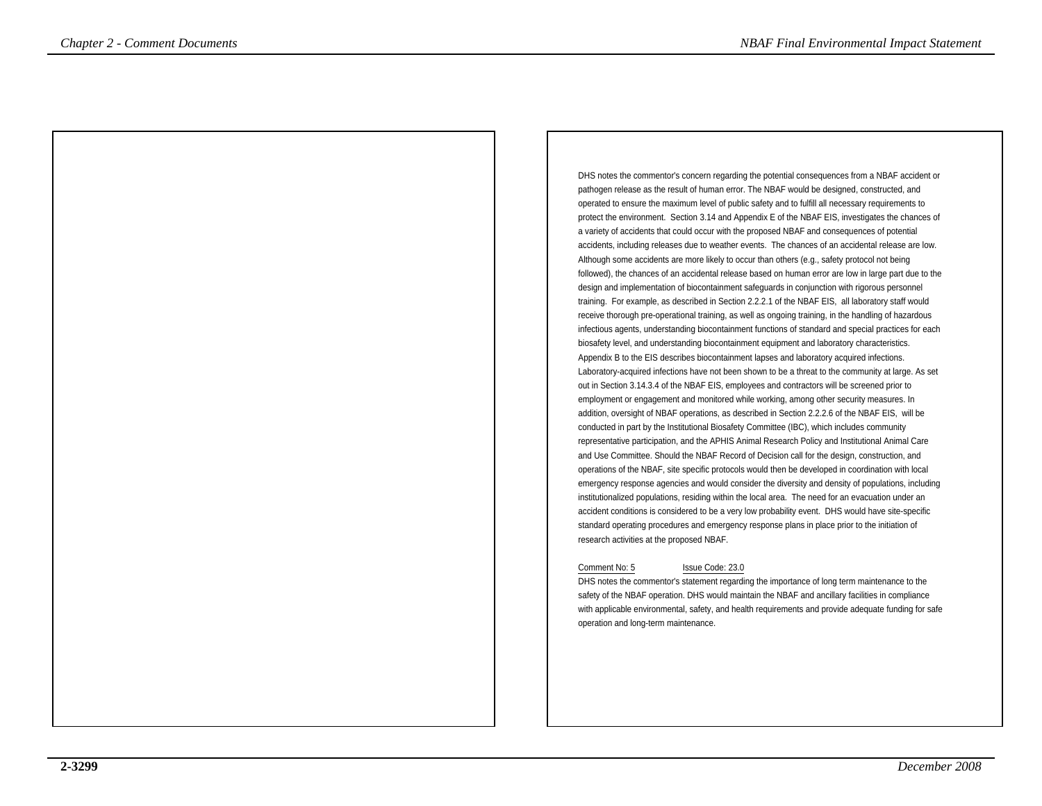DHS notes the commentor's concern regarding the potential consequences from a NBAF accident or pathogen release as the result of human error. The NBAF would be designed, constructed, and operated to ensure the maximum level of public safety and to fulfill all necessary requirements to protect the environment. Section 3.14 and Appendix E of the NBAF EIS, investigates the chances of a variety of accidents that could occur with the proposed NBAF and consequences of potential accidents, including releases due to weather events. The chances of an accidental release are low. Although some accidents are more likely to occur than others (e.g., safety protocol not being followed), the chances of an accidental release based on human error are low in large part due to the design and implementation of biocontainment safeguards in conjunction with rigorous personnel training. For example, as described in Section 2.2.2.1 of the NBAF EIS, all laboratory staff would receive thorough pre-operational training, as well as ongoing training, in the handling of hazardous infectious agents, understanding biocontainment functions of standard and special practices for each biosafety level, and understanding biocontainment equipment and laboratory characteristics. Appendix B to the EIS describes biocontainment lapses and laboratory acquired infections. Laboratory-acquired infections have not been shown to be a threat to the community at large. As set out in Section 3.14.3.4 of the NBAF EIS, employees and contractors will be screened prior to employment or engagement and monitored while working, among other security measures. In addition, oversight of NBAF operations, as described in Section 2.2.2.6 of the NBAF EIS, will be conducted in part by the Institutional Biosafety Committee (IBC), which includes community representative participation, and the APHIS Animal Research Policy and Institutional Animal Care and Use Committee. Should the NBAF Record of Decision call for the design, construction, and operations of the NBAF, site specific protocols would then be developed in coordination with local emergency response agencies and would consider the diversity and density of populations, including institutionalized populations, residing within the local area. The need for an evacuation under an accident conditions is considered to be a very low probability event. DHS would have site-specific standard operating procedures and emergency response plans in place prior to the initiation of research activities at the proposed NBAF.

Comment No: 5 Issue Code: 23.0

DHS notes the commentor's statement regarding the importance of long term maintenance to the safety of the NBAF operation. DHS would maintain the NBAF and ancillary facilities in compliance with applicable environmental, safety, and health requirements and provide adequate funding for safe operation and long-term maintenance.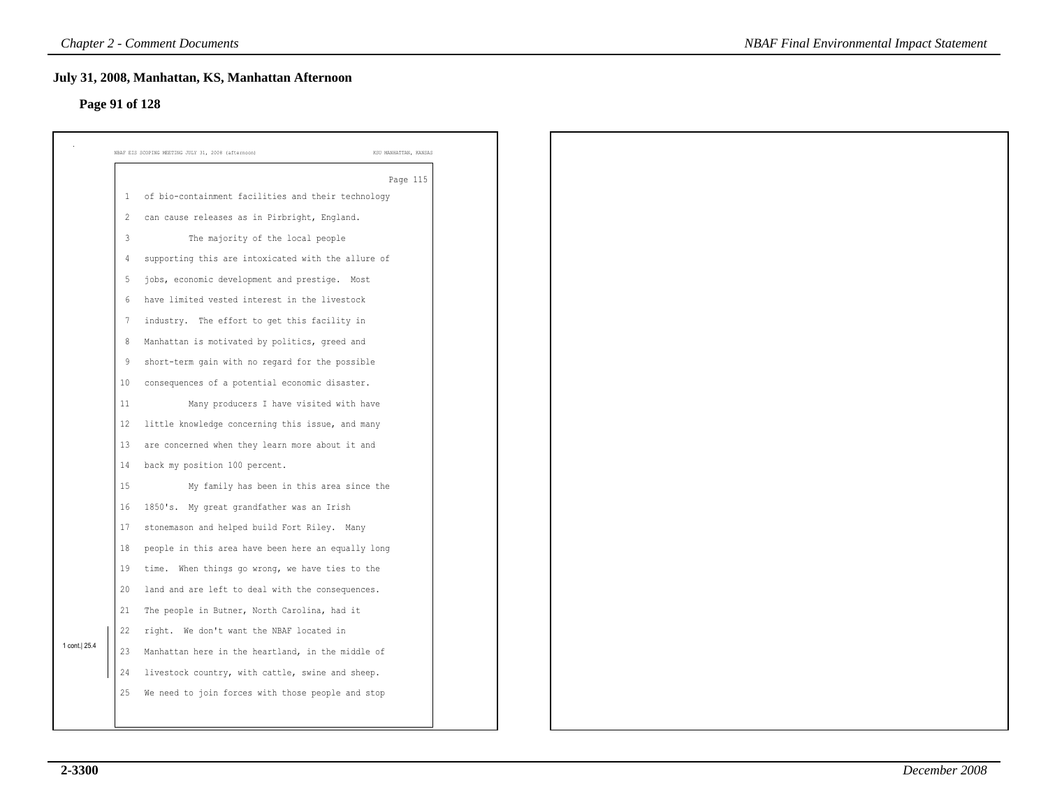## July 31, 2008, Manhattan, KS, Manhattan Afternoon

### Page 91 of 128

NBAF EIS SCOPING MEETING JULY 31, 2008 (afternoon) KSU MANHATTAN, KANSAS

Page 115

1 of bio-containment facilities and their technology
2 can cause releases as in Pirbright, England.
3 The majority of the local people
4 supporting this are intoxicated with the allure of
5 jobs, economic development and prestige. Most
6 have limited vested interest in the livestock
7 industry. The effort to get this facility in
8 Manhattan is motivated by politics, greed and
9 short-term gain with no regard for the possible
10 consequences of a potential economic disaster.
11 Many producers I have visited with have
12 little knowledge concerning this issue, and many
13 are concerned when they learn more about it and
14 back my position 100 percent.
15 My family has been in this area since the
16 1850's. My great grandfather was an Irish
17 stonemason and helped build Fort Riley. Many
18 people in this area have been here an equally long
19 time. When things go wrong, we have ties to the
20 land and are left to deal with the consequences.
21 The people in Butner, North Carolina, had it
22 right. We don't want the NBAF located in
23 Manhattan here in the heartland, in the middle of
24 livestock country, with cattle, swine and sheep.
25 We need to join forces with those people and stop

1 cont.| 25.4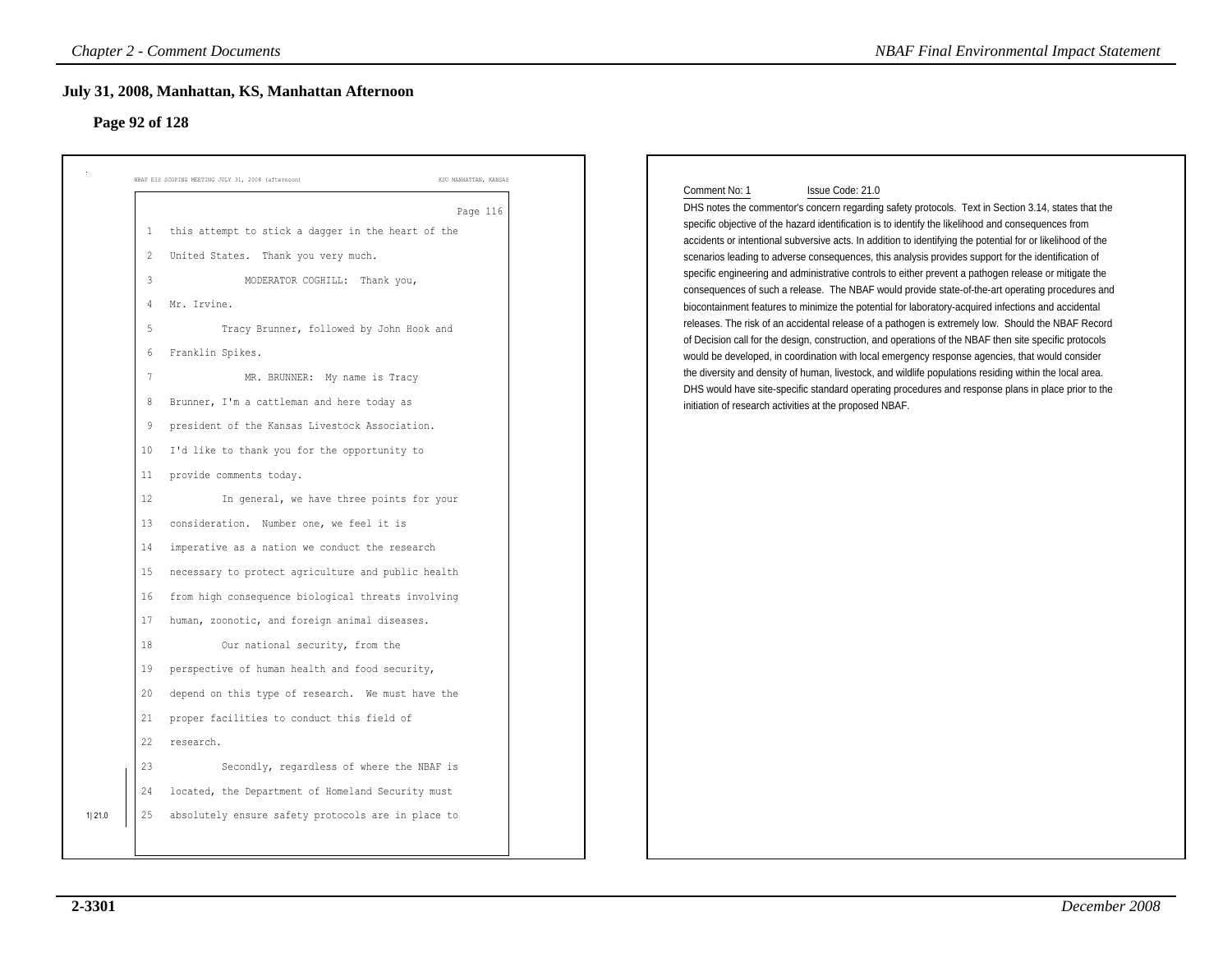## July 31, 2008, Manhattan, KS, Manhattan Afternoon

### Page 92 of 128

NBAF EIS SCOPING MEETING JULY 31, 2008 (afternoon) KSU MANHATTAN, KANSAS

Page 116

1 this attempt to stick a dagger in the heart of the
2 United States. Thank you very much.
3 MODERATOR COGHILL: Thank you,
4 Mr. Irvine.
5 Tracy Brunner, followed by John Hook and
6 Franklin Spikes.
7 MR. BRUNNER: My name is Tracy
8 Brunner, I'm a cattleman and here today as
9 president of the Kansas Livestock Association.
10 I'd like to thank you for the opportunity to
11 provide comments today.
12 In general, we have three points for your
13 consideration. Number one, we feel it is
14 imperative as a nation we conduct the research
15 necessary to protect agriculture and public health
16 from high consequence biological threats involving
17 human, zoonotic, and foreign animal diseases.
18 Our national security, from the
19 perspective of human health and food security,
20 depend on this type of research. We must have the
21 proper facilities to conduct this field of
22 research.
23 Secondly, regardless of where the NBAF is
24 located, the Department of Homeland Security must
25 absolutely ensure safety protocols are in place to

1|21.0

Comment No: 1 Issue Code: 21.0

DHS notes the commentor's concern regarding safety protocols. Text in Section 3.14, states that the specific objective of the hazard identification is to identify the likelihood and consequences from accidents or intentional subversive acts. In addition to identifying the potential for or likelihood of the scenarios leading to adverse consequences, this analysis provides support for the identification of specific engineering and administrative controls to either prevent a pathogen release or mitigate the consequences of such a release. The NBAF would provide state-of-the-art operating procedures and biocontainment features to minimize the potential for laboratory-acquired infections and accidental releases. The risk of an accidental release of a pathogen is extremely low. Should the NBAF Record of Decision call for the design, construction, and operations of the NBAF then site specific protocols would be developed, in coordination with local emergency response agencies, that would consider the diversity and density of human, livestock, and wildlife populations residing within the local area. DHS would have site-specific standard operating procedures and response plans in place prior to the initiation of research activities at the proposed NBAF.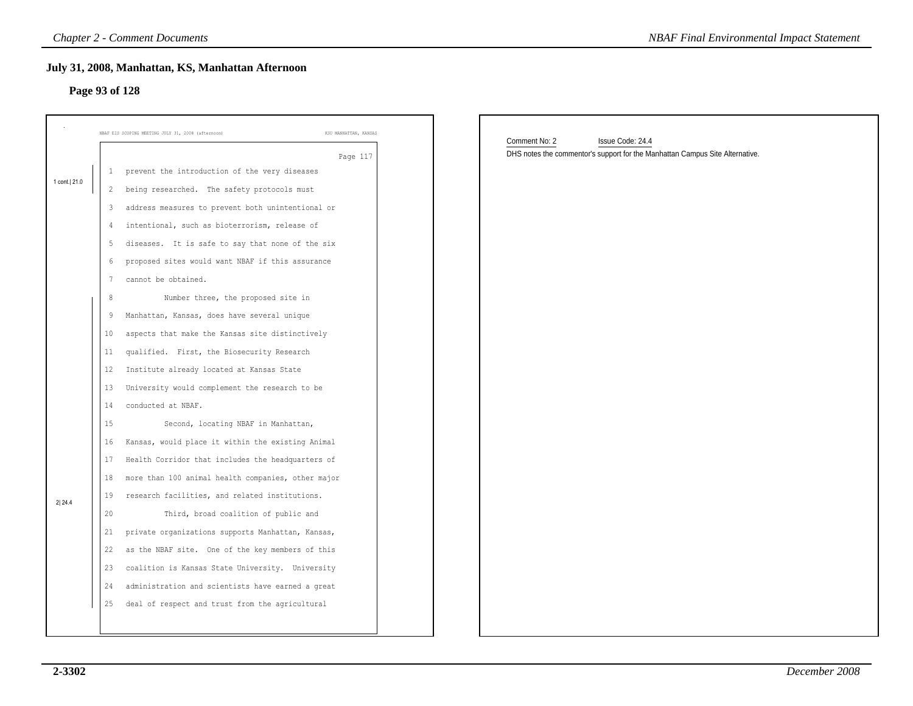## July 31, 2008, Manhattan, KS, Manhattan Afternoon

### Page 93 of 128

NBAF EIS SCOPING MEETING JULY 31, 2008 (afternoon) KSU MANHATTAN, KANSAS

Page 117

1 cont.| 21.0

1 prevent the introduction of the very diseases
2 being researched. The safety protocols must
3 address measures to prevent both unintentional or
4 intentional, such as bioterrorism, release of
5 diseases. It is safe to say that none of the six
6 proposed sites would want NBAF if this assurance
7 cannot be obtained.

2| 24.4

8 Number three, the proposed site in
9 Manhattan, Kansas, does have several unique
10 aspects that make the Kansas site distinctively
11 qualified. First, the Biosecurity Research
12 Institute already located at Kansas State
13 University would complement the research to be
14 conducted at NBAF.
15 Second, locating NBAF in Manhattan,
16 Kansas, would place it within the existing Animal
17 Health Corridor that includes the headquarters of
18 more than 100 animal health companies, other major
19 research facilities, and related institutions.
20 Third, broad coalition of public and
21 private organizations supports Manhattan, Kansas,
22 as the NBAF site. One of the key members of this
23 coalition is Kansas State University. University
24 administration and scientists have earned a great
25 deal of respect and trust from the agricultural

Comment No: 2 Issue Code: 24.4

DHS notes the commentor's support for the Manhattan Campus Site Alternative.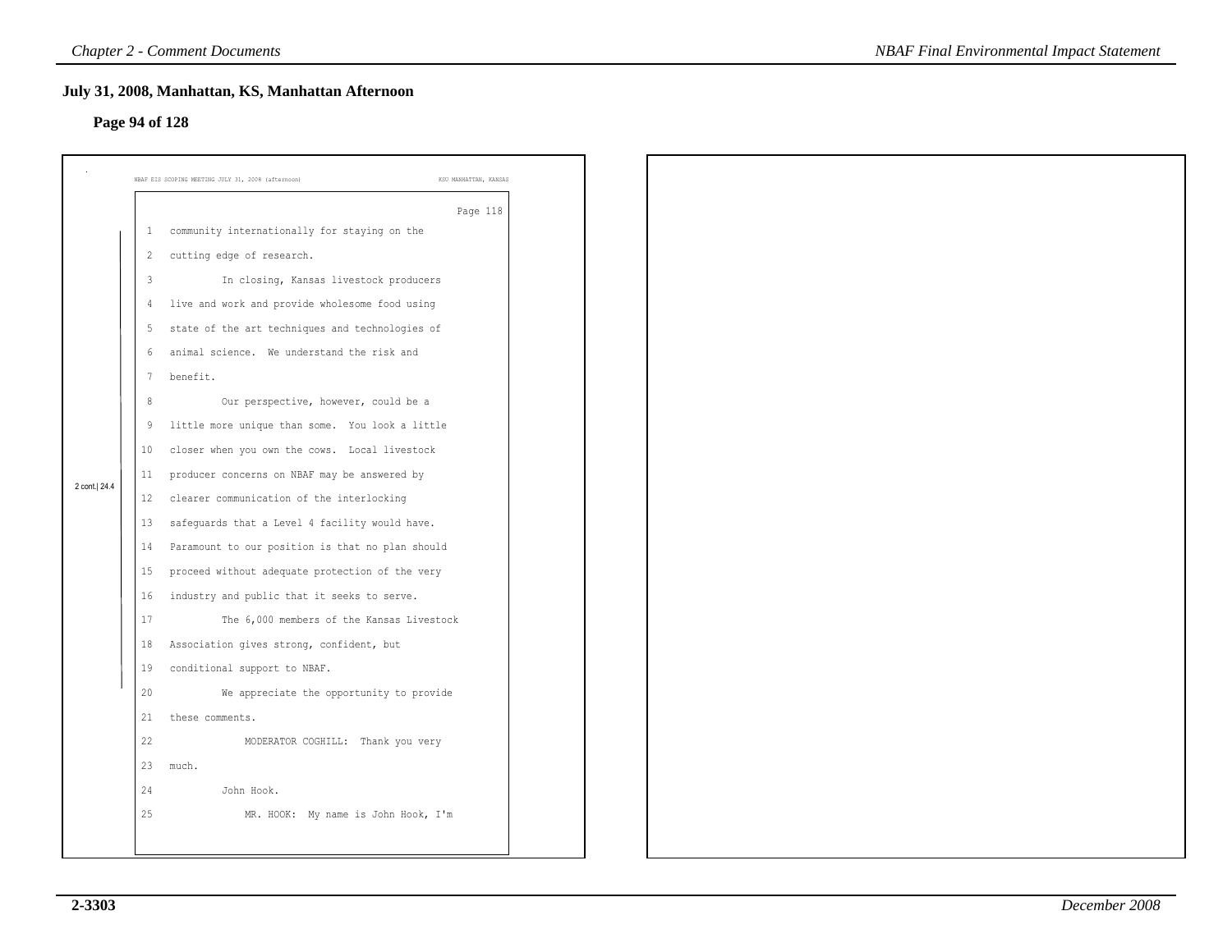## July 31, 2008, Manhattan, KS, Manhattan Afternoon

### Page 94 of 128

NBAF EIS SCOPING MEETING JULY 31, 2008 (afternoon) KSU MANHATTAN, KANSAS

Page 118

1 community internationally for staying on the
2 cutting edge of research.
3 In closing, Kansas livestock producers
4 live and work and provide wholesome food using
5 state of the art techniques and technologies of
6 animal science. We understand the risk and
7 benefit.
8 Our perspective, however, could be a
9 little more unique than some. You look a little
10 closer when you own the cows. Local livestock
11 producer concerns on NBAF may be answered by
12 clearer communication of the interlocking
13 safeguards that a Level 4 facility would have.
14 Paramount to our position is that no plan should
15 proceed without adequate protection of the very
16 industry and public that it seeks to serve.
17 The 6,000 members of the Kansas Livestock
18 Association gives strong, confident, but
19 conditional support to NBAF.
20 We appreciate the opportunity to provide
21 these comments.
22 MODERATOR COGHILL: Thank you very
23 much.
24 John Hook.
25 MR. HOOK: My name is John Hook, I'm

2 cont.| 24.4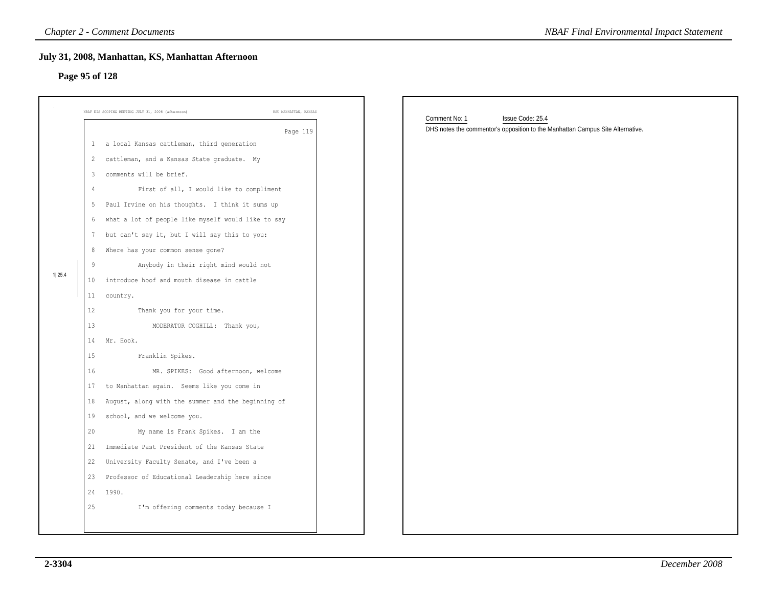## July 31, 2008, Manhattan, KS, Manhattan Afternoon

### Page 95 of 128

NBAF EIS SCOPING MEETING JULY 31, 2008 (afternoon) KSU MANHATTAN, KANSAS

Page 119

1 a local Kansas cattleman, third generation
2 cattleman, and a Kansas State graduate. My
3 comments will be brief.
4 First of all, I would like to compliment
5 Paul Irvine on his thoughts. I think it sums up
6 what a lot of people like myself would like to say
7 but can't say it, but I will say this to you:
8 Where has your common sense gone?
9 Anybody in their right mind would not
10 introduce hoof and mouth disease in cattle
11 country.
12 Thank you for your time.
13 MODERATOR COGHILL: Thank you,
14 Mr. Hook.
15 Franklin Spikes.
16 MR. SPIKES: Good afternoon, welcome
17 to Manhattan again. Seems like you come in
18 August, along with the summer and the beginning of
19 school, and we welcome you.
20 My name is Frank Spikes. I am the
21 Immediate Past President of the Kansas State
22 University Faculty Senate, and I've been a
23 Professor of Educational Leadership here since
24 1990.
25 I'm offering comments today because I

1|25.4

Comment No: 1 Issue Code: 25.4

DHS notes the commentor's opposition to the Manhattan Campus Site Alternative.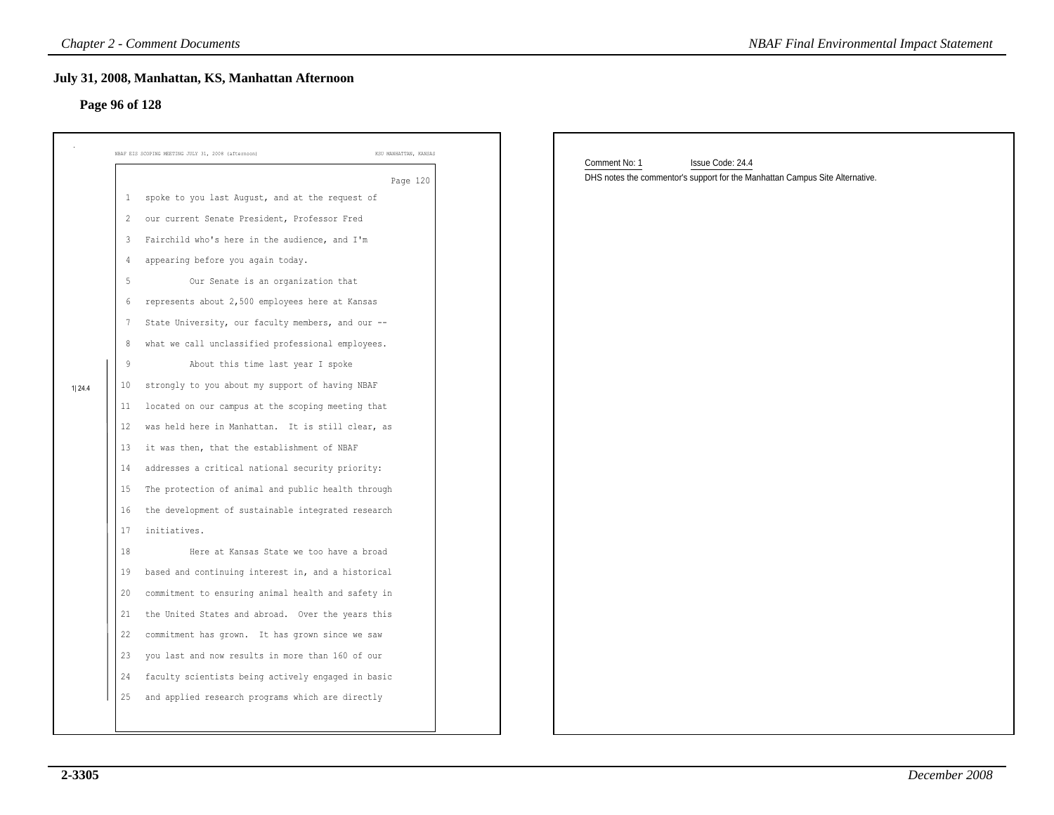## July 31, 2008, Manhattan, KS, Manhattan Afternoon

### Page 96 of 128

NBAF EIS SCOPING MEETING JULY 31, 2008 (afternoon) KSU MANHATTAN, KANSAS

Page 120

```
1   spoke to you last August, and at the request of
2   our current Senate President, Professor Fred
3   Fairchild who's here in the audience, and I'm
4   appearing before you again today.
5           Our Senate is an organization that
6   represents about 2,500 employees here at Kansas
7   State University, our faculty members, and our --
8   what we call unclassified professional employees.
9           About this time last year I spoke
10  strongly to you about my support of having NBAF
11  located on our campus at the scoping meeting that
12  was held here in Manhattan.  It is still clear, as
13  it was then, that the establishment of NBAF
14  addresses a critical national security priority:
15  The protection of animal and public health through
16  the development of sustainable integrated research
17  initiatives.
18          Here at Kansas State we too have a broad
19  based and continuing interest in, and a historical
20  commitment to ensuring animal health and safety in
21  the United States and abroad.  Over the years this
22  commitment has grown.  It has grown since we saw
23  you last and now results in more than 160 of our
24  faculty scientists being actively engaged in basic
25  and applied research programs which are directly
```

1| 24.4

Comment No: 1 Issue Code: 24.4

DHS notes the commentor's support for the Manhattan Campus Site Alternative.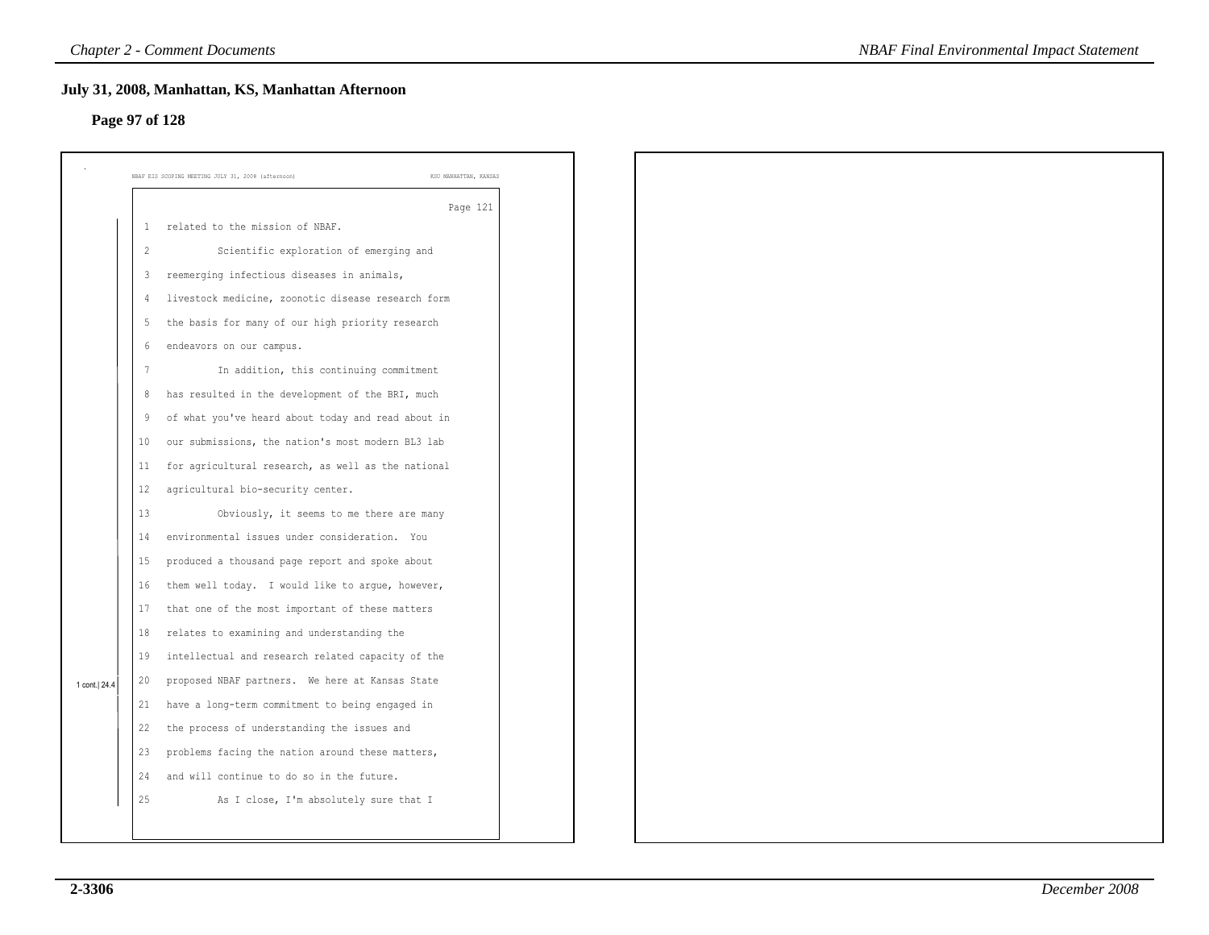## July 31, 2008, Manhattan, KS, Manhattan Afternoon

### Page 97 of 128

NBAF EIS SCOPING MEETING JULY 31, 2008 (afternoon) KSU MANHATTAN, KANSAS

Page 121

1 related to the mission of NBAF.

2 Scientific exploration of emerging and

3 reemerging infectious diseases in animals,

4 livestock medicine, zoonotic disease research form

5 the basis for many of our high priority research

6 endeavors on our campus.

7 In addition, this continuing commitment

8 has resulted in the development of the BRI, much

9 of what you've heard about today and read about in

10 our submissions, the nation's most modern BL3 lab

11 for agricultural research, as well as the national

12 agricultural bio-security center.

13 Obviously, it seems to me there are many

14 environmental issues under consideration. You

15 produced a thousand page report and spoke about

16 them well today. I would like to argue, however,

17 that one of the most important of these matters

18 relates to examining and understanding the

19 intellectual and research related capacity of the

20 proposed NBAF partners. We here at Kansas State

21 have a long-term commitment to being engaged in

22 the process of understanding the issues and

23 problems facing the nation around these matters,

24 and will continue to do so in the future.

25 As I close, I'm absolutely sure that I

1 cont.| 24.4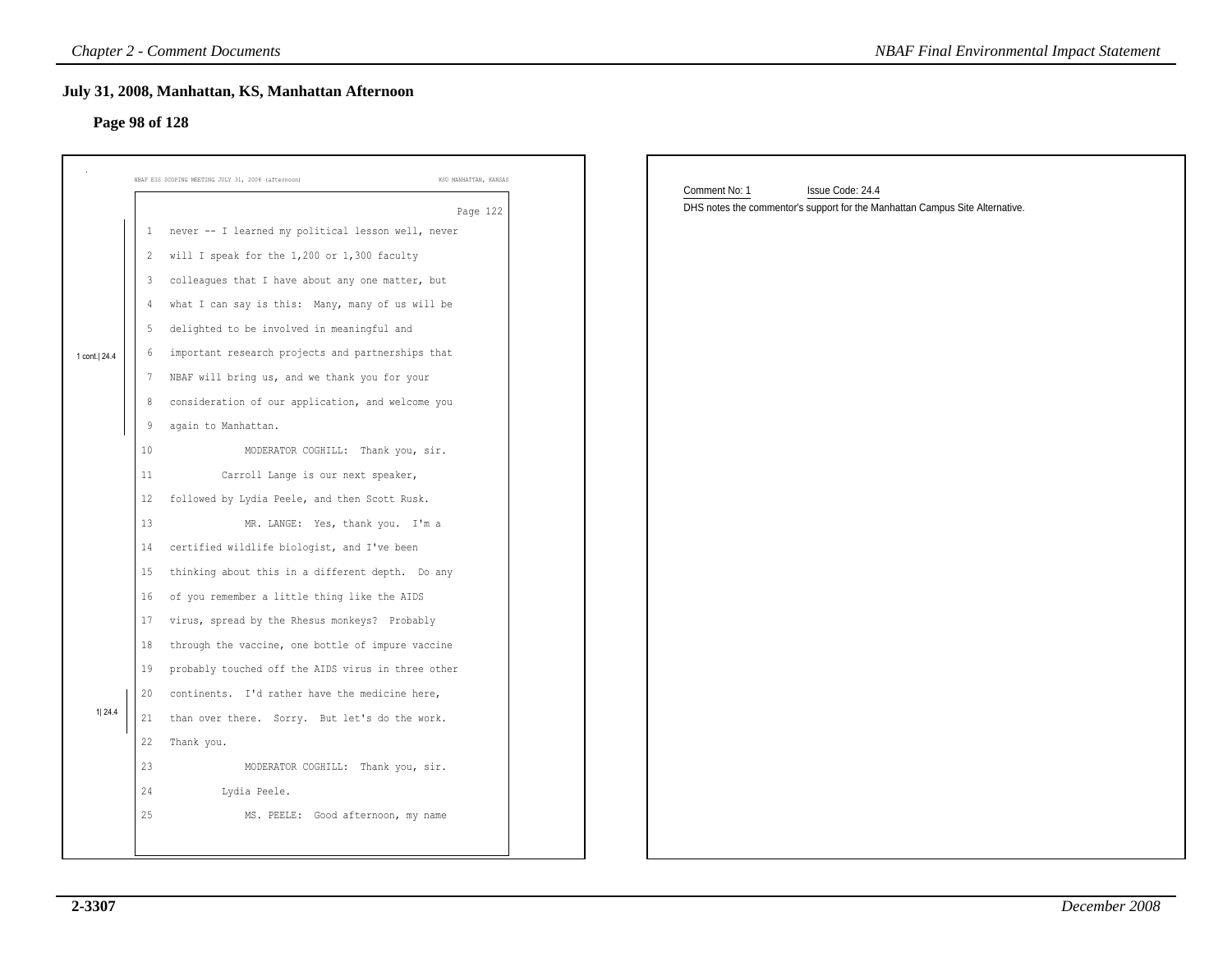## July 31, 2008, Manhattan, KS, Manhattan Afternoon

### Page 98 of 128

NBAF EIS SCOPING MEETING JULY 31, 2008 (afternoon) KSU MANHATTAN, KANSAS

Page 122

1 cont.| 24.4

1 never -- I learned my political lesson well, never
2 will I speak for the 1,200 or 1,300 faculty
3 colleagues that I have about any one matter, but
4 what I can say is this: Many, many of us will be
5 delighted to be involved in meaningful and
6 important research projects and partnerships that
7 NBAF will bring us, and we thank you for your
8 consideration of our application, and welcome you
9 again to Manhattan.
10 MODERATOR COGHILL: Thank you, sir.
11 Carroll Lange is our next speaker,
12 followed by Lydia Peele, and then Scott Rusk.
13 MR. LANGE: Yes, thank you. I'm a
14 certified wildlife biologist, and I've been
15 thinking about this in a different depth. Do any
16 of you remember a little thing like the AIDS
17 virus, spread by the Rhesus monkeys? Probably
18 through the vaccine, one bottle of impure vaccine
19 probably touched off the AIDS virus in three other

1| 24.4

20 continents. I'd rather have the medicine here,
21 than over there. Sorry. But let's do the work.
22 Thank you.
23 MODERATOR COGHILL: Thank you, sir.
24 Lydia Peele.
25 MS. PEELE: Good afternoon, my name

Comment No: 1 Issue Code: 24.4

DHS notes the commentor's support for the Manhattan Campus Site Alternative.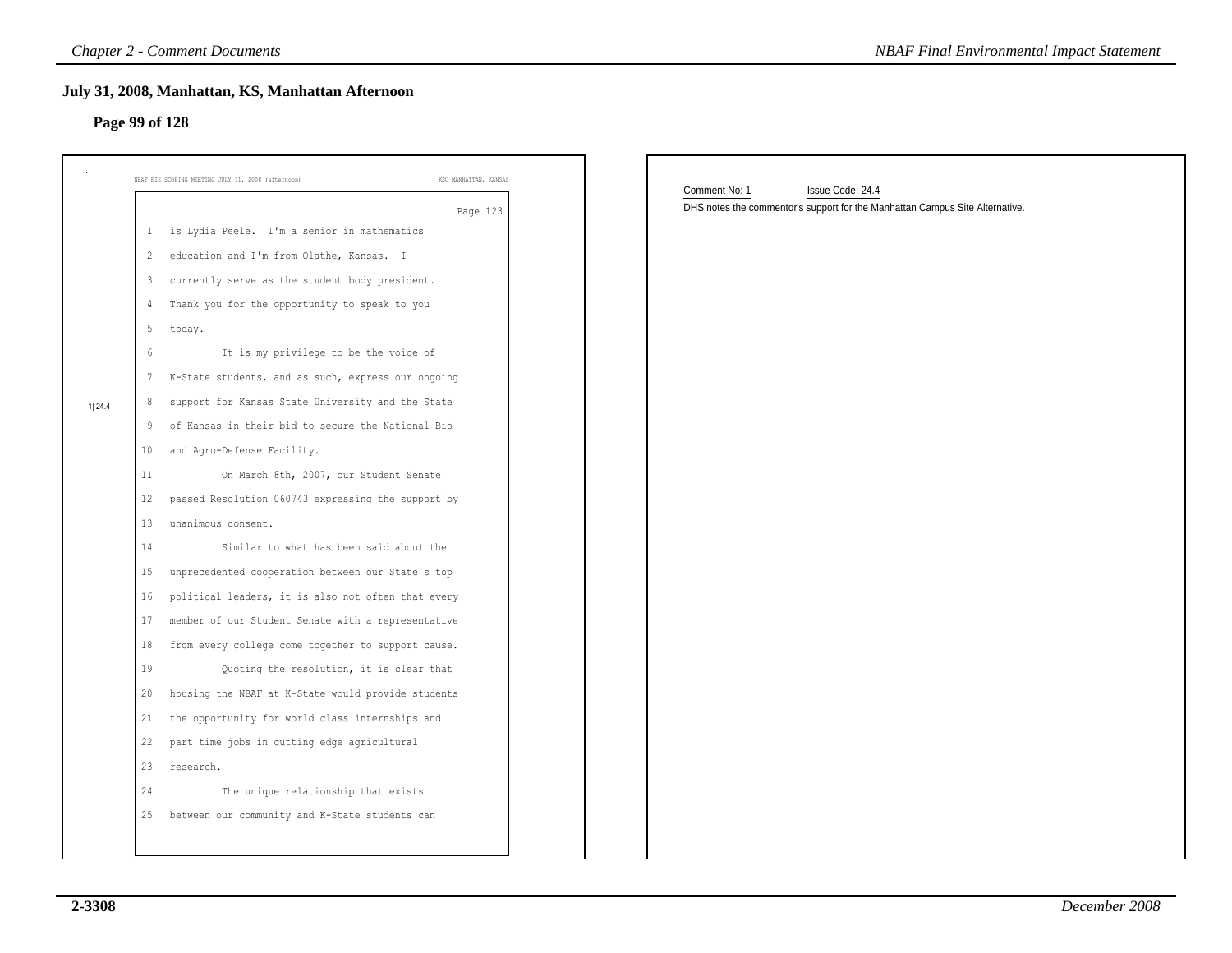## July 31, 2008, Manhattan, KS, Manhattan Afternoon

### Page 99 of 128

NBAF EIS SCOPING MEETING JULY 31, 2008 (afternoon) KSU MANHATTAN, KANSAS

Page 123

1 is Lydia Peele. I'm a senior in mathematics
2 education and I'm from Olathe, Kansas. I
3 currently serve as the student body president.
4 Thank you for the opportunity to speak to you
5 today.
6 It is my privilege to be the voice of
7 K-State students, and as such, express our ongoing
8 support for Kansas State University and the State
9 of Kansas in their bid to secure the National Bio
10 and Agro-Defense Facility.
11 On March 8th, 2007, our Student Senate
12 passed Resolution 060743 expressing the support by
13 unanimous consent.
14 Similar to what has been said about the
15 unprecedented cooperation between our State's top
16 political leaders, it is also not often that every
17 member of our Student Senate with a representative
18 from every college come together to support cause.
19 Quoting the resolution, it is clear that
20 housing the NBAF at K-State would provide students
21 the opportunity for world class internships and
22 part time jobs in cutting edge agricultural
23 research.
24 The unique relationship that exists
25 between our community and K-State students can

1| 24.4

Comment No: 1 Issue Code: 24.4

DHS notes the commentor's support for the Manhattan Campus Site Alternative.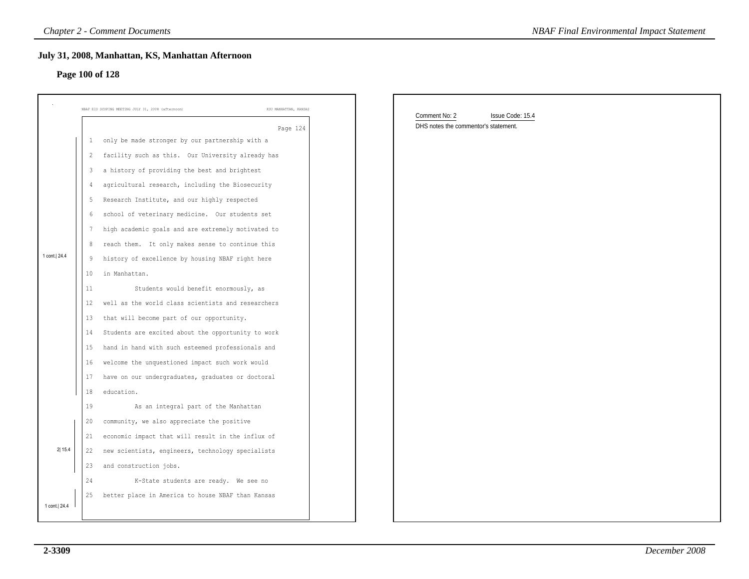## July 31, 2008, Manhattan, KS, Manhattan Afternoon

### Page 100 of 128

NBAF EIS SCOPING MEETING JULY 31, 2008 (afternoon) KSU MANHATTAN, KANSAS

Page 124

1 only be made stronger by our partnership with a
2 facility such as this. Our University already has
3 a history of providing the best and brightest
4 agricultural research, including the Biosecurity
5 Research Institute, and our highly respected
6 school of veterinary medicine. Our students set
7 high academic goals and are extremely motivated to
8 reach them. It only makes sense to continue this
9 history of excellence by housing NBAF right here
10 in Manhattan.
11 Students would benefit enormously, as
12 well as the world class scientists and researchers
13 that will become part of our opportunity.
14 Students are excited about the opportunity to work
15 hand in hand with such esteemed professionals and
16 welcome the unquestioned impact such work would
17 have on our undergraduates, graduates or doctoral
18 education.

[1 cont.| 24.4]

19 As an integral part of the Manhattan
20 community, we also appreciate the positive
21 economic impact that will result in the influx of
22 new scientists, engineers, technology specialists
23 and construction jobs.

[2| 15.4]

24 K-State students are ready. We see no
25 better place in America to house NBAF than Kansas

[1 cont.| 24.4]

Comment No: 2 Issue Code: 15.4

DHS notes the commentor's statement.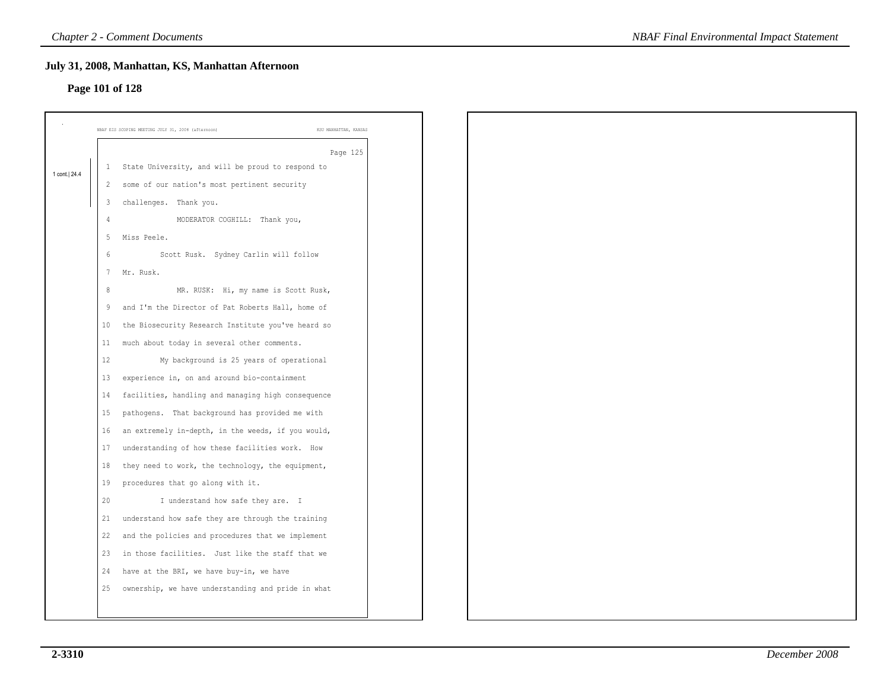## July 31, 2008, Manhattan, KS, Manhattan Afternoon

### Page 101 of 128

NBAF EIS SCOPING MEETING JULY 31, 2008 (afternoon) KSU MANHATTAN, KANSAS

Page 125

1 cont.| 24.4

1 State University, and will be proud to respond to
2 some of our nation's most pertinent security
3 challenges. Thank you.
4 MODERATOR COGHILL: Thank you,
5 Miss Peele.
6 Scott Rusk. Sydney Carlin will follow
7 Mr. Rusk.
8 MR. RUSK: Hi, my name is Scott Rusk,
9 and I'm the Director of Pat Roberts Hall, home of
10 the Biosecurity Research Institute you've heard so
11 much about today in several other comments.
12 My background is 25 years of operational
13 experience in, on and around bio-containment
14 facilities, handling and managing high consequence
15 pathogens. That background has provided me with
16 an extremely in-depth, in the weeds, if you would,
17 understanding of how these facilities work. How
18 they need to work, the technology, the equipment,
19 procedures that go along with it.
20 I understand how safe they are. I
21 understand how safe they are through the training
22 and the policies and procedures that we implement
23 in those facilities. Just like the staff that we
24 have at the BRI, we have buy-in, we have
25 ownership, we have understanding and pride in what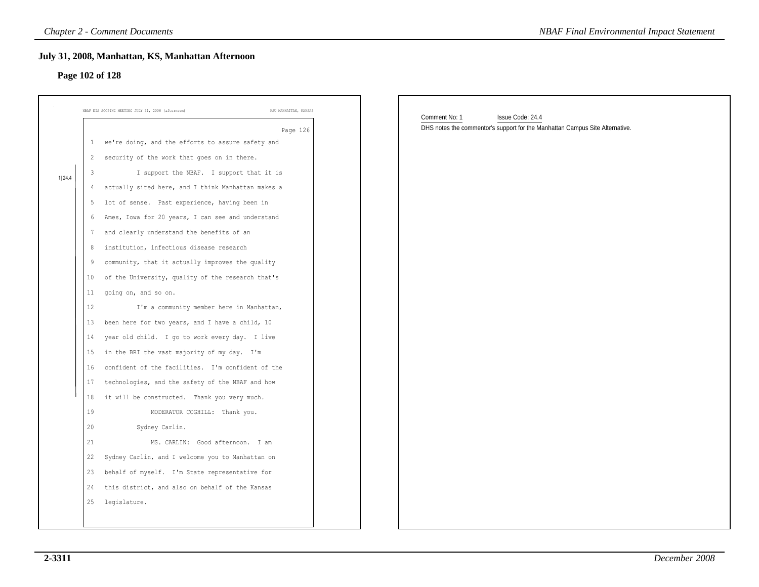## July 31, 2008, Manhattan, KS, Manhattan Afternoon

### Page 102 of 128

NBAF EIS SCOPING MEETING JULY 31, 2008 (afternoon) KSU MANHATTAN, KANSAS

Page 126

1 we're doing, and the efforts to assure safety and
2 security of the work that goes on in there.
3 I support the NBAF. I support that it is
4 actually sited here, and I think Manhattan makes a
5 lot of sense. Past experience, having been in
6 Ames, Iowa for 20 years, I can see and understand
7 and clearly understand the benefits of an
8 institution, infectious disease research
9 community, that it actually improves the quality
10 of the University, quality of the research that's
11 going on, and so on.
12 I'm a community member here in Manhattan,
13 been here for two years, and I have a child, 10
14 year old child. I go to work every day. I live
15 in the BRI the vast majority of my day. I'm
16 confident of the facilities. I'm confident of the
17 technologies, and the safety of the NBAF and how
18 it will be constructed. Thank you very much.
19 MODERATOR COGHILL: Thank you.
20 Sydney Carlin.
21 MS. CARLIN: Good afternoon. I am
22 Sydney Carlin, and I welcome you to Manhattan on
23 behalf of myself. I'm State representative for
24 this district, and also on behalf of the Kansas
25 legislature.

1|24.4

Comment No: 1 Issue Code: 24.4

DHS notes the commentor's support for the Manhattan Campus Site Alternative.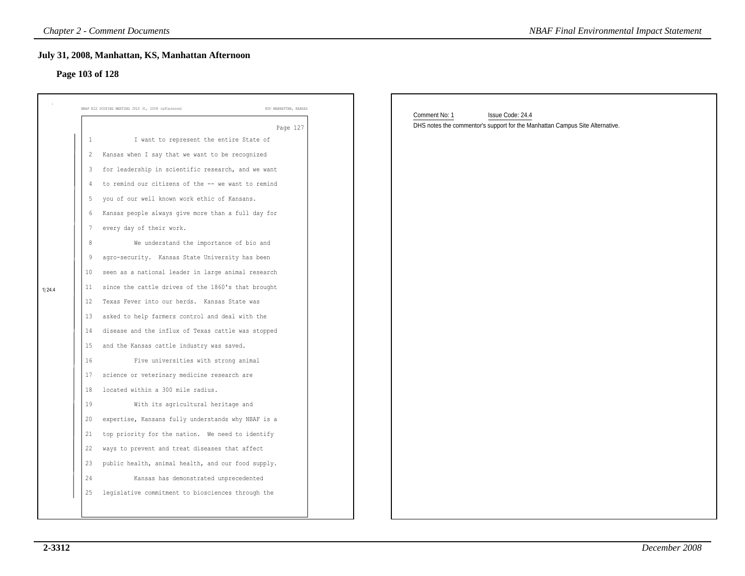## July 31, 2008, Manhattan, KS, Manhattan Afternoon

### Page 103 of 128

NBAF EIS SCOPING MEETING JULY 31, 2008 (afternoon) KSU MANHATTAN, KANSAS

Page 127

1 I want to represent the entire State of
2 Kansas when I say that we want to be recognized
3 for leadership in scientific research, and we want
4 to remind our citizens of the -- we want to remind
5 you of our well known work ethic of Kansans.
6 Kansas people always give more than a full day for
7 every day of their work.
8 We understand the importance of bio and
9 agro-security. Kansas State University has been
10 seen as a national leader in large animal research
11 since the cattle drives of the 1860's that brought
12 Texas Fever into our herds. Kansas State was
13 asked to help farmers control and deal with the
14 disease and the influx of Texas cattle was stopped
15 and the Kansas cattle industry was saved.
16 Five universities with strong animal
17 science or veterinary medicine research are
18 located within a 300 mile radius.
19 With its agricultural heritage and
20 expertise, Kansans fully understands why NBAF is a
21 top priority for the nation. We need to identify
22 ways to prevent and treat diseases that affect
23 public health, animal health, and our food supply.
24 Kansas has demonstrated unprecedented
25 legislative commitment to biosciences through the

1|24.4

Comment No: 1 Issue Code: 24.4

DHS notes the commentor's support for the Manhattan Campus Site Alternative.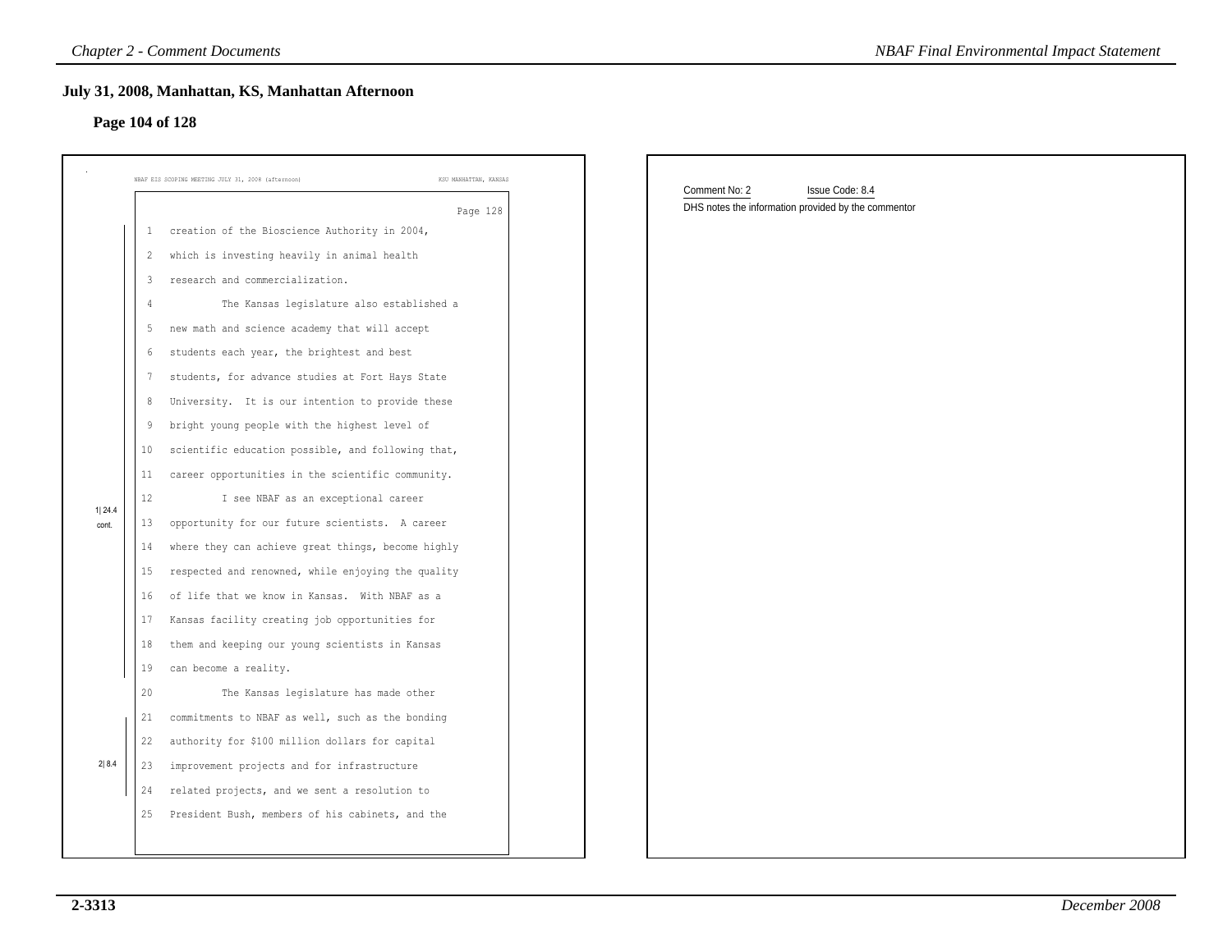## July 31, 2008, Manhattan, KS, Manhattan Afternoon

### Page 104 of 128

NBAF EIS SCOPING MEETING JULY 31, 2008 (afternoon) KSU MANHATTAN, KANSAS

Page 128

1 creation of the Bioscience Authority in 2004,
2 which is investing heavily in animal health
3 research and commercialization.
4 The Kansas legislature also established a
5 new math and science academy that will accept
6 students each year, the brightest and best
7 students, for advance studies at Fort Hays State
8 University. It is our intention to provide these
9 bright young people with the highest level of
10 scientific education possible, and following that,
11 career opportunities in the scientific community.
12 I see NBAF as an exceptional career
13 opportunity for our future scientists. A career
14 where they can achieve great things, become highly
15 respected and renowned, while enjoying the quality
16 of life that we know in Kansas. With NBAF as a
17 Kansas facility creating job opportunities for
18 them and keeping our young scientists in Kansas
19 can become a reality.
20 The Kansas legislature has made other
21 commitments to NBAF as well, such as the bonding
22 authority for $100 million dollars for capital
23 improvement projects and for infrastructure
24 related projects, and we sent a resolution to
25 President Bush, members of his cabinets, and the

1| 24.4 cont. (lines 1–19)

2| 8.4 (lines 21–24)

Comment No: 2 Issue Code: 8.4

DHS notes the information provided by the commentor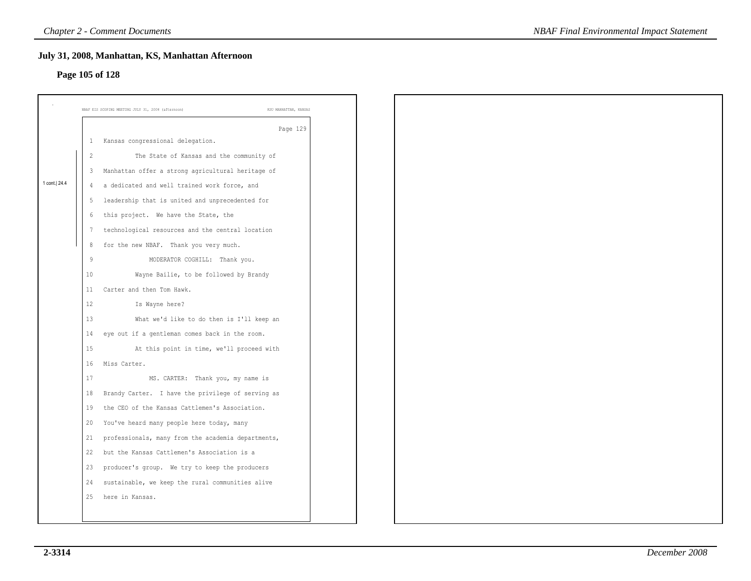## July 31, 2008, Manhattan, KS, Manhattan Afternoon

### Page 105 of 128

NBAF EIS SCOPING MEETING JULY 31, 2008 (afternoon) KSU MANHATTAN, KANSAS

Page 129

1 Kansas congressional delegation.

1 cont.| 24.4

2 The State of Kansas and the community of
3 Manhattan offer a strong agricultural heritage of
4 a dedicated and well trained work force, and
5 leadership that is united and unprecedented for
6 this project. We have the State, the
7 technological resources and the central location
8 for the new NBAF. Thank you very much.

9 MODERATOR COGHILL: Thank you.
10 Wayne Bailie, to be followed by Brandy
11 Carter and then Tom Hawk.
12 Is Wayne here?
13 What we'd like to do then is I'll keep an
14 eye out if a gentleman comes back in the room.
15 At this point in time, we'll proceed with
16 Miss Carter.
17 MS. CARTER: Thank you, my name is
18 Brandy Carter. I have the privilege of serving as
19 the CEO of the Kansas Cattlemen's Association.
20 You've heard many people here today, many
21 professionals, many from the academia departments,
22 but the Kansas Cattlemen's Association is a
23 producer's group. We try to keep the producers
24 sustainable, we keep the rural communities alive
25 here in Kansas.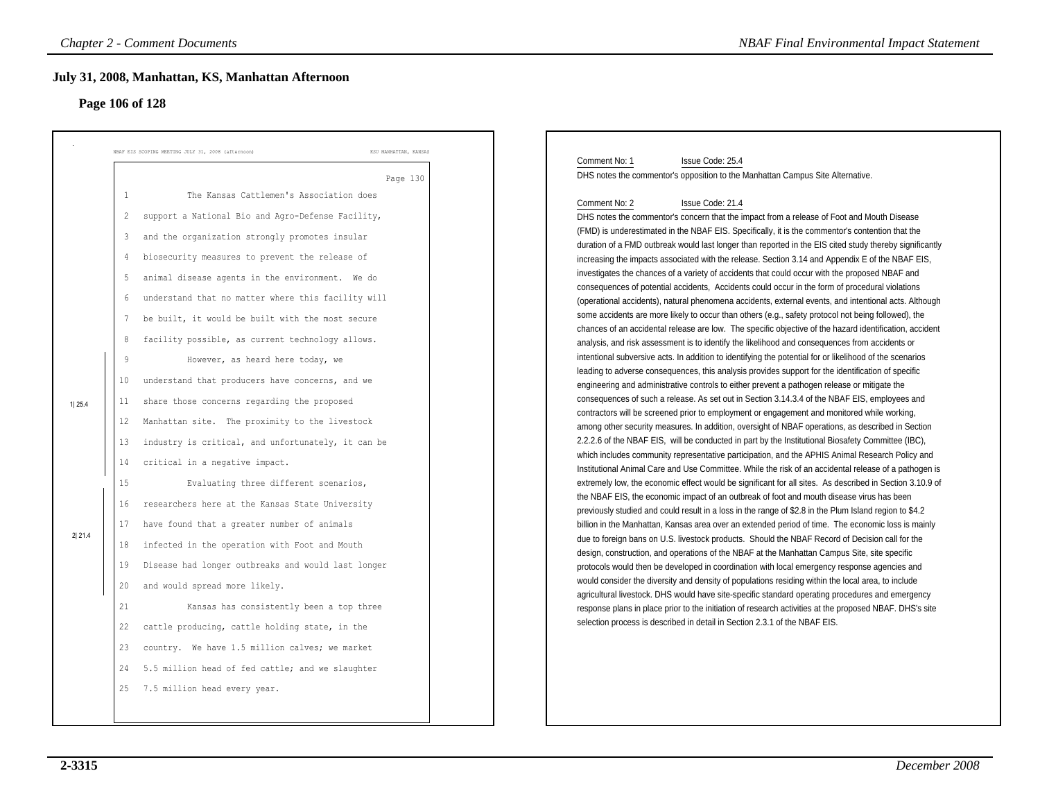## July 31, 2008, Manhattan, KS, Manhattan Afternoon

### Page 106 of 128

NBAF EIS SCOPING MEETING JULY 31, 2008 (afternoon) KSU MANHATTAN, KANSAS

Page 130

1 The Kansas Cattlemen's Association does
2 support a National Bio and Agro-Defense Facility,
3 and the organization strongly promotes insular
4 biosecurity measures to prevent the release of
5 animal disease agents in the environment. We do
6 understand that no matter where this facility will
7 be built, it would be built with the most secure
8 facility possible, as current technology allows.
9 However, as heard here today, we
10 understand that producers have concerns, and we
11 share those concerns regarding the proposed
12 Manhattan site. The proximity to the livestock
13 industry is critical, and unfortunately, it can be
14 critical in a negative impact.
15 Evaluating three different scenarios,
16 researchers here at the Kansas State University
17 have found that a greater number of animals
18 infected in the operation with Foot and Mouth
19 Disease had longer outbreaks and would last longer
20 and would spread more likely.
21 Kansas has consistently been a top three
22 cattle producing, cattle holding state, in the
23 country. We have 1.5 million calves; we market
24 5.5 million head of fed cattle; and we slaughter
25 7.5 million head every year.

1| 25.4 (lines 9–14)

2| 21.4 (lines 15–20)

Comment No: 1 Issue Code: 25.4

DHS notes the commentor's opposition to the Manhattan Campus Site Alternative.

Comment No: 2 Issue Code: 21.4

DHS notes the commentor's concern that the impact from a release of Foot and Mouth Disease (FMD) is underestimated in the NBAF EIS. Specifically, it is the commentor's contention that the duration of a FMD outbreak would last longer than reported in the EIS cited study thereby significantly increasing the impacts associated with the release. Section 3.14 and Appendix E of the NBAF EIS, investigates the chances of a variety of accidents that could occur with the proposed NBAF and consequences of potential accidents, Accidents could occur in the form of procedural violations (operational accidents), natural phenomena accidents, external events, and intentional acts. Although some accidents are more likely to occur than others (e.g., safety protocol not being followed), the chances of an accidental release are low. The specific objective of the hazard identification, accident analysis, and risk assessment is to identify the likelihood and consequences from accidents or intentional subversive acts. In addition to identifying the potential for or likelihood of the scenarios leading to adverse consequences, this analysis provides support for the identification of specific engineering and administrative controls to either prevent a pathogen release or mitigate the consequences of such a release. As set out in Section 3.14.3.4 of the NBAF EIS, employees and contractors will be screened prior to employment or engagement and monitored while working, among other security measures. In addition, oversight of NBAF operations, as described in Section 2.2.2.6 of the NBAF EIS, will be conducted in part by the Institutional Biosafety Committee (IBC), which includes community representative participation, and the APHIS Animal Research Policy and Institutional Animal Care and Use Committee. While the risk of an accidental release of a pathogen is extremely low, the economic effect would be significant for all sites. As described in Section 3.10.9 of the NBAF EIS, the economic impact of an outbreak of foot and mouth disease virus has been previously studied and could result in a loss in the range of $2.8 in the Plum Island region to $4.2 billion in the Manhattan, Kansas area over an extended period of time. The economic loss is mainly due to foreign bans on U.S. livestock products. Should the NBAF Record of Decision call for the design, construction, and operations of the NBAF at the Manhattan Campus Site, site specific protocols would then be developed in coordination with local emergency response agencies and would consider the diversity and density of populations residing within the local area, to include agricultural livestock. DHS would have site-specific standard operating procedures and emergency response plans in place prior to the initiation of research activities at the proposed NBAF. DHS's site selection process is described in detail in Section 2.3.1 of the NBAF EIS.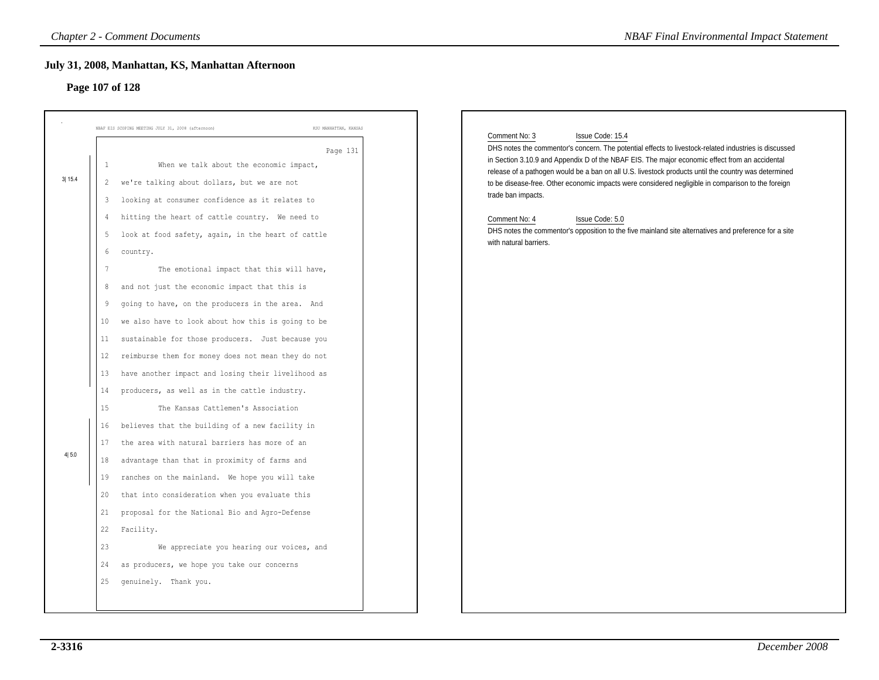## July 31, 2008, Manhattan, KS, Manhattan Afternoon

### Page 107 of 128

NBAF EIS SCOPING MEETING JULY 31, 2008 (afternoon) KSU MANHATTAN, KANSAS

Page 131

1 When we talk about the economic impact,
2 we're talking about dollars, but we are not
3 looking at consumer confidence as it relates to
4 hitting the heart of cattle country. We need to
5 look at food safety, again, in the heart of cattle
6 country.
7 The emotional impact that this will have,
8 and not just the economic impact that this is
9 going to have, on the producers in the area. And
10 we also have to look about how this is going to be
11 sustainable for those producers. Just because you
12 reimburse them for money does not mean they do not
13 have another impact and losing their livelihood as
14 producers, as well as in the cattle industry.
15 The Kansas Cattlemen's Association
16 believes that the building of a new facility in
17 the area with natural barriers has more of an
18 advantage than that in proximity of farms and
19 ranches on the mainland. We hope you will take
20 that into consideration when you evaluate this
21 proposal for the National Bio and Agro-Defense
22 Facility.
23 We appreciate you hearing our voices, and
24 as producers, we hope you take our concerns
25 genuinely. Thank you.

3| 15.4 (lines 1–14)

4| 5.0 (lines 16–19)

---

Comment No: 3 Issue Code: 15.4

DHS notes the commentor's concern. The potential effects to livestock-related industries is discussed in Section 3.10.9 and Appendix D of the NBAF EIS. The major economic effect from an accidental release of a pathogen would be a ban on all U.S. livestock products until the country was determined to be disease-free. Other economic impacts were considered negligible in comparison to the foreign trade ban impacts.

Comment No: 4 Issue Code: 5.0

DHS notes the commentor's opposition to the five mainland site alternatives and preference for a site with natural barriers.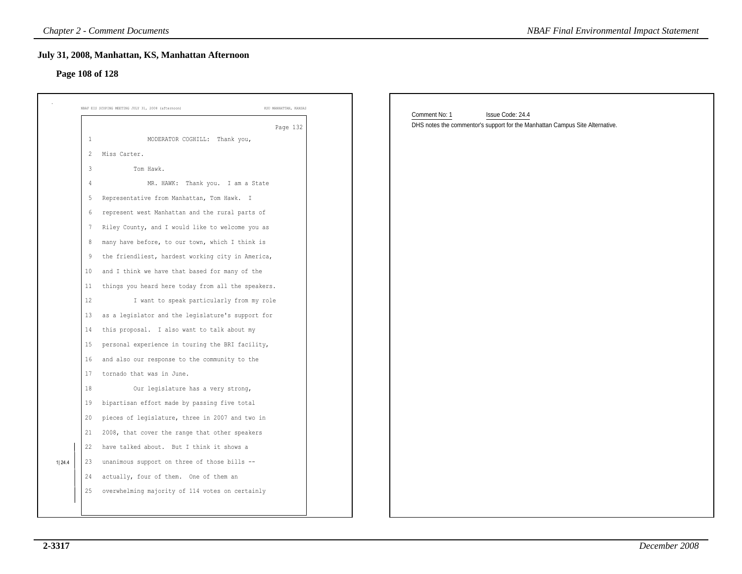## July 31, 2008, Manhattan, KS, Manhattan Afternoon

### Page 108 of 128

NBAF EIS SCOPING MEETING JULY 31, 2008 (afternoon) KSU MANHATTAN, KANSAS

Page 132

1 MODERATOR COGHILL: Thank you,
2 Miss Carter.
3 Tom Hawk.
4 MR. HAWK: Thank you. I am a State
5 Representative from Manhattan, Tom Hawk. I
6 represent west Manhattan and the rural parts of
7 Riley County, and I would like to welcome you as
8 many have before, to our town, which I think is
9 the friendliest, hardest working city in America,
10 and I think we have that based for many of the
11 things you heard here today from all the speakers.
12 I want to speak particularly from my role
13 as a legislator and the legislature's support for
14 this proposal. I also want to talk about my
15 personal experience in touring the BRI facility,
16 and also our response to the community to the
17 tornado that was in June.
18 Our legislature has a very strong,
19 bipartisan effort made by passing five total
20 pieces of legislature, three in 2007 and two in
21 2008, that cover the range that other speakers
22 have talked about. But I think it shows a
23 unanimous support on three of those bills --
24 actually, four of them. One of them an
25 overwhelming majority of 114 votes on certainly

1|24.4

Comment No: 1 Issue Code: 24.4

DHS notes the commentor's support for the Manhattan Campus Site Alternative.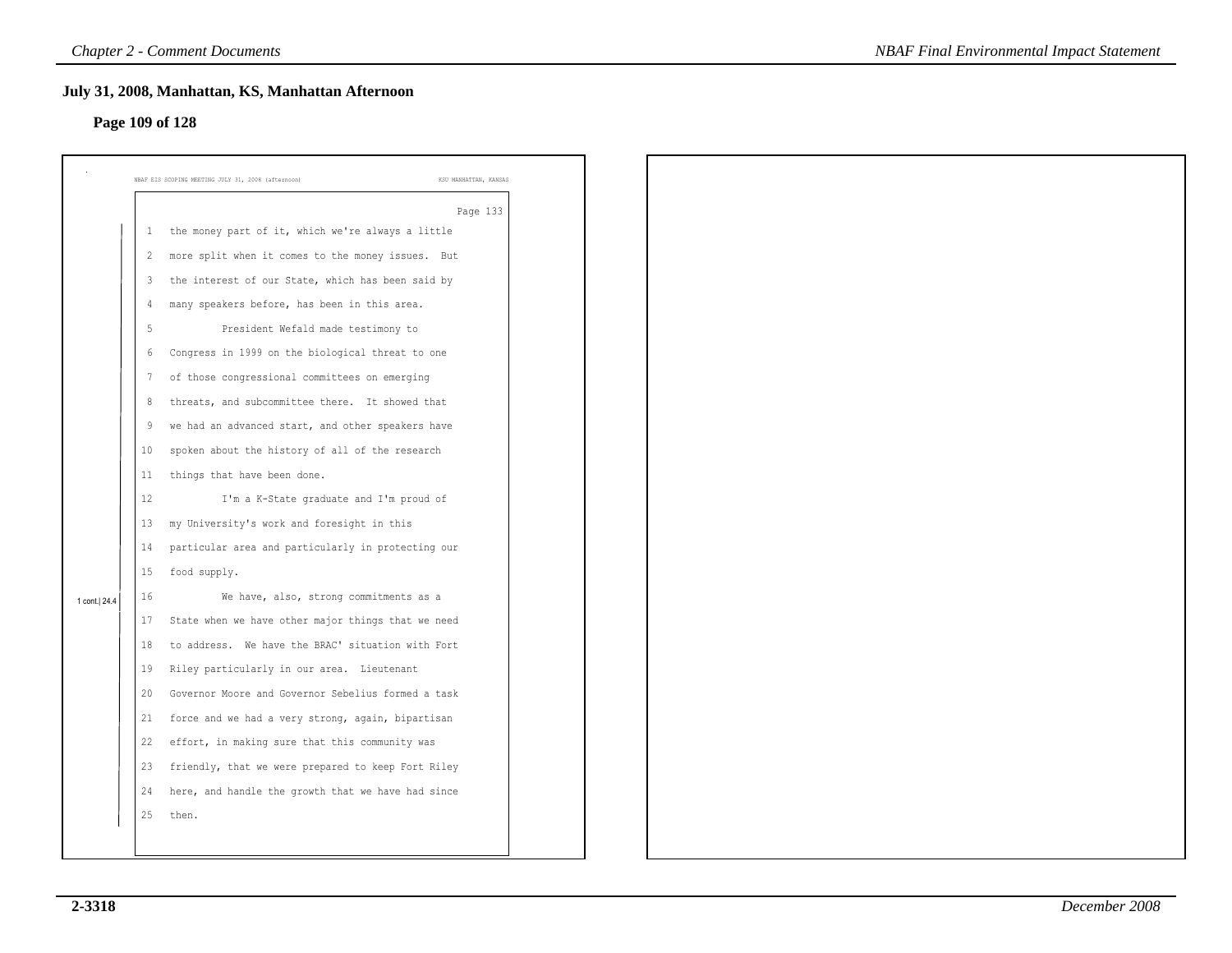## July 31, 2008, Manhattan, KS, Manhattan Afternoon

### Page 109 of 128

NBAF EIS SCOPING MEETING JULY 31, 2008 (afternoon) KSU MANHATTAN, KANSAS

Page 133

1 the money part of it, which we're always a little
2 more split when it comes to the money issues. But
3 the interest of our State, which has been said by
4 many speakers before, has been in this area.
5 President Wefald made testimony to
6 Congress in 1999 on the biological threat to one
7 of those congressional committees on emerging
8 threats, and subcommittee there. It showed that
9 we had an advanced start, and other speakers have
10 spoken about the history of all of the research
11 things that have been done.
12 I'm a K-State graduate and I'm proud of
13 my University's work and foresight in this
14 particular area and particularly in protecting our
15 food supply.
16 We have, also, strong commitments as a
17 State when we have other major things that we need
18 to address. We have the BRAC' situation with Fort
19 Riley particularly in our area. Lieutenant
20 Governor Moore and Governor Sebelius formed a task
21 force and we had a very strong, again, bipartisan
22 effort, in making sure that this community was
23 friendly, that we were prepared to keep Fort Riley
24 here, and handle the growth that we have had since
25 then.

1 cont.| 24.4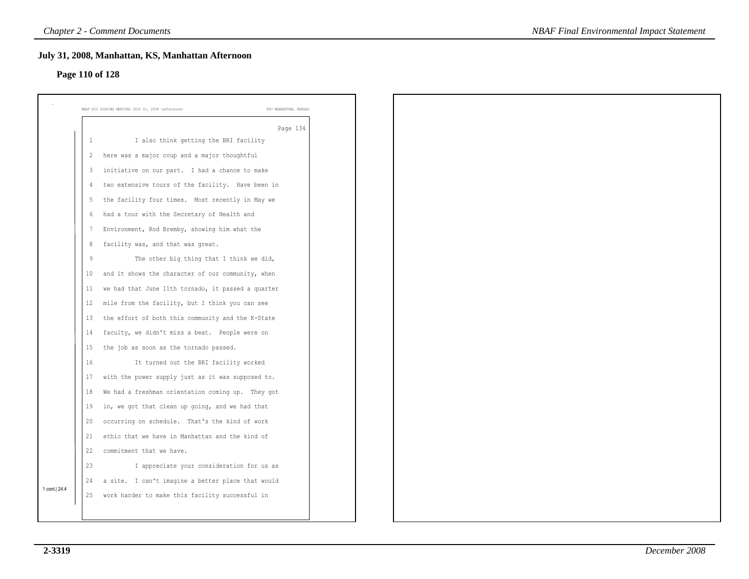## July 31, 2008, Manhattan, KS, Manhattan Afternoon

### Page 110 of 128

NBAF EIS SCOPING MEETING JULY 31, 2008 (afternoon) KSU MANHATTAN, KANSAS

Page 134

1 I also think getting the BRI facility
2 here was a major coup and a major thoughtful
3 initiative on our part. I had a chance to make
4 two extensive tours of the facility. Have been in
5 the facility four times. Most recently in May we
6 had a tour with the Secretary of Health and
7 Environment, Rod Bremby, showing him what the
8 facility was, and that was great.
9 The other big thing that I think we did,
10 and it shows the character of our community, when
11 we had that June 11th tornado, it passed a quarter
12 mile from the facility, but I think you can see
13 the effort of both this community and the K-State
14 faculty, we didn't miss a beat. People were on
15 the job as soon as the tornado passed.
16 It turned out the BRI facility worked
17 with the power supply just as it was supposed to.
18 We had a freshman orientation coming up. They got
19 in, we got that clean up going, and we had that
20 occurring on schedule. That's the kind of work
21 ethic that we have in Manhattan and the kind of
22 commitment that we have.
23 I appreciate your consideration for us as
24 a site. I can't imagine a better place that would
25 work harder to make this facility successful in

1 cont.| 24.4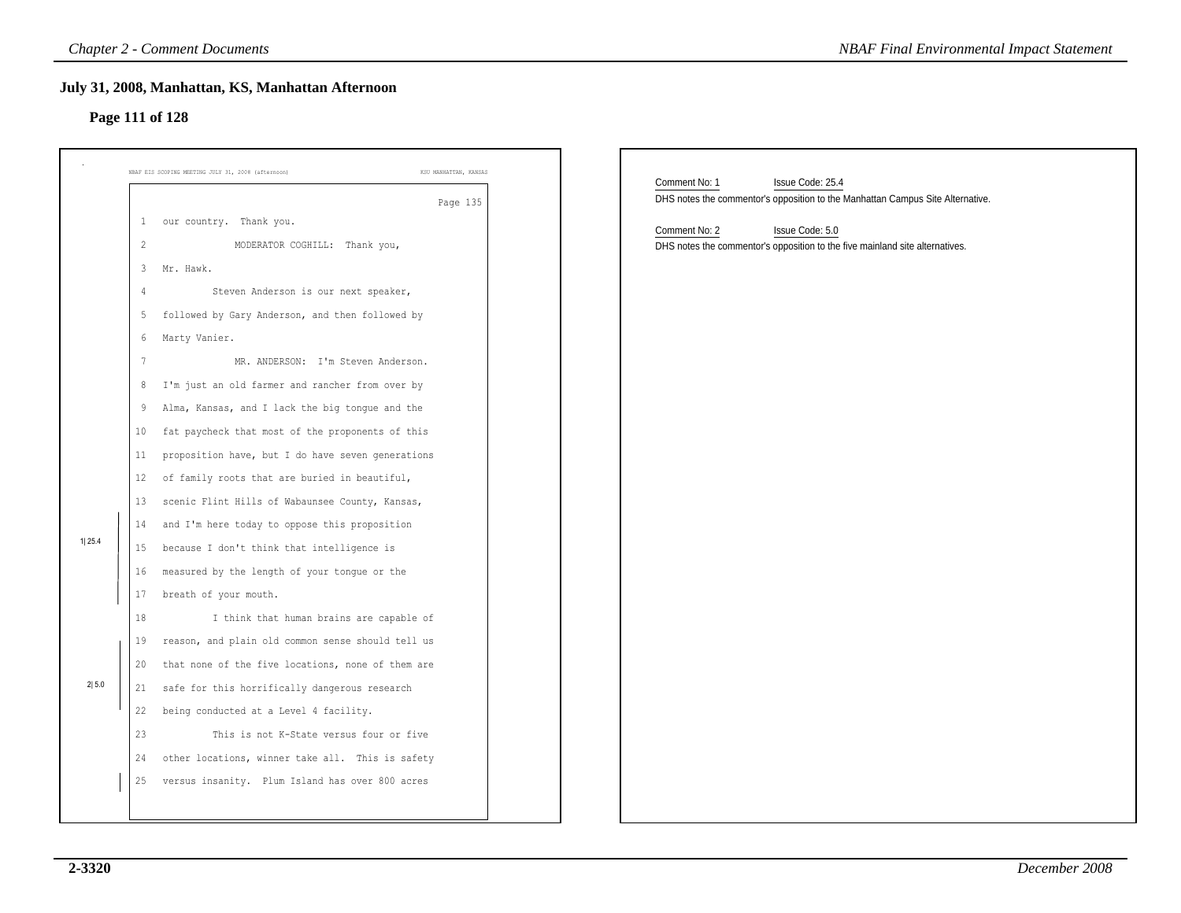## July 31, 2008, Manhattan, KS, Manhattan Afternoon

### Page 111 of 128

NBAF EIS SCOPING MEETING JULY 31, 2008 (afternoon) KSU MANHATTAN, KANSAS

Page 135

```
 1   our country.  Thank you.
 2              MODERATOR COGHILL:  Thank you,
 3   Mr. Hawk.
 4            Steven Anderson is our next speaker,
 5   followed by Gary Anderson, and then followed by
 6   Marty Vanier.
 7              MR. ANDERSON:  I'm Steven Anderson.
 8   I'm just an old farmer and rancher from over by
 9   Alma, Kansas, and I lack the big tongue and the
10   fat paycheck that most of the proponents of this
11   proposition have, but I do have seven generations
12   of family roots that are buried in beautiful,
13   scenic Flint Hills of Wabaunsee County, Kansas,
14   and I'm here today to oppose this proposition
15   because I don't think that intelligence is          1|25.4
16   measured by the length of your tongue or the
17   breath of your mouth.
18            I think that human brains are capable of
19   reason, and plain old common sense should tell us
20   that none of the five locations, none of them are
21   safe for this horrifically dangerous research       2|5.0
22   being conducted at a Level 4 facility.
23            This is not K-State versus four or five
24   other locations, winner take all.  This is safety
25   versus insanity.  Plum Island has over 800 acres
```

Comment No: 1 Issue Code: 25.4

DHS notes the commentor's opposition to the Manhattan Campus Site Alternative.

Comment No: 2 Issue Code: 5.0

DHS notes the commentor's opposition to the five mainland site alternatives.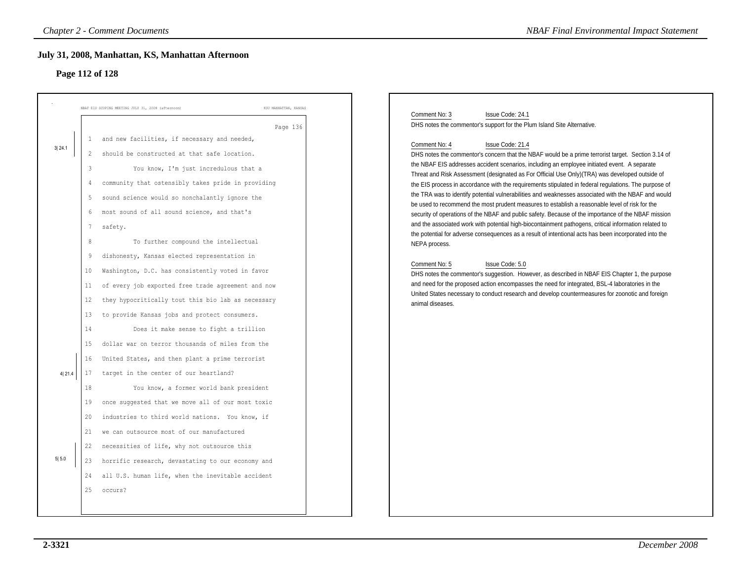## July 31, 2008, Manhattan, KS, Manhattan Afternoon

### Page 112 of 128

NBAF EIS SCOPING MEETING JULY 31, 2008 (afternoon) — KSU MANHATTAN, KANSAS

Page 136

```
 1   and new facilities, if necessary and needed,
 2   should be constructed at that safe location.          [3| 24.1]
 3          You know, I'm just incredulous that a
 4   community that ostensibly takes pride in providing
 5   sound science would so nonchalantly ignore the
 6   most sound of all sound science, and that's
 7   safety.
 8          To further compound the intellectual
 9   dishonesty, Kansas elected representation in
10   Washington, D.C. has consistently voted in favor
11   of every job exported free trade agreement and now
12   they hypocritically tout this bio lab as necessary
13   to provide Kansas jobs and protect consumers.
14          Does it make sense to fight a trillion
15   dollar war on terror thousands of miles from the
16   United States, and then plant a prime terrorist       [4| 21.4]
17   target in the center of our heartland?
18          You know, a former world bank president
19   once suggested that we move all of our most toxic
20   industries to third world nations.  You know, if
21   we can outsource most of our manufactured
22   necessities of life, why not outsource this           [5| 5.0]
23   horrific research, devastating to our economy and
24   all U.S. human life, when the inevitable accident
25   occurs?
```

Comment No: 3 Issue Code: 24.1

DHS notes the commentor's support for the Plum Island Site Alternative.

Comment No: 4 Issue Code: 21.4

DHS notes the commentor's concern that the NBAF would be a prime terrorist target. Section 3.14 of the NBAF EIS addresses accident scenarios, including an employee initiated event. A separate Threat and Risk Assessment (designated as For Official Use Only)(TRA) was developed outside of the EIS process in accordance with the requirements stipulated in federal regulations. The purpose of the TRA was to identify potential vulnerabilities and weaknesses associated with the NBAF and would be used to recommend the most prudent measures to establish a reasonable level of risk for the security of operations of the NBAF and public safety. Because of the importance of the NBAF mission and the associated work with potential high-biocontainment pathogens, critical information related to the potential for adverse consequences as a result of intentional acts has been incorporated into the NEPA process.

Comment No: 5 Issue Code: 5.0

DHS notes the commentor's suggestion. However, as described in NBAF EIS Chapter 1, the purpose and need for the proposed action encompasses the need for integrated, BSL-4 laboratories in the United States necessary to conduct research and develop countermeasures for zoonotic and foreign animal diseases.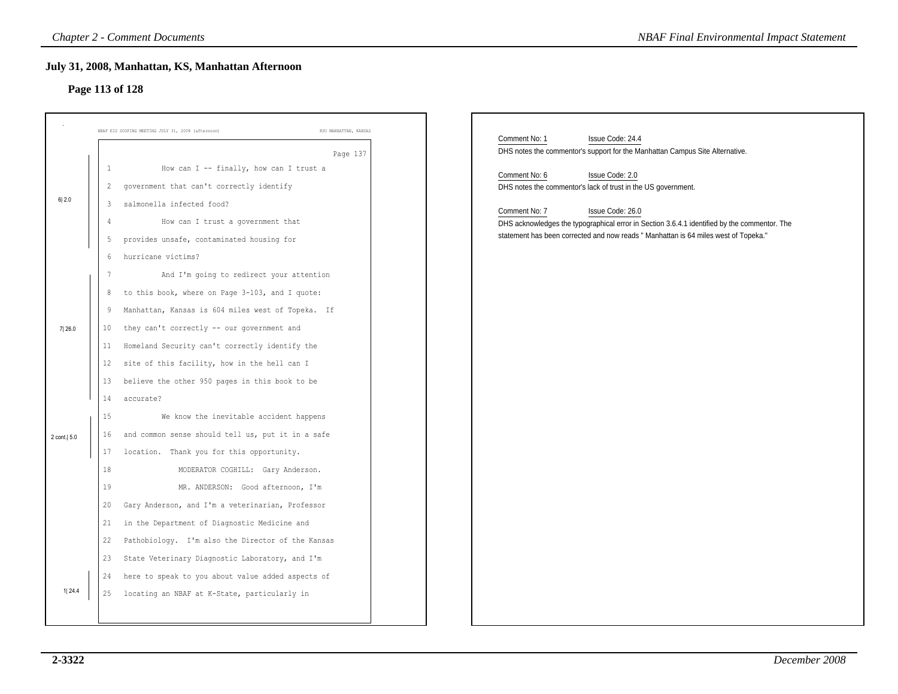## July 31, 2008, Manhattan, KS, Manhattan Afternoon

### Page 113 of 128

NBAF EIS SCOPING MEETING JULY 31, 2008 (afternoon) — KSU MANHATTAN, KANSAS

Page 137

```
 1          How can I -- finally, how can I trust a
 2   government that can't correctly identify              6| 2.0
 3   salmonella infected food?
 4          How can I trust a government that
 5   provides unsafe, contaminated housing for
 6   hurricane victims?
 7          And I'm going to redirect your attention
 8   to this book, where on Page 3-103, and I quote:
 9   Manhattan, Kansas is 604 miles west of Topeka.  If
10   they can't correctly -- our government and            7| 26.0
11   Homeland Security can't correctly identify the
12   site of this facility, how in the hell can I
13   believe the other 950 pages in this book to be
14   accurate?
15          We know the inevitable accident happens
16   and common sense should tell us, put it in a safe     2 cont.| 5.0
17   location.  Thank you for this opportunity.
18             MODERATOR COGHILL:  Gary Anderson.
19             MR. ANDERSON:  Good afternoon, I'm
20   Gary Anderson, and I'm a veterinarian, Professor
21   in the Department of Diagnostic Medicine and
22   Pathobiology.  I'm also the Director of the Kansas
23   State Veterinary Diagnostic Laboratory, and I'm
24   here to speak to you about value added aspects of
25   locating an NBAF at K-State, particularly in          1| 24.4
```

Comment No: 1 Issue Code: 24.4
DHS notes the commentor's support for the Manhattan Campus Site Alternative.

Comment No: 6 Issue Code: 2.0
DHS notes the commentor's lack of trust in the US government.

Comment No: 7 Issue Code: 26.0
DHS acknowledges the typographical error in Section 3.6.4.1 identified by the commentor. The statement has been corrected and now reads " Manhattan is 64 miles west of Topeka."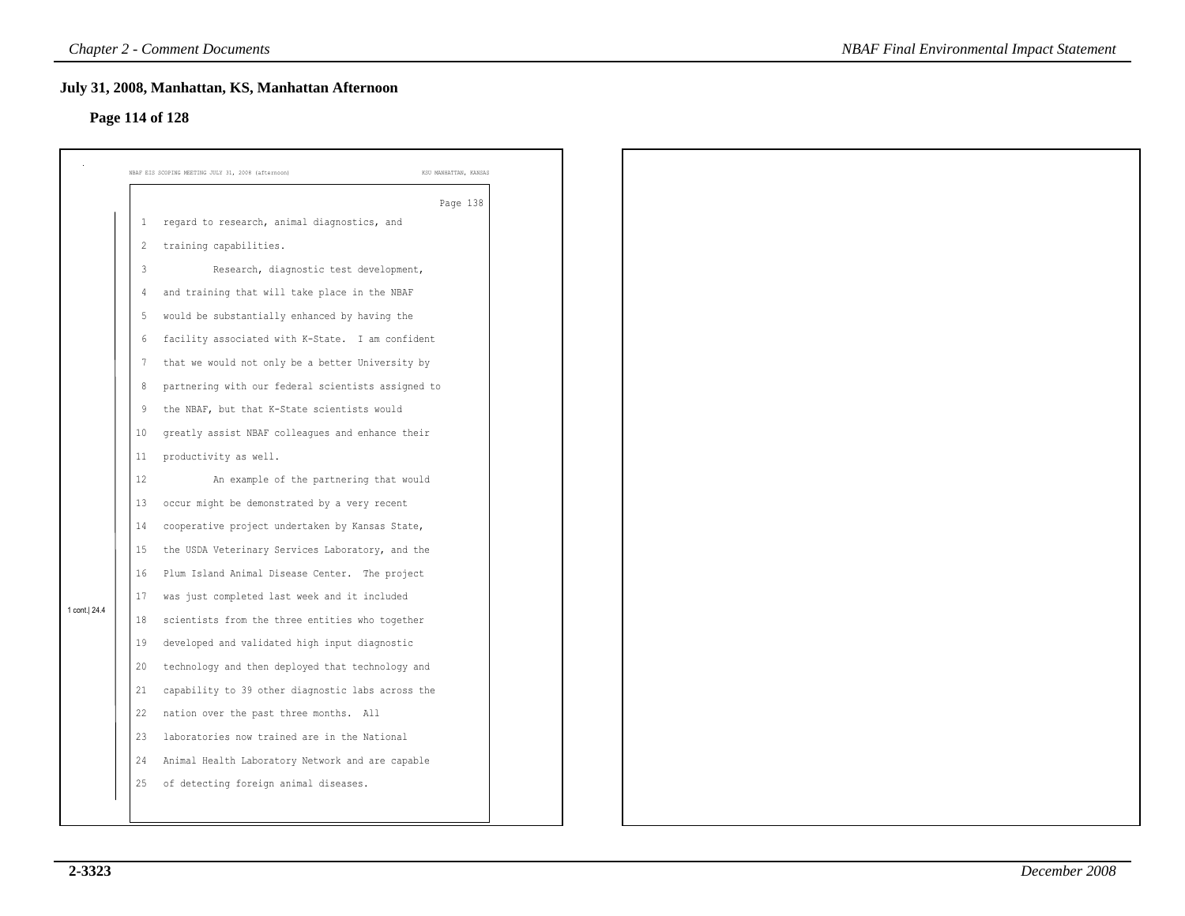## July 31, 2008, Manhattan, KS, Manhattan Afternoon

### Page 114 of 128

NBAF EIS SCOPING MEETING JULY 31, 2008 (afternoon) KSU MANHATTAN, KANSAS

Page 138

1 cont.| 24.4

1 regard to research, animal diagnostics, and
2 training capabilities.
3 Research, diagnostic test development,
4 and training that will take place in the NBAF
5 would be substantially enhanced by having the
6 facility associated with K-State. I am confident
7 that we would not only be a better University by
8 partnering with our federal scientists assigned to
9 the NBAF, but that K-State scientists would
10 greatly assist NBAF colleagues and enhance their
11 productivity as well.
12 An example of the partnering that would
13 occur might be demonstrated by a very recent
14 cooperative project undertaken by Kansas State,
15 the USDA Veterinary Services Laboratory, and the
16 Plum Island Animal Disease Center. The project
17 was just completed last week and it included
18 scientists from the three entities who together
19 developed and validated high input diagnostic
20 technology and then deployed that technology and
21 capability to 39 other diagnostic labs across the
22 nation over the past three months. All
23 laboratories now trained are in the National
24 Animal Health Laboratory Network and are capable
25 of detecting foreign animal diseases.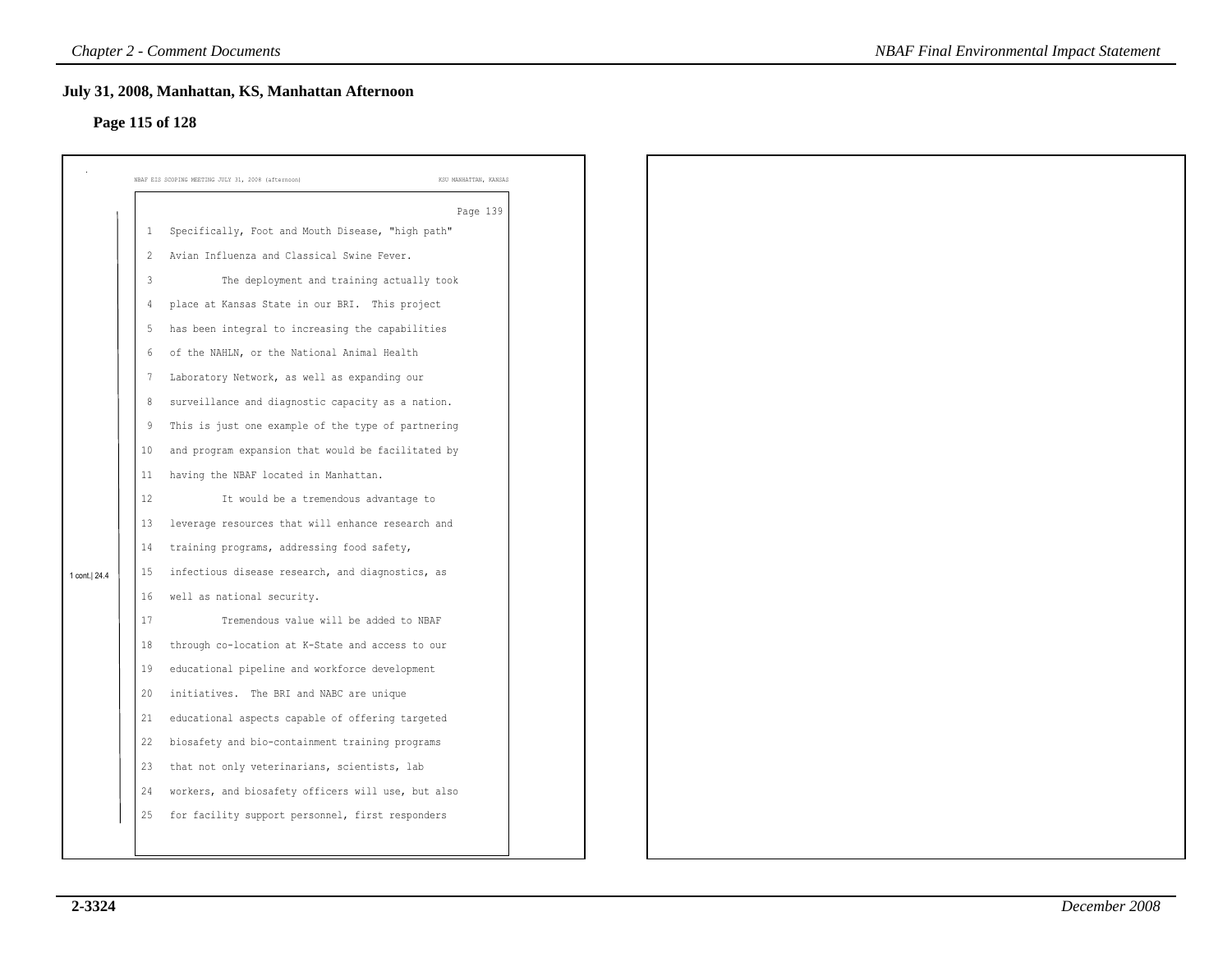## July 31, 2008, Manhattan, KS, Manhattan Afternoon

### Page 115 of 128

NBAF EIS SCOPING MEETING JULY 31, 2008 (afternoon) KSU MANHATTAN, KANSAS

Page 139

1 cont.| 24.4

```
 1   Specifically, Foot and Mouth Disease, "high path"
 2   Avian Influenza and Classical Swine Fever.
 3            The deployment and training actually took
 4   place at Kansas State in our BRI.  This project
 5   has been integral to increasing the capabilities
 6   of the NAHLN, or the National Animal Health
 7   Laboratory Network, as well as expanding our
 8   surveillance and diagnostic capacity as a nation.
 9   This is just one example of the type of partnering
10   and program expansion that would be facilitated by
11   having the NBAF located in Manhattan.
12            It would be a tremendous advantage to
13   leverage resources that will enhance research and
14   training programs, addressing food safety,
15   infectious disease research, and diagnostics, as
16   well as national security.
17            Tremendous value will be added to NBAF
18   through co-location at K-State and access to our
19   educational pipeline and workforce development
20   initiatives.  The BRI and NABC are unique
21   educational aspects capable of offering targeted
22   biosafety and bio-containment training programs
23   that not only veterinarians, scientists, lab
24   workers, and biosafety officers will use, but also
25   for facility support personnel, first responders
```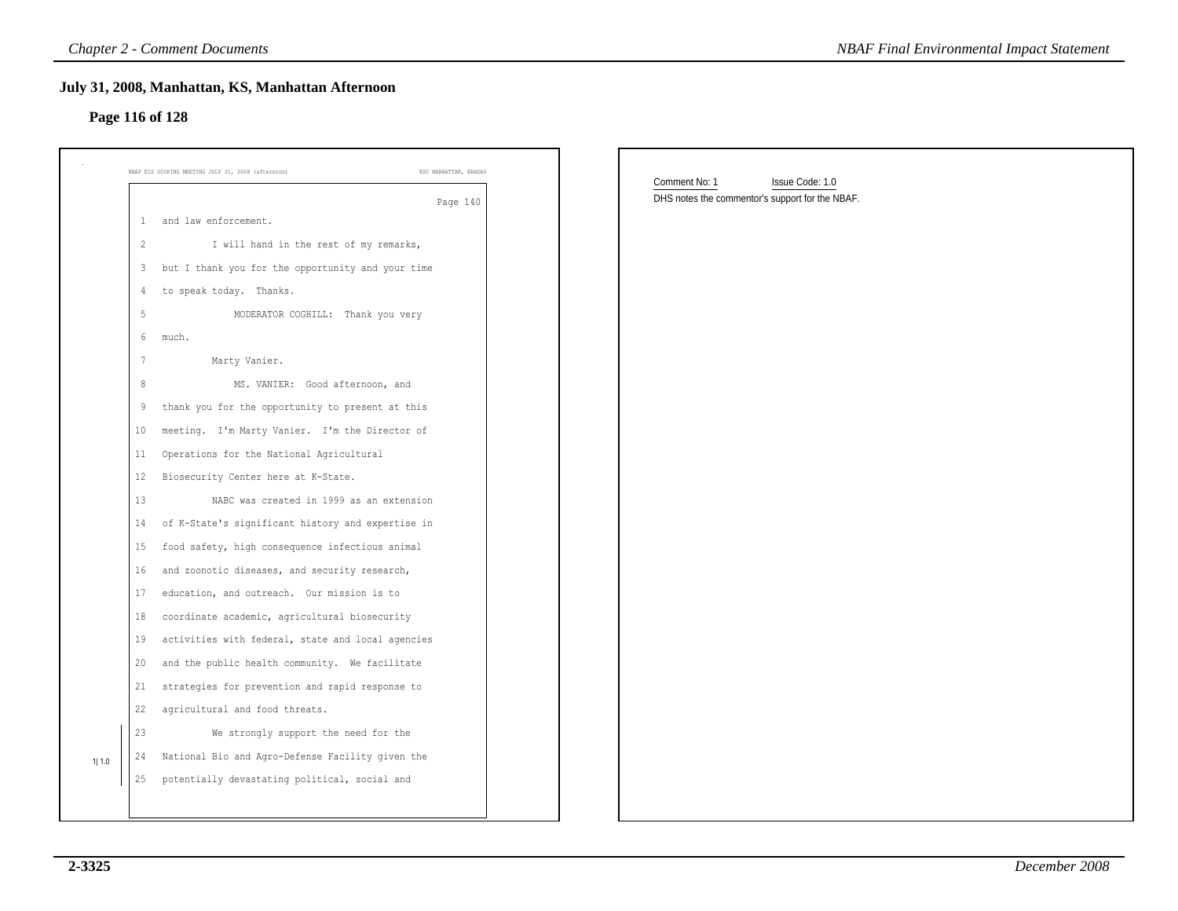## July 31, 2008, Manhattan, KS, Manhattan Afternoon

### Page 116 of 128

NBAF EIS SCOPING MEETING JULY 31, 2008 (afternoon) KSU MANHATTAN, KANSAS

Page 140

1 and law enforcement.

2 I will hand in the rest of my remarks,

3 but I thank you for the opportunity and your time

4 to speak today. Thanks.

5 MODERATOR COGHILL: Thank you very

6 much.

7 Marty Vanier.

8 MS. VANIER: Good afternoon, and

9 thank you for the opportunity to present at this

10 meeting. I'm Marty Vanier. I'm the Director of

11 Operations for the National Agricultural

12 Biosecurity Center here at K-State.

13 NABC was created in 1999 as an extension

14 of K-State's significant history and expertise in

15 food safety, high consequence infectious animal

16 and zoonotic diseases, and security research,

17 education, and outreach. Our mission is to

18 coordinate academic, agricultural biosecurity

19 activities with federal, state and local agencies

20 and the public health community. We facilitate

21 strategies for prevention and rapid response to

22 agricultural and food threats.

23 We strongly support the need for the

24 National Bio and Agro-Defense Facility given the

25 potentially devastating political, social and

1| 1.0

Comment No: 1 Issue Code: 1.0

DHS notes the commentor's support for the NBAF.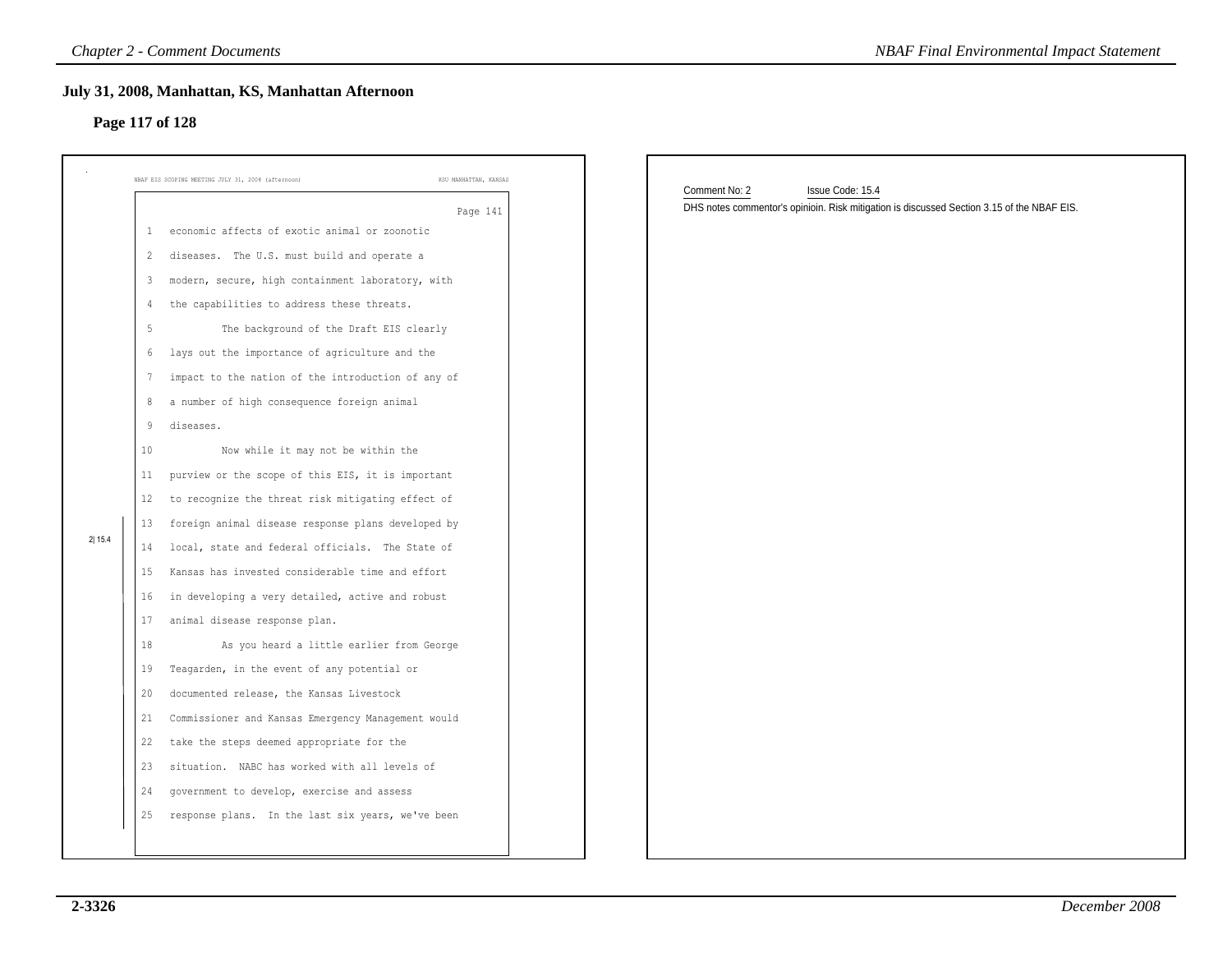## July 31, 2008, Manhattan, KS, Manhattan Afternoon

### Page 117 of 128

NBAF EIS SCOPING MEETING JULY 31, 2008 (afternoon) KSU MANHATTAN, KANSAS

Page 141

1 economic affects of exotic animal or zoonotic
2 diseases. The U.S. must build and operate a
3 modern, secure, high containment laboratory, with
4 the capabilities to address these threats.
5 The background of the Draft EIS clearly
6 lays out the importance of agriculture and the
7 impact to the nation of the introduction of any of
8 a number of high consequence foreign animal
9 diseases.
10 Now while it may not be within the
11 purview or the scope of this EIS, it is important
12 to recognize the threat risk mitigating effect of
13 foreign animal disease response plans developed by
14 local, state and federal officials. The State of
15 Kansas has invested considerable time and effort
16 in developing a very detailed, active and robust
17 animal disease response plan.
18 As you heard a little earlier from George
19 Teagarden, in the event of any potential or
20 documented release, the Kansas Livestock
21 Commissioner and Kansas Emergency Management would
22 take the steps deemed appropriate for the
23 situation. NABC has worked with all levels of
24 government to develop, exercise and assess
25 response plans. In the last six years, we've been

2| 15.4

Comment No: 2 Issue Code: 15.4

DHS notes commentor's opinioin. Risk mitigation is discussed Section 3.15 of the NBAF EIS.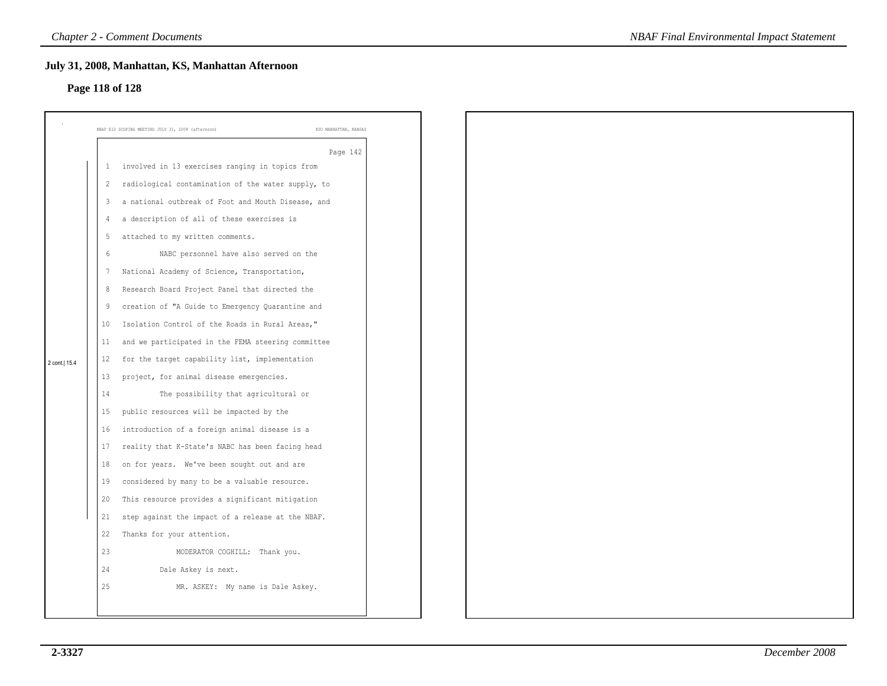## July 31, 2008, Manhattan, KS, Manhattan Afternoon

### Page 118 of 128

NBAF EIS SCOPING MEETING JULY 31, 2008 (afternoon) KSU MANHATTAN, KANSAS

Page 142

1 involved in 13 exercises ranging in topics from
2 radiological contamination of the water supply, to
3 a national outbreak of Foot and Mouth Disease, and
4 a description of all of these exercises is
5 attached to my written comments.
6 NABC personnel have also served on the
7 National Academy of Science, Transportation,
8 Research Board Project Panel that directed the
9 creation of "A Guide to Emergency Quarantine and
10 Isolation Control of the Roads in Rural Areas,"
11 and we participated in the FEMA steering committee
12 for the target capability list, implementation
13 project, for animal disease emergencies.
14 The possibility that agricultural or
15 public resources will be impacted by the
16 introduction of a foreign animal disease is a
17 reality that K-State's NABC has been facing head
18 on for years. We've been sought out and are
19 considered by many to be a valuable resource.
20 This resource provides a significant mitigation
21 step against the impact of a release at the NBAF.
22 Thanks for your attention.
23 MODERATOR COGHILL: Thank you.
24 Dale Askey is next.
25 MR. ASKEY: My name is Dale Askey.

2 cont.| 15.4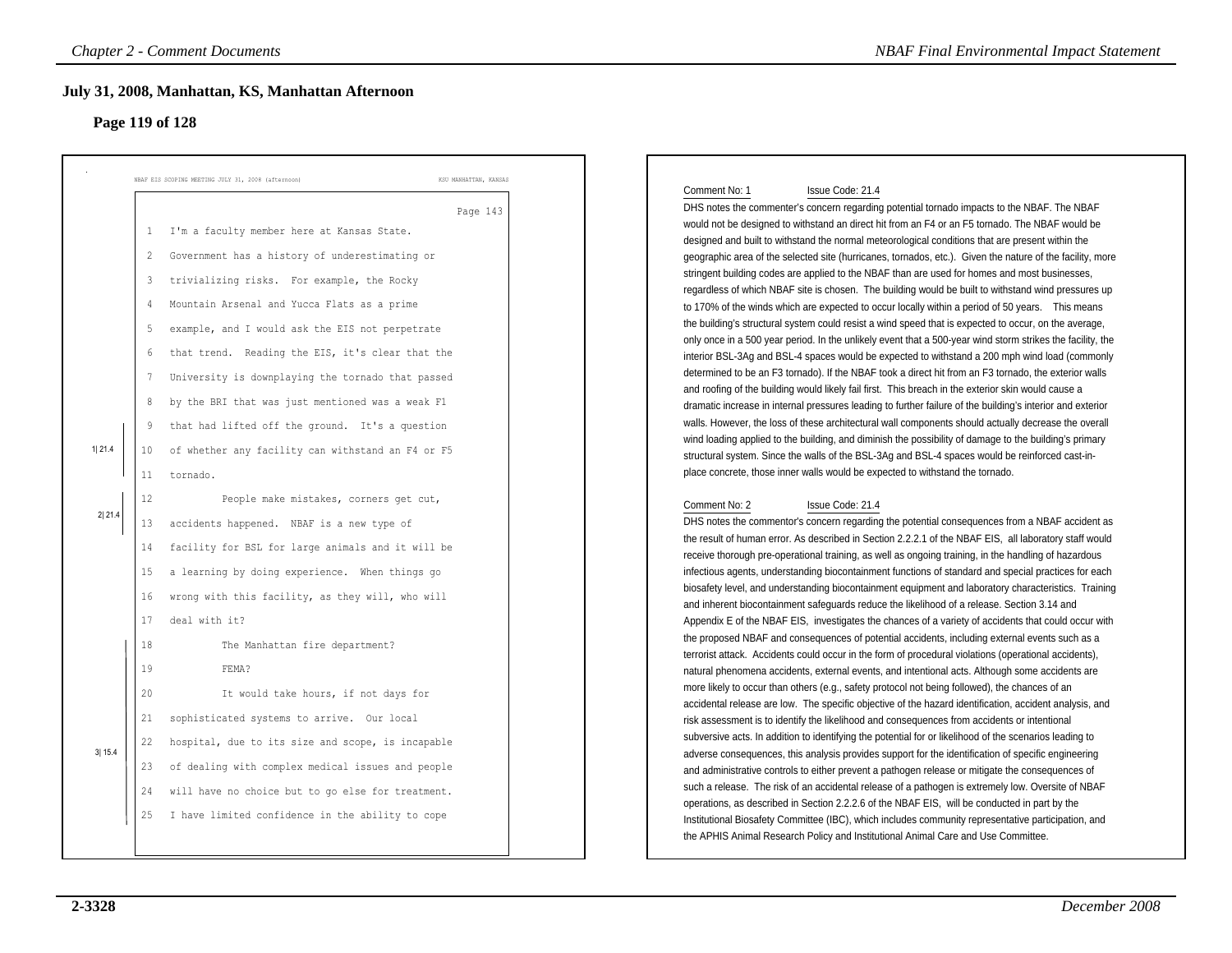## July 31, 2008, Manhattan, KS, Manhattan Afternoon

### Page 119 of 128

NBAF EIS SCOPING MEETING JULY 31, 2008 (afternoon) KSU MANHATTAN, KANSAS

Page 143

1 I'm a faculty member here at Kansas State.
2 Government has a history of underestimating or
3 trivializing risks. For example, the Rocky
4 Mountain Arsenal and Yucca Flats as a prime
5 example, and I would ask the EIS not perpetrate
6 that trend. Reading the EIS, it's clear that the
7 University is downplaying the tornado that passed
8 by the BRI that was just mentioned was a weak F1
9 that had lifted off the ground. It's a question
10 of whether any facility can withstand an F4 or F5
11 tornado. **1| 21.4**
12 People make mistakes, corners get cut,
13 accidents happened. NBAF is a new type of
14 facility for BSL for large animals and it will be
15 a learning by doing experience. When things go
16 wrong with this facility, as they will, who will
17 deal with it? **2| 21.4**
18 The Manhattan fire department?
19 FEMA?
20 It would take hours, if not days for
21 sophisticated systems to arrive. Our local
22 hospital, due to its size and scope, is incapable
23 of dealing with complex medical issues and people
24 will have no choice but to go else for treatment.
25 I have limited confidence in the ability to cope **3| 15.4**

Comment No: 1 Issue Code: 21.4

DHS notes the commenter's concern regarding potential tornado impacts to the NBAF. The NBAF would not be designed to withstand an direct hit from an F4 or an F5 tornado. The NBAF would be designed and built to withstand the normal meteorological conditions that are present within the geographic area of the selected site (hurricanes, tornados, etc.). Given the nature of the facility, more stringent building codes are applied to the NBAF than are used for homes and most businesses, regardless of which NBAF site is chosen. The building would be built to withstand wind pressures up to 170% of the winds which are expected to occur locally within a period of 50 years. This means the building's structural system could resist a wind speed that is expected to occur, on the average, only once in a 500 year period. In the unlikely event that a 500-year wind storm strikes the facility, the interior BSL-3Ag and BSL-4 spaces would be expected to withstand a 200 mph wind load (commonly determined to be an F3 tornado). If the NBAF took a direct hit from an F3 tornado, the exterior walls and roofing of the building would likely fail first. This breach in the exterior skin would cause a dramatic increase in internal pressures leading to further failure of the building's interior and exterior walls. However, the loss of these architectural wall components should actually decrease the overall wind loading applied to the building, and diminish the possibility of damage to the building's primary structural system. Since the walls of the BSL-3Ag and BSL-4 spaces would be reinforced cast-in-place concrete, those inner walls would be expected to withstand the tornado.

Comment No: 2 Issue Code: 21.4

DHS notes the commentor's concern regarding the potential consequences from a NBAF accident as the result of human error. As described in Section 2.2.2.1 of the NBAF EIS, all laboratory staff would receive thorough pre-operational training, as well as ongoing training, in the handling of hazardous infectious agents, understanding biocontainment functions of standard and special practices for each biosafety level, and understanding biocontainment equipment and laboratory characteristics. Training and inherent biocontainment safeguards reduce the likelihood of a release. Section 3.14 and Appendix E of the NBAF EIS, investigates the chances of a variety of accidents that could occur with the proposed NBAF and consequences of potential accidents, including external events such as a terrorist attack. Accidents could occur in the form of procedural violations (operational accidents), natural phenomena accidents, external events, and intentional acts. Although some accidents are more likely to occur than others (e.g., safety protocol not being followed), the chances of an accidental release are low. The specific objective of the hazard identification, accident analysis, and risk assessment is to identify the likelihood and consequences from accidents or intentional subversive acts. In addition to identifying the potential for or likelihood of the scenarios leading to adverse consequences, this analysis provides support for the identification of specific engineering and administrative controls to either prevent a pathogen release or mitigate the consequences of such a release. The risk of an accidental release of a pathogen is extremely low. Oversite of NBAF operations, as described in Section 2.2.2.6 of the NBAF EIS, will be conducted in part by the Institutional Biosafety Committee (IBC), which includes community representative participation, and the APHIS Animal Research Policy and Institutional Animal Care and Use Committee.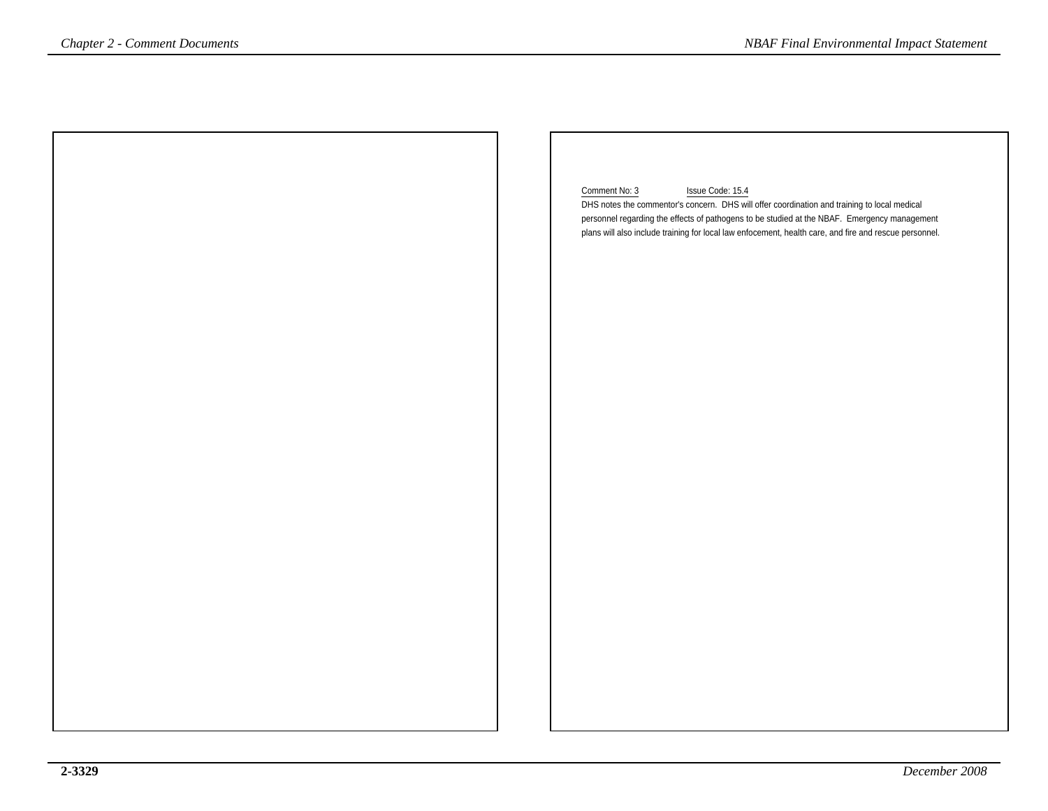Comment No: 3 Issue Code: 15.4

DHS notes the commentor's concern. DHS will offer coordination and training to local medical personnel regarding the effects of pathogens to be studied at the NBAF. Emergency management plans will also include training for local law enfocement, health care, and fire and rescue personnel.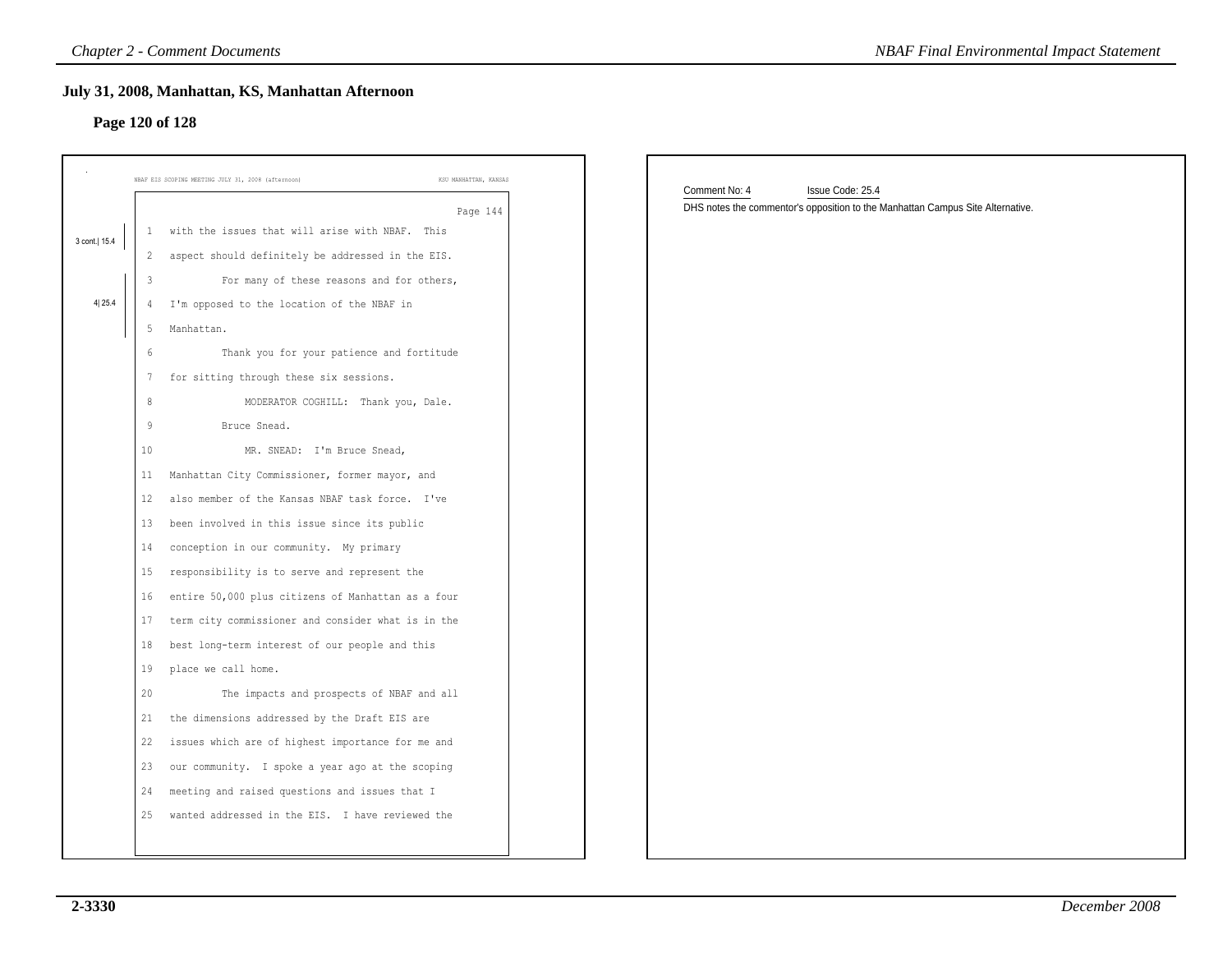## July 31, 2008, Manhattan, KS, Manhattan Afternoon

### Page 120 of 128

NBAF EIS SCOPING MEETING JULY 31, 2008 (afternoon) KSU MANHATTAN, KANSAS

Page 144

3 cont.| 15.4

1 with the issues that will arise with NBAF. This
2 aspect should definitely be addressed in the EIS.

4| 25.4

3 For many of these reasons and for others,
4 I'm opposed to the location of the NBAF in
5 Manhattan.

6 Thank you for your patience and fortitude
7 for sitting through these six sessions.
8 MODERATOR COGHILL: Thank you, Dale.
9 Bruce Snead.
10 MR. SNEAD: I'm Bruce Snead,
11 Manhattan City Commissioner, former mayor, and
12 also member of the Kansas NBAF task force. I've
13 been involved in this issue since its public
14 conception in our community. My primary
15 responsibility is to serve and represent the
16 entire 50,000 plus citizens of Manhattan as a four
17 term city commissioner and consider what is in the
18 best long-term interest of our people and this
19 place we call home.
20 The impacts and prospects of NBAF and all
21 the dimensions addressed by the Draft EIS are
22 issues which are of highest importance for me and
23 our community. I spoke a year ago at the scoping
24 meeting and raised questions and issues that I
25 wanted addressed in the EIS. I have reviewed the

Comment No: 4 Issue Code: 25.4

DHS notes the commentor's opposition to the Manhattan Campus Site Alternative.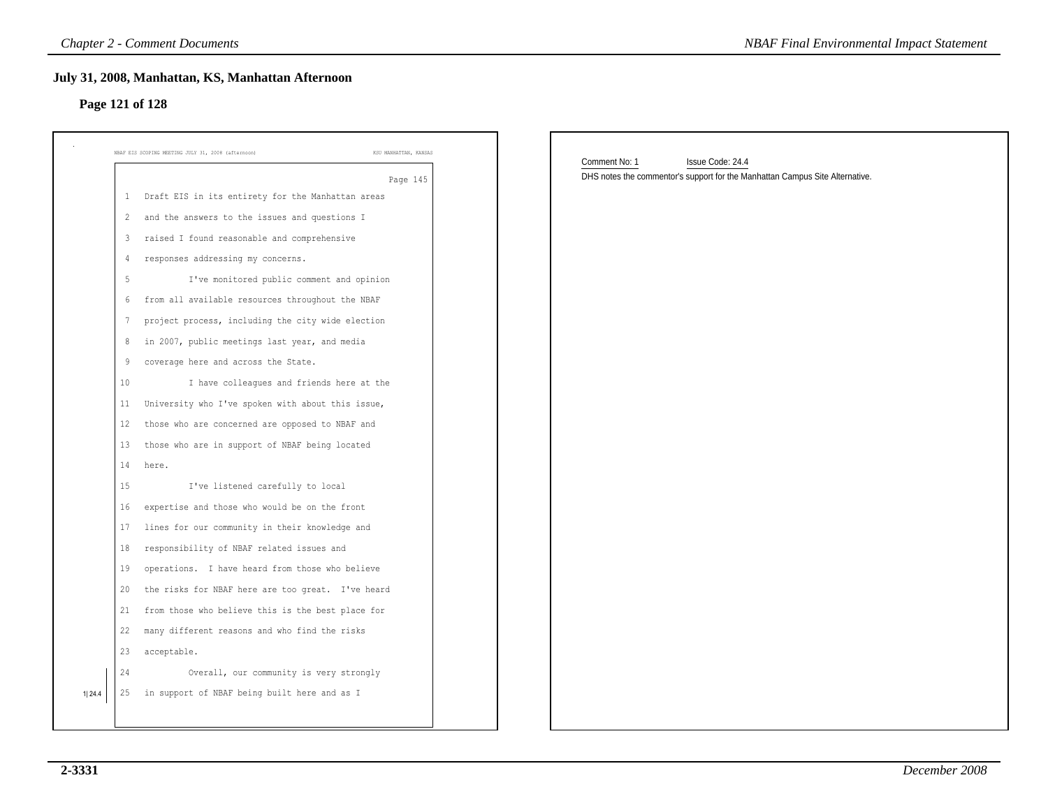## July 31, 2008, Manhattan, KS, Manhattan Afternoon

### Page 121 of 128

NBAF EIS SCOPING MEETING JULY 31, 2008 (afternoon) KSU MANHATTAN, KANSAS

Page 145

1 Draft EIS in its entirety for the Manhattan areas
2 and the answers to the issues and questions I
3 raised I found reasonable and comprehensive
4 responses addressing my concerns.
5 I've monitored public comment and opinion
6 from all available resources throughout the NBAF
7 project process, including the city wide election
8 in 2007, public meetings last year, and media
9 coverage here and across the State.
10 I have colleagues and friends here at the
11 University who I've spoken with about this issue,
12 those who are concerned are opposed to NBAF and
13 those who are in support of NBAF being located
14 here.
15 I've listened carefully to local
16 expertise and those who would be on the front
17 lines for our community in their knowledge and
18 responsibility of NBAF related issues and
19 operations. I have heard from those who believe
20 the risks for NBAF here are too great. I've heard
21 from those who believe this is the best place for
22 many different reasons and who find the risks
23 acceptable.
24 Overall, our community is very strongly
25 in support of NBAF being built here and as I

1|24.4

Comment No: 1 Issue Code: 24.4

DHS notes the commentor's support for the Manhattan Campus Site Alternative.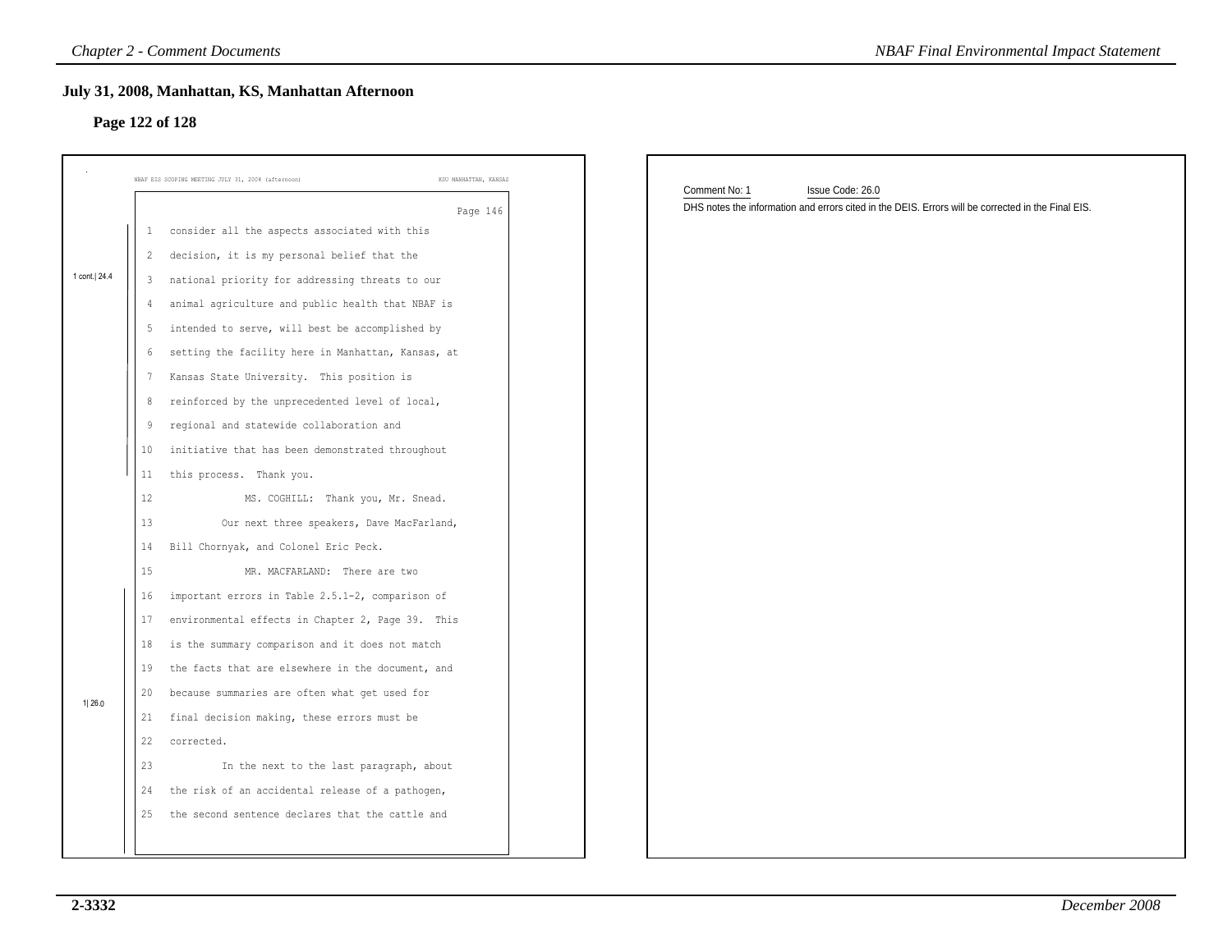## July 31, 2008, Manhattan, KS, Manhattan Afternoon

### Page 122 of 128

NBAF EIS SCOPING MEETING JULY 31, 2008 (afternoon) KSU MANHATTAN, KANSAS

Page 146

1 consider all the aspects associated with this
2 decision, it is my personal belief that the
3 national priority for addressing threats to our
4 animal agriculture and public health that NBAF is
5 intended to serve, will best be accomplished by
6 setting the facility here in Manhattan, Kansas, at
7 Kansas State University. This position is
8 reinforced by the unprecedented level of local,
9 regional and statewide collaboration and
10 initiative that has been demonstrated throughout
11 this process. Thank you.

1 cont.| 24.4

12 MS. COGHILL: Thank you, Mr. Snead.
13 Our next three speakers, Dave MacFarland,
14 Bill Chornyak, and Colonel Eric Peck.
15 MR. MACFARLAND: There are two
16 important errors in Table 2.5.1-2, comparison of
17 environmental effects in Chapter 2, Page 39. This
18 is the summary comparison and it does not match
19 the facts that are elsewhere in the document, and
20 because summaries are often what get used for
21 final decision making, these errors must be
22 corrected.
23 In the next to the last paragraph, about
24 the risk of an accidental release of a pathogen,
25 the second sentence declares that the cattle and

1| 26.0

Comment No: 1 Issue Code: 26.0

DHS notes the information and errors cited in the DEIS. Errors will be corrected in the Final EIS.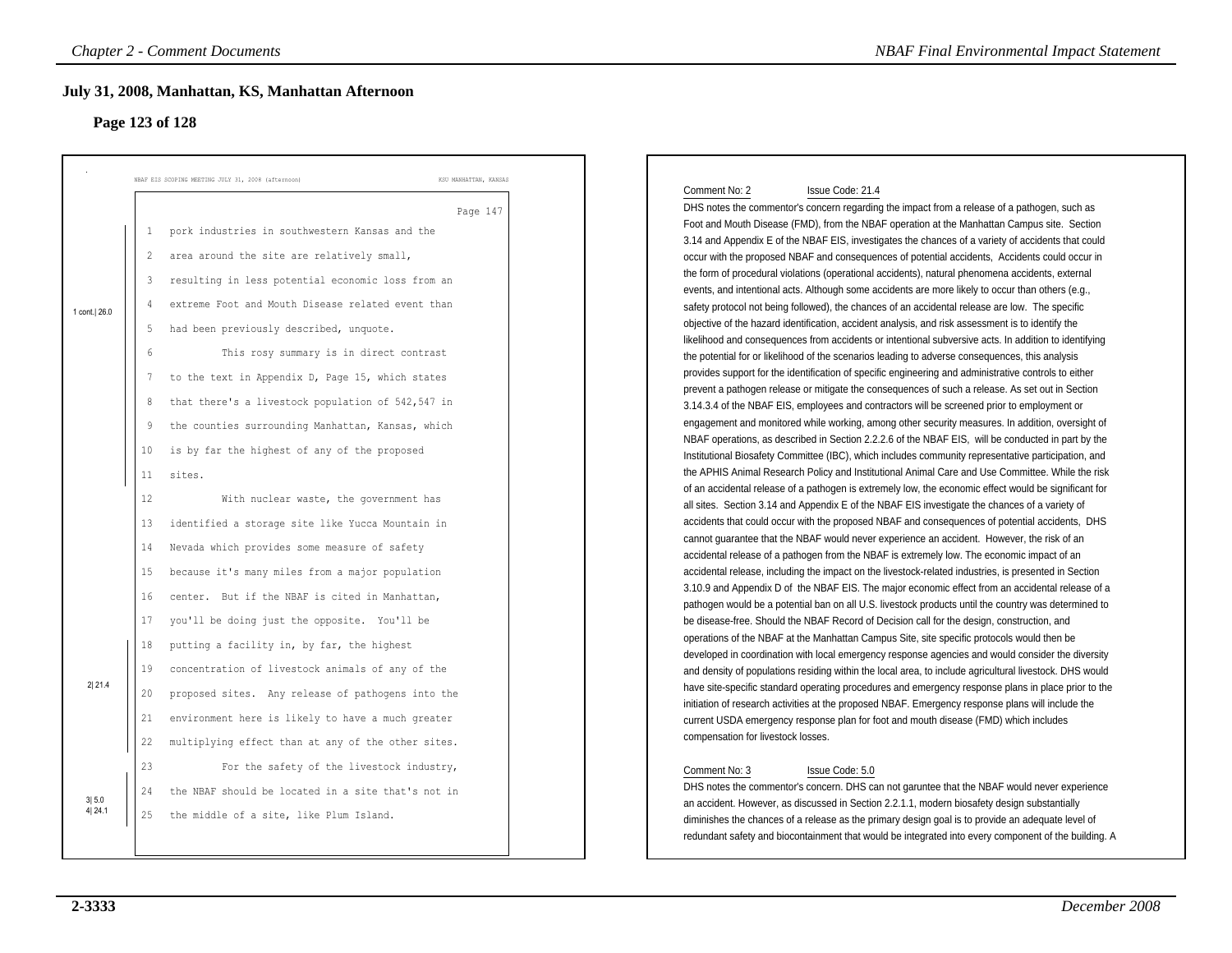## July 31, 2008, Manhattan, KS, Manhattan Afternoon

### Page 123 of 128

NBAF EIS SCOPING MEETING JULY 31, 2008 (afternoon) KSU MANHATTAN, KANSAS

Page 147

1 cont.| 26.0

1 pork industries in southwestern Kansas and the
2 area around the site are relatively small,
3 resulting in less potential economic loss from an
4 extreme Foot and Mouth Disease related event than
5 had been previously described, unquote.
6 This rosy summary is in direct contrast
7 to the text in Appendix D, Page 15, which states
8 that there's a livestock population of 542,547 in
9 the counties surrounding Manhattan, Kansas, which
10 is by far the highest of any of the proposed
11 sites.
12 With nuclear waste, the government has
13 identified a storage site like Yucca Mountain in
14 Nevada which provides some measure of safety
15 because it's many miles from a major population
16 center. But if the NBAF is cited in Manhattan,
17 you'll be doing just the opposite. You'll be

2| 21.4

18 putting a facility in, by far, the highest
19 concentration of livestock animals of any of the
20 proposed sites. Any release of pathogens into the
21 environment here is likely to have a much greater
22 multiplying effect than at any of the other sites.

3| 5.0
4| 24.1

23 For the safety of the livestock industry,
24 the NBAF should be located in a site that's not in
25 the middle of a site, like Plum Island.

Comment No: 2 Issue Code: 21.4

DHS notes the commentor's concern regarding the impact from a release of a pathogen, such as Foot and Mouth Disease (FMD), from the NBAF operation at the Manhattan Campus site. Section 3.14 and Appendix E of the NBAF EIS, investigates the chances of a variety of accidents that could occur with the proposed NBAF and consequences of potential accidents, Accidents could occur in the form of procedural violations (operational accidents), natural phenomena accidents, external events, and intentional acts. Although some accidents are more likely to occur than others (e.g., safety protocol not being followed), the chances of an accidental release are low. The specific objective of the hazard identification, accident analysis, and risk assessment is to identify the likelihood and consequences from accidents or intentional subversive acts. In addition to identifying the potential for or likelihood of the scenarios leading to adverse consequences, this analysis provides support for the identification of specific engineering and administrative controls to either prevent a pathogen release or mitigate the consequences of such a release. As set out in Section 3.14.3.4 of the NBAF EIS, employees and contractors will be screened prior to employment or engagement and monitored while working, among other security measures. In addition, oversight of NBAF operations, as described in Section 2.2.2.6 of the NBAF EIS, will be conducted in part by the Institutional Biosafety Committee (IBC), which includes community representative participation, and the APHIS Animal Research Policy and Institutional Animal Care and Use Committee. While the risk of an accidental release of a pathogen is extremely low, the economic effect would be significant for all sites. Section 3.14 and Appendix E of the NBAF EIS investigate the chances of a variety of accidents that could occur with the proposed NBAF and consequences of potential accidents, DHS cannot guarantee that the NBAF would never experience an accident. However, the risk of an accidental release of a pathogen from the NBAF is extremely low. The economic impact of an accidental release, including the impact on the livestock-related industries, is presented in Section 3.10.9 and Appendix D of the NBAF EIS. The major economic effect from an accidental release of a pathogen would be a potential ban on all U.S. livestock products until the country was determined to be disease-free. Should the NBAF Record of Decision call for the design, construction, and operations of the NBAF at the Manhattan Campus Site, site specific protocols would then be developed in coordination with local emergency response agencies and would consider the diversity and density of populations residing within the local area, to include agricultural livestock. DHS would have site-specific standard operating procedures and emergency response plans in place prior to the initiation of research activities at the proposed NBAF. Emergency response plans will include the current USDA emergency response plan for foot and mouth disease (FMD) which includes compensation for livestock losses.

Comment No: 3 Issue Code: 5.0

DHS notes the commentor's concern. DHS can not garuntee that the NBAF would never experience an accident. However, as discussed in Section 2.2.1.1, modern biosafety design substantially diminishes the chances of a release as the primary design goal is to provide an adequate level of redundant safety and biocontainment that would be integrated into every component of the building. A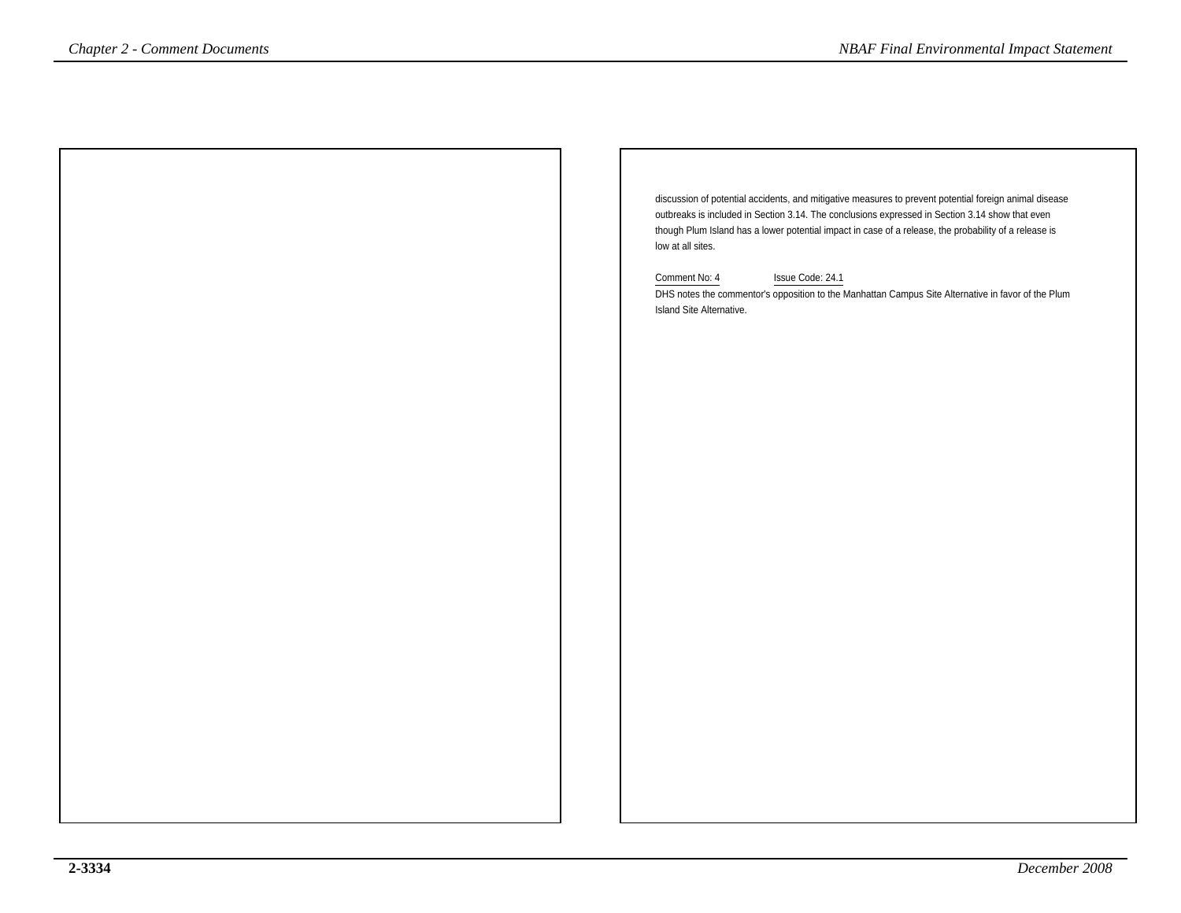discussion of potential accidents, and mitigative measures to prevent potential foreign animal disease outbreaks is included in Section 3.14. The conclusions expressed in Section 3.14 show that even though Plum Island has a lower potential impact in case of a release, the probability of a release is low at all sites.

Comment No: 4 Issue Code: 24.1

DHS notes the commentor's opposition to the Manhattan Campus Site Alternative in favor of the Plum Island Site Alternative.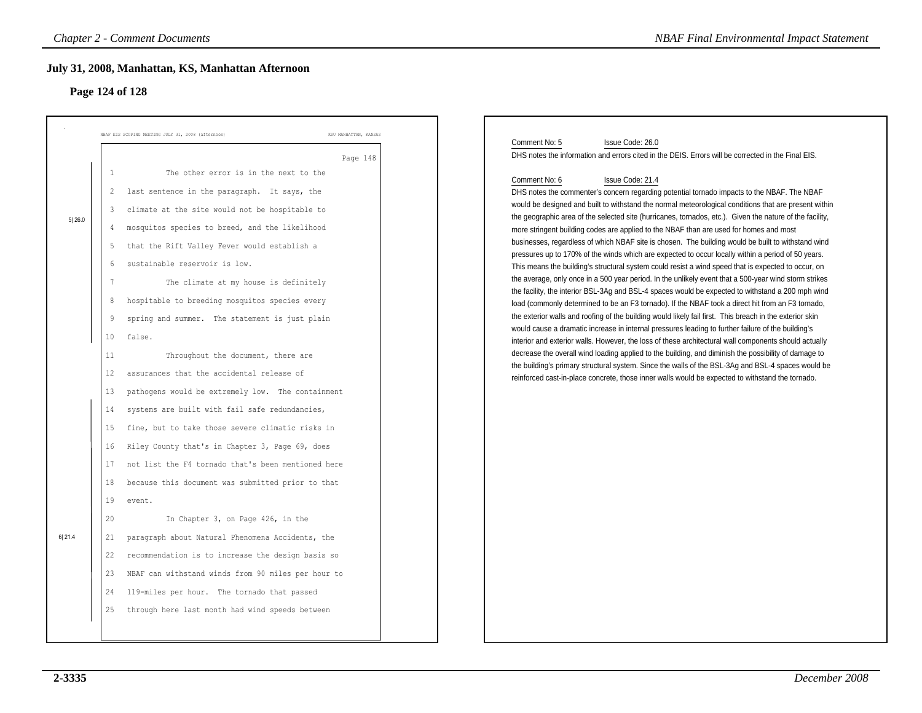## July 31, 2008, Manhattan, KS, Manhattan Afternoon

### Page 124 of 128

NBAF EIS SCOPING MEETING JULY 31, 2008 (afternoon) KSU MANHATTAN, KANSAS

Page 148

5| 26.0

1 The other error is in the next to the
2 last sentence in the paragraph. It says, the
3 climate at the site would not be hospitable to
4 mosquitos species to breed, and the likelihood
5 that the Rift Valley Fever would establish a
6 sustainable reservoir is low.
7 The climate at my house is definitely
8 hospitable to breeding mosquitos species every
9 spring and summer. The statement is just plain
10 false.
11 Throughout the document, there are
12 assurances that the accidental release of
13 pathogens would be extremely low. The containment

6| 21.4

14 systems are built with fail safe redundancies,
15 fine, but to take those severe climatic risks in
16 Riley County that's in Chapter 3, Page 69, does
17 not list the F4 tornado that's been mentioned here
18 because this document was submitted prior to that
19 event.
20 In Chapter 3, on Page 426, in the
21 paragraph about Natural Phenomena Accidents, the
22 recommendation is to increase the design basis so
23 NBAF can withstand winds from 90 miles per hour to
24 119-miles per hour. The tornado that passed
25 through here last month had wind speeds between

Comment No: 5 Issue Code: 26.0

DHS notes the information and errors cited in the DEIS. Errors will be corrected in the Final EIS.

Comment No: 6 Issue Code: 21.4

DHS notes the commenter's concern regarding potential tornado impacts to the NBAF. The NBAF would be designed and built to withstand the normal meteorological conditions that are present within the geographic area of the selected site (hurricanes, tornados, etc.). Given the nature of the facility, more stringent building codes are applied to the NBAF than are used for homes and most businesses, regardless of which NBAF site is chosen. The building would be built to withstand wind pressures up to 170% of the winds which are expected to occur locally within a period of 50 years. This means the building's structural system could resist a wind speed that is expected to occur, on the average, only once in a 500 year period. In the unlikely event that a 500-year wind storm strikes the facility, the interior BSL-3Ag and BSL-4 spaces would be expected to withstand a 200 mph wind load (commonly determined to be an F3 tornado). If the NBAF took a direct hit from an F3 tornado, the exterior walls and roofing of the building would likely fail first. This breach in the exterior skin would cause a dramatic increase in internal pressures leading to further failure of the building's interior and exterior walls. However, the loss of these architectural wall components should actually decrease the overall wind loading applied to the building, and diminish the possibility of damage to the building's primary structural system. Since the walls of the BSL-3Ag and BSL-4 spaces would be reinforced cast-in-place concrete, those inner walls would be expected to withstand the tornado.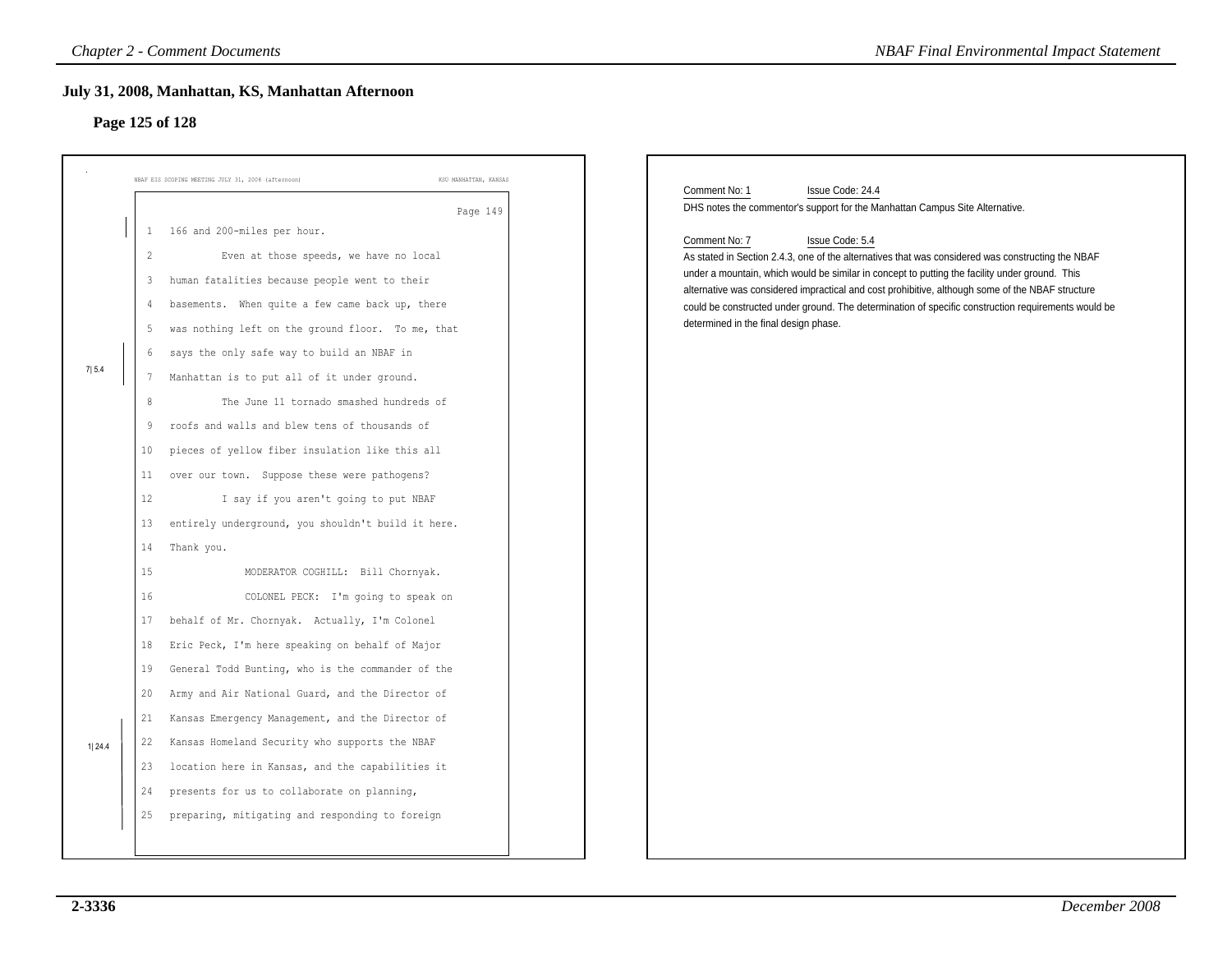## July 31, 2008, Manhattan, KS, Manhattan Afternoon

### Page 125 of 128

NBAF EIS SCOPING MEETING JULY 31, 2008 (afternoon) KSU MANHATTAN, KANSAS

Page 149

1 166 and 200-miles per hour.

2 Even at those speeds, we have no local

3 human fatalities because people went to their

4 basements. When quite a few came back up, there

5 was nothing left on the ground floor. To me, that

6 says the only safe way to build an NBAF in

7 Manhattan is to put all of it under ground.

7| 5.4

8 The June 11 tornado smashed hundreds of

9 roofs and walls and blew tens of thousands of

10 pieces of yellow fiber insulation like this all

11 over our town. Suppose these were pathogens?

12 I say if you aren't going to put NBAF

13 entirely underground, you shouldn't build it here.

14 Thank you.

15 MODERATOR COGHILL: Bill Chornyak.

16 COLONEL PECK: I'm going to speak on

17 behalf of Mr. Chornyak. Actually, I'm Colonel

18 Eric Peck, I'm here speaking on behalf of Major

19 General Todd Bunting, who is the commander of the

20 Army and Air National Guard, and the Director of

21 Kansas Emergency Management, and the Director of

22 Kansas Homeland Security who supports the NBAF

23 location here in Kansas, and the capabilities it

24 presents for us to collaborate on planning,

25 preparing, mitigating and responding to foreign

1| 24.4

Comment No: 1 Issue Code: 24.4

DHS notes the commentor's support for the Manhattan Campus Site Alternative.

Comment No: 7 Issue Code: 5.4

As stated in Section 2.4.3, one of the alternatives that was considered was constructing the NBAF under a mountain, which would be similar in concept to putting the facility under ground. This alternative was considered impractical and cost prohibitive, although some of the NBAF structure could be constructed under ground. The determination of specific construction requirements would be determined in the final design phase.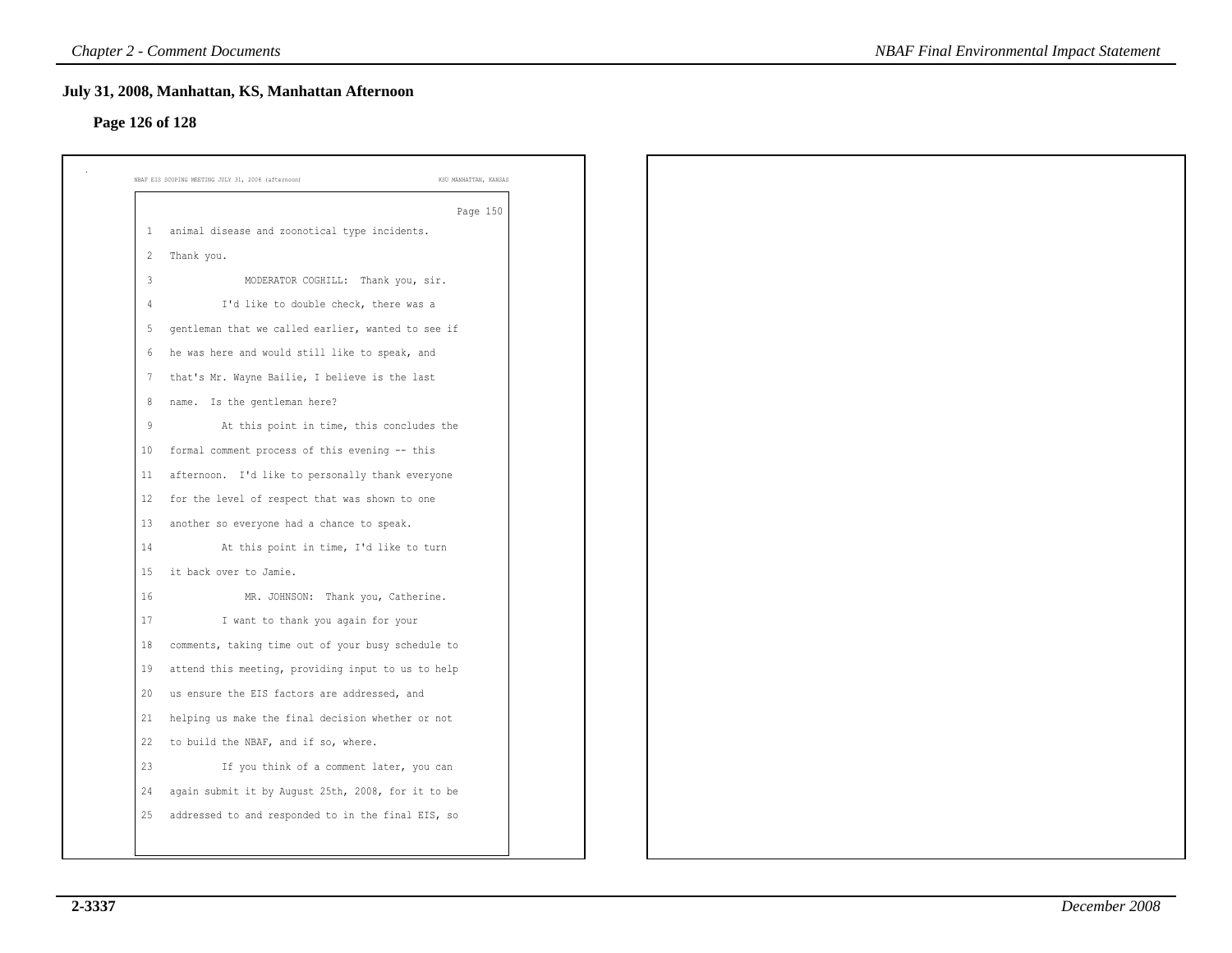## July 31, 2008, Manhattan, KS, Manhattan Afternoon

### Page 126 of 128

NBAF EIS SCOPING MEETING JULY 31, 2008 (afternoon) KSU MANHATTAN, KANSAS

Page 150

1 animal disease and zoonotical type incidents.
2 Thank you.
3 MODERATOR COGHILL: Thank you, sir.
4 I'd like to double check, there was a
5 gentleman that we called earlier, wanted to see if
6 he was here and would still like to speak, and
7 that's Mr. Wayne Bailie, I believe is the last
8 name. Is the gentleman here?
9 At this point in time, this concludes the
10 formal comment process of this evening -- this
11 afternoon. I'd like to personally thank everyone
12 for the level of respect that was shown to one
13 another so everyone had a chance to speak.
14 At this point in time, I'd like to turn
15 it back over to Jamie.
16 MR. JOHNSON: Thank you, Catherine.
17 I want to thank you again for your
18 comments, taking time out of your busy schedule to
19 attend this meeting, providing input to us to help
20 us ensure the EIS factors are addressed, and
21 helping us make the final decision whether or not
22 to build the NBAF, and if so, where.
23 If you think of a comment later, you can
24 again submit it by August 25th, 2008, for it to be
25 addressed to and responded to in the final EIS, so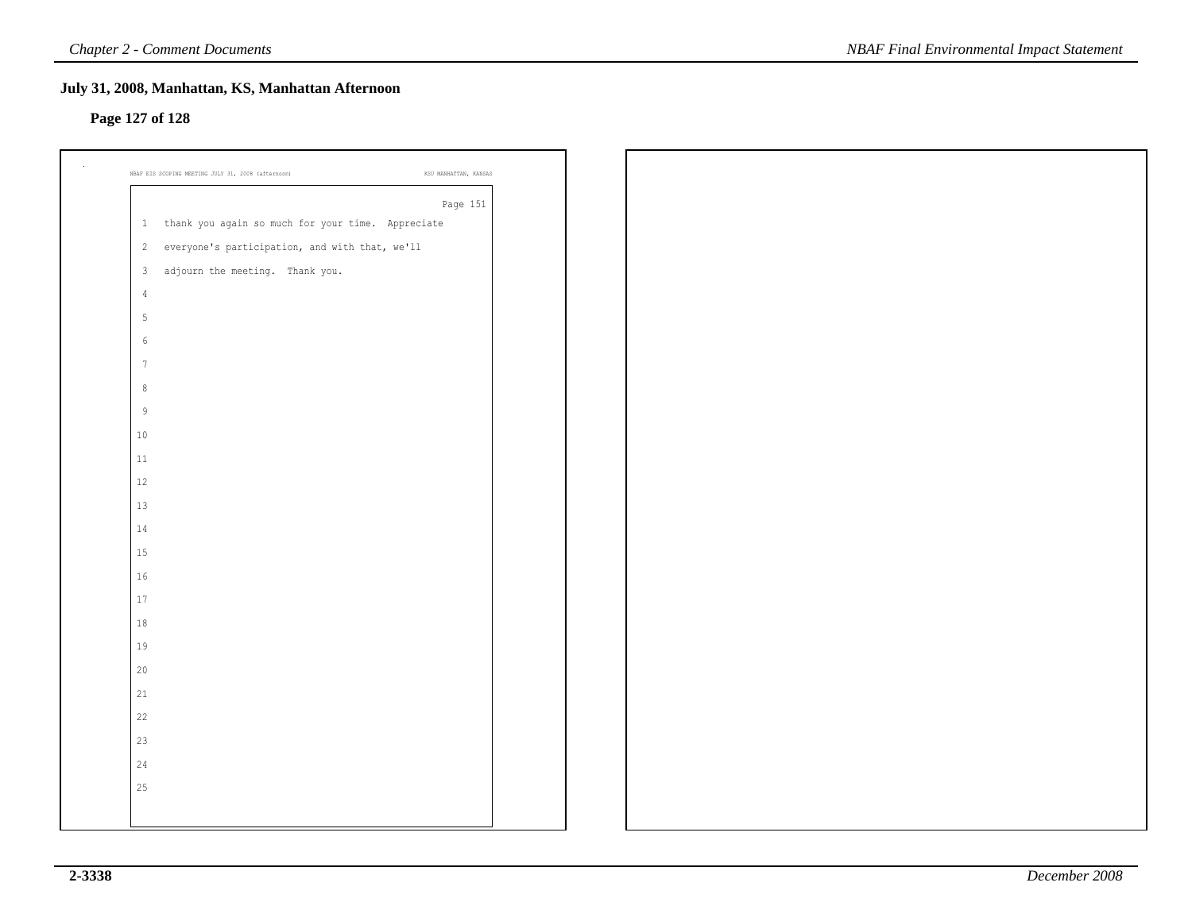## July 31, 2008, Manhattan, KS, Manhattan Afternoon

### Page 127 of 128

NBAF EIS SCOPING MEETING JULY 31, 2008 (afternoon) KSU MANHATTAN, KANSAS

Page 151

1 thank you again so much for your time. Appreciate
2 everyone's participation, and with that, we'll
3 adjourn the meeting. Thank you.
4
5
6
7
8
9
10
11
12
13
14
15
16
17
18
19
20
21
22
23
24
25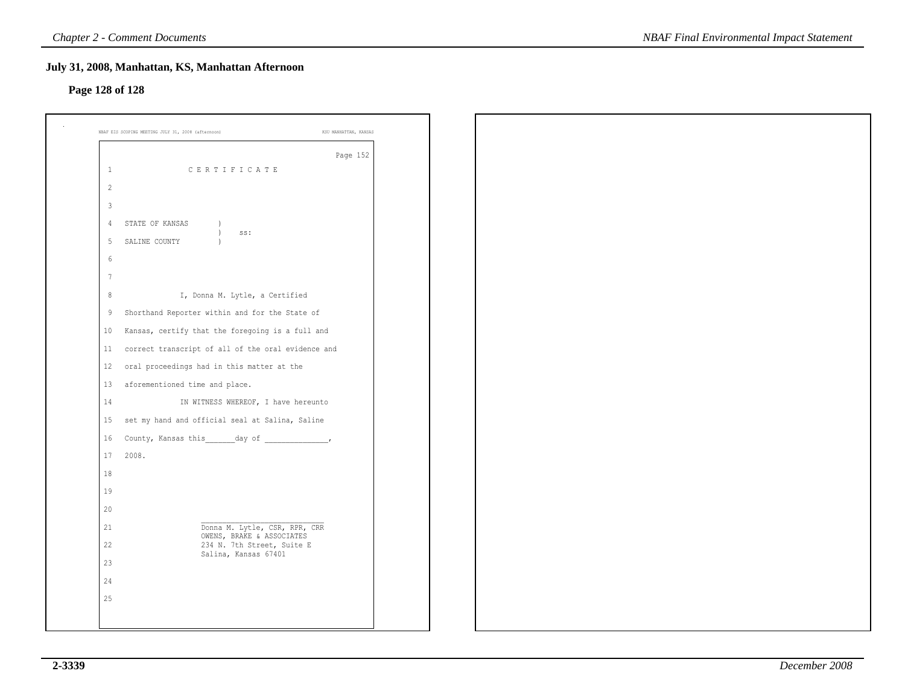## July 31, 2008, Manhattan, KS, Manhattan Afternoon

### Page 128 of 128

NBAF EIS SCOPING MEETING JULY 31, 2008 (afternoon) KSU MANHATTAN, KANSAS

Page 152

```
 1                C E R T I F I C A T E
 2
 3
 4   STATE OF KANSAS       )
                           )    ss:
 5   SALINE COUNTY         )
 6
 7
 8              I, Donna M. Lytle, a Certified
 9   Shorthand Reporter within and for the State of
10   Kansas, certify that the foregoing is a full and
11   correct transcript of all of the oral evidence and
12   oral proceedings had in this matter at the
13   aforementioned time and place.
14              IN WITNESS WHEREOF, I have hereunto
15   set my hand and official seal at Salina, Saline
16   County, Kansas this_______day of _______________,
17   2008.
18
19
20
                      ______________________________
21                    Donna M. Lytle, CSR, RPR, CRR
                      OWENS, BRAKE & ASSOCIATES
22                    234 N. 7th Street, Suite E
                      Salina, Kansas 67401
23
24
25
```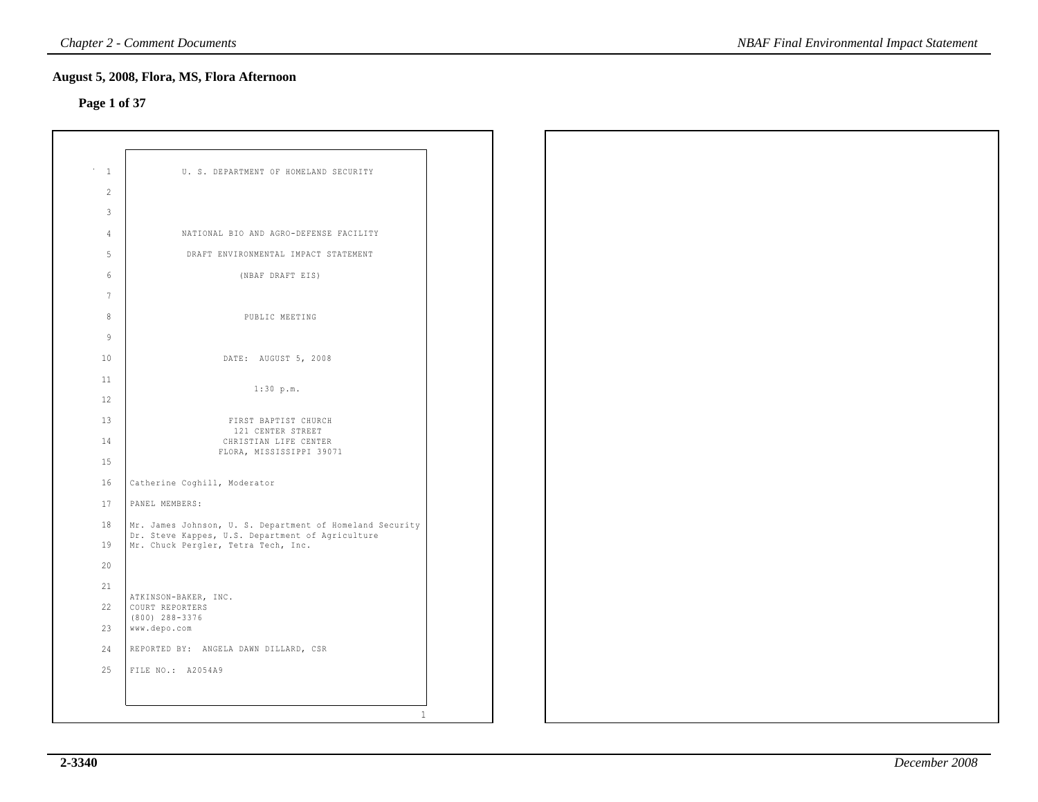## August 5, 2008, Flora, MS, Flora Afternoon

**Page 1 of 37**

U. S. DEPARTMENT OF HOMELAND SECURITY

NATIONAL BIO AND AGRO-DEFENSE FACILITY

DRAFT ENVIRONMENTAL IMPACT STATEMENT

(NBAF DRAFT EIS)

PUBLIC MEETING

DATE: AUGUST 5, 2008

1:30 p.m.

FIRST BAPTIST CHURCH
121 CENTER STREET
CHRISTIAN LIFE CENTER
FLORA, MISSISSIPPI 39071

Catherine Coghill, Moderator

PANEL MEMBERS:

Mr. James Johnson, U. S. Department of Homeland Security
Dr. Steve Kappes, U.S. Department of Agriculture
Mr. Chuck Pergler, Tetra Tech, Inc.

ATKINSON-BAKER, INC.
COURT REPORTERS
(800) 288-3376
www.depo.com

REPORTED BY: ANGELA DAWN DILLARD, CSR

FILE NO.: A2054A9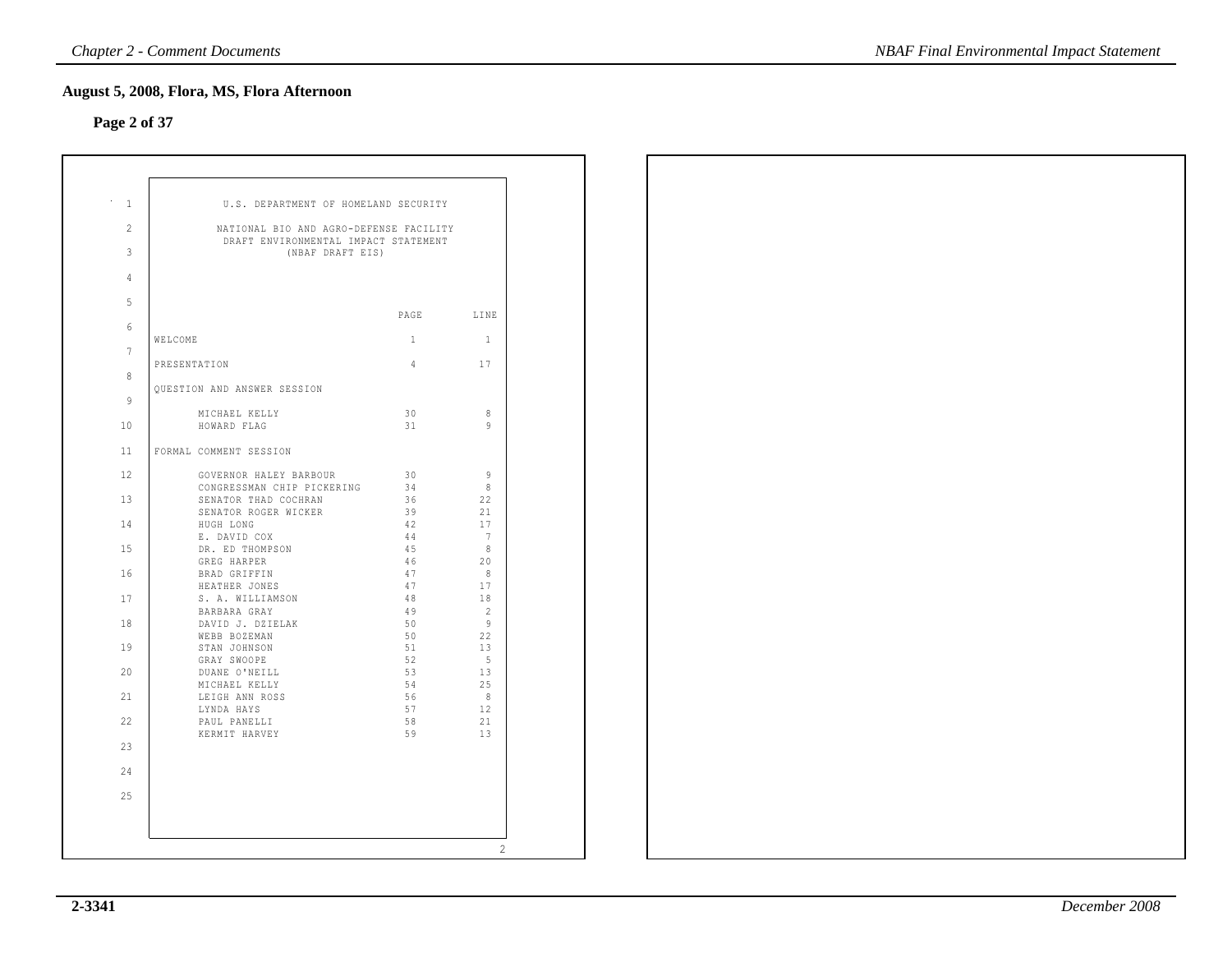## August 5, 2008, Flora, MS, Flora Afternoon

**Page 2 of 37**

U.S. DEPARTMENT OF HOMELAND SECURITY

NATIONAL BIO AND AGRO-DEFENSE FACILITY
DRAFT ENVIRONMENTAL IMPACT STATEMENT
(NBAF DRAFT EIS)

| | PAGE | LINE |
|---|---|---|
| WELCOME | 1 | 1 |
| PRESENTATION | 4 | 17 |
| QUESTION AND ANSWER SESSION | | |
| MICHAEL KELLY | 30 | 8 |
| HOWARD FLAG | 31 | 9 |
| FORMAL COMMENT SESSION | | |
| GOVERNOR HALEY BARBOUR | 30 | 9 |
| CONGRESSMAN CHIP PICKERING | 34 | 8 |
| SENATOR THAD COCHRAN | 36 | 22 |
| SENATOR ROGER WICKER | 39 | 21 |
| HUGH LONG | 42 | 17 |
| E. DAVID COX | 44 | 7 |
| DR. ED THOMPSON | 45 | 8 |
| GREG HARPER | 46 | 20 |
| BRAD GRIFFIN | 47 | 8 |
| HEATHER JONES | 47 | 17 |
| S. A. WILLIAMSON | 48 | 18 |
| BARBARA GRAY | 49 | 2 |
| DAVID J. DZIELAK | 50 | 9 |
| WEBB BOZEMAN | 50 | 22 |
| STAN JOHNSON | 51 | 13 |
| GRAY SWOOPE | 52 | 5 |
| DUANE O'NEILL | 53 | 13 |
| MICHAEL KELLY | 54 | 25 |
| LEIGH ANN ROSS | 56 | 8 |
| LYNDA HAYS | 57 | 12 |
| PAUL PANELLI | 58 | 21 |
| KERMIT HARVEY | 59 | 13 |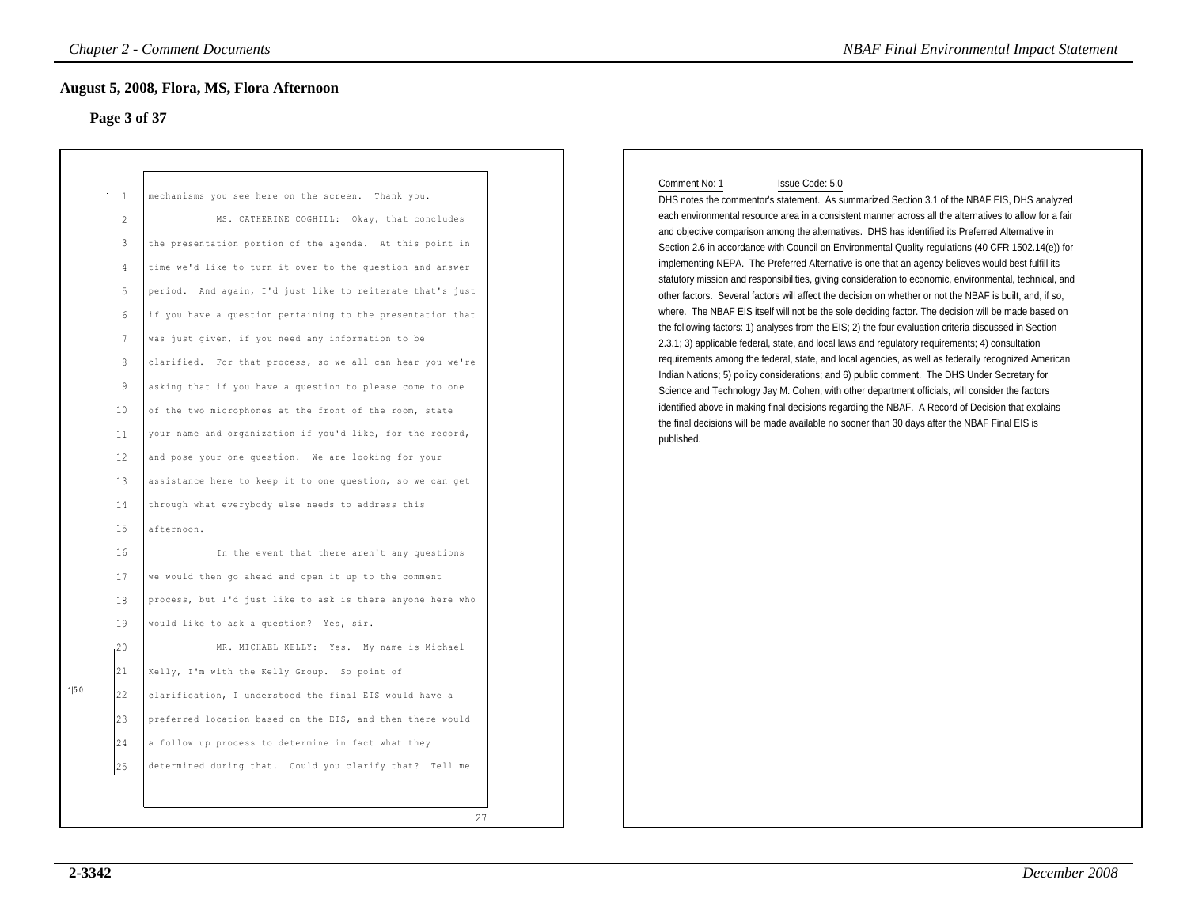## August 5, 2008, Flora, MS, Flora Afternoon

### Page 3 of 37

1 mechanisms you see here on the screen. Thank you.
2 MS. CATHERINE COGHILL: Okay, that concludes
3 the presentation portion of the agenda. At this point in
4 time we'd like to turn it over to the question and answer
5 period. And again, I'd just like to reiterate that's just
6 if you have a question pertaining to the presentation that
7 was just given, if you need any information to be
8 clarified. For that process, so we all can hear you we're
9 asking that if you have a question to please come to one
10 of the two microphones at the front of the room, state
11 your name and organization if you'd like, for the record,
12 and pose your one question. We are looking for your
13 assistance here to keep it to one question, so we can get
14 through what everybody else needs to address this
15 afternoon.
16 In the event that there aren't any questions
17 we would then go ahead and open it up to the comment
18 process, but I'd just like to ask is there anyone here who
19 would like to ask a question? Yes, sir.
20 MR. MICHAEL KELLY: Yes. My name is Michael
21 Kelly, I'm with the Kelly Group. So point of
22 clarification, I understood the final EIS would have a
23 preferred location based on the EIS, and then there would
24 a follow up process to determine in fact what they
25 determined during that. Could you clarify that? Tell me

1|5.0

27

Comment No: 1 Issue Code: 5.0

DHS notes the commentor's statement. As summarized Section 3.1 of the NBAF EIS, DHS analyzed each environmental resource area in a consistent manner across all the alternatives to allow for a fair and objective comparison among the alternatives. DHS has identified its Preferred Alternative in Section 2.6 in accordance with Council on Environmental Quality regulations (40 CFR 1502.14(e)) for implementing NEPA. The Preferred Alternative is one that an agency believes would best fulfill its statutory mission and responsibilities, giving consideration to economic, environmental, technical, and other factors. Several factors will affect the decision on whether or not the NBAF is built, and, if so, where. The NBAF EIS itself will not be the sole deciding factor. The decision will be made based on the following factors: 1) analyses from the EIS; 2) the four evaluation criteria discussed in Section 2.3.1; 3) applicable federal, state, and local laws and regulatory requirements; 4) consultation requirements among the federal, state, and local agencies, as well as federally recognized American Indian Nations; 5) policy considerations; and 6) public comment. The DHS Under Secretary for Science and Technology Jay M. Cohen, with other department officials, will consider the factors identified above in making final decisions regarding the NBAF. A Record of Decision that explains the final decisions will be made available no sooner than 30 days after the NBAF Final EIS is published.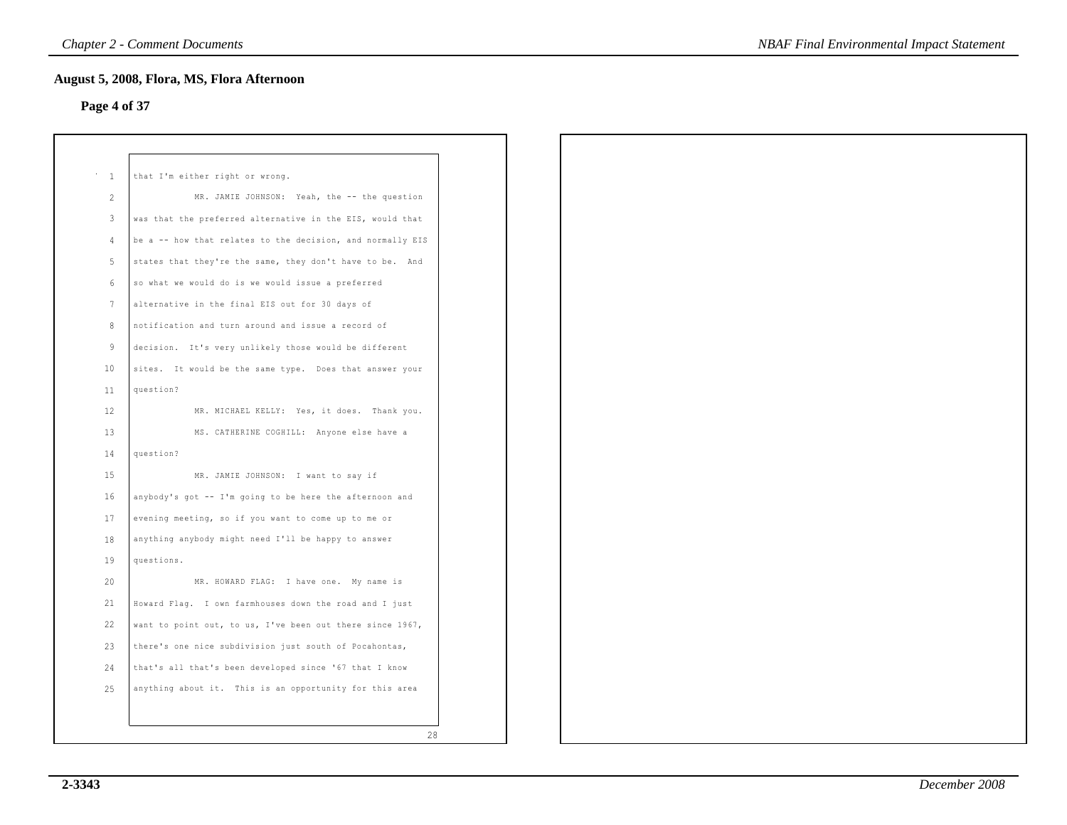## August 5, 2008, Flora, MS, Flora Afternoon

**Page 4 of 37**

1 that I'm either right or wrong.

2 MR. JAMIE JOHNSON: Yeah, the -- the question
3 was that the preferred alternative in the EIS, would that
4 be a -- how that relates to the decision, and normally EIS
5 states that they're the same, they don't have to be. And
6 so what we would do is we would issue a preferred
7 alternative in the final EIS out for 30 days of
8 notification and turn around and issue a record of
9 decision. It's very unlikely those would be different
10 sites. It would be the same type. Does that answer your
11 question?

12 MR. MICHAEL KELLY: Yes, it does. Thank you.

13 MS. CATHERINE COGHILL: Anyone else have a
14 question?

15 MR. JAMIE JOHNSON: I want to say if
16 anybody's got -- I'm going to be here the afternoon and
17 evening meeting, so if you want to come up to me or
18 anything anybody might need I'll be happy to answer
19 questions.

20 MR. HOWARD FLAG: I have one. My name is
21 Howard Flag. I own farmhouses down the road and I just
22 want to point out, to us, I've been out there since 1967,
23 there's one nice subdivision just south of Pocahontas,
24 that's all that's been developed since '67 that I know
25 anything about it. This is an opportunity for this area

28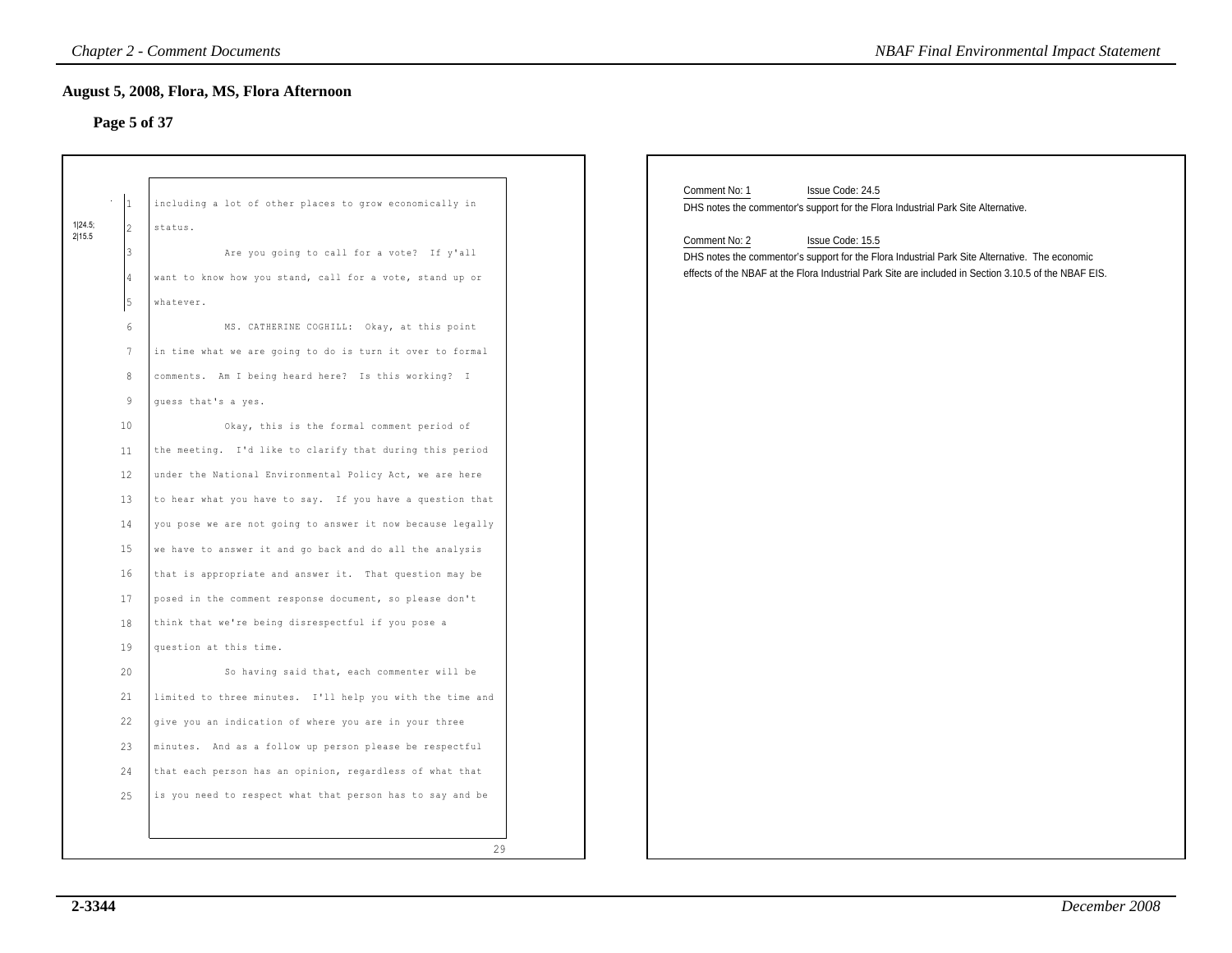## August 5, 2008, Flora, MS, Flora Afternoon

### Page 5 of 37

1|24.5; 2|15.5

1 including a lot of other places to grow economically in
2 status.
3 Are you going to call for a vote? If y'all
4 want to know how you stand, call for a vote, stand up or
5 whatever.
6 MS. CATHERINE COGHILL: Okay, at this point
7 in time what we are going to do is turn it over to formal
8 comments. Am I being heard here? Is this working? I
9 guess that's a yes.
10 Okay, this is the formal comment period of
11 the meeting. I'd like to clarify that during this period
12 under the National Environmental Policy Act, we are here
13 to hear what you have to say. If you have a question that
14 you pose we are not going to answer it now because legally
15 we have to answer it and go back and do all the analysis
16 that is appropriate and answer it. That question may be
17 posed in the comment response document, so please don't
18 think that we're being disrespectful if you pose a
19 question at this time.
20 So having said that, each commenter will be
21 limited to three minutes. I'll help you with the time and
22 give you an indication of where you are in your three
23 minutes. And as a follow up person please be respectful
24 that each person has an opinion, regardless of what that
25 is you need to respect what that person has to say and be

29

Comment No: 1 Issue Code: 24.5
DHS notes the commentor's support for the Flora Industrial Park Site Alternative.

Comment No: 2 Issue Code: 15.5
DHS notes the commentor's support for the Flora Industrial Park Site Alternative. The economic effects of the NBAF at the Flora Industrial Park Site are included in Section 3.10.5 of the NBAF EIS.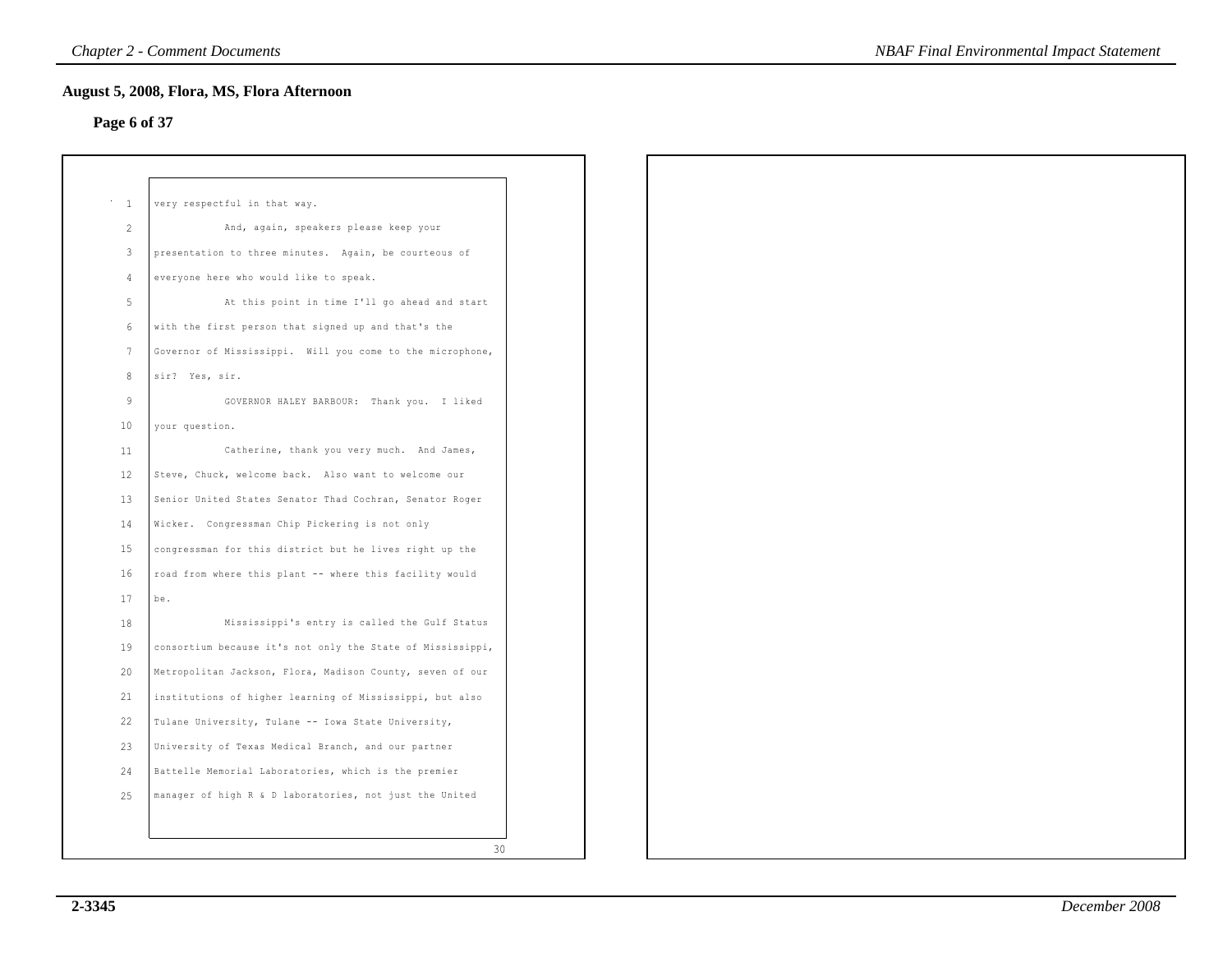**August 5, 2008, Flora, MS, Flora Afternoon**

**Page 6 of 37**

very respectful in that way.

And, again, speakers please keep your presentation to three minutes. Again, be courteous of everyone here who would like to speak.

At this point in time I'll go ahead and start with the first person that signed up and that's the Governor of Mississippi. Will you come to the microphone, sir? Yes, sir.

GOVERNOR HALEY BARBOUR: Thank you. I liked your question.

Catherine, thank you very much. And James, Steve, Chuck, welcome back. Also want to welcome our Senior United States Senator Thad Cochran, Senator Roger Wicker. Congressman Chip Pickering is not only congressman for this district but he lives right up the road from where this plant -- where this facility would be.

Mississippi's entry is called the Gulf Status consortium because it's not only the State of Mississippi, Metropolitan Jackson, Flora, Madison County, seven of our institutions of higher learning of Mississippi, but also Tulane University, Tulane -- Iowa State University, University of Texas Medical Branch, and our partner Battelle Memorial Laboratories, which is the premier manager of high R & D laboratories, not just the United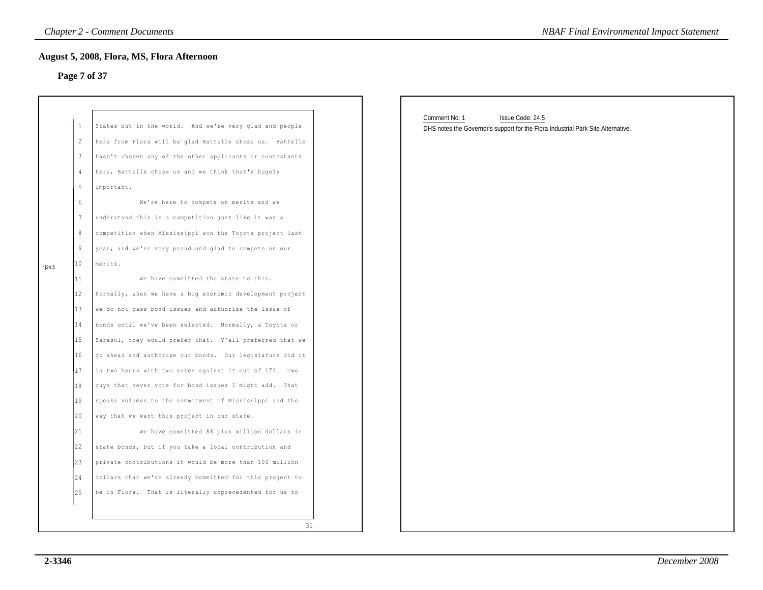## August 5, 2008, Flora, MS, Flora Afternoon

**Page 7 of 37**

1|24.5

1 States but in the world. And we're very glad and people
2 here from Flora will be glad Battelle chose us. Battelle
3 hasn't chosen any of the other applicants or contestants
4 here, Battelle chose us and we think that's hugely
5 important.
6 We're here to compete on merits and we
7 understand this is a competition just like it was a
8 competition when Mississippi won the Toyota project last
9 year, and we're very proud and glad to compete on our
10 merits.
11 We have committed the state to this.
12 Normally, when we have a big economic development project
13 we do not pass bond issues and authorize the issue of
14 bonds until we've been selected. Normally, a Toyota or
15 Sarasol, they would prefer that. Y'all preferred that we
16 go ahead and authorize our bonds. Our legislature did it
17 in two hours with two votes against it out of 174. Two
18 guys that never vote for bond issues I might add. That
19 speaks volumes to the commitment of Mississippi and the
20 way that we want this project in our state.
21 We have committed 88 plus million dollars in
22 state bonds, but if you take a local contribution and
23 private contributions it would be more than 100 million
24 dollars that we've already committed for this project to
25 be in Flora. That is literally unprecedented for us to

31

Comment No: 1 Issue Code: 24.5

DHS notes the Governor's support for the Flora Industrial Park Site Alternative.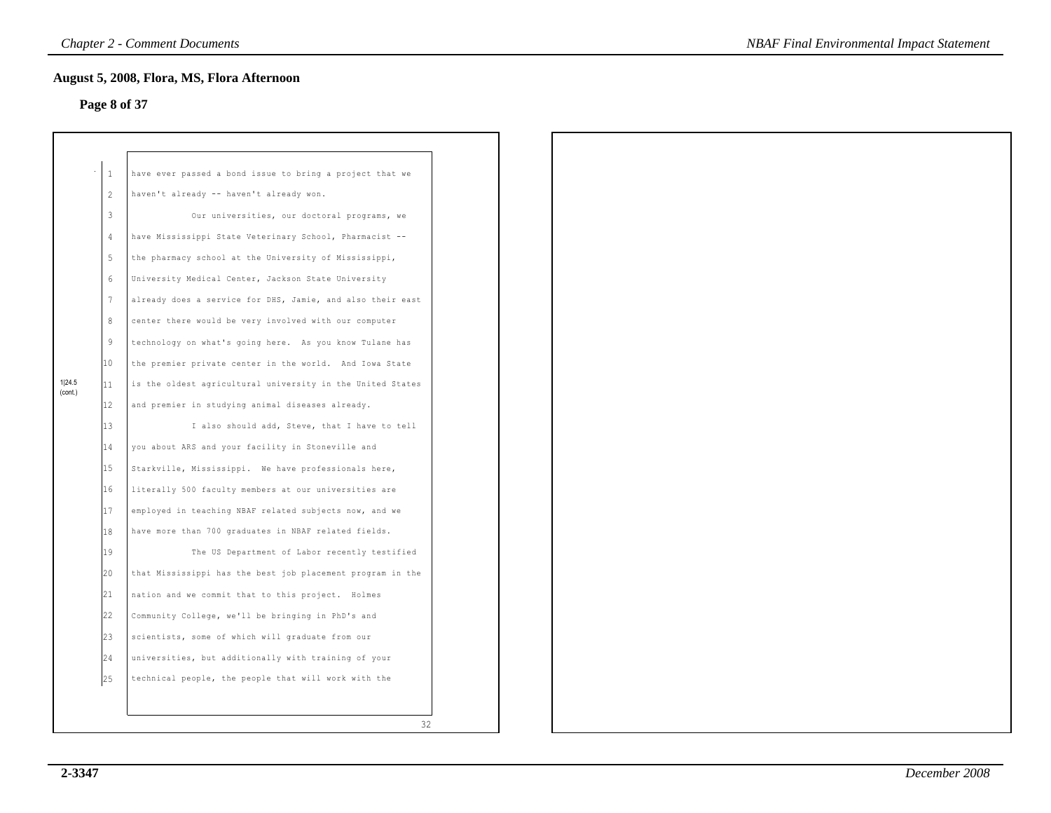## August 5, 2008, Flora, MS, Flora Afternoon

**Page 8 of 37**

1|24.5 (cont.)

1 have ever passed a bond issue to bring a project that we
2 haven't already -- haven't already won.
3 Our universities, our doctoral programs, we
4 have Mississippi State Veterinary School, Pharmacist --
5 the pharmacy school at the University of Mississippi,
6 University Medical Center, Jackson State University
7 already does a service for DHS, Jamie, and also their east
8 center there would be very involved with our computer
9 technology on what's going here. As you know Tulane has
10 the premier private center in the world. And Iowa State
11 is the oldest agricultural university in the United States
12 and premier in studying animal diseases already.
13 I also should add, Steve, that I have to tell
14 you about ARS and your facility in Stoneville and
15 Starkville, Mississippi. We have professionals here,
16 literally 500 faculty members at our universities are
17 employed in teaching NBAF related subjects now, and we
18 have more than 700 graduates in NBAF related fields.
19 The US Department of Labor recently testified
20 that Mississippi has the best job placement program in the
21 nation and we commit that to this project. Holmes
22 Community College, we'll be bringing in PhD's and
23 scientists, some of which will graduate from our
24 universities, but additionally with training of your
25 technical people, the people that will work with the

32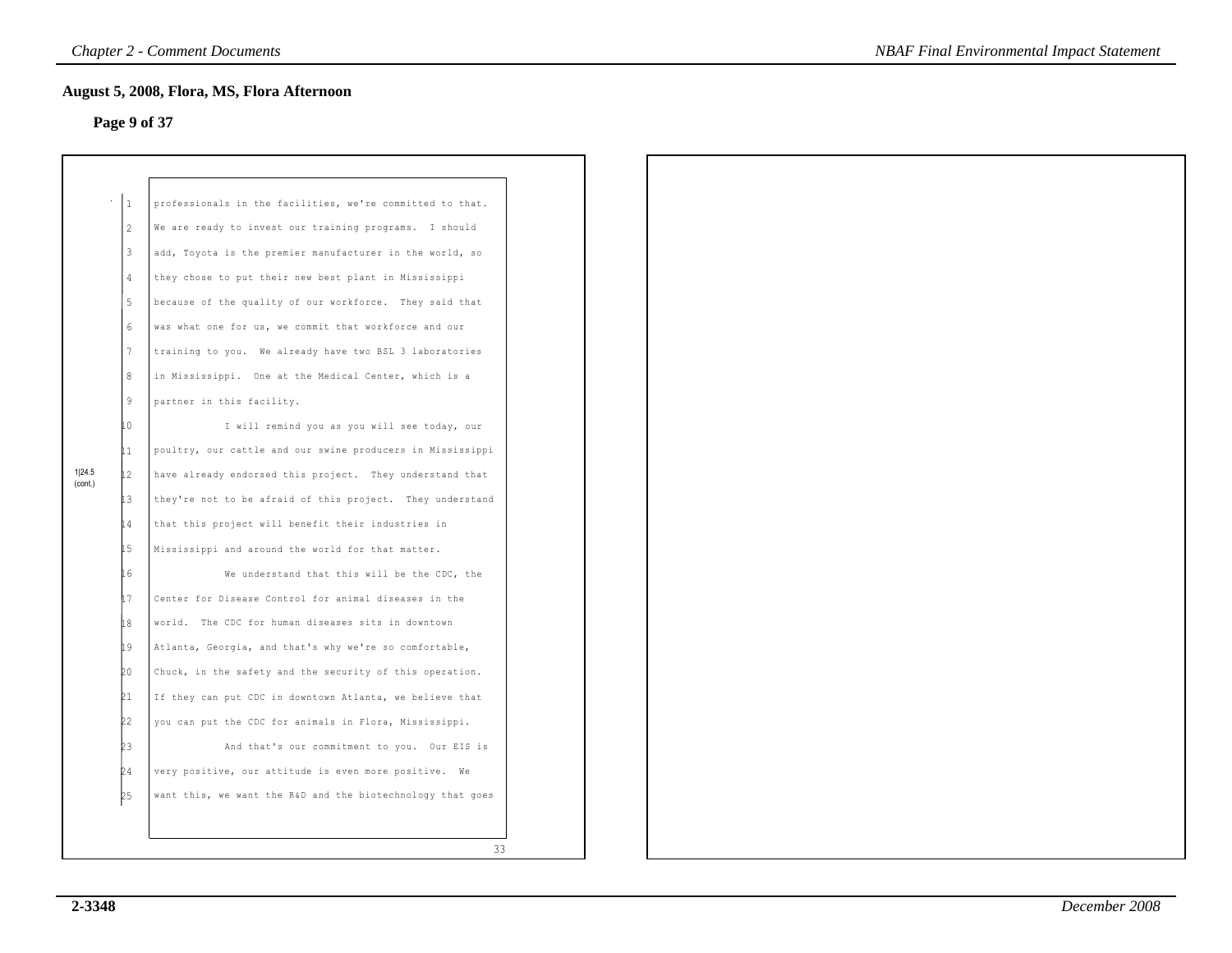## August 5, 2008, Flora, MS, Flora Afternoon

**Page 9 of 37**

1|24.5 (cont.)

1 professionals in the facilities, we're committed to that.
2 We are ready to invest our training programs. I should
3 add, Toyota is the premier manufacturer in the world, so
4 they chose to put their new best plant in Mississippi
5 because of the quality of our workforce. They said that
6 was what one for us, we commit that workforce and our
7 training to you. We already have two BSL 3 laboratories
8 in Mississippi. One at the Medical Center, which is a
9 partner in this facility.
10 I will remind you as you will see today, our
11 poultry, our cattle and our swine producers in Mississippi
12 have already endorsed this project. They understand that
13 they're not to be afraid of this project. They understand
14 that this project will benefit their industries in
15 Mississippi and around the world for that matter.
16 We understand that this will be the CDC, the
17 Center for Disease Control for animal diseases in the
18 world. The CDC for human diseases sits in downtown
19 Atlanta, Georgia, and that's why we're so comfortable,
20 Chuck, in the safety and the security of this operation.
21 If they can put CDC in downtown Atlanta, we believe that
22 you can put the CDC for animals in Flora, Mississippi.
23 And that's our commitment to you. Our EIS is
24 very positive, our attitude is even more positive. We
25 want this, we want the R&D and the biotechnology that goes

33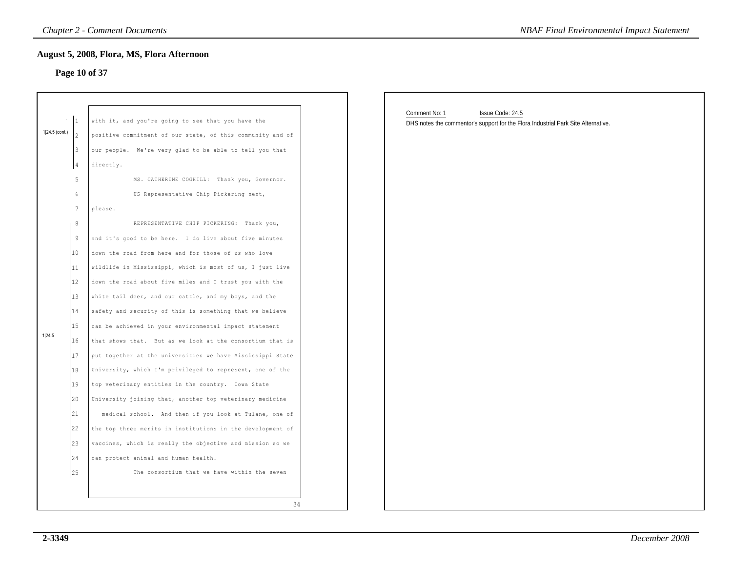## August 5, 2008, Flora, MS, Flora Afternoon

### Page 10 of 37

1|24.5 (cont.)

1 with it, and you're going to see that you have the
2 positive commitment of our state, of this community and of
3 our people. We're very glad to be able to tell you that
4 directly.

5 MS. CATHERINE COGHILL: Thank you, Governor.
6 US Representative Chip Pickering next,
7 please.

1|24.5

8 REPRESENTATIVE CHIP PICKERING: Thank you,
9 and it's good to be here. I do live about five minutes
10 down the road from here and for those of us who love
11 wildlife in Mississippi, which is most of us, I just live
12 down the road about five miles and I trust you with the
13 white tail deer, and our cattle, and my boys, and the
14 safety and security of this is something that we believe
15 can be achieved in your environmental impact statement
16 that shows that. But as we look at the consortium that is
17 put together at the universities we have Mississippi State
18 University, which I'm privileged to represent, one of the
19 top veterinary entities in the country. Iowa State
20 University joining that, another top veterinary medicine
21 -- medical school. And then if you look at Tulane, one of
22 the top three merits in institutions in the development of
23 vaccines, which is really the objective and mission so we
24 can protect animal and human health.
25 The consortium that we have within the seven

34

Comment No: 1 Issue Code: 24.5

DHS notes the commentor's support for the Flora Industrial Park Site Alternative.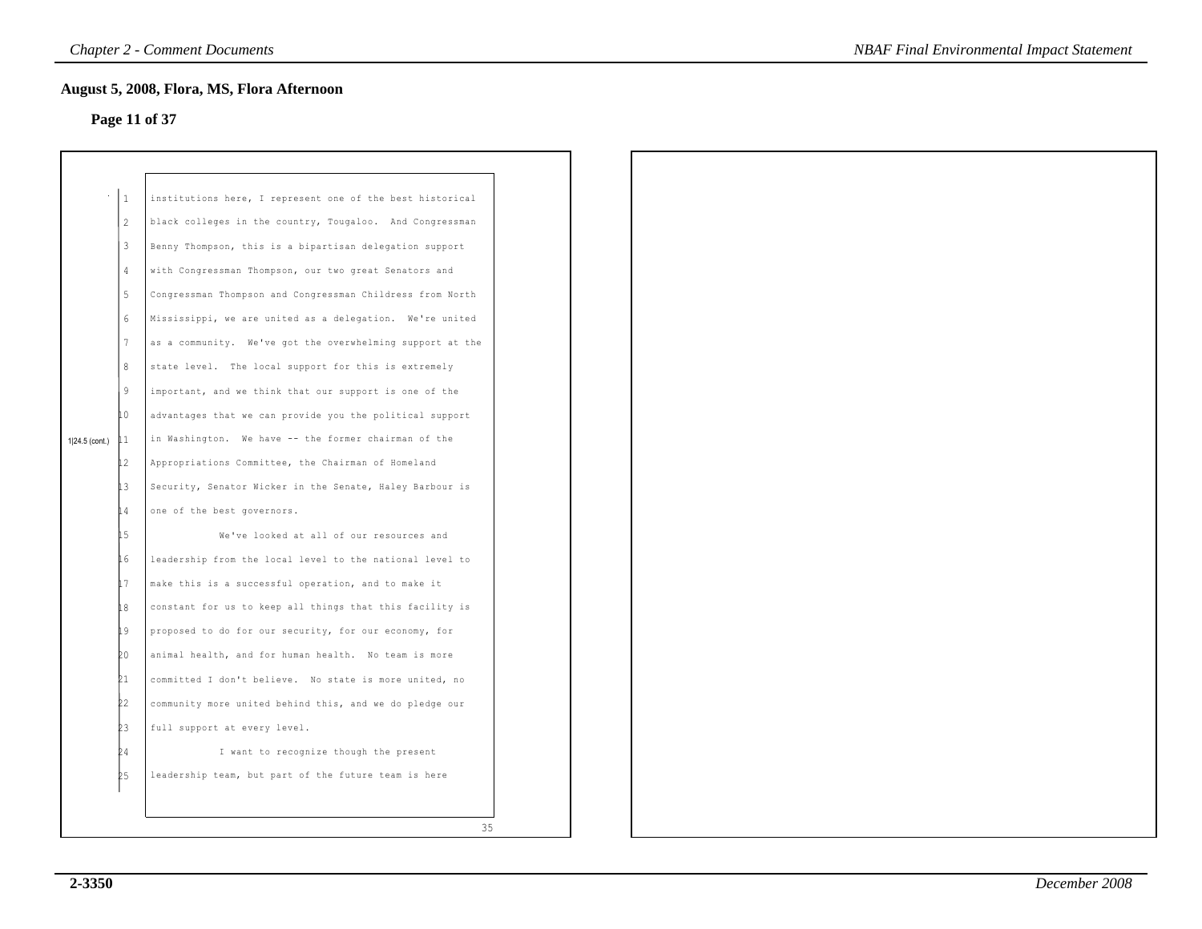## August 5, 2008, Flora, MS, Flora Afternoon

### Page 11 of 37

1|24.5 (cont.)

1 institutions here, I represent one of the best historical
2 black colleges in the country, Tougaloo. And Congressman
3 Benny Thompson, this is a bipartisan delegation support
4 with Congressman Thompson, our two great Senators and
5 Congressman Thompson and Congressman Childress from North
6 Mississippi, we are united as a delegation. We're united
7 as a community. We've got the overwhelming support at the
8 state level. The local support for this is extremely
9 important, and we think that our support is one of the
10 advantages that we can provide you the political support
11 in Washington. We have -- the former chairman of the
12 Appropriations Committee, the Chairman of Homeland
13 Security, Senator Wicker in the Senate, Haley Barbour is
14 one of the best governors.
15 We've looked at all of our resources and
16 leadership from the local level to the national level to
17 make this is a successful operation, and to make it
18 constant for us to keep all things that this facility is
19 proposed to do for our security, for our economy, for
20 animal health, and for human health. No team is more
21 committed I don't believe. No state is more united, no
22 community more united behind this, and we do pledge our
23 full support at every level.
24 I want to recognize though the present
25 leadership team, but part of the future team is here

35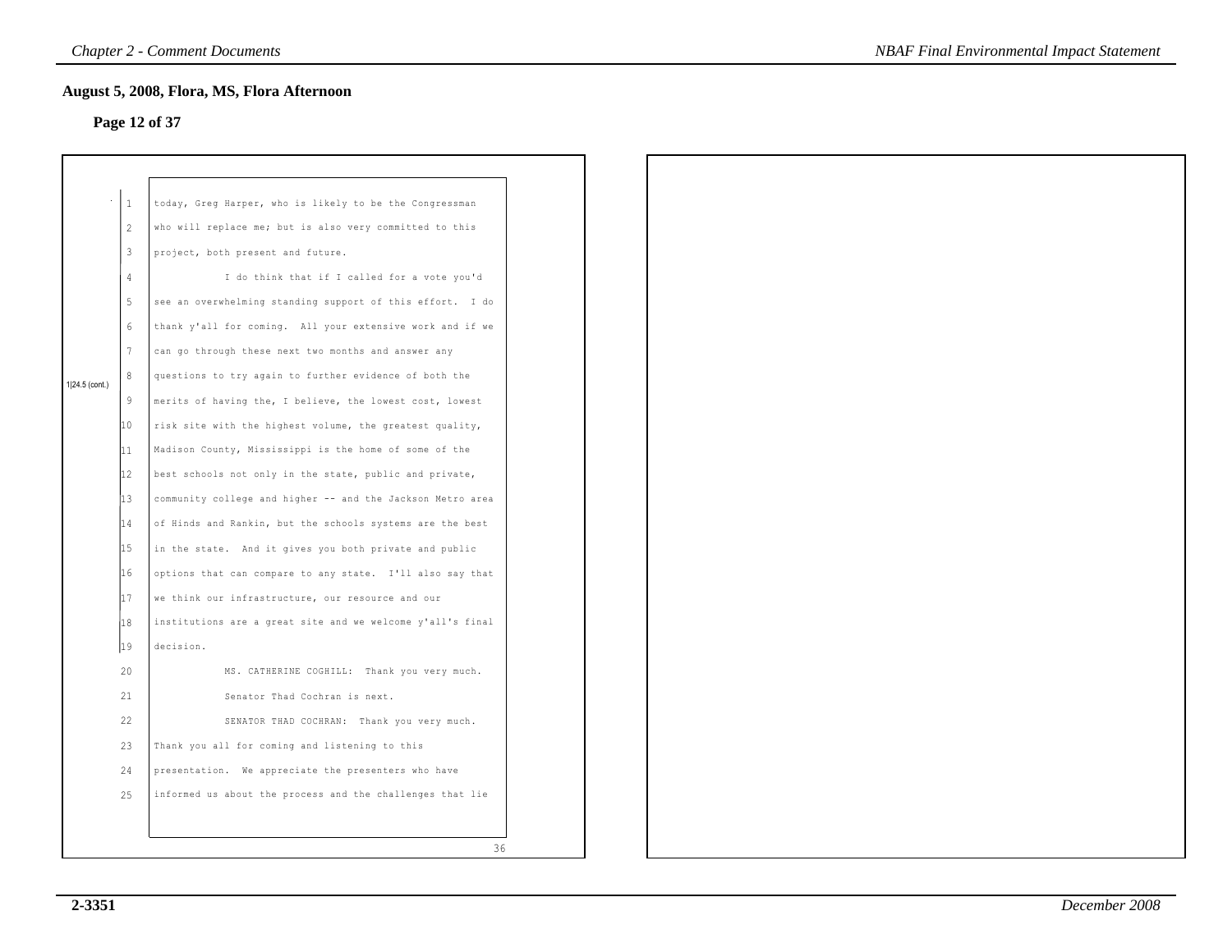## August 5, 2008, Flora, MS, Flora Afternoon

**Page 12 of 37**

1|24.5 (cont.)

1 today, Greg Harper, who is likely to be the Congressman
2 who will replace me; but is also very committed to this
3 project, both present and future.
4 I do think that if I called for a vote you'd
5 see an overwhelming standing support of this effort. I do
6 thank y'all for coming. All your extensive work and if we
7 can go through these next two months and answer any
8 questions to try again to further evidence of both the
9 merits of having the, I believe, the lowest cost, lowest
10 risk site with the highest volume, the greatest quality,
11 Madison County, Mississippi is the home of some of the
12 best schools not only in the state, public and private,
13 community college and higher -- and the Jackson Metro area
14 of Hinds and Rankin, but the schools systems are the best
15 in the state. And it gives you both private and public
16 options that can compare to any state. I'll also say that
17 we think our infrastructure, our resource and our
18 institutions are a great site and we welcome y'all's final
19 decision.
20 MS. CATHERINE COGHILL: Thank you very much.
21 Senator Thad Cochran is next.
22 SENATOR THAD COCHRAN: Thank you very much.
23 Thank you all for coming and listening to this
24 presentation. We appreciate the presenters who have
25 informed us about the process and the challenges that lie

36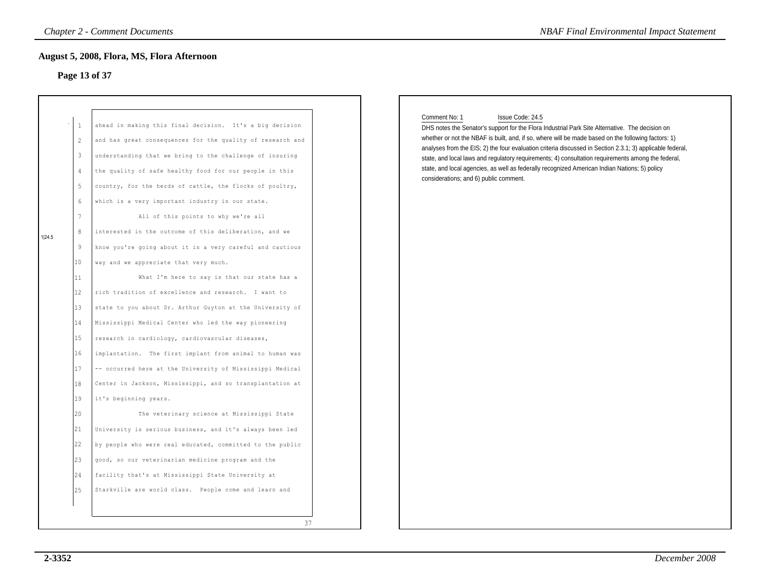## August 5, 2008, Flora, MS, Flora Afternoon

### Page 13 of 37

1 ahead in making this final decision. It's a big decision
2 and has great consequences for the quality of research and
3 understanding that we bring to the challenge of insuring
4 the quality of safe healthy food for our people in this
5 country, for the herds of cattle, the flocks of poultry,
6 which is a very important industry in our state.
7 All of this points to why we're all
8 interested in the outcome of this deliberation, and we
9 know you're going about it in a very careful and cautious
10 way and we appreciate that very much.
11 What I'm here to say is that our state has a
12 rich tradition of excellence and research. I want to
13 state to you about Dr. Arthur Guyton at the University of
14 Mississippi Medical Center who led the way pioneering
15 research in cardiology, cardiovascular diseases,
16 implantation. The first implant from animal to human was
17 -- occurred here at the University of Mississippi Medical
18 Center in Jackson, Mississippi, and so transplantation at
19 it's beginning years.
20 The veterinary science at Mississippi State
21 University is serious business, and it's always been led
22 by people who were real educated, committed to the public
23 good, so our veterinarian medicine program and the
24 facility that's at Mississippi State University at
25 Starkville are world class. People come and learn and

1|24.5

37

Comment No: 1 Issue Code: 24.5

DHS notes the Senator's support for the Flora Industrial Park Site Alternative. The decision on whether or not the NBAF is built, and, if so, where will be made based on the following factors: 1) analyses from the EIS; 2) the four evaluation criteria discussed in Section 2.3.1; 3) applicable federal, state, and local laws and regulatory requirements; 4) consultation requirements among the federal, state, and local agencies, as well as federally recognized American Indian Nations; 5) policy considerations; and 6) public comment.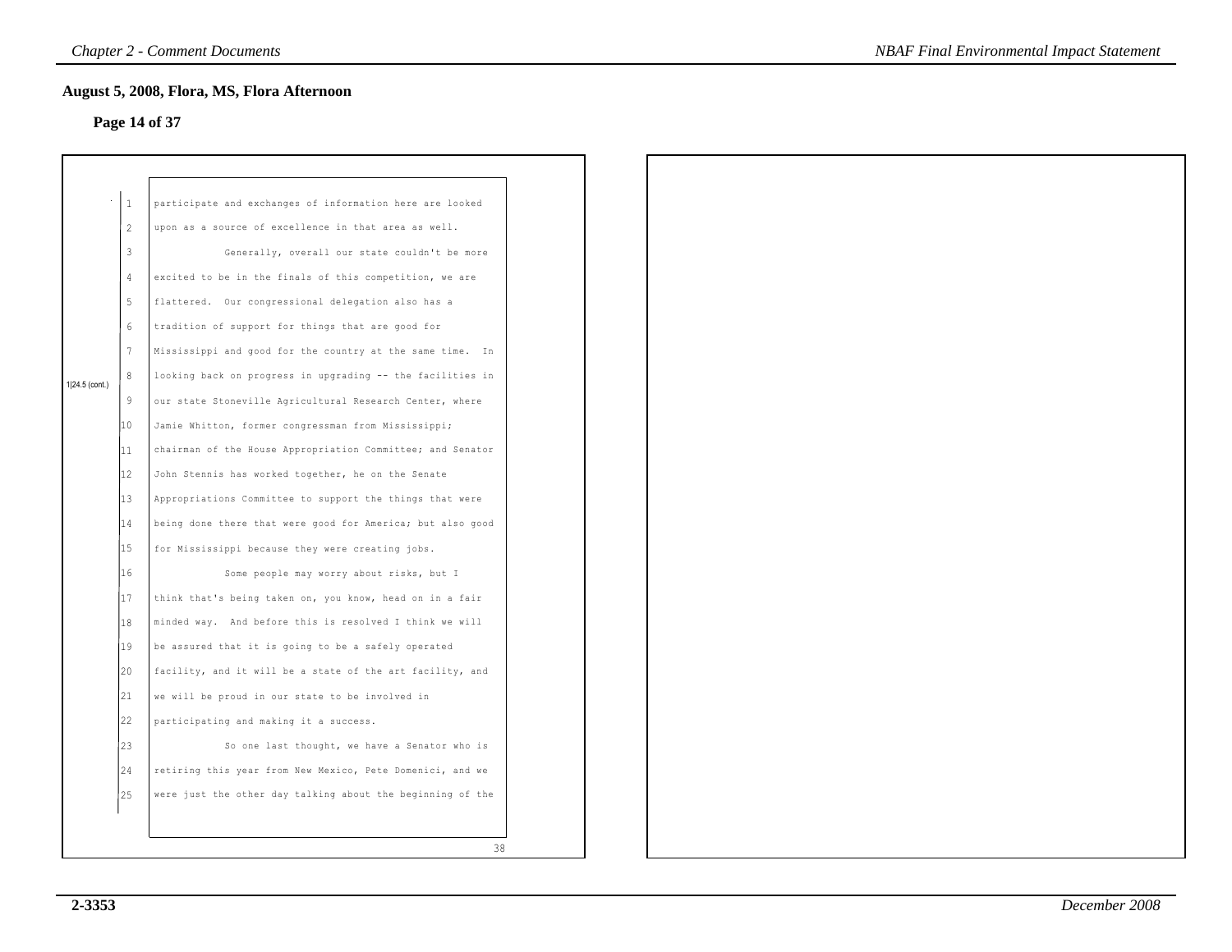## August 5, 2008, Flora, MS, Flora Afternoon

### Page 14 of 37

1|24.5 (cont.)

participate and exchanges of information here are looked upon as a source of excellence in that area as well.

Generally, overall our state couldn't be more excited to be in the finals of this competition, we are flattered. Our congressional delegation also has a tradition of support for things that are good for Mississippi and good for the country at the same time. In looking back on progress in upgrading -- the facilities in our state Stoneville Agricultural Research Center, where Jamie Whitton, former congressman from Mississippi; chairman of the House Appropriation Committee; and Senator John Stennis has worked together, he on the Senate Appropriations Committee to support the things that were being done there that were good for America; but also good for Mississippi because they were creating jobs.

Some people may worry about risks, but I think that's being taken on, you know, head on in a fair minded way. And before this is resolved I think we will be assured that it is going to be a safely operated facility, and it will be a state of the art facility, and we will be proud in our state to be involved in participating and making it a success.

So one last thought, we have a Senator who is retiring this year from New Mexico, Pete Domenici, and we were just the other day talking about the beginning of the

38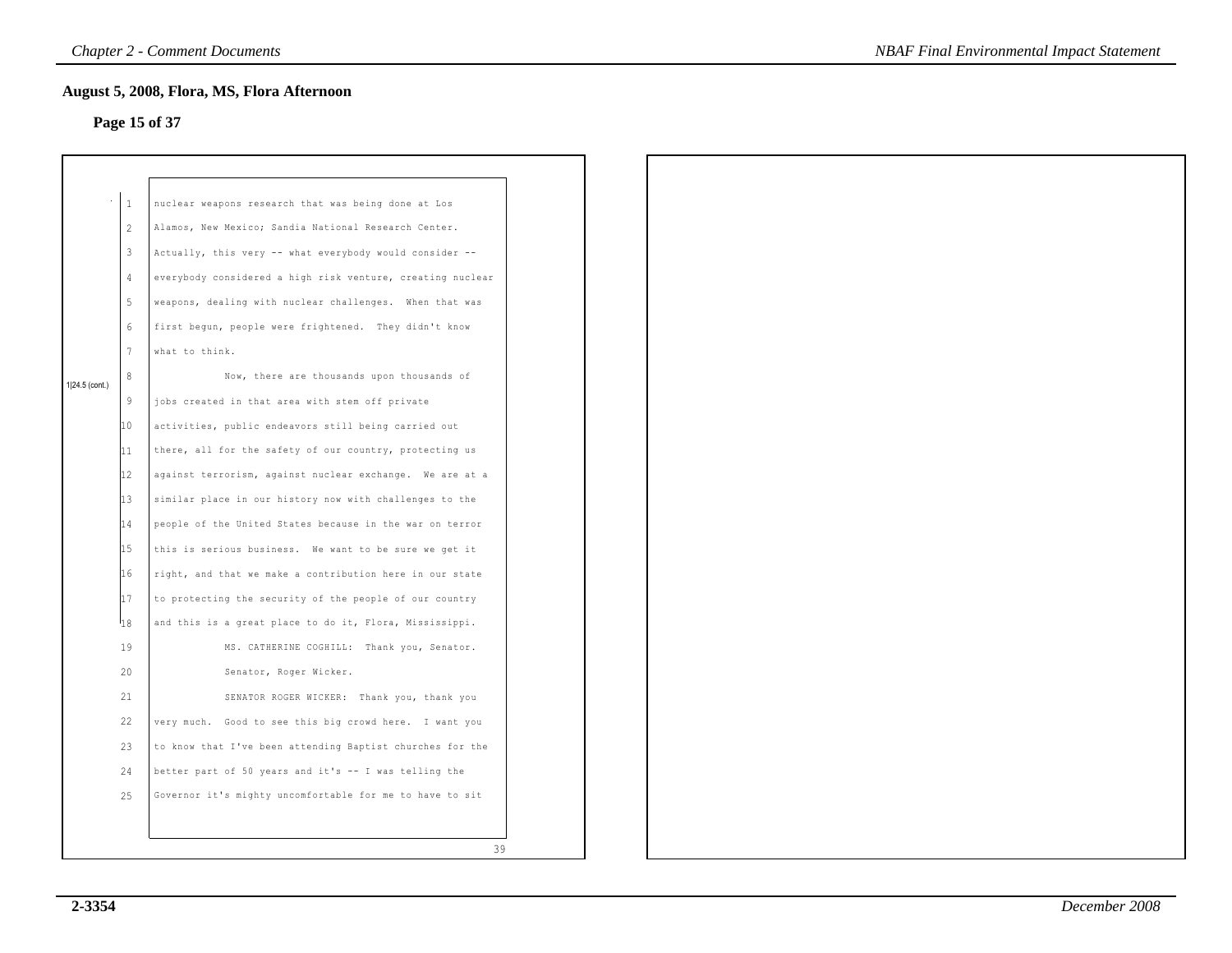## August 5, 2008, Flora, MS, Flora Afternoon

### Page 15 of 37

1|24.5 (cont.)

1 nuclear weapons research that was being done at Los
2 Alamos, New Mexico; Sandia National Research Center.
3 Actually, this very -- what everybody would consider --
4 everybody considered a high risk venture, creating nuclear
5 weapons, dealing with nuclear challenges. When that was
6 first begun, people were frightened. They didn't know
7 what to think.
8 Now, there are thousands upon thousands of
9 jobs created in that area with stem off private
10 activities, public endeavors still being carried out
11 there, all for the safety of our country, protecting us
12 against terrorism, against nuclear exchange. We are at a
13 similar place in our history now with challenges to the
14 people of the United States because in the war on terror
15 this is serious business. We want to be sure we get it
16 right, and that we make a contribution here in our state
17 to protecting the security of the people of our country
18 and this is a great place to do it, Flora, Mississippi.
19 MS. CATHERINE COGHILL: Thank you, Senator.
20 Senator, Roger Wicker.
21 SENATOR ROGER WICKER: Thank you, thank you
22 very much. Good to see this big crowd here. I want you
23 to know that I've been attending Baptist churches for the
24 better part of 50 years and it's -- I was telling the
25 Governor it's mighty uncomfortable for me to have to sit

39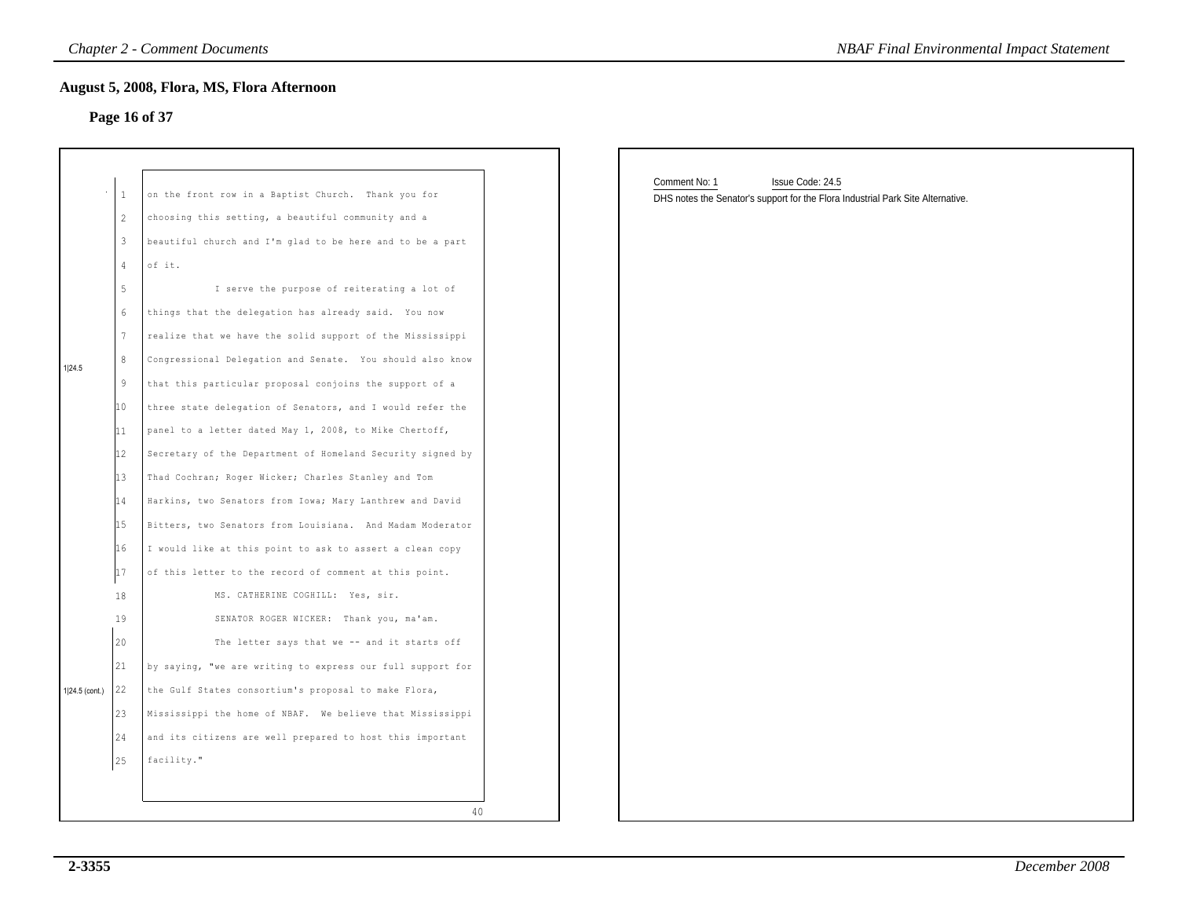## August 5, 2008, Flora, MS, Flora Afternoon

### Page 16 of 37

1 on the front row in a Baptist Church. Thank you for
2 choosing this setting, a beautiful community and a
3 beautiful church and I'm glad to be here and to be a part
4 of it.
5 I serve the purpose of reiterating a lot of
6 things that the delegation has already said. You now
7 realize that we have the solid support of the Mississippi
8 Congressional Delegation and Senate. You should also know
9 that this particular proposal conjoins the support of a
10 three state delegation of Senators, and I would refer the
11 panel to a letter dated May 1, 2008, to Mike Chertoff,
12 Secretary of the Department of Homeland Security signed by
13 Thad Cochran; Roger Wicker; Charles Stanley and Tom
14 Harkins, two Senators from Iowa; Mary Lanthrew and David
15 Bitters, two Senators from Louisiana. And Madam Moderator
16 I would like at this point to ask to assert a clean copy
17 of this letter to the record of comment at this point.
18 MS. CATHERINE COGHILL: Yes, sir.
19 SENATOR ROGER WICKER: Thank you, ma'am.
20 The letter says that we -- and it starts off
21 by saying, "we are writing to express our full support for
22 the Gulf States consortium's proposal to make Flora,
23 Mississippi the home of NBAF. We believe that Mississippi
24 and its citizens are well prepared to host this important
25 facility."

40

(Margin markers: 1|24.5 at lines 8; 1|24.5 (cont.) at line 22)

Comment No: 1 Issue Code: 24.5

DHS notes the Senator's support for the Flora Industrial Park Site Alternative.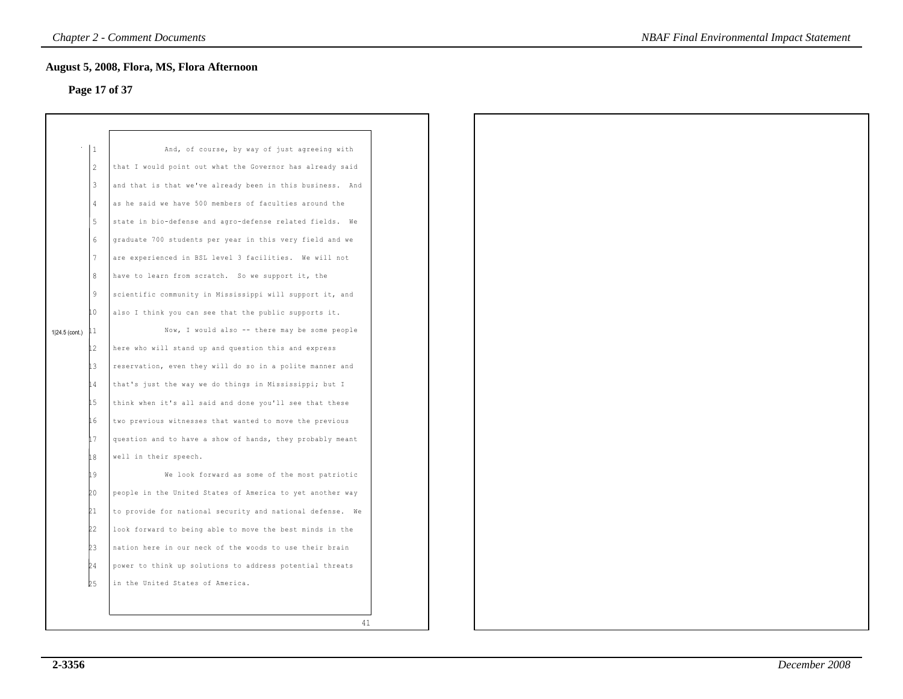## August 5, 2008, Flora, MS, Flora Afternoon

**Page 17 of 37**

1|24.5 (cont.)

1 And, of course, by way of just agreeing with
2 that I would point out what the Governor has already said
3 and that is that we've already been in this business. And
4 as he said we have 500 members of faculties around the
5 state in bio-defense and agro-defense related fields. We
6 graduate 700 students per year in this very field and we
7 are experienced in BSL level 3 facilities. We will not
8 have to learn from scratch. So we support it, the
9 scientific community in Mississippi will support it, and
10 also I think you can see that the public supports it.
11 Now, I would also -- there may be some people
12 here who will stand up and question this and express
13 reservation, even they will do so in a polite manner and
14 that's just the way we do things in Mississippi; but I
15 think when it's all said and done you'll see that these
16 two previous witnesses that wanted to move the previous
17 question and to have a show of hands, they probably meant
18 well in their speech.
19 We look forward as some of the most patriotic
20 people in the United States of America to yet another way
21 to provide for national security and national defense. We
22 look forward to being able to move the best minds in the
23 nation here in our neck of the woods to use their brain
24 power to think up solutions to address potential threats
25 in the United States of America.

41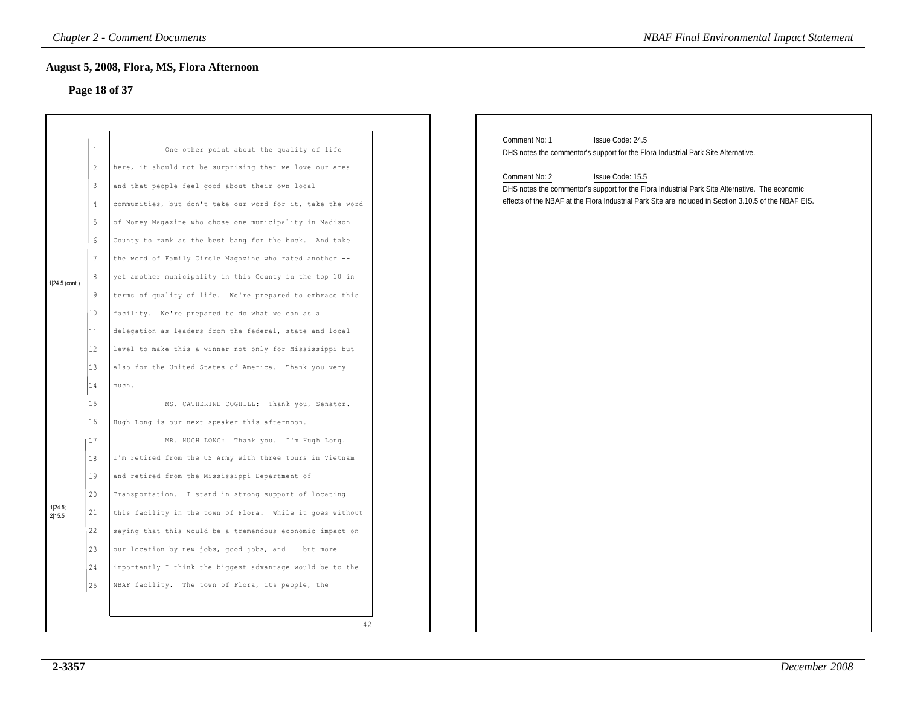## August 5, 2008, Flora, MS, Flora Afternoon

### Page 18 of 37

1|24.5 (cont.)

One other point about the quality of life here, it should not be surprising that we love our area and that people feel good about their own local communities, but don't take our word for it, take the word of Money Magazine who chose one municipality in Madison County to rank as the best bang for the buck. And take the word of Family Circle Magazine who rated another -- yet another municipality in this County in the top 10 in terms of quality of life. We're prepared to embrace this facility. We're prepared to do what we can as a delegation as leaders from the federal, state and local level to make this a winner not only for Mississippi but also for the United States of America. Thank you very much.

MS. CATHERINE COGHILL: Thank you, Senator. Hugh Long is our next speaker this afternoon.

1|24.5; 2|15.5

MR. HUGH LONG: Thank you. I'm Hugh Long. I'm retired from the US Army with three tours in Vietnam and retired from the Mississippi Department of Transportation. I stand in strong support of locating this facility in the town of Flora. While it goes without saying that this would be a tremendous economic impact on our location by new jobs, good jobs, and -- but more importantly I think the biggest advantage would be to the NBAF facility. The town of Flora, its people, the

42

Comment No: 1 Issue Code: 24.5

DHS notes the commentor's support for the Flora Industrial Park Site Alternative.

Comment No: 2 Issue Code: 15.5

DHS notes the commentor's support for the Flora Industrial Park Site Alternative. The economic effects of the NBAF at the Flora Industrial Park Site are included in Section 3.10.5 of the NBAF EIS.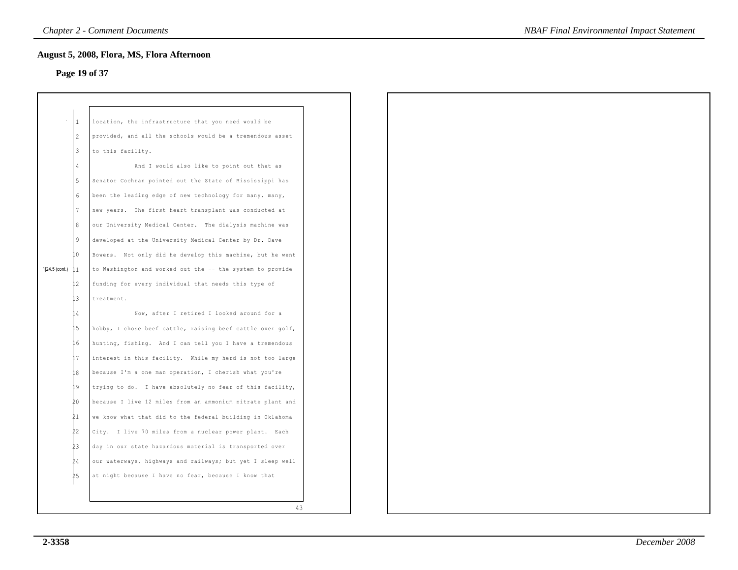## August 5, 2008, Flora, MS, Flora Afternoon

### Page 19 of 37

1|24.5 (cont.)

location, the infrastructure that you need would be provided, and all the schools would be a tremendous asset to this facility.

And I would also like to point out that as Senator Cochran pointed out the State of Mississippi has been the leading edge of new technology for many, many, new years. The first heart transplant was conducted at our University Medical Center. The dialysis machine was developed at the University Medical Center by Dr. Dave Bowers. Not only did he develop this machine, but he went to Washington and worked out the -- the system to provide funding for every individual that needs this type of treatment.

Now, after I retired I looked around for a hobby, I chose beef cattle, raising beef cattle over golf, hunting, fishing. And I can tell you I have a tremendous interest in this facility. While my herd is not too large because I'm a one man operation, I cherish what you're trying to do. I have absolutely no fear of this facility, because I live 12 miles from an ammonium nitrate plant and we know what that did to the federal building in Oklahoma City. I live 70 miles from a nuclear power plant. Each day in our state hazardous material is transported over our waterways, highways and railways; but yet I sleep well at night because I have no fear, because I know that

43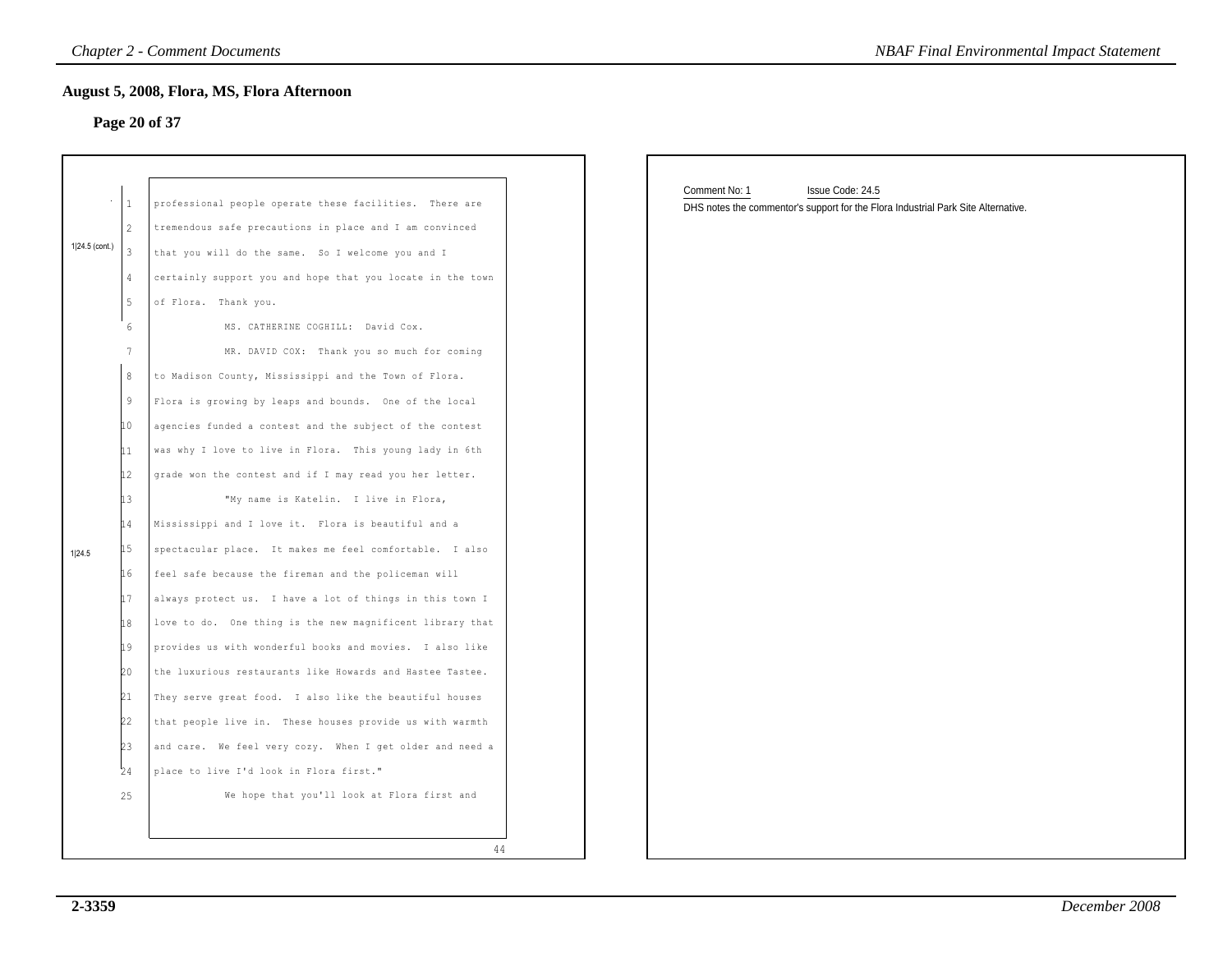## August 5, 2008, Flora, MS, Flora Afternoon

### Page 20 of 37

1|24.5 (cont.)

1 professional people operate these facilities. There are
2 tremendous safe precautions in place and I am convinced
3 that you will do the same. So I welcome you and I
4 certainly support you and hope that you locate in the town
5 of Flora. Thank you.
6 MS. CATHERINE COGHILL: David Cox.
7 MR. DAVID COX: Thank you so much for coming

1|24.5

8 to Madison County, Mississippi and the Town of Flora.
9 Flora is growing by leaps and bounds. One of the local
10 agencies funded a contest and the subject of the contest
11 was why I love to live in Flora. This young lady in 6th
12 grade won the contest and if I may read you her letter.
13 "My name is Katelin. I live in Flora,
14 Mississippi and I love it. Flora is beautiful and a
15 spectacular place. It makes me feel comfortable. I also
16 feel safe because the fireman and the policeman will
17 always protect us. I have a lot of things in this town I
18 love to do. One thing is the new magnificent library that
19 provides us with wonderful books and movies. I also like
20 the luxurious restaurants like Howards and Hastee Tastee.
21 They serve great food. I also like the beautiful houses
22 that people live in. These houses provide us with warmth
23 and care. We feel very cozy. When I get older and need a
24 place to live I'd look in Flora first."
25 We hope that you'll look at Flora first and

44

Comment No: 1 Issue Code: 24.5

DHS notes the commentor's support for the Flora Industrial Park Site Alternative.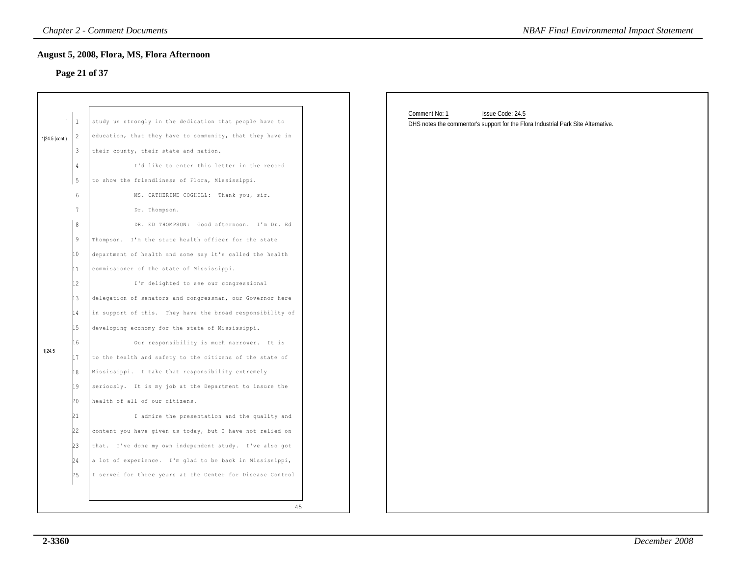## August 5, 2008, Flora, MS, Flora Afternoon

### Page 21 of 37

1|24.5 (cont.)

1 study us strongly in the dedication that people have to
2 education, that they have to community, that they have in
3 their county, their state and nation.
4 I'd like to enter this letter in the record
5 to show the friendliness of Flora, Mississippi.
6 MS. CATHERINE COGHILL: Thank you, sir.
7 Dr. Thompson.
8 DR. ED THOMPSON: Good afternoon. I'm Dr. Ed
9 Thompson. I'm the state health officer for the state
10 department of health and some say it's called the health
11 commissioner of the state of Mississippi.
12 I'm delighted to see our congressional
13 delegation of senators and congressman, our Governor here
14 in support of this. They have the broad responsibility of
15 developing economy for the state of Mississippi.
16 Our responsibility is much narrower. It is
17 to the health and safety to the citizens of the state of
18 Mississippi. I take that responsibility extremely
19 seriously. It is my job at the Department to insure the
20 health of all of our citizens.
21 I admire the presentation and the quality and
22 content you have given us today, but I have not relied on
23 that. I've done my own independent study. I've also got
24 a lot of experience. I'm glad to be back in Mississippi,
25 I served for three years at the Center for Disease Control

1|24.5

45

Comment No: 1 Issue Code: 24.5

DHS notes the commentor's support for the Flora Industrial Park Site Alternative.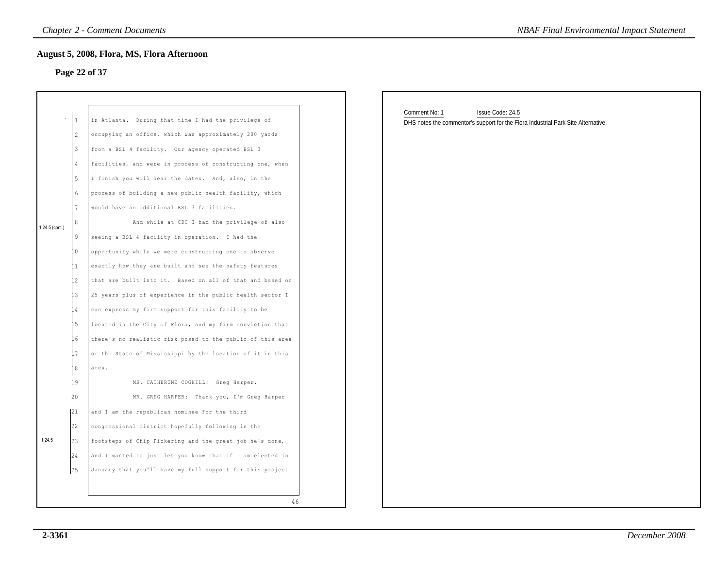## August 5, 2008, Flora, MS, Flora Afternoon

### Page 22 of 37

1|24.5 (cont.)

1 in Atlanta. During that time I had the privilege of
2 occupying an office, which was approximately 200 yards
3 from a BSL 4 facility. Our agency operated BSL 3
4 facilities, and were in process of constructing one, when
5 I finish you will hear the dates. And, also, in the
6 process of building a new public health facility, which
7 would have an additional BSL 3 facilities.
8 And while at CDC I had the privilege of also
9 seeing a BSL 4 facility in operation. I had the
10 opportunity while we were constructing one to observe
11 exactly how they are built and see the safety features
12 that are built into it. Based on all of that and based on
13 25 years plus of experience in the public health sector I
14 can express my firm support for this facility to be
15 located in the City of Flora, and my firm conviction that
16 there's no realistic risk posed to the public of this area
17 or the State of Mississippi by the location of it in this
18 area.
19 MS. CATHERINE COGHILL: Greg Harper.
20 MR. GREG HARPER: Thank you, I'm Greg Harper

1|24.5

21 and I am the republican nominee for the third
22 congressional district hopefully following in the
23 footsteps of Chip Pickering and the great job he's done,
24 and I wanted to just let you know that if I am elected in
25 January that you'll have my full support for this project.

46

Comment No: 1 Issue Code: 24.5

DHS notes the commentor's support for the Flora Industrial Park Site Alternative.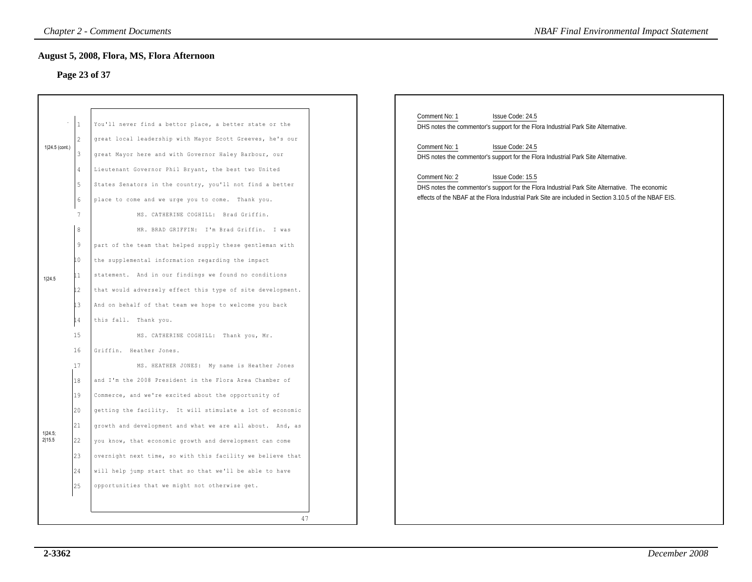## August 5, 2008, Flora, MS, Flora Afternoon

### Page 23 of 37

1|24.5 (cont.)

1 You'll never find a bettor place, a better state or the
2 great local leadership with Mayor Scott Greeves, he's our
3 great Mayor here and with Governor Haley Barbour, our
4 Lieutenant Governor Phil Bryant, the best two United
5 States Senators in the country, you'll not find a better
6 place to come and we urge you to come. Thank you.
7 MS. CATHERINE COGHILL: Brad Griffin.
8 MR. BRAD GRIFFIN: I'm Brad Griffin. I was
9 part of the team that helped supply these gentleman with
10 the supplemental information regarding the impact
11 statement. And in our findings we found no conditions
12 that would adversely effect this type of site development.
13 And on behalf of that team we hope to welcome you back
14 this fall. Thank you.
15 MS. CATHERINE COGHILL: Thank you, Mr.
16 Griffin. Heather Jones.
17 MS. HEATHER JONES: My name is Heather Jones
18 and I'm the 2008 President in the Flora Area Chamber of
19 Commerce, and we're excited about the opportunity of
20 getting the facility. It will stimulate a lot of economic
21 growth and development and what we are all about. And, as
22 you know, that economic growth and development can come
23 overnight next time, so with this facility we believe that
24 will help jump start that so that we'll be able to have
25 opportunities that we might not otherwise get.

1|24.5 (lines 8–14)

1|24.5; 2|15.5 (lines 18–25)

47

Comment No: 1 Issue Code: 24.5
DHS notes the commentor's support for the Flora Industrial Park Site Alternative.

Comment No: 1 Issue Code: 24.5
DHS notes the commentor's support for the Flora Industrial Park Site Alternative.

Comment No: 2 Issue Code: 15.5
DHS notes the commentor's support for the Flora Industrial Park Site Alternative. The economic effects of the NBAF at the Flora Industrial Park Site are included in Section 3.10.5 of the NBAF EIS.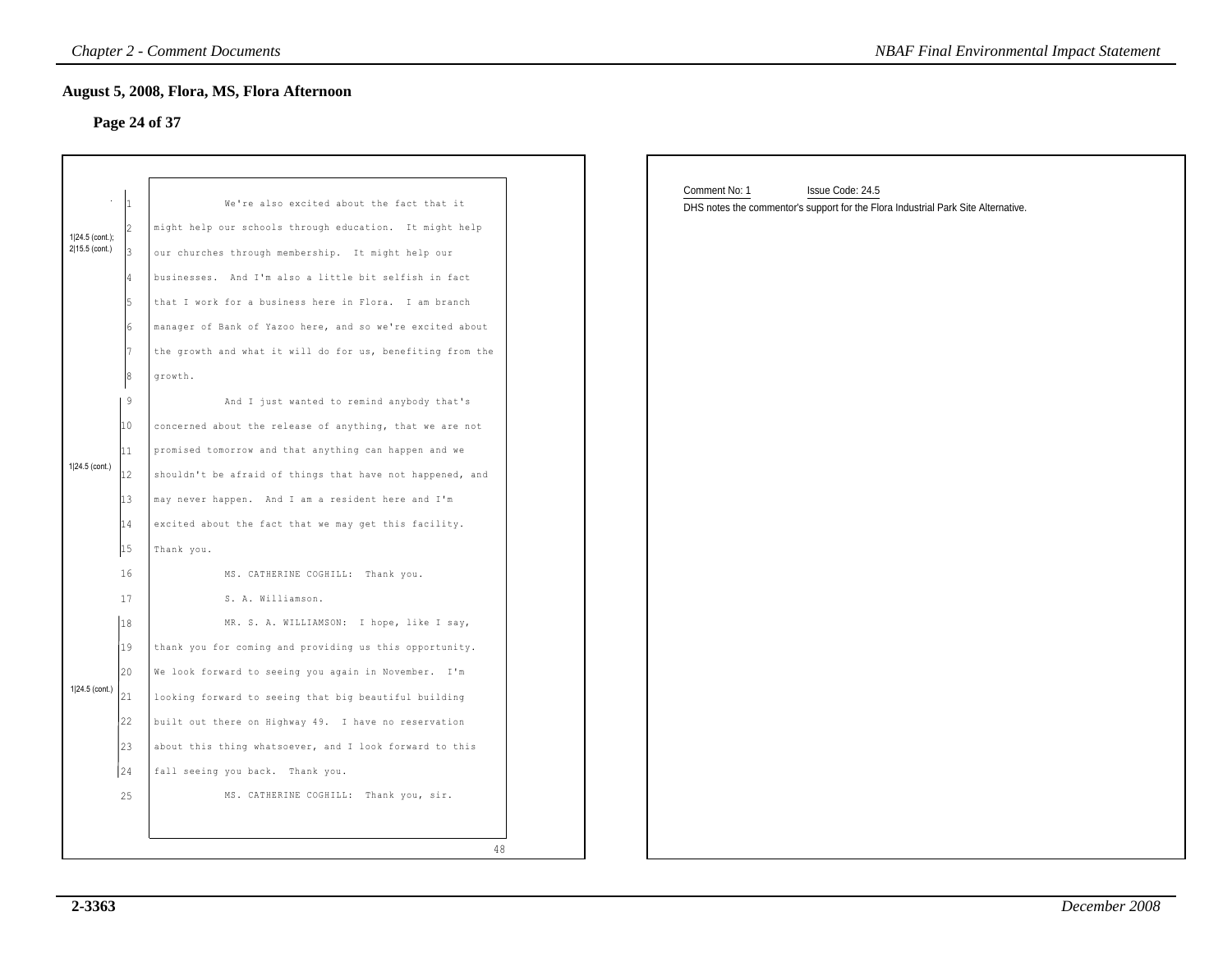## August 5, 2008, Flora, MS, Flora Afternoon

**Page 24 of 37**

1|24.5 (cont.); 2|15.5 (cont.)

1 We're also excited about the fact that it
2 might help our schools through education. It might help
3 our churches through membership. It might help our
4 businesses. And I'm also a little bit selfish in fact
5 that I work for a business here in Flora. I am branch
6 manager of Bank of Yazoo here, and so we're excited about
7 the growth and what it will do for us, benefiting from the
8 growth.

1|24.5 (cont.)

9 And I just wanted to remind anybody that's
10 concerned about the release of anything, that we are not
11 promised tomorrow and that anything can happen and we
12 shouldn't be afraid of things that have not happened, and
13 may never happen. And I am a resident here and I'm
14 excited about the fact that we may get this facility.
15 Thank you.
16 MS. CATHERINE COGHILL: Thank you.
17 S. A. Williamson.

1|24.5 (cont.)

18 MR. S. A. WILLIAMSON: I hope, like I say,
19 thank you for coming and providing us this opportunity.
20 We look forward to seeing you again in November. I'm
21 looking forward to seeing that big beautiful building
22 built out there on Highway 49. I have no reservation
23 about this thing whatsoever, and I look forward to this
24 fall seeing you back. Thank you.
25 MS. CATHERINE COGHILL: Thank you, sir.

48

Comment No: 1 Issue Code: 24.5

DHS notes the commentor's support for the Flora Industrial Park Site Alternative.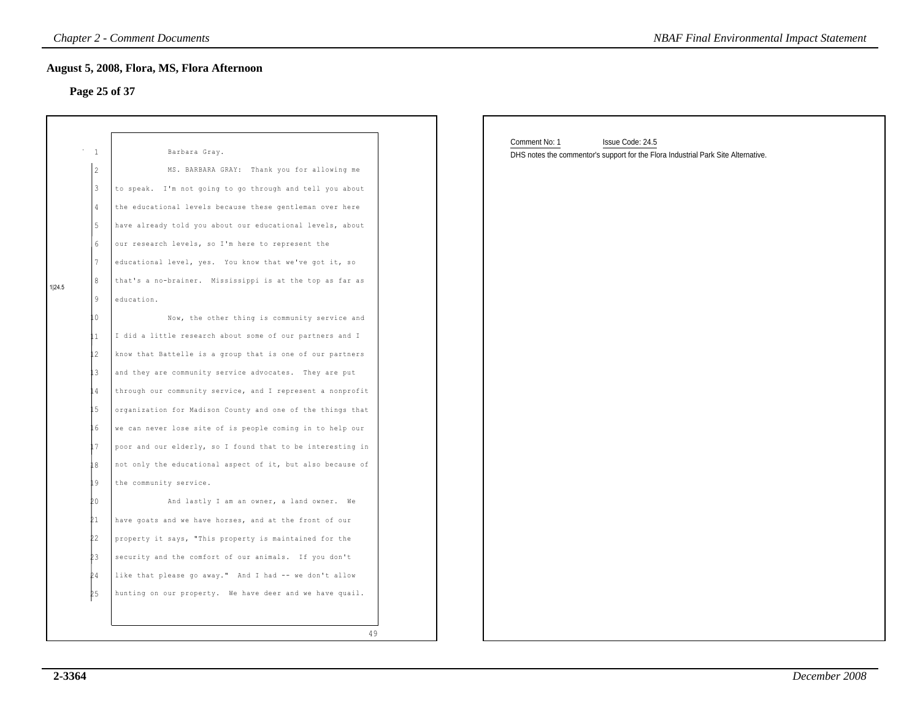## August 5, 2008, Flora, MS, Flora Afternoon

### Page 25 of 37

1 Barbara Gray.

2 MS. BARBARA GRAY: Thank you for allowing me

3 to speak. I'm not going to go through and tell you about

4 the educational levels because these gentleman over here

5 have already told you about our educational levels, about

6 our research levels, so I'm here to represent the

7 educational level, yes. You know that we've got it, so

8 that's a no-brainer. Mississippi is at the top as far as

9 education.

1|24.5

10 Now, the other thing is community service and

11 I did a little research about some of our partners and I

12 know that Battelle is a group that is one of our partners

13 and they are community service advocates. They are put

14 through our community service, and I represent a nonprofit

15 organization for Madison County and one of the things that

16 we can never lose site of is people coming in to help our

17 poor and our elderly, so I found that to be interesting in

18 not only the educational aspect of it, but also because of

19 the community service.

20 And lastly I am an owner, a land owner. We

21 have goats and we have horses, and at the front of our

22 property it says, "This property is maintained for the

23 security and the comfort of our animals. If you don't

24 like that please go away." And I had -- we don't allow

25 hunting on our property. We have deer and we have quail.

49

Comment No: 1 Issue Code: 24.5

DHS notes the commentor's support for the Flora Industrial Park Site Alternative.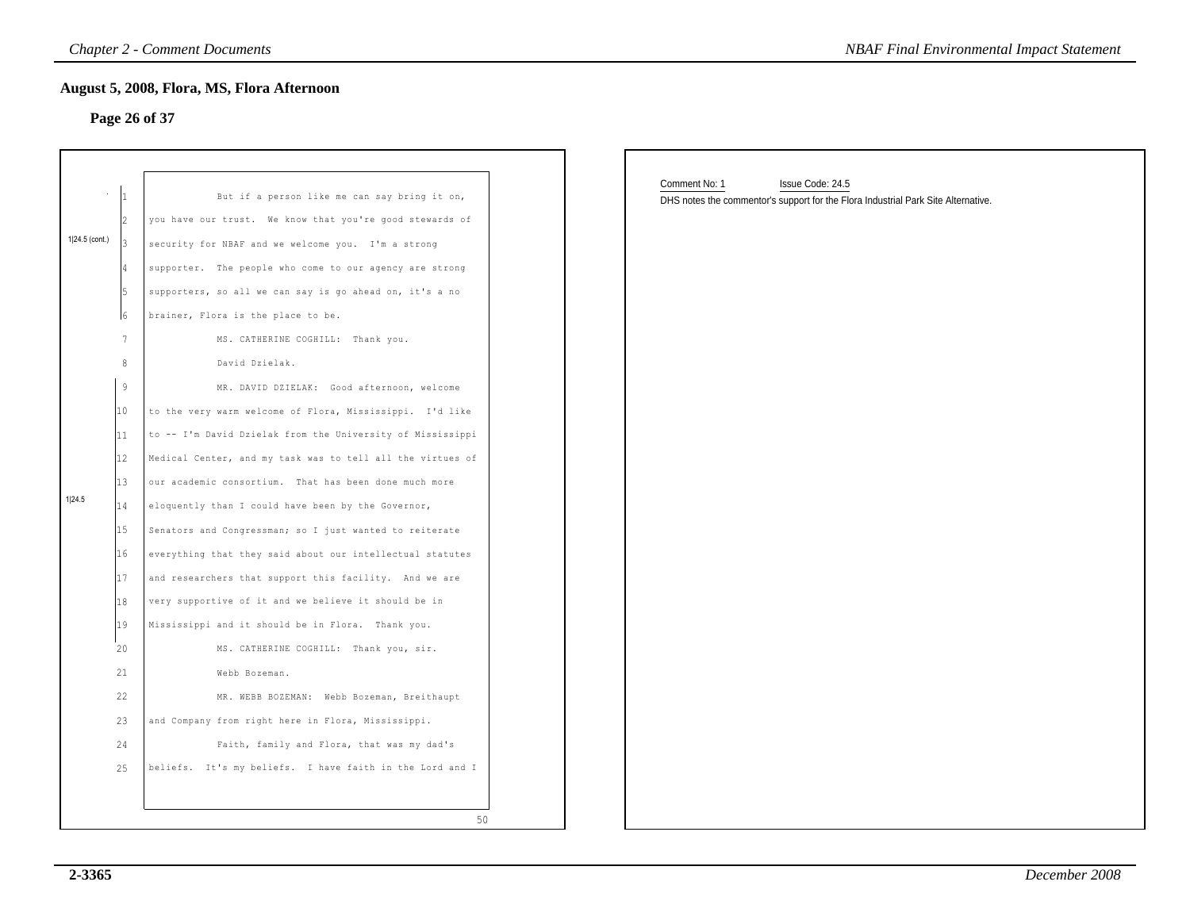## August 5, 2008, Flora, MS, Flora Afternoon

### Page 26 of 37

1|24.5 (cont.)

1 But if a person like me can say bring it on,
2 you have our trust. We know that you're good stewards of
3 security for NBAF and we welcome you. I'm a strong
4 supporter. The people who come to our agency are strong
5 supporters, so all we can say is go ahead on, it's a no
6 brainer, Flora is the place to be.
7 MS. CATHERINE COGHILL: Thank you.
8 David Dzielak.

1|24.5

9 MR. DAVID DZIELAK: Good afternoon, welcome
10 to the very warm welcome of Flora, Mississippi. I'd like
11 to -- I'm David Dzielak from the University of Mississippi
12 Medical Center, and my task was to tell all the virtues of
13 our academic consortium. That has been done much more
14 eloquently than I could have been by the Governor,
15 Senators and Congressman; so I just wanted to reiterate
16 everything that they said about our intellectual statutes
17 and researchers that support this facility. And we are
18 very supportive of it and we believe it should be in
19 Mississippi and it should be in Flora. Thank you.
20 MS. CATHERINE COGHILL: Thank you, sir.
21 Webb Bozeman.
22 MR. WEBB BOZEMAN: Webb Bozeman, Breithaupt
23 and Company from right here in Flora, Mississippi.
24 Faith, family and Flora, that was my dad's
25 beliefs. It's my beliefs. I have faith in the Lord and I

50

Comment No: 1 Issue Code: 24.5

DHS notes the commentor's support for the Flora Industrial Park Site Alternative.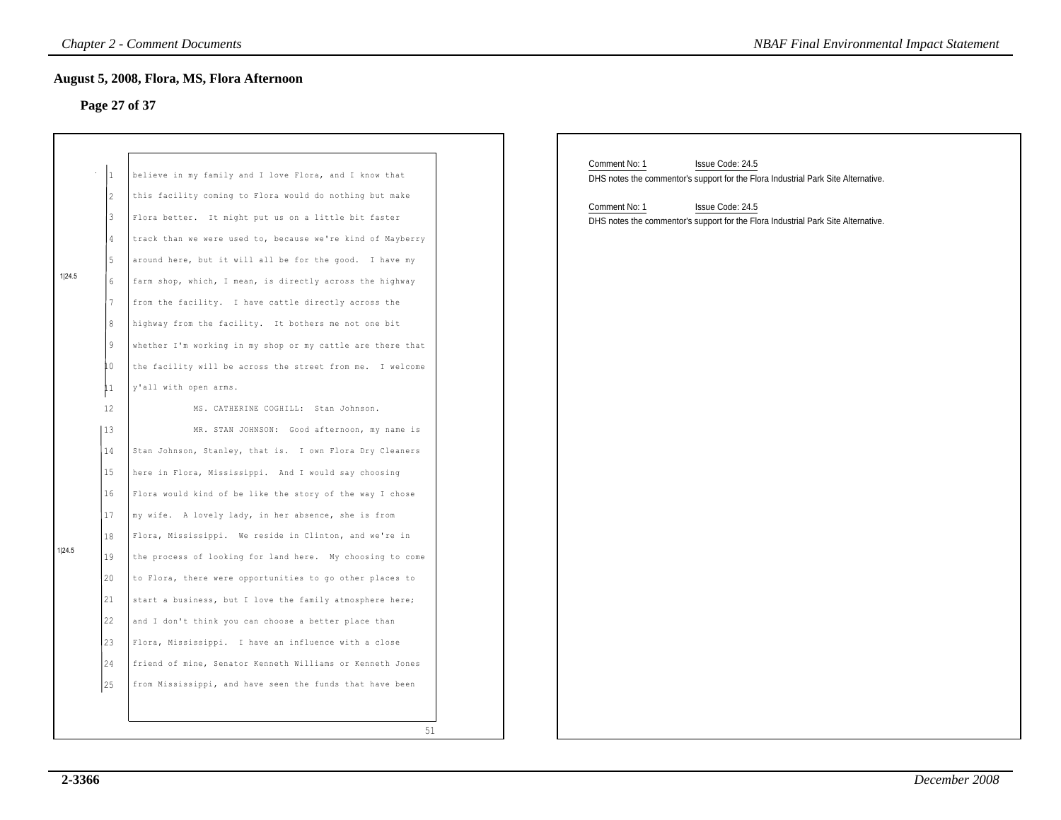## August 5, 2008, Flora, MS, Flora Afternoon

### Page 27 of 37

1|24.5

believe in my family and I love Flora, and I know that this facility coming to Flora would do nothing but make Flora better. It might put us on a little bit faster track than we were used to, because we're kind of Mayberry around here, but it will all be for the good. I have my farm shop, which, I mean, is directly across the highway from the facility. I have cattle directly across the highway from the facility. It bothers me not one bit whether I'm working in my shop or my cattle are there that the facility will be across the street from me. I welcome y'all with open arms.

MS. CATHERINE COGHILL: Stan Johnson.

1|24.5

MR. STAN JOHNSON: Good afternoon, my name is Stan Johnson, Stanley, that is. I own Flora Dry Cleaners here in Flora, Mississippi. And I would say choosing Flora would kind of be like the story of the way I chose my wife. A lovely lady, in her absence, she is from Flora, Mississippi. We reside in Clinton, and we're in the process of looking for land here. My choosing to come to Flora, there were opportunities to go other places to start a business, but I love the family atmosphere here; and I don't think you can choose a better place than Flora, Mississippi. I have an influence with a close friend of mine, Senator Kenneth Williams or Kenneth Jones from Mississippi, and have seen the funds that have been

51

Comment No: 1 Issue Code: 24.5
DHS notes the commentor's support for the Flora Industrial Park Site Alternative.

Comment No: 1 Issue Code: 24.5
DHS notes the commentor's support for the Flora Industrial Park Site Alternative.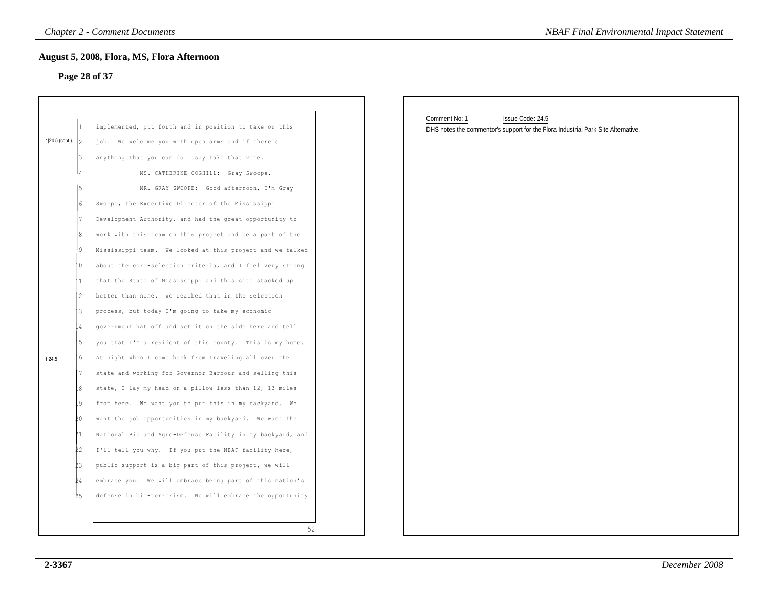## August 5, 2008, Flora, MS, Flora Afternoon

### Page 28 of 37

1|24.5 (cont.)

1 implemented, put forth and in position to take on this
2 job. We welcome you with open arms and if there's
3 anything that you can do I say take that vote.
4 MS. CATHERINE COGHILL: Gray Swoope.
5 MR. GRAY SWOOPE: Good afternoon, I'm Gray
6 Swoope, the Executive Director of the Mississippi
7 Development Authority, and had the great opportunity to
8 work with this team on this project and be a part of the
9 Mississippi team. We looked at this project and we talked
10 about the core-selection criteria, and I feel very strong
11 that the State of Mississippi and this site stacked up
12 better than none. We reached that in the selection
13 process, but today I'm going to take my economic
14 government hat off and set it on the side here and tell
15 you that I'm a resident of this county. This is my home.
16 At night when I come back from traveling all over the
17 state and working for Governor Barbour and selling this
18 state, I lay my head on a pillow less than 12, 13 miles
19 from here. We want you to put this in my backyard. We
20 want the job opportunities in my backyard. We want the
21 National Bio and Agro-Defense Facility in my backyard, and
22 I'll tell you why. If you put the NBAF facility here,
23 public support is a big part of this project, we will
24 embrace you. We will embrace being part of this nation's
25 defense in bio-terrorism. We will embrace the opportunity

1|24.5

52

Comment No: 1 Issue Code: 24.5

DHS notes the commentor's support for the Flora Industrial Park Site Alternative.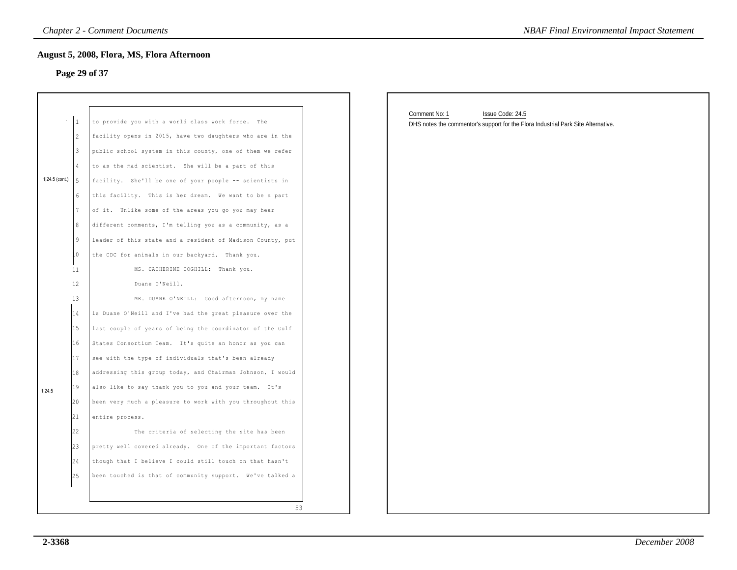## August 5, 2008, Flora, MS, Flora Afternoon

### Page 29 of 37

1|24.5 (cont.)

1 to provide you with a world class work force. The
2 facility opens in 2015, have two daughters who are in the
3 public school system in this county, one of them we refer
4 to as the mad scientist. She will be a part of this
5 facility. She'll be one of your people -- scientists in
6 this facility. This is her dream. We want to be a part
7 of it. Unlike some of the areas you go you may hear
8 different comments, I'm telling you as a community, as a
9 leader of this state and a resident of Madison County, put
10 the CDC for animals in our backyard. Thank you.
11 MS. CATHERINE COGHILL: Thank you.
12 Duane O'Neill.
13 MR. DUANE O'NEILL: Good afternoon, my name

1|24.5

14 is Duane O'Neill and I've had the great pleasure over the
15 last couple of years of being the coordinator of the Gulf
16 States Consortium Team. It's quite an honor as you can
17 see with the type of individuals that's been already
18 addressing this group today, and Chairman Johnson, I would
19 also like to say thank you to you and your team. It's
20 been very much a pleasure to work with you throughout this
21 entire process.
22 The criteria of selecting the site has been
23 pretty well covered already. One of the important factors
24 though that I believe I could still touch on that hasn't
25 been touched is that of community support. We've talked a

53

Comment No: 1 Issue Code: 24.5

DHS notes the commentor's support for the Flora Industrial Park Site Alternative.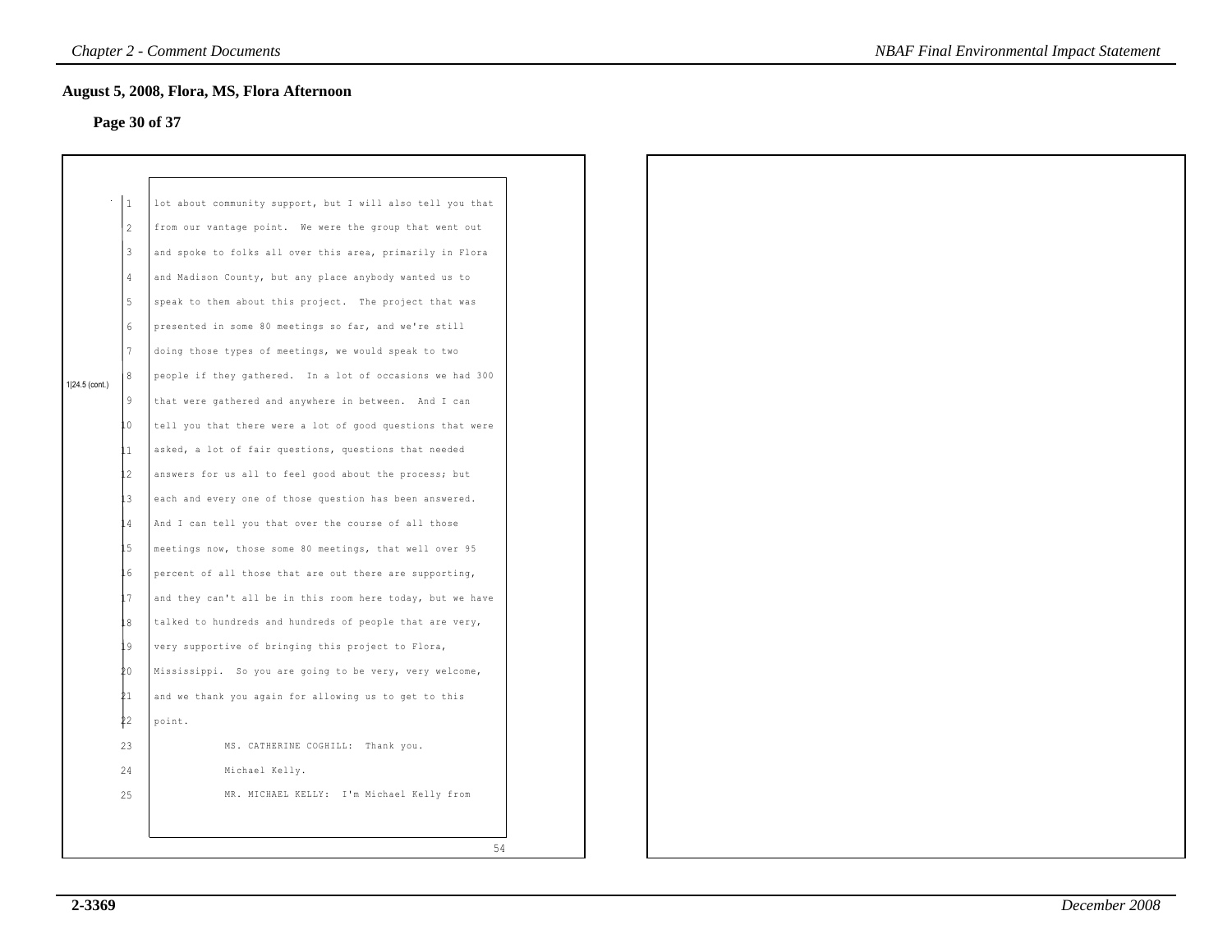## August 5, 2008, Flora, MS, Flora Afternoon

### Page 30 of 37

1|24.5 (cont.)

1 lot about community support, but I will also tell you that
2 from our vantage point. We were the group that went out
3 and spoke to folks all over this area, primarily in Flora
4 and Madison County, but any place anybody wanted us to
5 speak to them about this project. The project that was
6 presented in some 80 meetings so far, and we're still
7 doing those types of meetings, we would speak to two
8 people if they gathered. In a lot of occasions we had 300
9 that were gathered and anywhere in between. And I can
10 tell you that there were a lot of good questions that were
11 asked, a lot of fair questions, questions that needed
12 answers for us all to feel good about the process; but
13 each and every one of those question has been answered.
14 And I can tell you that over the course of all those
15 meetings now, those some 80 meetings, that well over 95
16 percent of all those that are out there are supporting,
17 and they can't all be in this room here today, but we have
18 talked to hundreds and hundreds of people that are very,
19 very supportive of bringing this project to Flora,
20 Mississippi. So you are going to be very, very welcome,
21 and we thank you again for allowing us to get to this
22 point.
23 MS. CATHERINE COGHILL: Thank you.
24 Michael Kelly.
25 MR. MICHAEL KELLY: I'm Michael Kelly from

54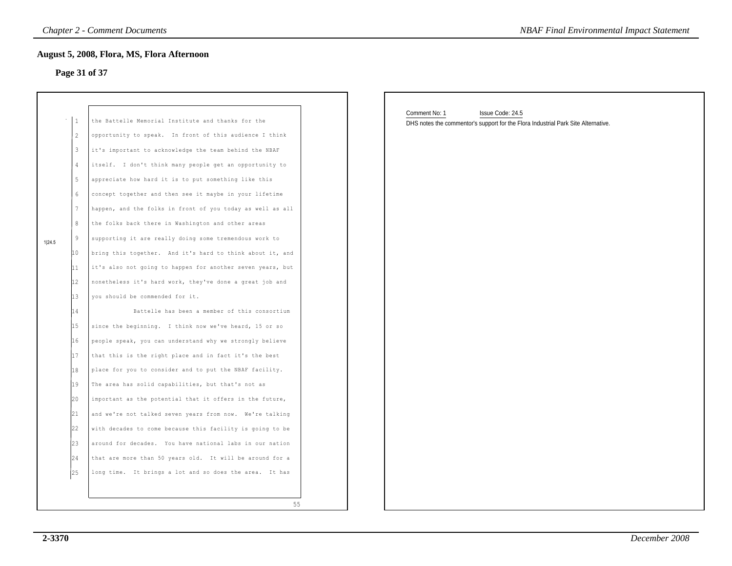## August 5, 2008, Flora, MS, Flora Afternoon

### Page 31 of 37

1|24.5

1 the Battelle Memorial Institute and thanks for the
2 opportunity to speak. In front of this audience I think
3 it's important to acknowledge the team behind the NBAF
4 itself. I don't think many people get an opportunity to
5 appreciate how hard it is to put something like this
6 concept together and then see it maybe in your lifetime
7 happen, and the folks in front of you today as well as all
8 the folks back there in Washington and other areas
9 supporting it are really doing some tremendous work to
10 bring this together. And it's hard to think about it, and
11 it's also not going to happen for another seven years, but
12 nonetheless it's hard work, they've done a great job and
13 you should be commended for it.
14 Battelle has been a member of this consortium
15 since the beginning. I think now we've heard, 15 or so
16 people speak, you can understand why we strongly believe
17 that this is the right place and in fact it's the best
18 place for you to consider and to put the NBAF facility.
19 The area has solid capabilities, but that's not as
20 important as the potential that it offers in the future,
21 and we're not talked seven years from now. We're talking
22 with decades to come because this facility is going to be
23 around for decades. You have national labs in our nation
24 that are more than 50 years old. It will be around for a
25 long time. It brings a lot and so does the area. It has

55

Comment No: 1 Issue Code: 24.5

DHS notes the commentor's support for the Flora Industrial Park Site Alternative.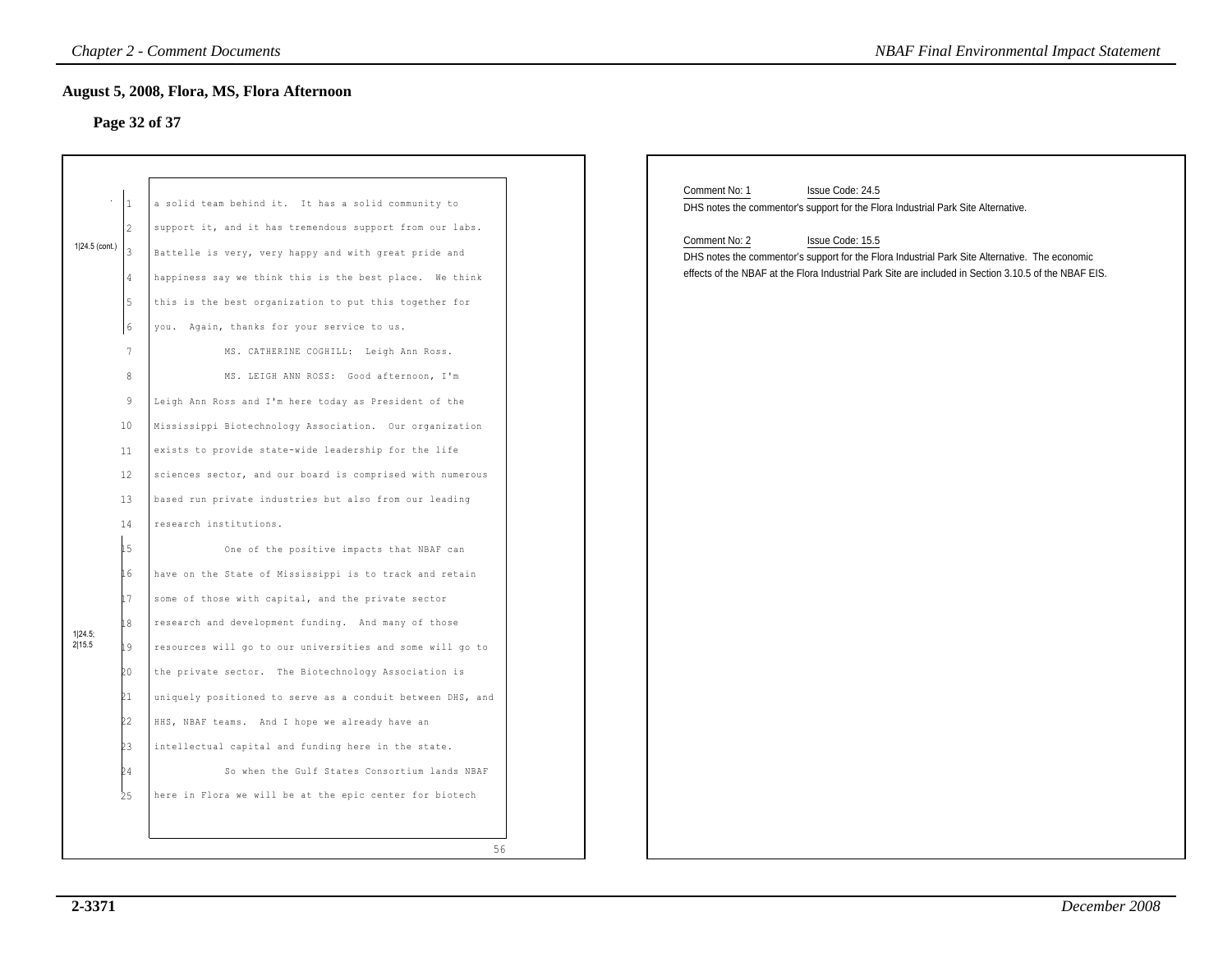## August 5, 2008, Flora, MS, Flora Afternoon

### Page 32 of 37

1|24.5 (cont.)

1 a solid team behind it. It has a solid community to
2 support it, and it has tremendous support from our labs.
3 Battelle is very, very happy and with great pride and
4 happiness say we think this is the best place. We think
5 this is the best organization to put this together for
6 you. Again, thanks for your service to us.
7 MS. CATHERINE COGHILL: Leigh Ann Ross.
8 MS. LEIGH ANN ROSS: Good afternoon, I'm
9 Leigh Ann Ross and I'm here today as President of the
10 Mississippi Biotechnology Association. Our organization
11 exists to provide state-wide leadership for the life
12 sciences sector, and our board is comprised with numerous
13 based run private industries but also from our leading
14 research institutions.

1|24.5; 2|15.5

15 One of the positive impacts that NBAF can
16 have on the State of Mississippi is to track and retain
17 some of those with capital, and the private sector
18 research and development funding. And many of those
19 resources will go to our universities and some will go to
20 the private sector. The Biotechnology Association is
21 uniquely positioned to serve as a conduit between DHS, and
22 HHS, NBAF teams. And I hope we already have an
23 intellectual capital and funding here in the state.
24 So when the Gulf States Consortium lands NBAF
25 here in Flora we will be at the epic center for biotech

56

Comment No: 1 Issue Code: 24.5

DHS notes the commentor's support for the Flora Industrial Park Site Alternative.

Comment No: 2 Issue Code: 15.5

DHS notes the commentor's support for the Flora Industrial Park Site Alternative. The economic effects of the NBAF at the Flora Industrial Park Site are included in Section 3.10.5 of the NBAF EIS.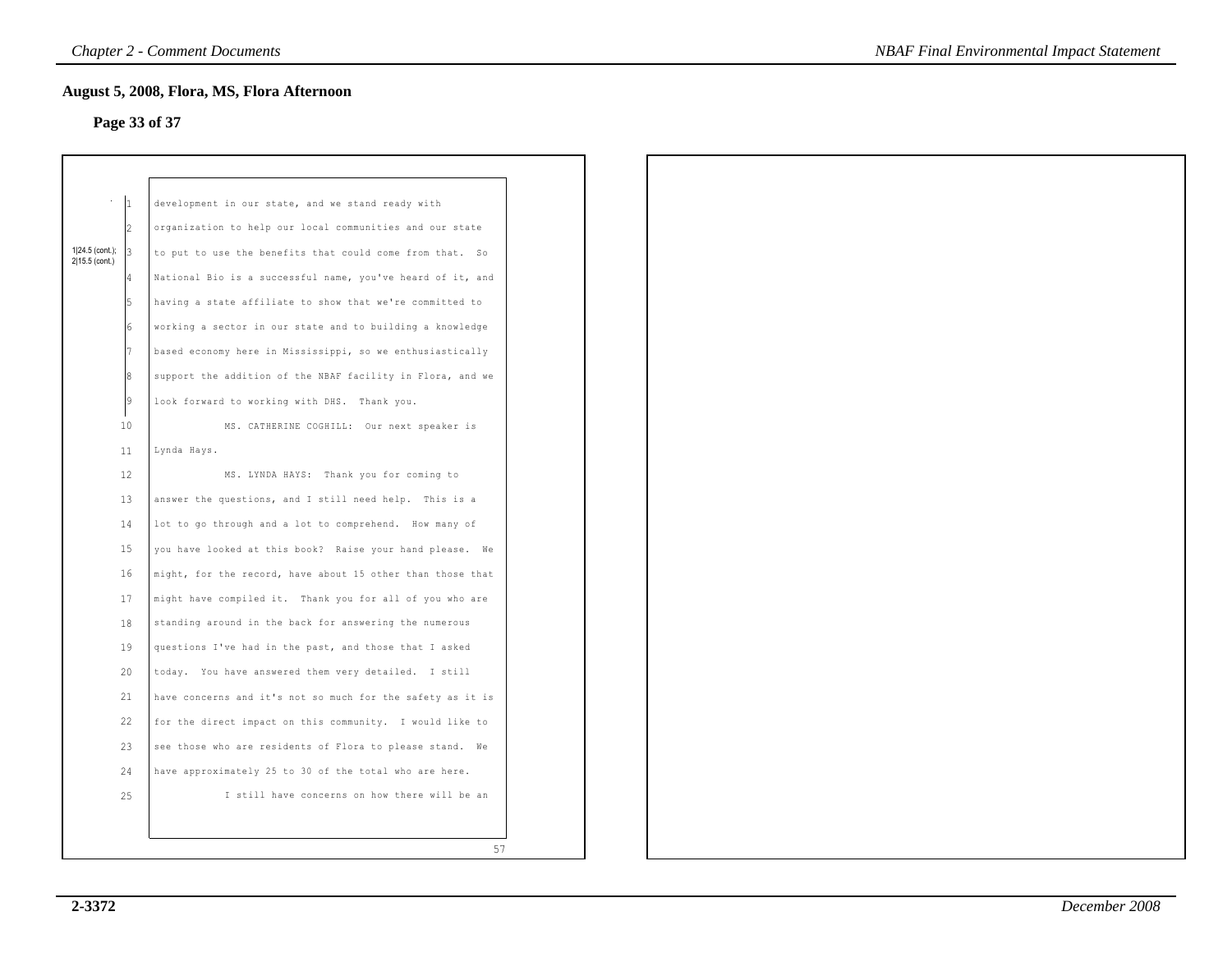## August 5, 2008, Flora, MS, Flora Afternoon

### Page 33 of 37

1|24.5 (cont.); 2|15.5 (cont.)

1 development in our state, and we stand ready with
2 organization to help our local communities and our state
3 to put to use the benefits that could come from that. So
4 National Bio is a successful name, you've heard of it, and
5 having a state affiliate to show that we're committed to
6 working a sector in our state and to building a knowledge
7 based economy here in Mississippi, so we enthusiastically
8 support the addition of the NBAF facility in Flora, and we
9 look forward to working with DHS. Thank you.
10 MS. CATHERINE COGHILL: Our next speaker is
11 Lynda Hays.
12 MS. LYNDA HAYS: Thank you for coming to
13 answer the questions, and I still need help. This is a
14 lot to go through and a lot to comprehend. How many of
15 you have looked at this book? Raise your hand please. We
16 might, for the record, have about 15 other than those that
17 might have compiled it. Thank you for all of you who are
18 standing around in the back for answering the numerous
19 questions I've had in the past, and those that I asked
20 today. You have answered them very detailed. I still
21 have concerns and it's not so much for the safety as it is
22 for the direct impact on this community. I would like to
23 see those who are residents of Flora to please stand. We
24 have approximately 25 to 30 of the total who are here.
25 I still have concerns on how there will be an

57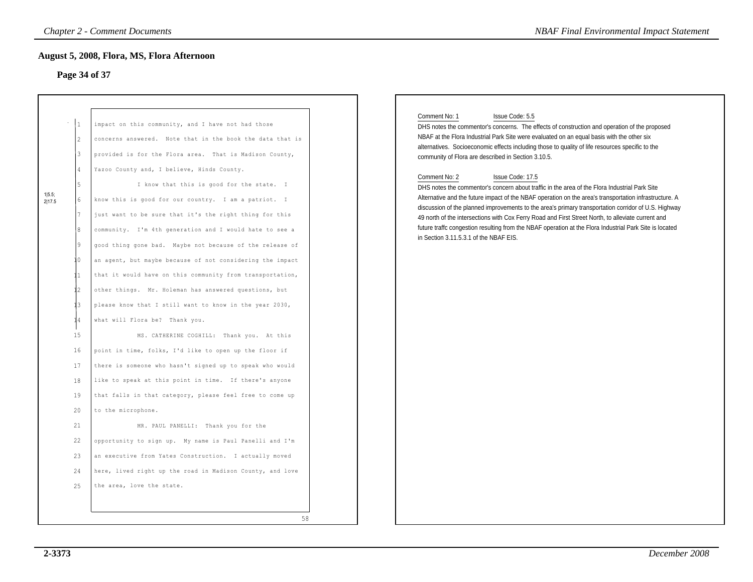## August 5, 2008, Flora, MS, Flora Afternoon

### Page 34 of 37

1|5.5; 2|17.5

1 impact on this community, and I have not had those
2 concerns answered. Note that in the book the data that is
3 provided is for the Flora area. That is Madison County,
4 Yazoo County and, I believe, Hinds County.
5 I know that this is good for the state. I
6 know this is good for our country. I am a patriot. I
7 just want to be sure that it's the right thing for this
8 community. I'm 4th generation and I would hate to see a
9 good thing gone bad. Maybe not because of the release of
10 an agent, but maybe because of not considering the impact
11 that it would have on this community from transportation,
12 other things. Mr. Holeman has answered questions, but
13 please know that I still want to know in the year 2030,
14 what will Flora be? Thank you.
15 MS. CATHERINE COGHILL: Thank you. At this
16 point in time, folks, I'd like to open up the floor if
17 there is someone who hasn't signed up to speak who would
18 like to speak at this point in time. If there's anyone
19 that falls in that category, please feel free to come up
20 to the microphone.
21 MR. PAUL PANELLI: Thank you for the
22 opportunity to sign up. My name is Paul Panelli and I'm
23 an executive from Yates Construction. I actually moved
24 here, lived right up the road in Madison County, and love
25 the area, love the state.

58

Comment No: 1 Issue Code: 5.5

DHS notes the commentor's concerns. The effects of construction and operation of the proposed NBAF at the Flora Industrial Park Site were evaluated on an equal basis with the other six alternatives. Socioeconomic effects including those to quality of life resources specific to the community of Flora are described in Section 3.10.5.

Comment No: 2 Issue Code: 17.5

DHS notes the commentor's concern about traffic in the area of the Flora Industrial Park Site Alternative and the future impact of the NBAF operation on the area's transportation infrastructure. A discussion of the planned improvements to the area's primary transportation corridor of U.S. Highway 49 north of the intersections with Cox Ferry Road and First Street North, to alleviate current and future traffc congestion resulting from the NBAF operation at the Flora Industrial Park Site is located in Section 3.11.5.3.1 of the NBAF EIS.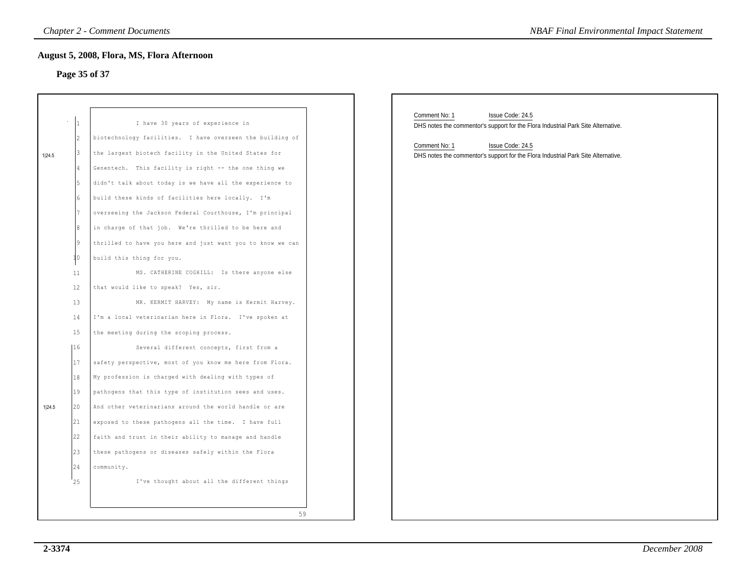## August 5, 2008, Flora, MS, Flora Afternoon

### Page 35 of 37

1|24.5

1 I have 30 years of experience in
2 biotechnology facilities. I have overseen the building of
3 the largest biotech facility in the United States for
4 Genentech. This facility is right -- the one thing we
5 didn't talk about today is we have all the experience to
6 build these kinds of facilities here locally. I'm
7 overseeing the Jackson Federal Courthouse, I'm principal
8 in charge of that job. We're thrilled to be here and
9 thrilled to have you here and just want you to know we can
10 build this thing for you.
11 MS. CATHERINE COGHILL: Is there anyone else
12 that would like to speak? Yes, sir.
13 MR. KERMIT HARVEY: My name is Kermit Harvey.
14 I'm a local veterinarian here in Flora. I've spoken at
15 the meeting during the scoping process.

1|24.5

16 Several different concepts, first from a
17 safety perspective, most of you know me here from Flora.
18 My profession is charged with dealing with types of
19 pathogens that this type of institution sees and uses.
20 And other veterinarians around the world handle or are
21 exposed to these pathogens all the time. I have full
22 faith and trust in their ability to manage and handle
23 these pathogens or diseases safely within the Flora
24 community.
25 I've thought about all the different things

59

Comment No: 1 Issue Code: 24.5
DHS notes the commentor's support for the Flora Industrial Park Site Alternative.

Comment No: 1 Issue Code: 24.5
DHS notes the commentor's support for the Flora Industrial Park Site Alternative.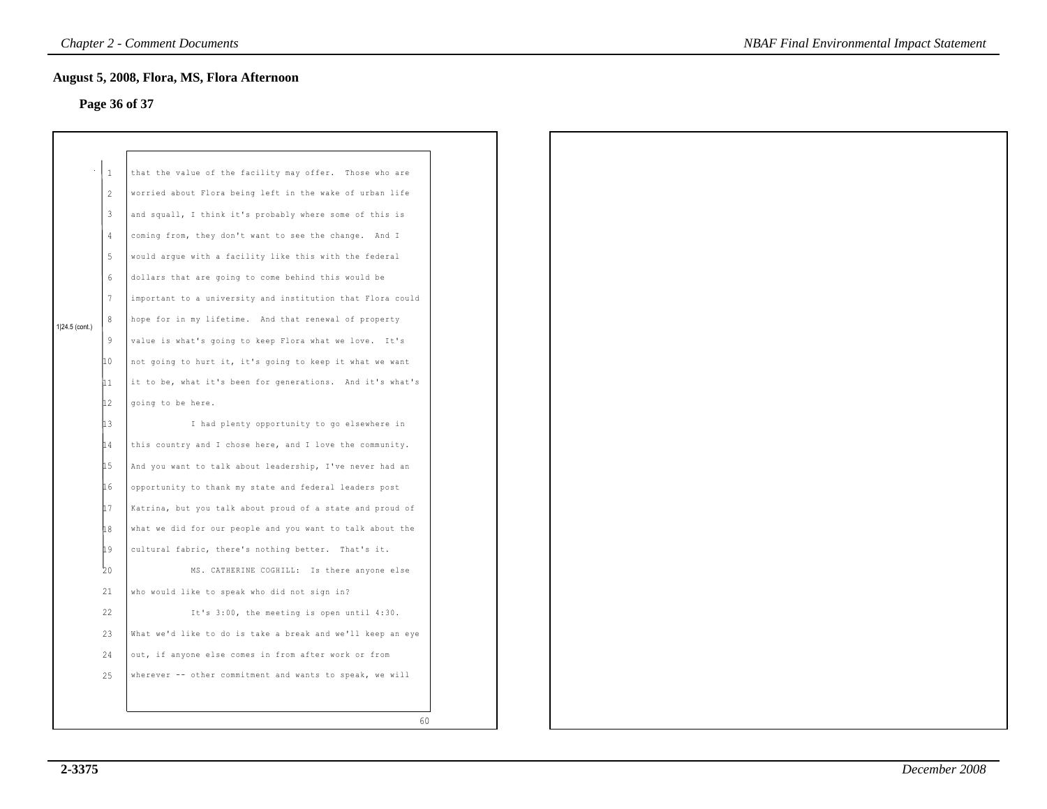## August 5, 2008, Flora, MS, Flora Afternoon

**Page 36 of 37**

1|24.5 (cont.)

1 that the value of the facility may offer. Those who are
2 worried about Flora being left in the wake of urban life
3 and squall, I think it's probably where some of this is
4 coming from, they don't want to see the change. And I
5 would argue with a facility like this with the federal
6 dollars that are going to come behind this would be
7 important to a university and institution that Flora could
8 hope for in my lifetime. And that renewal of property
9 value is what's going to keep Flora what we love. It's
10 not going to hurt it, it's going to keep it what we want
11 it to be, what it's been for generations. And it's what's
12 going to be here.
13 I had plenty opportunity to go elsewhere in
14 this country and I chose here, and I love the community.
15 And you want to talk about leadership, I've never had an
16 opportunity to thank my state and federal leaders post
17 Katrina, but you talk about proud of a state and proud of
18 what we did for our people and you want to talk about the
19 cultural fabric, there's nothing better. That's it.
20 MS. CATHERINE COGHILL: Is there anyone else
21 who would like to speak who did not sign in?
22 It's 3:00, the meeting is open until 4:30.
23 What we'd like to do is take a break and we'll keep an eye
24 out, if anyone else comes in from after work or from
25 wherever -- other commitment and wants to speak, we will

60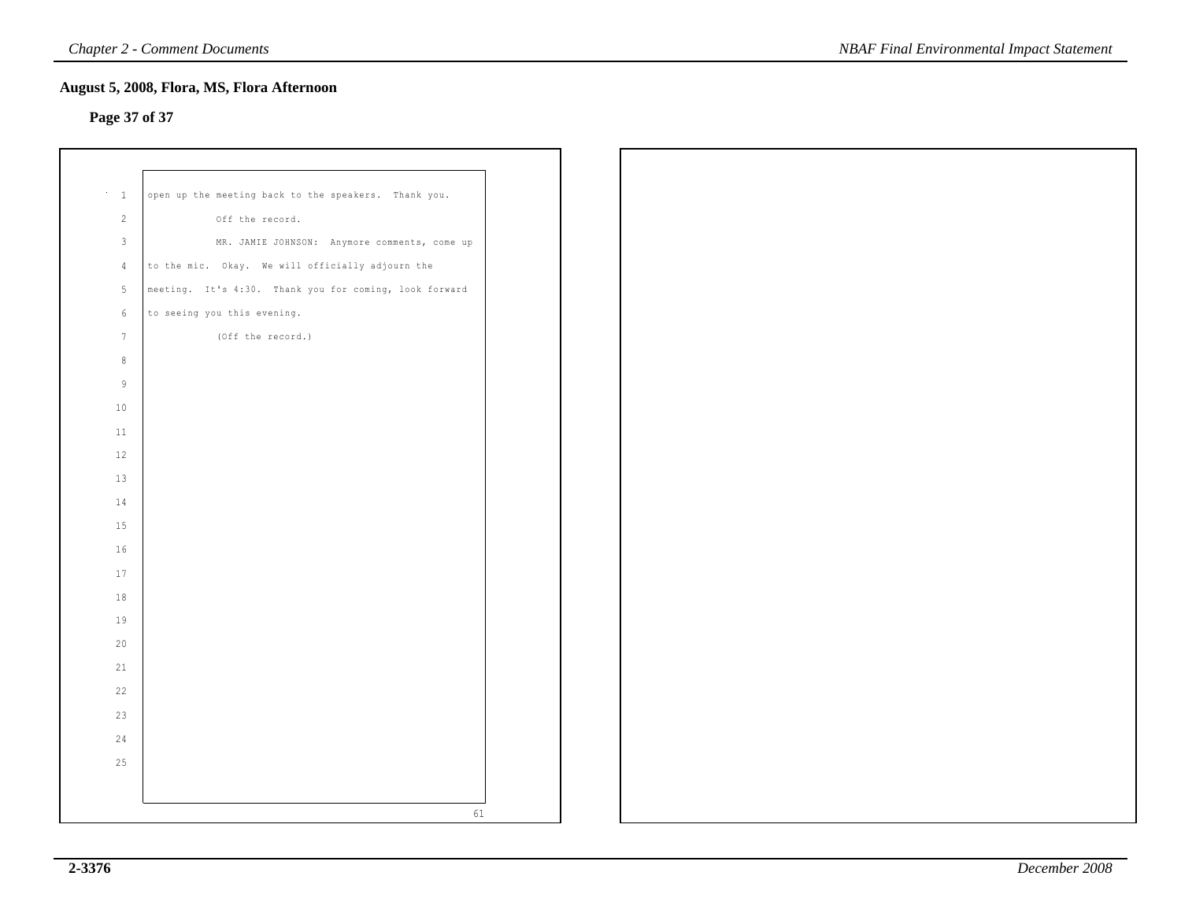## August 5, 2008, Flora, MS, Flora Afternoon

**Page 37 of 37**

1 open up the meeting back to the speakers. Thank you.

2 Off the record.

3 MR. JAMIE JOHNSON: Anymore comments, come up

4 to the mic. Okay. We will officially adjourn the

5 meeting. It's 4:30. Thank you for coming, look forward

6 to seeing you this evening.

7 (Off the record.)

8

9

10

11

12

13

14

15

16

17

18

19

20

21

22

23

24

25

61